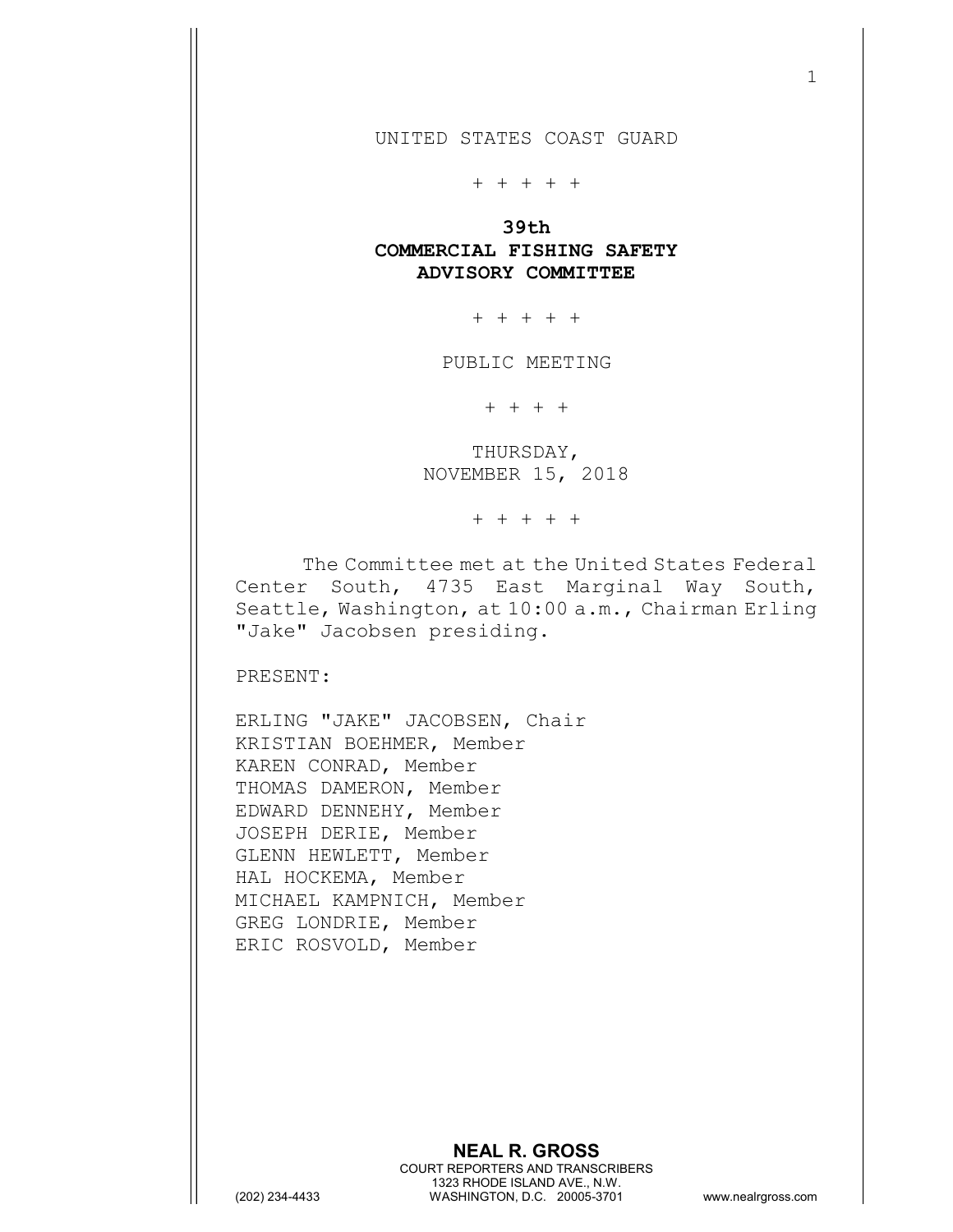UNITED STATES COAST GUARD

\+ + + + +

# 39th
# COMMERCIAL FISHING SAFETY ADVISORY COMMITTEE

\+ + + + +

PUBLIC MEETING

\+ + + +

THURSDAY,
NOVEMBER 15, 2018

\+ + + + +

The Committee met at the United States Federal Center South, 4735 East Marginal Way South, Seattle, Washington, at 10:00 a.m., Chairman Erling "Jake" Jacobsen presiding.

PRESENT:

ERLING "JAKE" JACOBSEN, Chair
KRISTIAN BOEHMER, Member
KAREN CONRAD, Member
THOMAS DAMERON, Member
EDWARD DENNEHY, Member
JOSEPH DERIE, Member
GLENN HEWLETT, Member
HAL HOCKEMA, Member
MICHAEL KAMPNICH, Member
GREG LONDRIE, Member
ERIC ROSVOLD, Member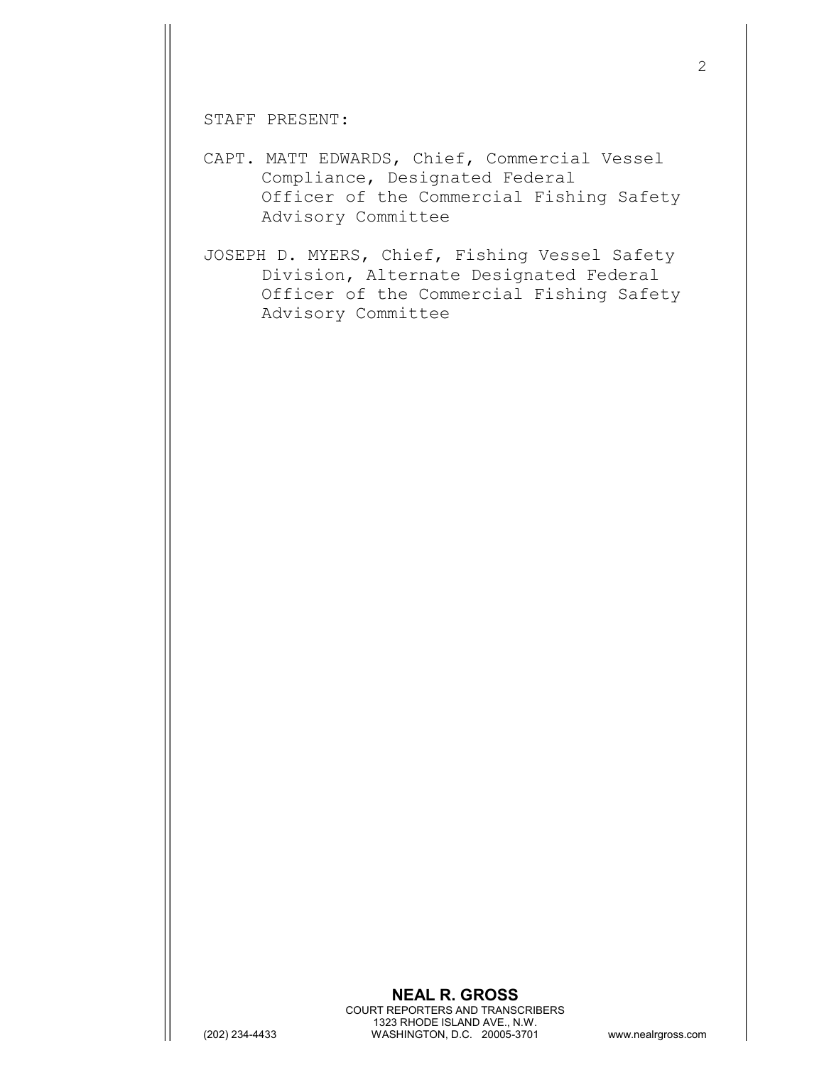STAFF PRESENT:

CAPT. MATT EDWARDS, Chief, Commercial Vessel Compliance, Designated Federal Officer of the Commercial Fishing Safety Advisory Committee

JOSEPH D. MYERS, Chief, Fishing Vessel Safety Division, Alternate Designated Federal Officer of the Commercial Fishing Safety Advisory Committee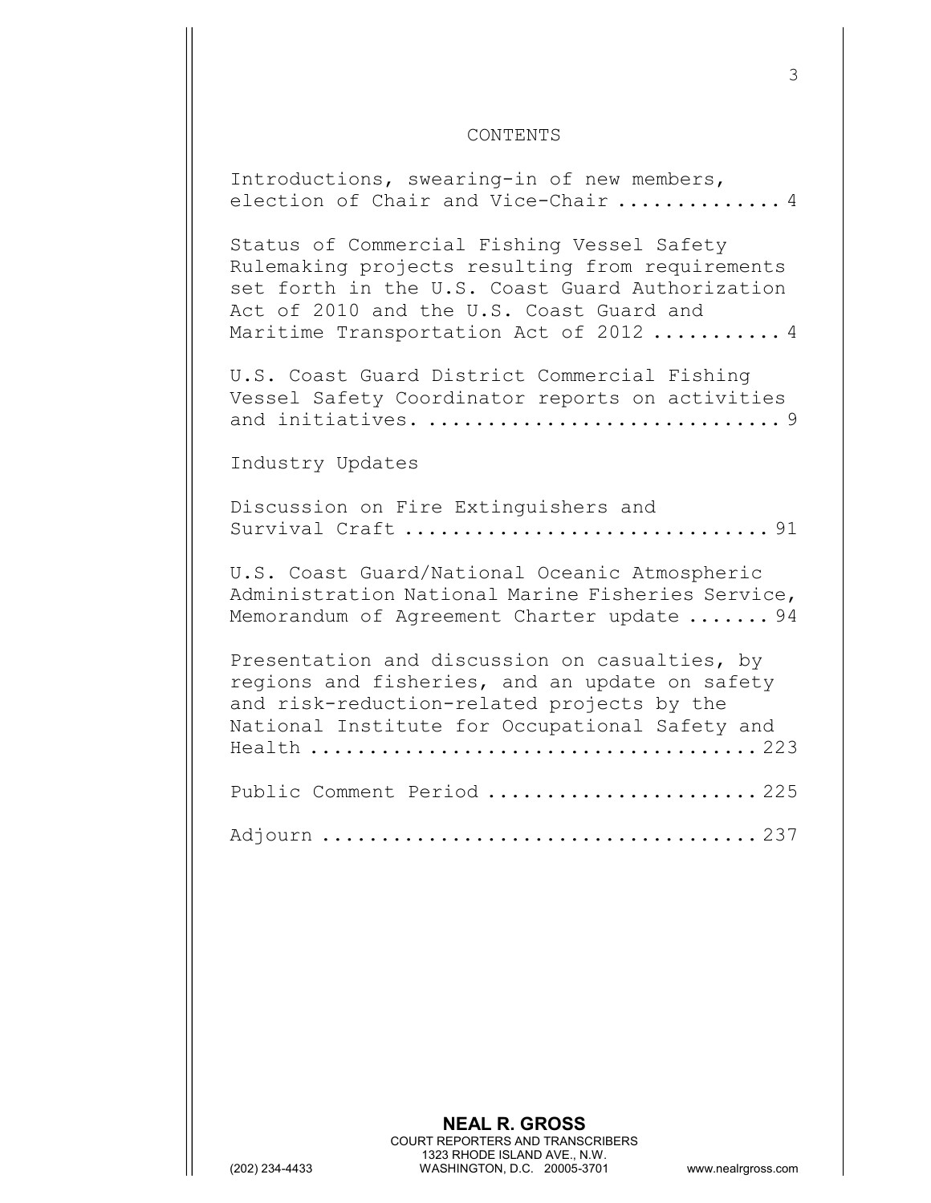# CONTENTS

Introductions, swearing-in of new members, election of Chair and Vice-Chair .............. 4

Status of Commercial Fishing Vessel Safety Rulemaking projects resulting from requirements set forth in the U.S. Coast Guard Authorization Act of 2010 and the U.S. Coast Guard and Maritime Transportation Act of 2012 ........... 4

U.S. Coast Guard District Commercial Fishing Vessel Safety Coordinator reports on activities and initiatives. ............................ 9

Industry Updates

Discussion on Fire Extinguishers and Survival Craft ............................. 91

U.S. Coast Guard/National Oceanic Atmospheric Administration National Marine Fisheries Service, Memorandum of Agreement Charter update ....... 94

Presentation and discussion on casualties, by regions and fisheries, and an update on safety and risk-reduction-related projects by the National Institute for Occupational Safety and Health ..................................... 223

Public Comment Period ...................... 225

Adjourn .................................... 237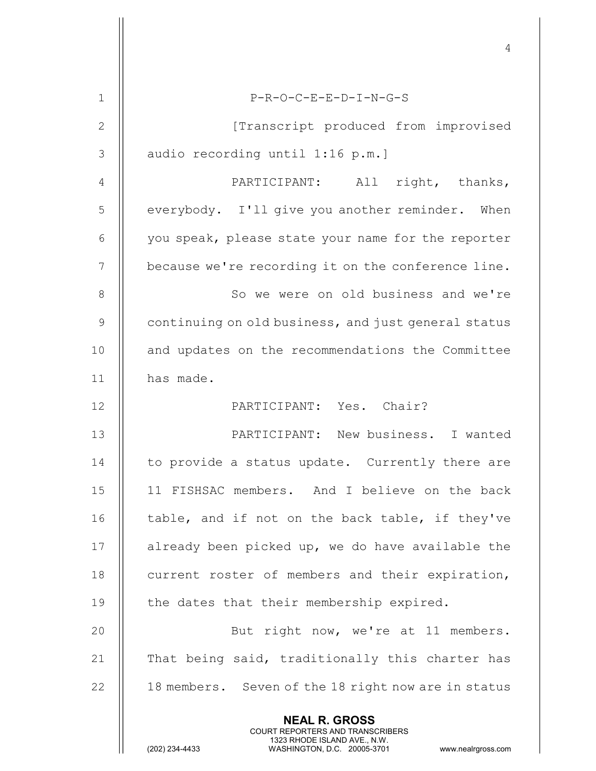P-R-O-C-E-E-D-I-N-G-S

[Transcript produced from improvised audio recording until 1:16 p.m.]

PARTICIPANT: All right, thanks, everybody. I'll give you another reminder. When you speak, please state your name for the reporter because we're recording it on the conference line.

So we were on old business and we're continuing on old business, and just general status and updates on the recommendations the Committee has made.

PARTICIPANT: Yes. Chair?

PARTICIPANT: New business. I wanted to provide a status update. Currently there are 11 FISHSAC members. And I believe on the back table, and if not on the back table, if they've already been picked up, we do have available the current roster of members and their expiration, the dates that their membership expired.

But right now, we're at 11 members. That being said, traditionally this charter has 18 members. Seven of the 18 right now are in status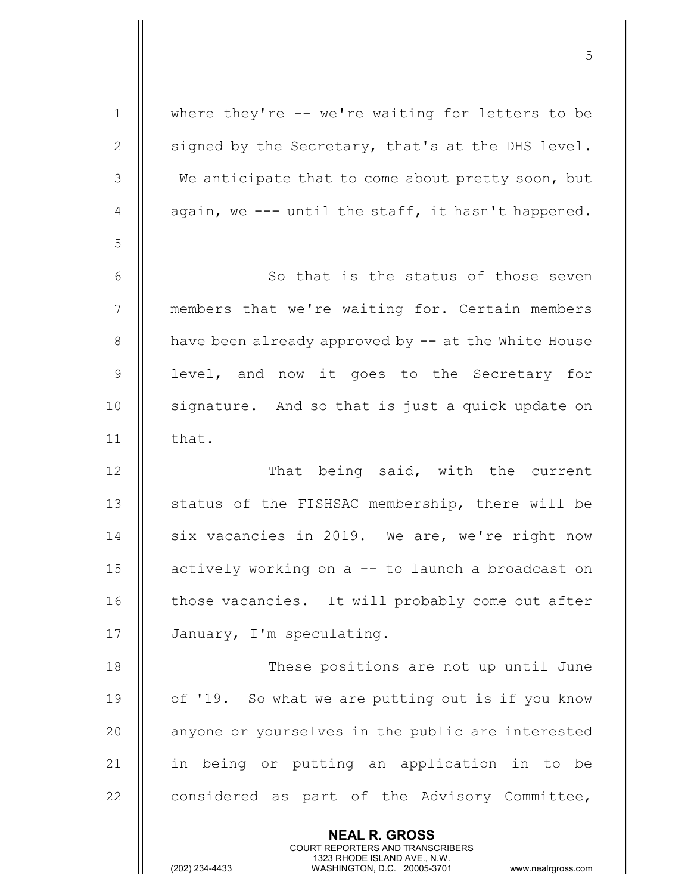where they're -- we're waiting for letters to be signed by the Secretary, that's at the DHS level. We anticipate that to come about pretty soon, but again, we --- until the staff, it hasn't happened.

So that is the status of those seven members that we're waiting for. Certain members have been already approved by -- at the White House level, and now it goes to the Secretary for signature. And so that is just a quick update on that.

That being said, with the current status of the FISHSAC membership, there will be six vacancies in 2019. We are, we're right now actively working on a -- to launch a broadcast on those vacancies. It will probably come out after January, I'm speculating.

These positions are not up until June of '19. So what we are putting out is if you know anyone or yourselves in the public are interested in being or putting an application in to be considered as part of the Advisory Committee,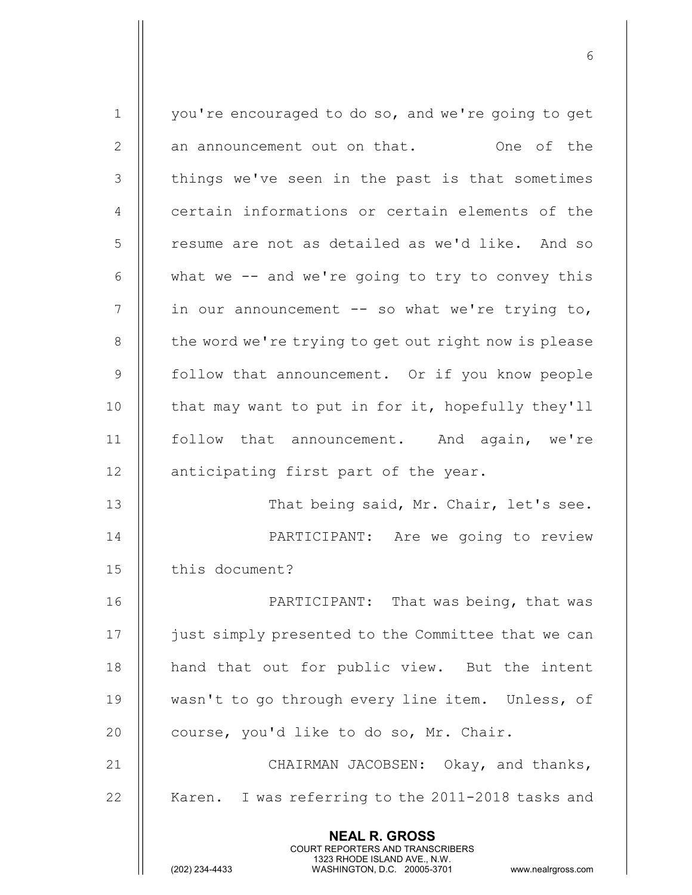you're encouraged to do so, and we're going to get an announcement out on that. One of the things we've seen in the past is that sometimes certain informations or certain elements of the resume are not as detailed as we'd like. And so what we -- and we're going to try to convey this in our announcement -- so what we're trying to, the word we're trying to get out right now is please follow that announcement. Or if you know people that may want to put in for it, hopefully they'll follow that announcement. And again, we're anticipating first part of the year.

That being said, Mr. Chair, let's see.

PARTICIPANT: Are we going to review this document?

PARTICIPANT: That was being, that was just simply presented to the Committee that we can hand that out for public view. But the intent wasn't to go through every line item. Unless, of course, you'd like to do so, Mr. Chair.

CHAIRMAN JACOBSEN: Okay, and thanks, Karen. I was referring to the 2011-2018 tasks and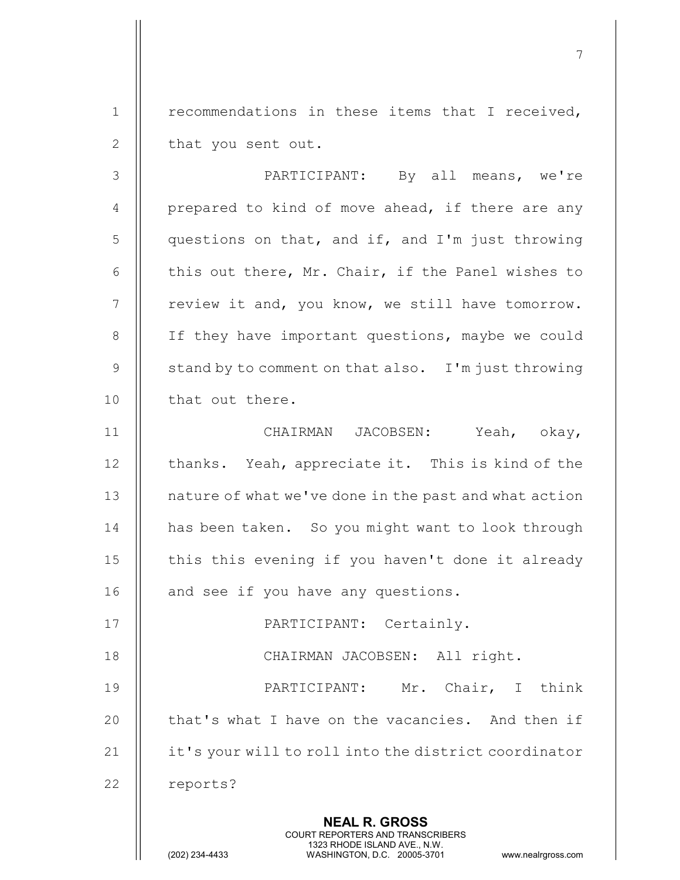recommendations in these items that I received, that you sent out.

PARTICIPANT: By all means, we're prepared to kind of move ahead, if there are any questions on that, and if, and I'm just throwing this out there, Mr. Chair, if the Panel wishes to review it and, you know, we still have tomorrow. If they have important questions, maybe we could stand by to comment on that also. I'm just throwing that out there.

CHAIRMAN JACOBSEN: Yeah, okay, thanks. Yeah, appreciate it. This is kind of the nature of what we've done in the past and what action has been taken. So you might want to look through this this evening if you haven't done it already and see if you have any questions.

PARTICIPANT: Certainly.

CHAIRMAN JACOBSEN: All right.

PARTICIPANT: Mr. Chair, I think that's what I have on the vacancies. And then if it's your will to roll into the district coordinator reports?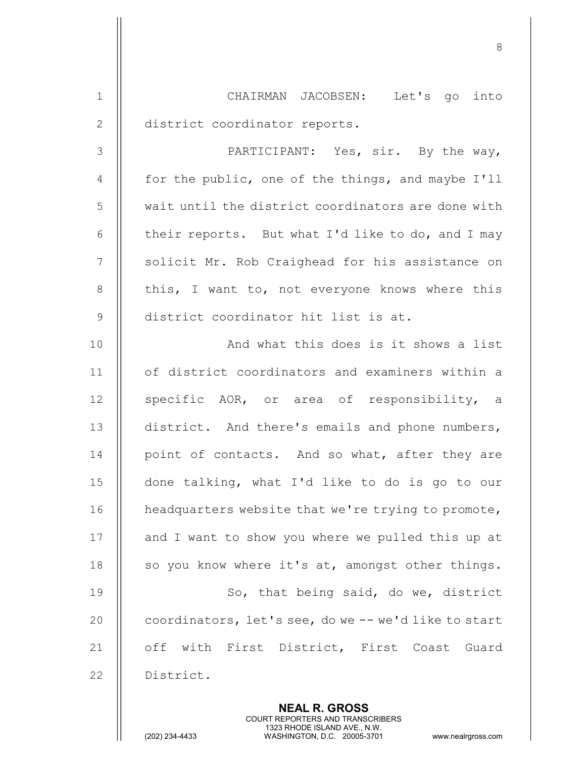CHAIRMAN JACOBSEN: Let's go into district coordinator reports.

PARTICIPANT: Yes, sir. By the way, for the public, one of the things, and maybe I'll wait until the district coordinators are done with their reports. But what I'd like to do, and I may solicit Mr. Rob Craighead for his assistance on this, I want to, not everyone knows where this district coordinator hit list is at.

And what this does is it shows a list of district coordinators and examiners within a specific AOR, or area of responsibility, a district. And there's emails and phone numbers, point of contacts. And so what, after they are done talking, what I'd like to do is go to our headquarters website that we're trying to promote, and I want to show you where we pulled this up at so you know where it's at, amongst other things.

So, that being said, do we, district coordinators, let's see, do we -- we'd like to start off with First District, First Coast Guard District.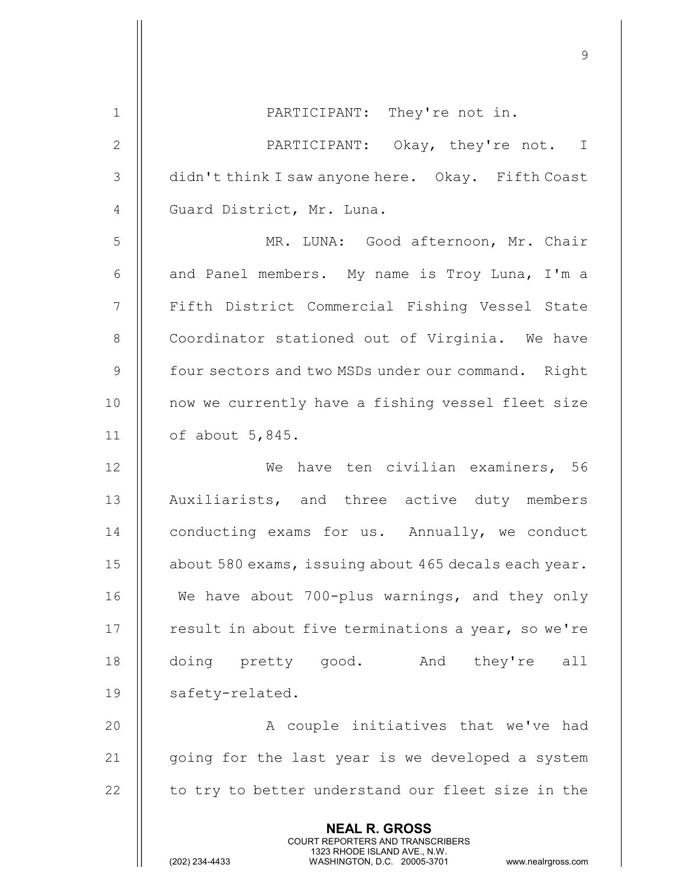PARTICIPANT: They're not in.

PARTICIPANT: Okay, they're not. I didn't think I saw anyone here. Okay. Fifth Coast Guard District, Mr. Luna.

MR. LUNA: Good afternoon, Mr. Chair and Panel members. My name is Troy Luna, I'm a Fifth District Commercial Fishing Vessel State Coordinator stationed out of Virginia. We have four sectors and two MSDs under our command. Right now we currently have a fishing vessel fleet size of about 5,845.

We have ten civilian examiners, 56 Auxiliarists, and three active duty members conducting exams for us. Annually, we conduct about 580 exams, issuing about 465 decals each year. We have about 700-plus warnings, and they only result in about five terminations a year, so we're doing pretty good. And they're all safety-related.

A couple initiatives that we've had going for the last year is we developed a system to try to better understand our fleet size in the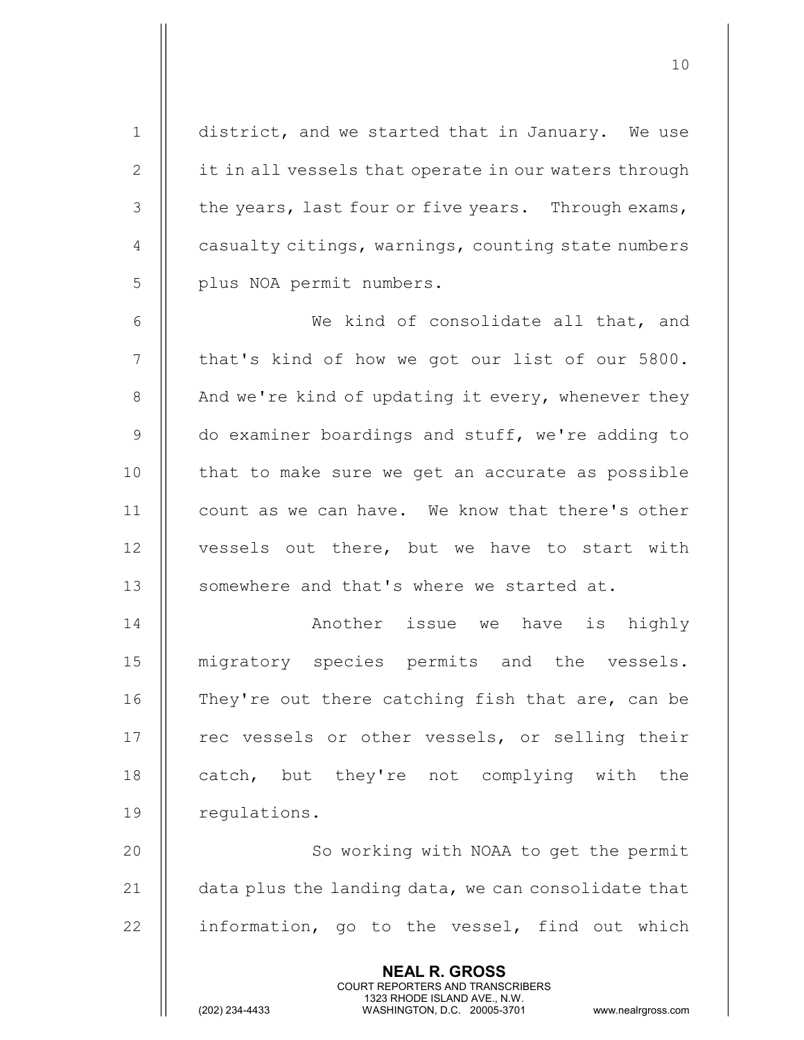district, and we started that in January. We use it in all vessels that operate in our waters through the years, last four or five years. Through exams, casualty citings, warnings, counting state numbers plus NOA permit numbers.

We kind of consolidate all that, and that's kind of how we got our list of our 5800. And we're kind of updating it every, whenever they do examiner boardings and stuff, we're adding to that to make sure we get an accurate as possible count as we can have. We know that there's other vessels out there, but we have to start with somewhere and that's where we started at.

Another issue we have is highly migratory species permits and the vessels. They're out there catching fish that are, can be rec vessels or other vessels, or selling their catch, but they're not complying with the regulations.

So working with NOAA to get the permit data plus the landing data, we can consolidate that information, go to the vessel, find out which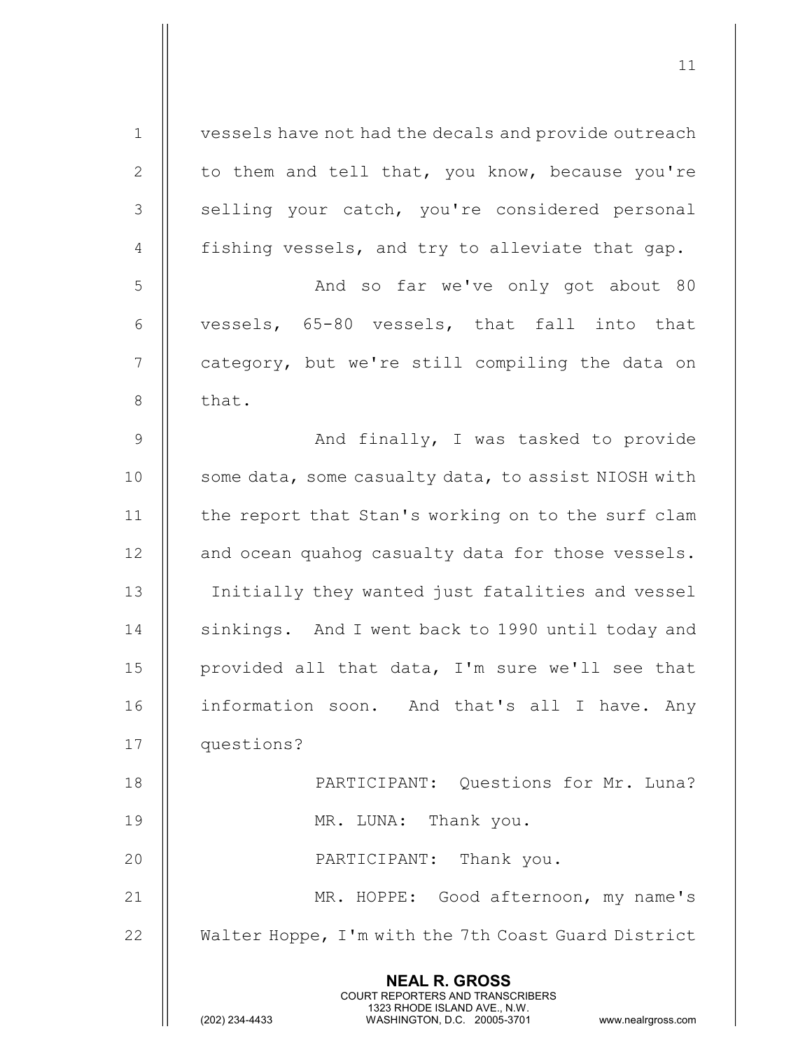vessels have not had the decals and provide outreach to them and tell that, you know, because you're selling your catch, you're considered personal fishing vessels, and try to alleviate that gap.

And so far we've only got about 80 vessels, 65-80 vessels, that fall into that category, but we're still compiling the data on that.

And finally, I was tasked to provide some data, some casualty data, to assist NIOSH with the report that Stan's working on to the surf clam and ocean quahog casualty data for those vessels. Initially they wanted just fatalities and vessel sinkings. And I went back to 1990 until today and provided all that data, I'm sure we'll see that information soon. And that's all I have. Any questions?

PARTICIPANT: Questions for Mr. Luna?

MR. LUNA: Thank you.

PARTICIPANT: Thank you.

MR. HOPPE: Good afternoon, my name's Walter Hoppe, I'm with the 7th Coast Guard District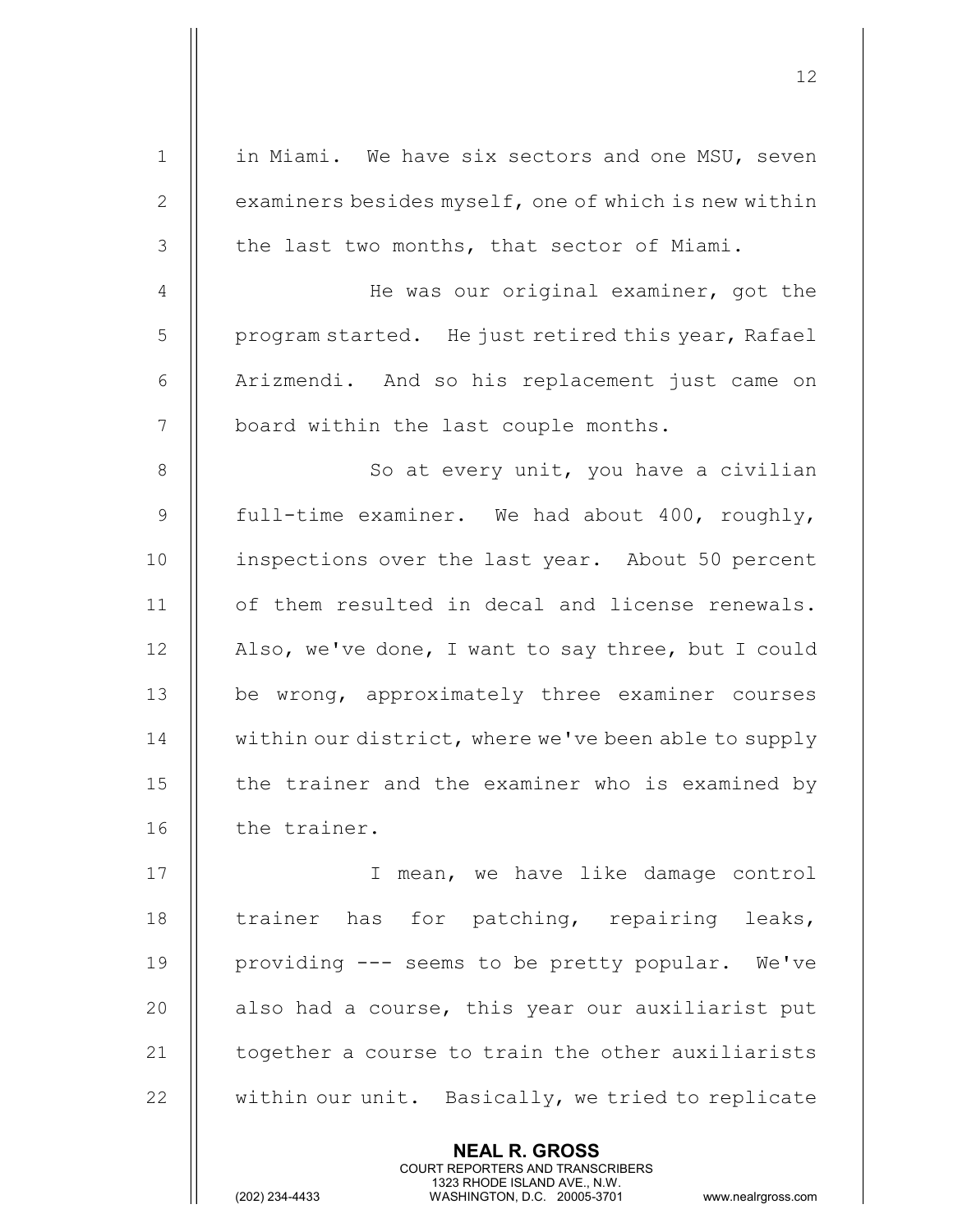in Miami. We have six sectors and one MSU, seven examiners besides myself, one of which is new within the last two months, that sector of Miami.

He was our original examiner, got the program started. He just retired this year, Rafael Arizmendi. And so his replacement just came on board within the last couple months.

So at every unit, you have a civilian full-time examiner. We had about 400, roughly, inspections over the last year. About 50 percent of them resulted in decal and license renewals. Also, we've done, I want to say three, but I could be wrong, approximately three examiner courses within our district, where we've been able to supply the trainer and the examiner who is examined by the trainer.

I mean, we have like damage control trainer has for patching, repairing leaks, providing --- seems to be pretty popular. We've also had a course, this year our auxiliarist put together a course to train the other auxiliarists within our unit. Basically, we tried to replicate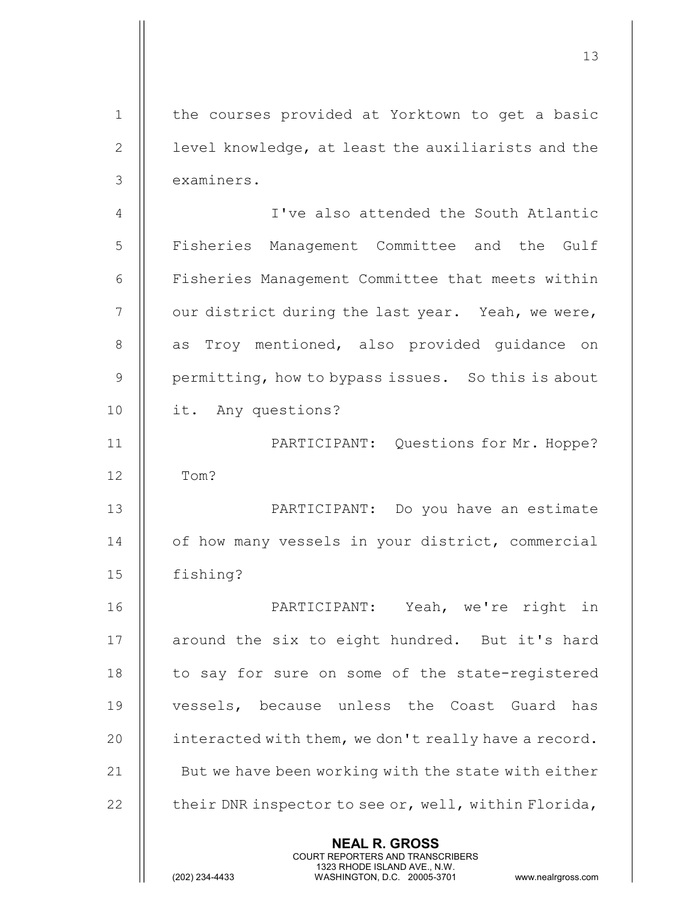the courses provided at Yorktown to get a basic level knowledge, at least the auxiliarists and the examiners.

I've also attended the South Atlantic Fisheries Management Committee and the Gulf Fisheries Management Committee that meets within our district during the last year. Yeah, we were, as Troy mentioned, also provided guidance on permitting, how to bypass issues. So this is about it. Any questions?

PARTICIPANT: Questions for Mr. Hoppe? Tom?

PARTICIPANT: Do you have an estimate of how many vessels in your district, commercial fishing?

PARTICIPANT: Yeah, we're right in around the six to eight hundred. But it's hard to say for sure on some of the state-registered vessels, because unless the Coast Guard has interacted with them, we don't really have a record. But we have been working with the state with either their DNR inspector to see or, well, within Florida,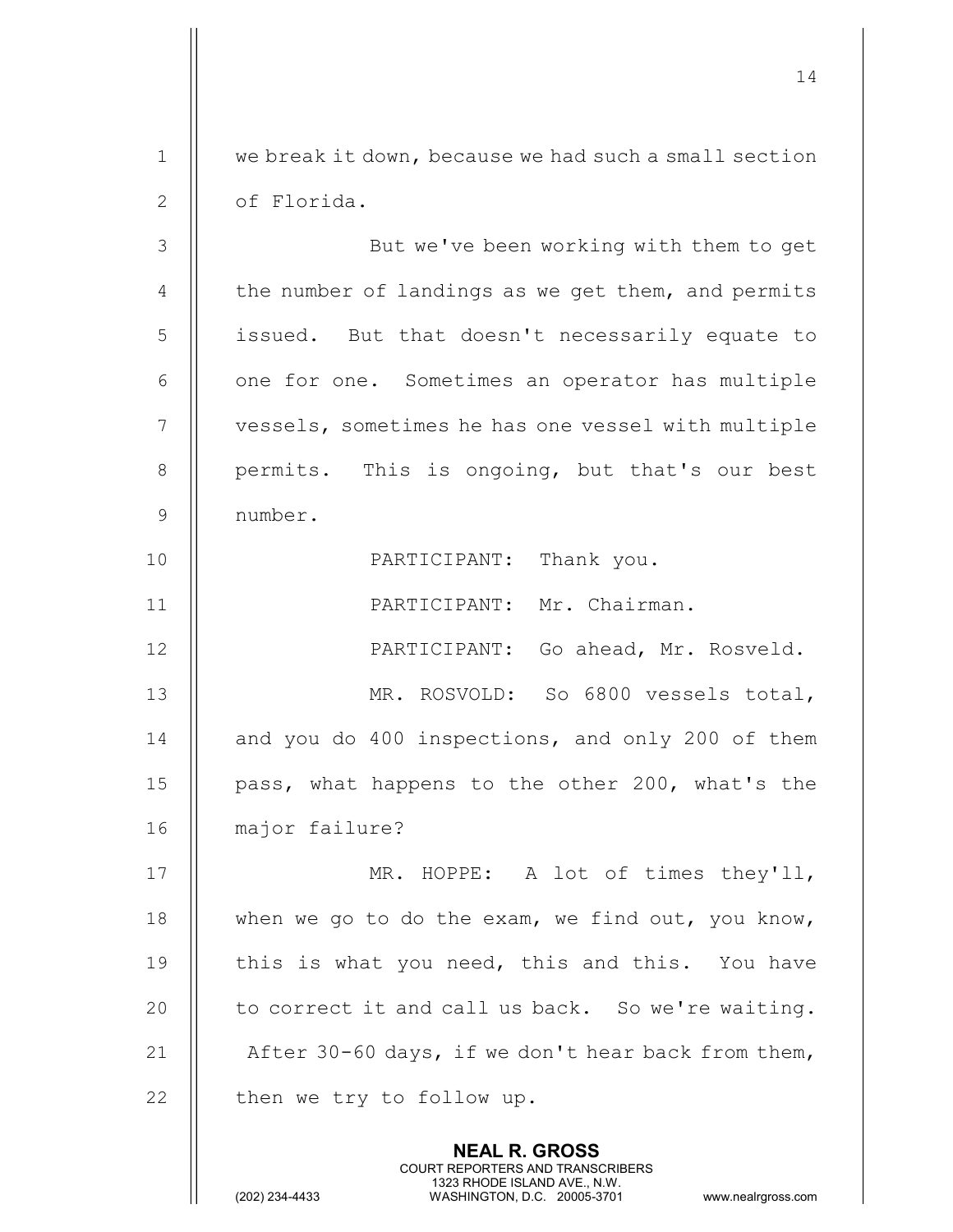we break it down, because we had such a small section of Florida.

But we've been working with them to get the number of landings as we get them, and permits issued. But that doesn't necessarily equate to one for one. Sometimes an operator has multiple vessels, sometimes he has one vessel with multiple permits. This is ongoing, but that's our best number.

PARTICIPANT: Thank you.

PARTICIPANT: Mr. Chairman.

PARTICIPANT: Go ahead, Mr. Rosveld.

MR. ROSVOLD: So 6800 vessels total, and you do 400 inspections, and only 200 of them pass, what happens to the other 200, what's the major failure?

MR. HOPPE: A lot of times they'll, when we go to do the exam, we find out, you know, this is what you need, this and this. You have to correct it and call us back. So we're waiting. After 30-60 days, if we don't hear back from them, then we try to follow up.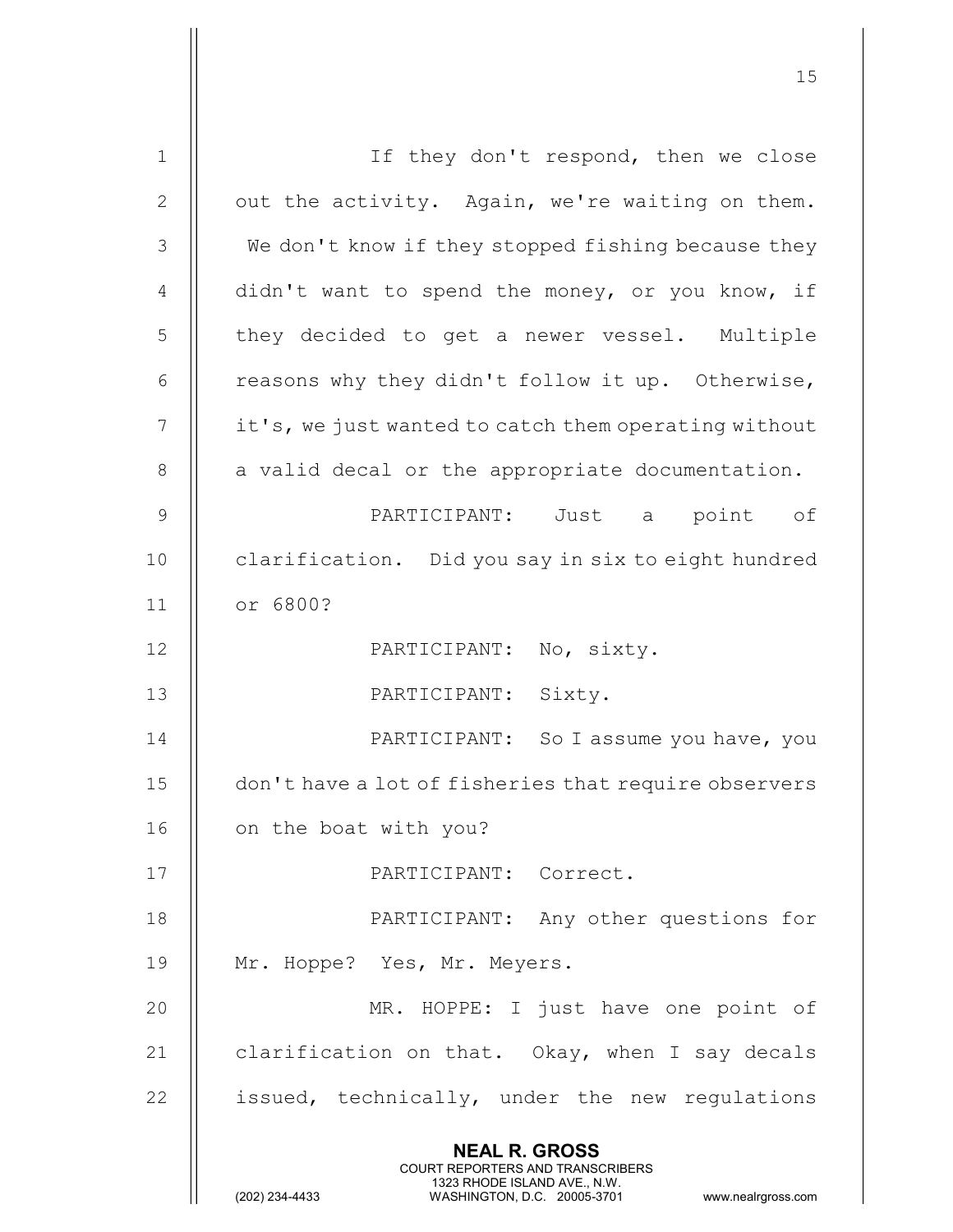If they don't respond, then we close out the activity. Again, we're waiting on them. We don't know if they stopped fishing because they didn't want to spend the money, or you know, if they decided to get a newer vessel. Multiple reasons why they didn't follow it up. Otherwise, it's, we just wanted to catch them operating without a valid decal or the appropriate documentation.

PARTICIPANT: Just a point of clarification. Did you say in six to eight hundred or 6800?

PARTICIPANT: No, sixty.

PARTICIPANT: Sixty.

PARTICIPANT: So I assume you have, you don't have a lot of fisheries that require observers on the boat with you?

PARTICIPANT: Correct.

PARTICIPANT: Any other questions for Mr. Hoppe? Yes, Mr. Meyers.

MR. HOPPE: I just have one point of clarification on that. Okay, when I say decals issued, technically, under the new regulations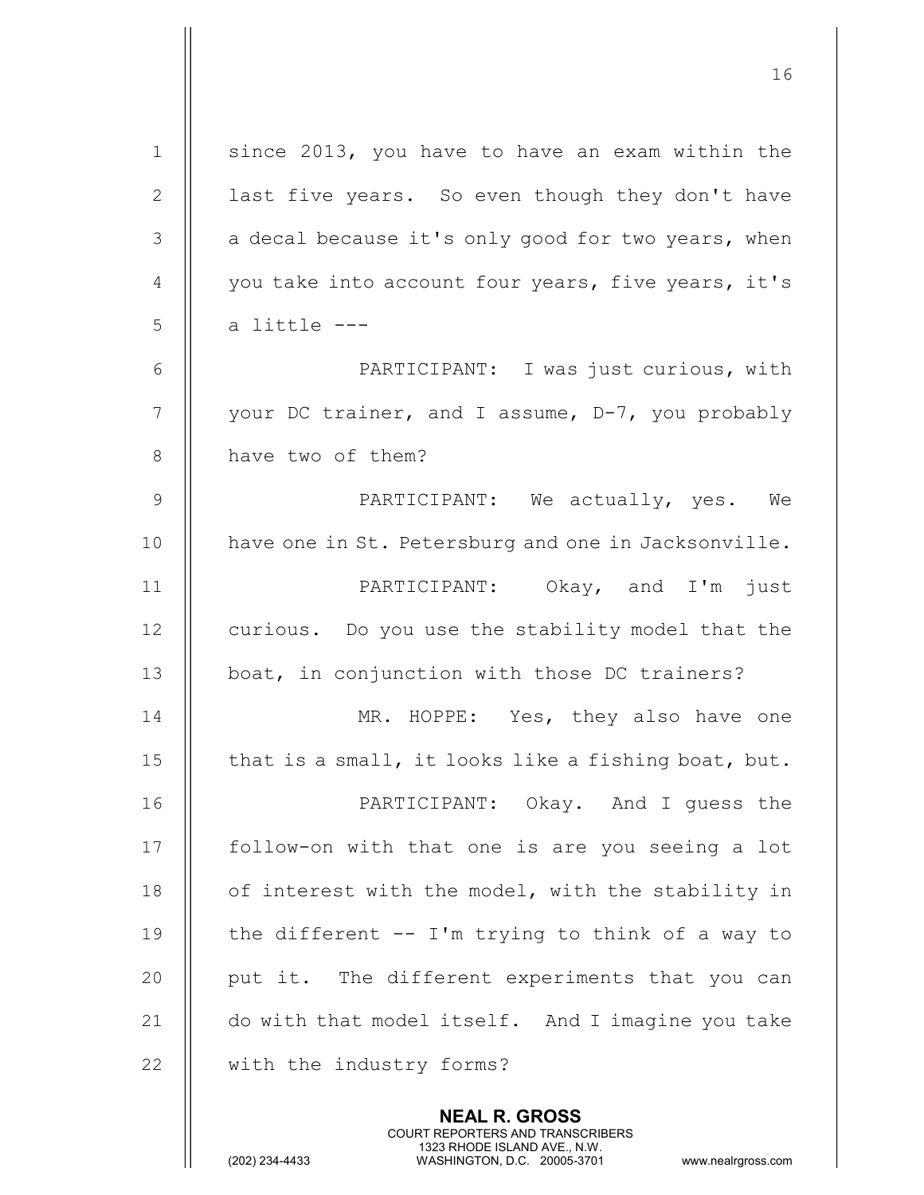since 2013, you have to have an exam within the last five years. So even though they don't have a decal because it's only good for two years, when you take into account four years, five years, it's a little ---

PARTICIPANT: I was just curious, with your DC trainer, and I assume, D-7, you probably have two of them?

PARTICIPANT: We actually, yes. We have one in St. Petersburg and one in Jacksonville.

PARTICIPANT: Okay, and I'm just curious. Do you use the stability model that the boat, in conjunction with those DC trainers?

MR. HOPPE: Yes, they also have one that is a small, it looks like a fishing boat, but.

PARTICIPANT: Okay. And I guess the follow-on with that one is are you seeing a lot of interest with the model, with the stability in the different -- I'm trying to think of a way to put it. The different experiments that you can do with that model itself. And I imagine you take with the industry forms?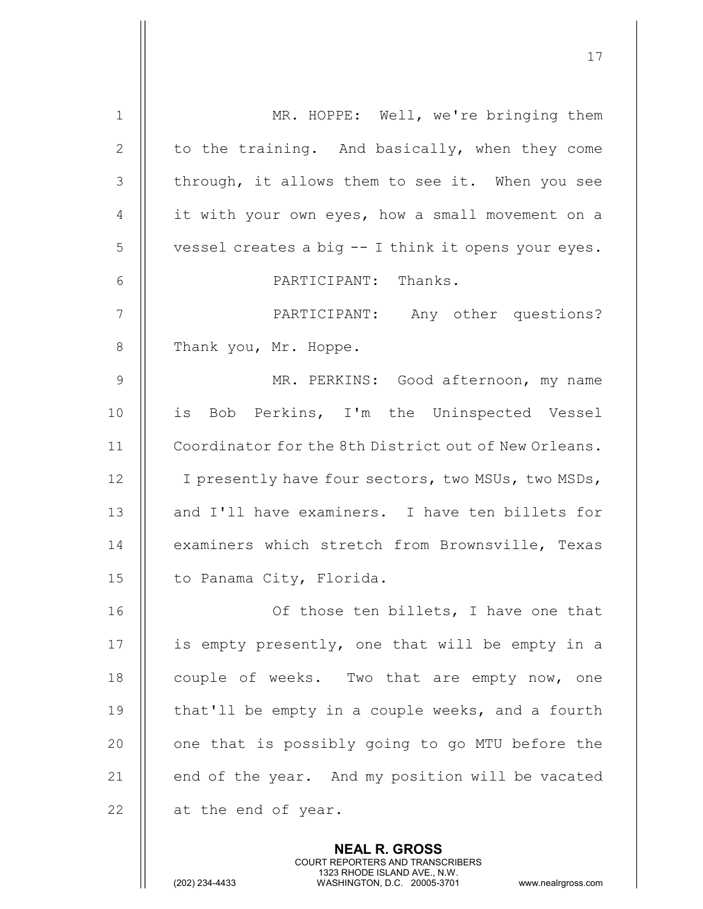MR. HOPPE: Well, we're bringing them to the training. And basically, when they come through, it allows them to see it. When you see it with your own eyes, how a small movement on a vessel creates a big -- I think it opens your eyes.

PARTICIPANT: Thanks.

PARTICIPANT: Any other questions? Thank you, Mr. Hoppe.

MR. PERKINS: Good afternoon, my name is Bob Perkins, I'm the Uninspected Vessel Coordinator for the 8th District out of New Orleans. I presently have four sectors, two MSUs, two MSDs, and I'll have examiners. I have ten billets for examiners which stretch from Brownsville, Texas to Panama City, Florida.

Of those ten billets, I have one that is empty presently, one that will be empty in a couple of weeks. Two that are empty now, one that'll be empty in a couple weeks, and a fourth one that is possibly going to go MTU before the end of the year. And my position will be vacated at the end of year.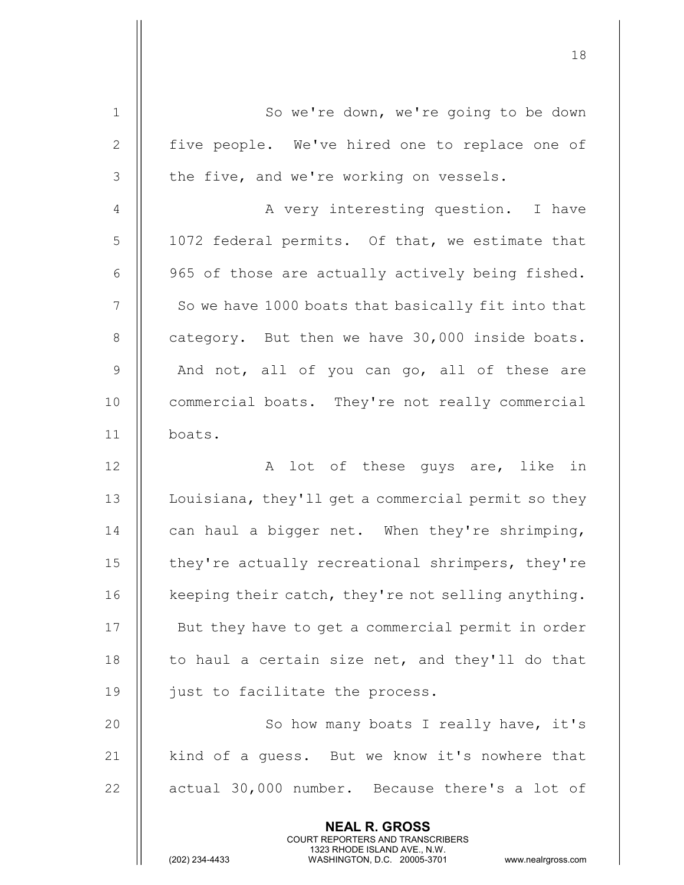So we're down, we're going to be down five people. We've hired one to replace one of the five, and we're working on vessels.

A very interesting question. I have 1072 federal permits. Of that, we estimate that 965 of those are actually actively being fished. So we have 1000 boats that basically fit into that category. But then we have 30,000 inside boats. And not, all of you can go, all of these are commercial boats. They're not really commercial boats.

A lot of these guys are, like in Louisiana, they'll get a commercial permit so they can haul a bigger net. When they're shrimping, they're actually recreational shrimpers, they're keeping their catch, they're not selling anything. But they have to get a commercial permit in order to haul a certain size net, and they'll do that just to facilitate the process.

So how many boats I really have, it's kind of a guess. But we know it's nowhere that actual 30,000 number. Because there's a lot of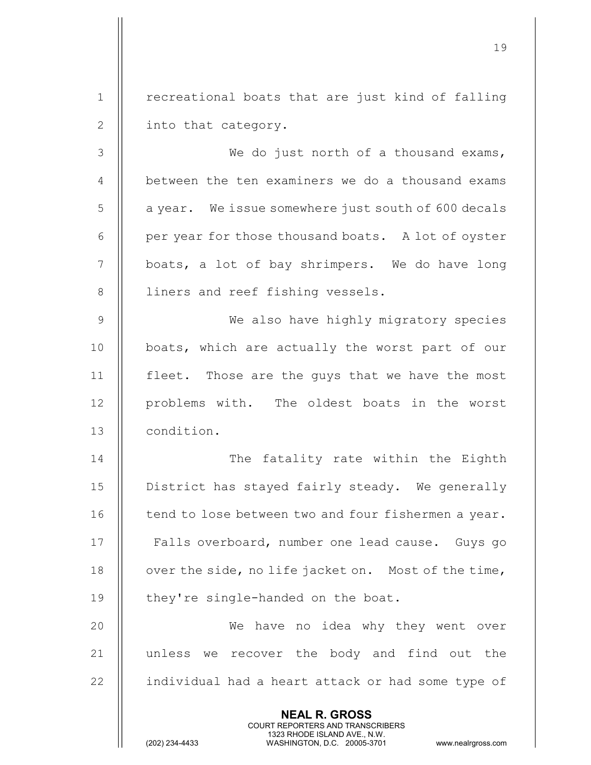recreational boats that are just kind of falling into that category.

We do just north of a thousand exams, between the ten examiners we do a thousand exams a year. We issue somewhere just south of 600 decals per year for those thousand boats. A lot of oyster boats, a lot of bay shrimpers. We do have long liners and reef fishing vessels.

We also have highly migratory species boats, which are actually the worst part of our fleet. Those are the guys that we have the most problems with. The oldest boats in the worst condition.

The fatality rate within the Eighth District has stayed fairly steady. We generally tend to lose between two and four fishermen a year. Falls overboard, number one lead cause. Guys go over the side, no life jacket on. Most of the time, they're single-handed on the boat.

We have no idea why they went over unless we recover the body and find out the individual had a heart attack or had some type of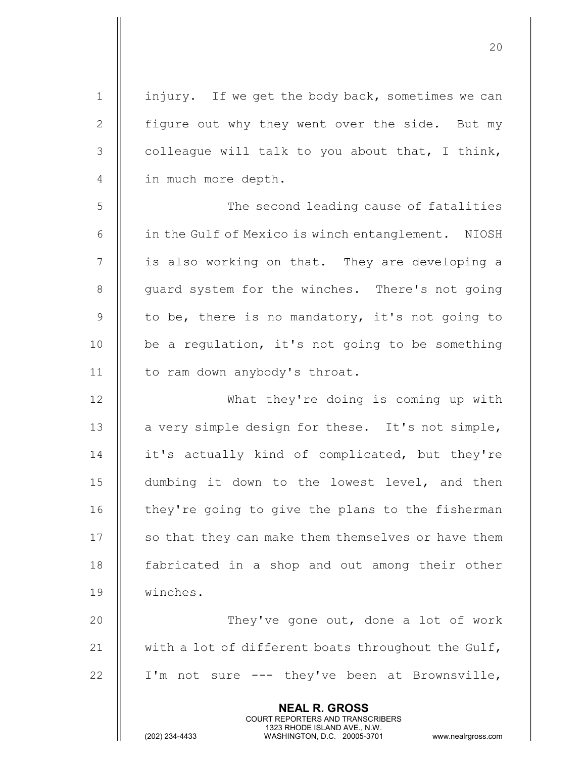injury. If we get the body back, sometimes we can figure out why they went over the side. But my colleague will talk to you about that, I think, in much more depth.

The second leading cause of fatalities in the Gulf of Mexico is winch entanglement. NIOSH is also working on that. They are developing a guard system for the winches. There's not going to be, there is no mandatory, it's not going to be a regulation, it's not going to be something to ram down anybody's throat.

What they're doing is coming up with a very simple design for these. It's not simple, it's actually kind of complicated, but they're dumbing it down to the lowest level, and then they're going to give the plans to the fisherman so that they can make them themselves or have them fabricated in a shop and out among their other winches.

They've gone out, done a lot of work with a lot of different boats throughout the Gulf, I'm not sure --- they've been at Brownsville,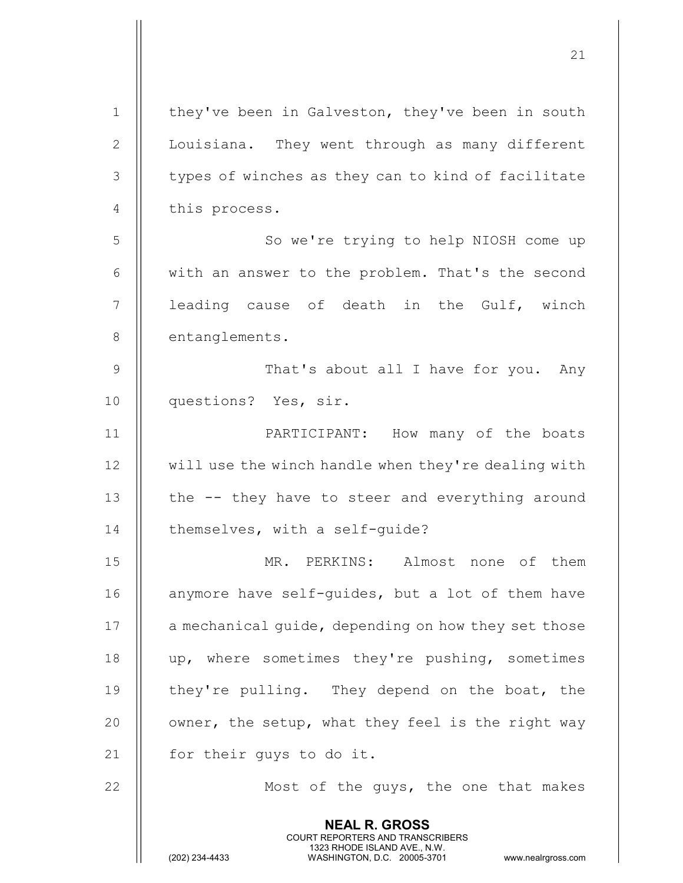they've been in Galveston, they've been in south Louisiana. They went through as many different types of winches as they can to kind of facilitate this process.

So we're trying to help NIOSH come up with an answer to the problem. That's the second leading cause of death in the Gulf, winch entanglements.

That's about all I have for you. Any questions? Yes, sir.

PARTICIPANT: How many of the boats will use the winch handle when they're dealing with the -- they have to steer and everything around themselves, with a self-guide?

MR. PERKINS: Almost none of them anymore have self-guides, but a lot of them have a mechanical guide, depending on how they set those up, where sometimes they're pushing, sometimes they're pulling. They depend on the boat, the owner, the setup, what they feel is the right way for their guys to do it.

Most of the guys, the one that makes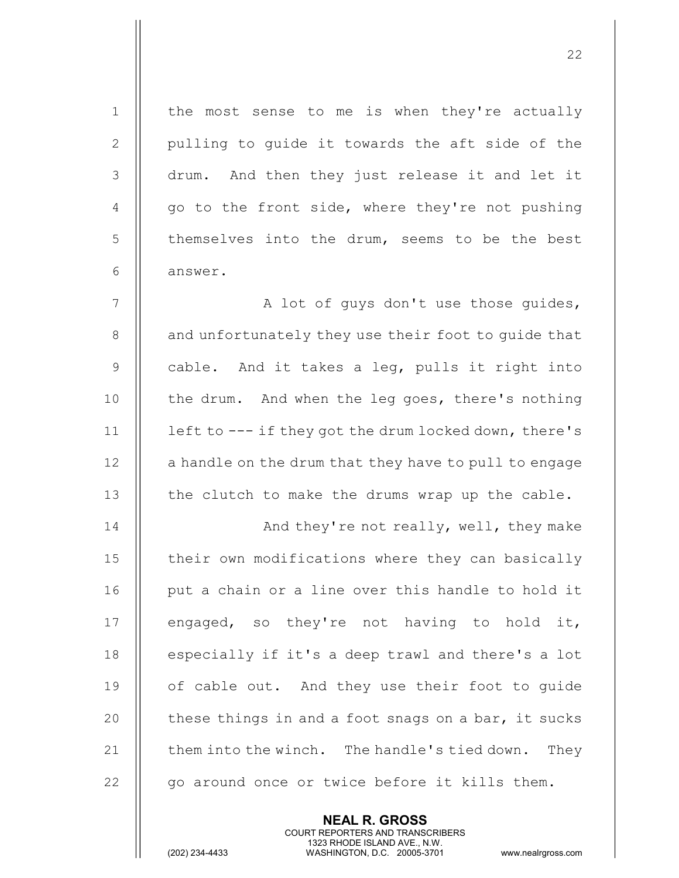the most sense to me is when they're actually pulling to guide it towards the aft side of the drum. And then they just release it and let it go to the front side, where they're not pushing themselves into the drum, seems to be the best answer.

A lot of guys don't use those guides, and unfortunately they use their foot to guide that cable. And it takes a leg, pulls it right into the drum. And when the leg goes, there's nothing left to --- if they got the drum locked down, there's a handle on the drum that they have to pull to engage the clutch to make the drums wrap up the cable.

And they're not really, well, they make their own modifications where they can basically put a chain or a line over this handle to hold it engaged, so they're not having to hold it, especially if it's a deep trawl and there's a lot of cable out. And they use their foot to guide these things in and a foot snags on a bar, it sucks them into the winch. The handle's tied down. They go around once or twice before it kills them.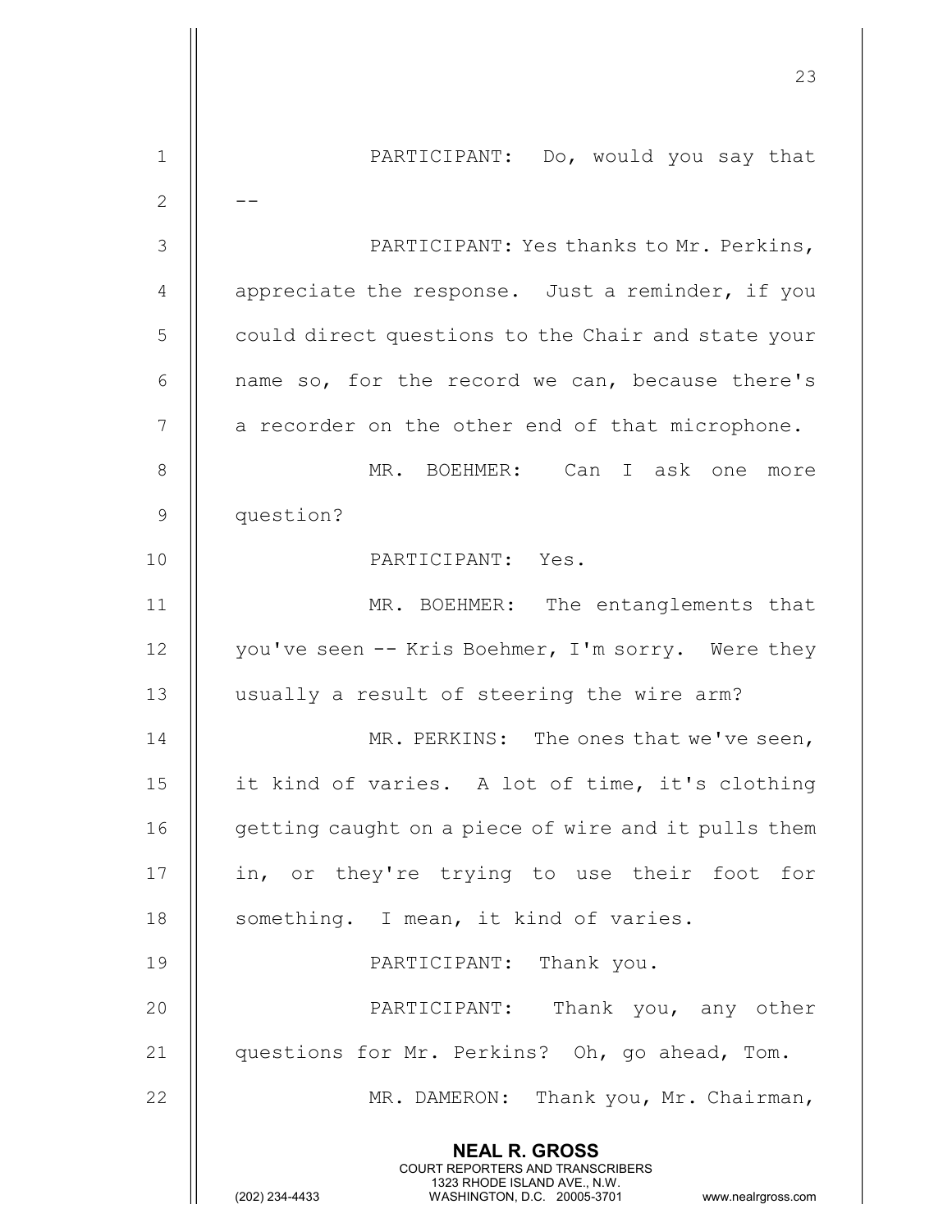PARTICIPANT: Do, would you say that --

PARTICIPANT: Yes thanks to Mr. Perkins, appreciate the response. Just a reminder, if you could direct questions to the Chair and state your name so, for the record we can, because there's a recorder on the other end of that microphone.

MR. BOEHMER: Can I ask one more question?

PARTICIPANT: Yes.

MR. BOEHMER: The entanglements that you've seen -- Kris Boehmer, I'm sorry. Were they usually a result of steering the wire arm?

MR. PERKINS: The ones that we've seen, it kind of varies. A lot of time, it's clothing getting caught on a piece of wire and it pulls them in, or they're trying to use their foot for something. I mean, it kind of varies.

PARTICIPANT: Thank you.

PARTICIPANT: Thank you, any other questions for Mr. Perkins? Oh, go ahead, Tom.

MR. DAMERON: Thank you, Mr. Chairman,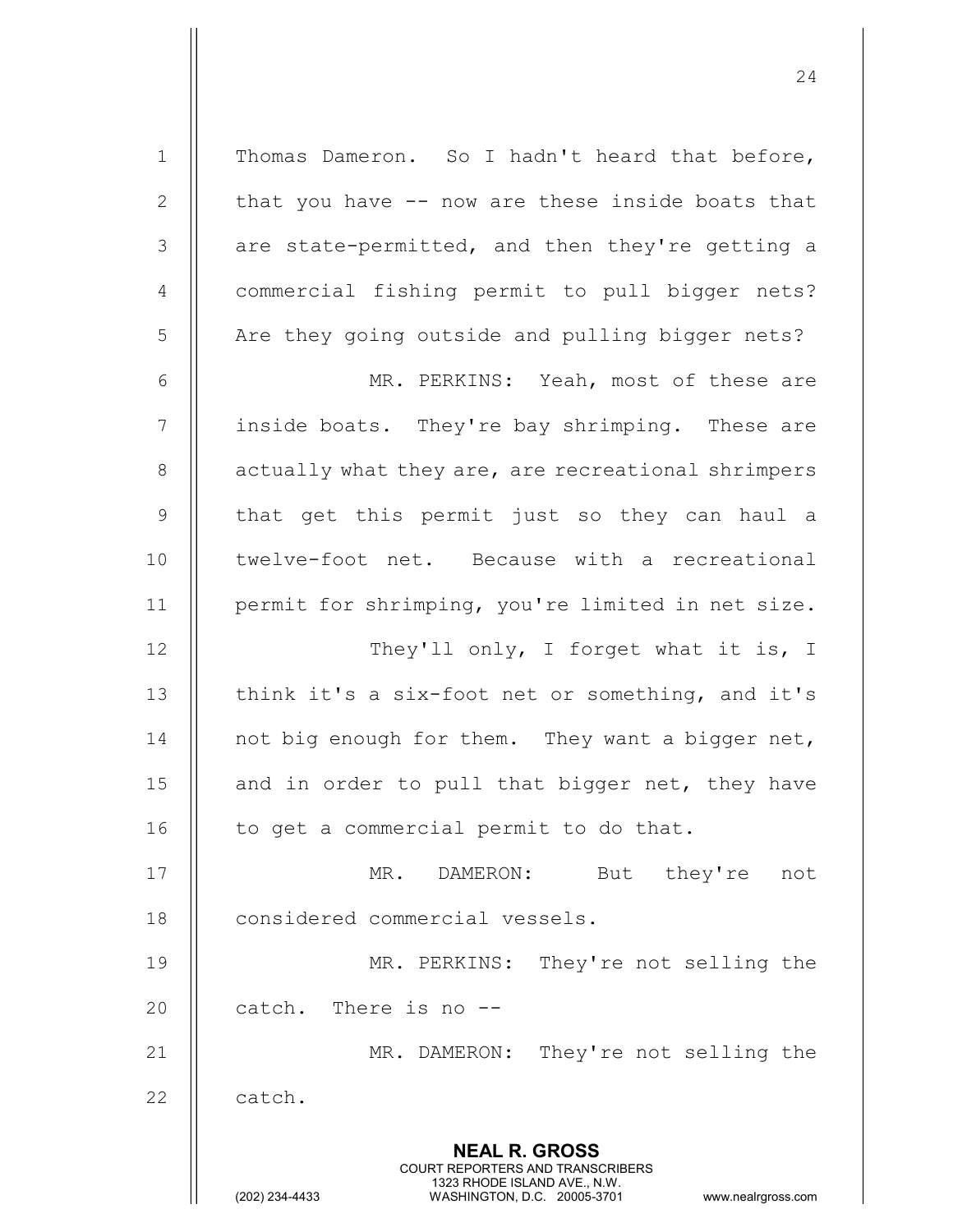Thomas Dameron. So I hadn't heard that before, that you have -- now are these inside boats that are state-permitted, and then they're getting a commercial fishing permit to pull bigger nets? Are they going outside and pulling bigger nets?

MR. PERKINS: Yeah, most of these are inside boats. They're bay shrimping. These are actually what they are, are recreational shrimpers that get this permit just so they can haul a twelve-foot net. Because with a recreational permit for shrimping, you're limited in net size.

They'll only, I forget what it is, I think it's a six-foot net or something, and it's not big enough for them. They want a bigger net, and in order to pull that bigger net, they have to get a commercial permit to do that.

MR. DAMERON: But they're not considered commercial vessels.

MR. PERKINS: They're not selling the catch. There is no --

MR. DAMERON: They're not selling the catch.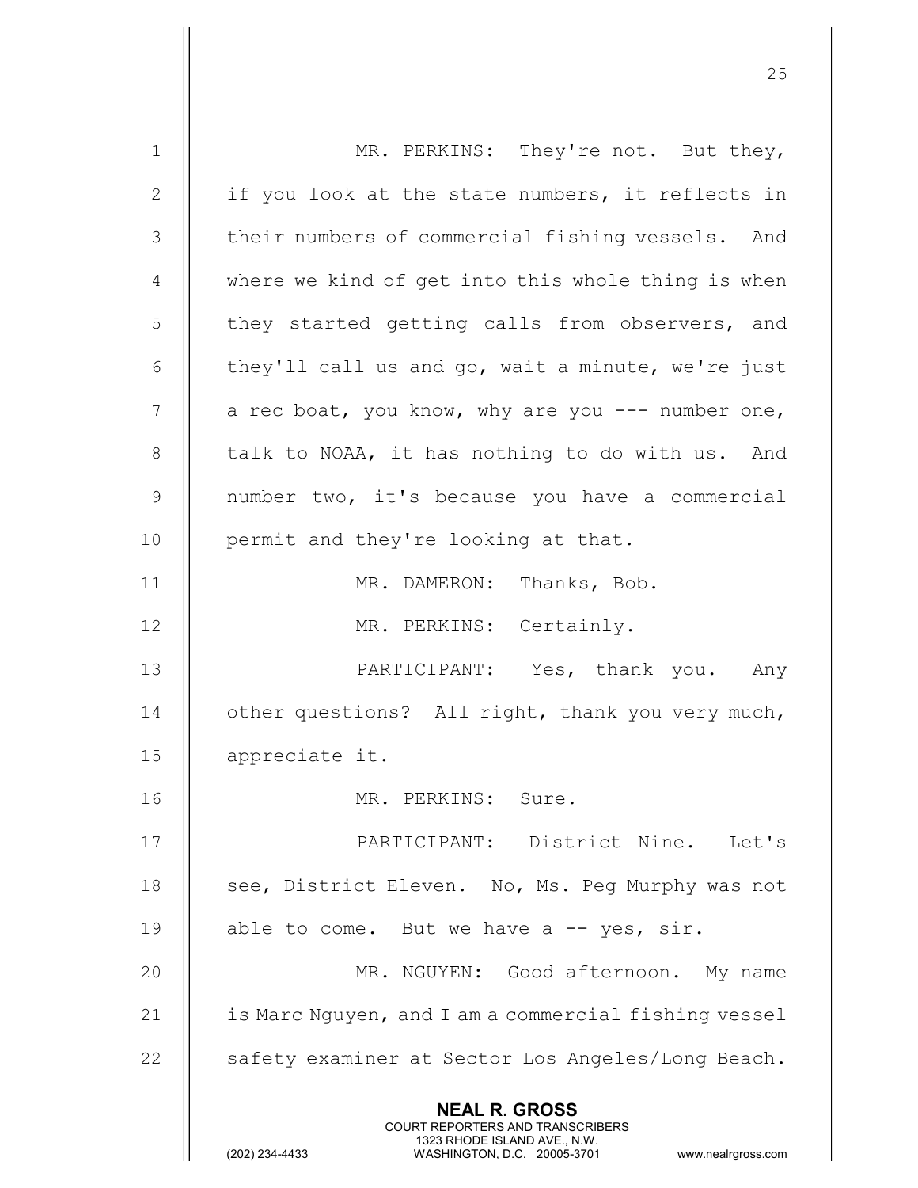MR. PERKINS: They're not. But they, if you look at the state numbers, it reflects in their numbers of commercial fishing vessels. And where we kind of get into this whole thing is when they started getting calls from observers, and they'll call us and go, wait a minute, we're just a rec boat, you know, why are you --- number one, talk to NOAA, it has nothing to do with us. And number two, it's because you have a commercial permit and they're looking at that.

MR. DAMERON: Thanks, Bob.

MR. PERKINS: Certainly.

PARTICIPANT: Yes, thank you. Any other questions? All right, thank you very much, appreciate it.

MR. PERKINS: Sure.

PARTICIPANT: District Nine. Let's see, District Eleven. No, Ms. Peg Murphy was not able to come. But we have a -- yes, sir.

MR. NGUYEN: Good afternoon. My name is Marc Nguyen, and I am a commercial fishing vessel safety examiner at Sector Los Angeles/Long Beach.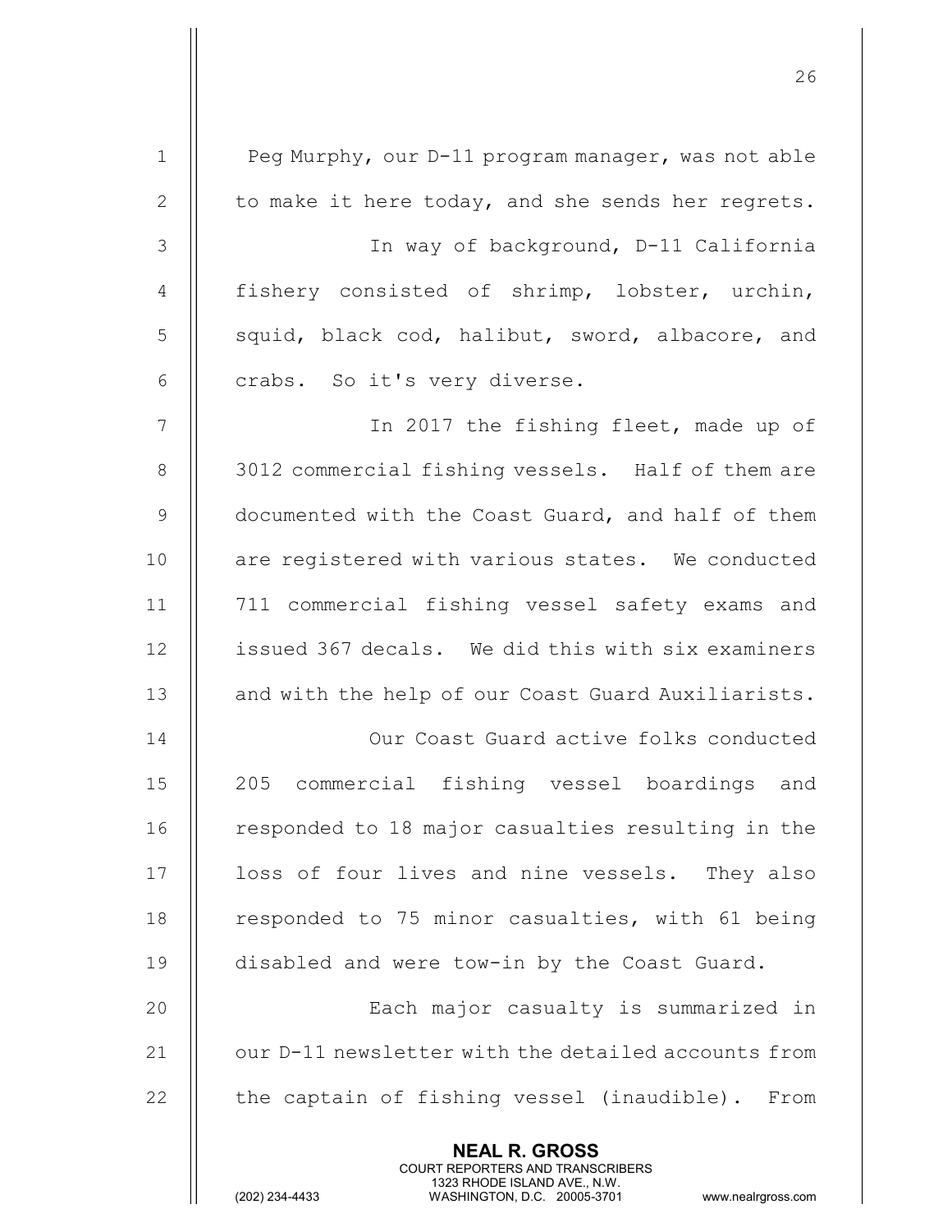Peg Murphy, our D-11 program manager, was not able to make it here today, and she sends her regrets.

In way of background, D-11 California fishery consisted of shrimp, lobster, urchin, squid, black cod, halibut, sword, albacore, and crabs. So it's very diverse.

In 2017 the fishing fleet, made up of 3012 commercial fishing vessels. Half of them are documented with the Coast Guard, and half of them are registered with various states. We conducted 711 commercial fishing vessel safety exams and issued 367 decals. We did this with six examiners and with the help of our Coast Guard Auxiliarists.

Our Coast Guard active folks conducted 205 commercial fishing vessel boardings and responded to 18 major casualties resulting in the loss of four lives and nine vessels. They also responded to 75 minor casualties, with 61 being disabled and were tow-in by the Coast Guard.

Each major casualty is summarized in our D-11 newsletter with the detailed accounts from the captain of fishing vessel (inaudible). From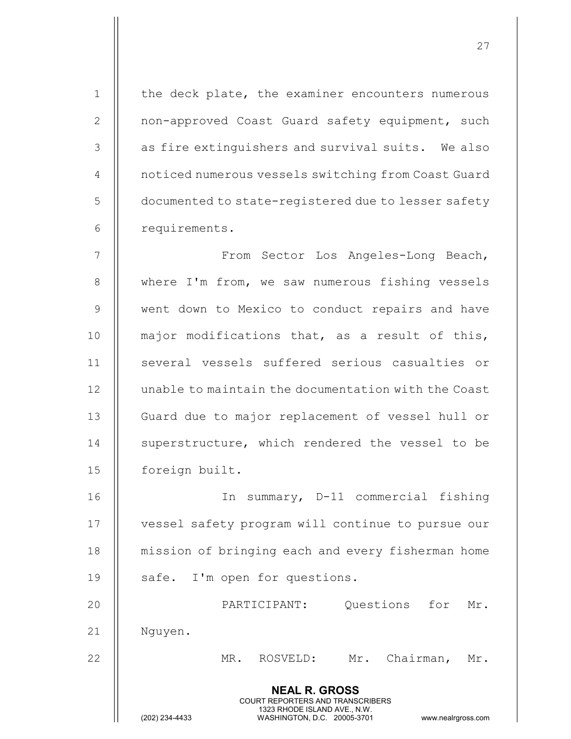the deck plate, the examiner encounters numerous non-approved Coast Guard safety equipment, such as fire extinguishers and survival suits. We also noticed numerous vessels switching from Coast Guard documented to state-registered due to lesser safety requirements.

From Sector Los Angeles-Long Beach, where I'm from, we saw numerous fishing vessels went down to Mexico to conduct repairs and have major modifications that, as a result of this, several vessels suffered serious casualties or unable to maintain the documentation with the Coast Guard due to major replacement of vessel hull or superstructure, which rendered the vessel to be foreign built.

In summary, D-11 commercial fishing vessel safety program will continue to pursue our mission of bringing each and every fisherman home safe. I'm open for questions.

PARTICIPANT: Questions for Mr. Nguyen.

MR. ROSVELD: Mr. Chairman, Mr.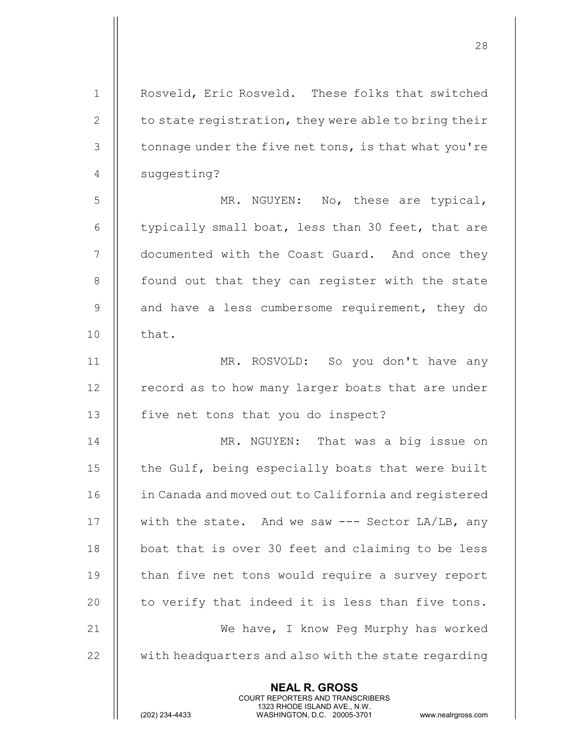Rosveld, Eric Rosveld. These folks that switched to state registration, they were able to bring their tonnage under the five net tons, is that what you're suggesting?

MR. NGUYEN: No, these are typical, typically small boat, less than 30 feet, that are documented with the Coast Guard. And once they found out that they can register with the state and have a less cumbersome requirement, they do that.

MR. ROSVOLD: So you don't have any record as to how many larger boats that are under five net tons that you do inspect?

MR. NGUYEN: That was a big issue on the Gulf, being especially boats that were built in Canada and moved out to California and registered with the state. And we saw --- Sector LA/LB, any boat that is over 30 feet and claiming to be less than five net tons would require a survey report to verify that indeed it is less than five tons.

We have, I know Peg Murphy has worked with headquarters and also with the state regarding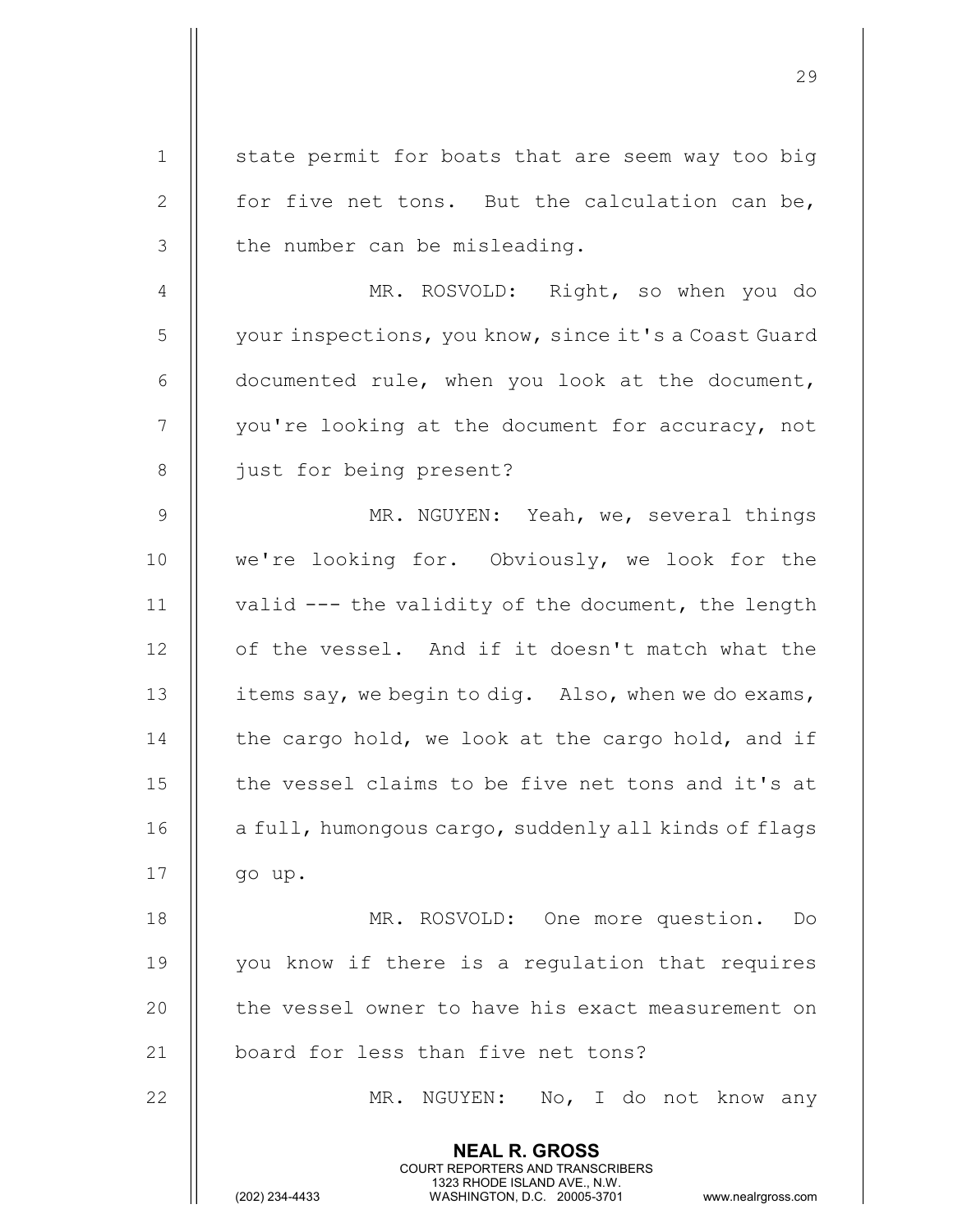state permit for boats that are seem way too big for five net tons. But the calculation can be, the number can be misleading.

MR. ROSVOLD: Right, so when you do your inspections, you know, since it's a Coast Guard documented rule, when you look at the document, you're looking at the document for accuracy, not just for being present?

MR. NGUYEN: Yeah, we, several things we're looking for. Obviously, we look for the valid --- the validity of the document, the length of the vessel. And if it doesn't match what the items say, we begin to dig. Also, when we do exams, the cargo hold, we look at the cargo hold, and if the vessel claims to be five net tons and it's at a full, humongous cargo, suddenly all kinds of flags go up.

MR. ROSVOLD: One more question. Do you know if there is a regulation that requires the vessel owner to have his exact measurement on board for less than five net tons?

MR. NGUYEN: No, I do not know any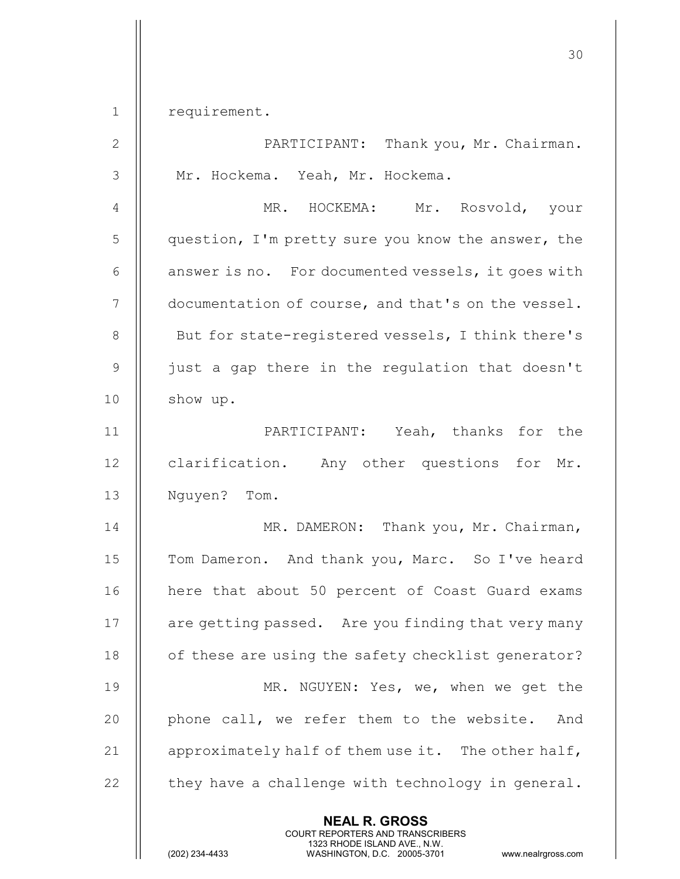requirement.

PARTICIPANT: Thank you, Mr. Chairman. Mr. Hockema. Yeah, Mr. Hockema.

MR. HOCKEMA: Mr. Rosvold, your question, I'm pretty sure you know the answer, the answer is no. For documented vessels, it goes with documentation of course, and that's on the vessel. But for state-registered vessels, I think there's just a gap there in the regulation that doesn't show up.

PARTICIPANT: Yeah, thanks for the clarification. Any other questions for Mr. Nguyen? Tom.

MR. DAMERON: Thank you, Mr. Chairman, Tom Dameron. And thank you, Marc. So I've heard here that about 50 percent of Coast Guard exams are getting passed. Are you finding that very many of these are using the safety checklist generator?

MR. NGUYEN: Yes, we, when we get the phone call, we refer them to the website. And approximately half of them use it. The other half, they have a challenge with technology in general.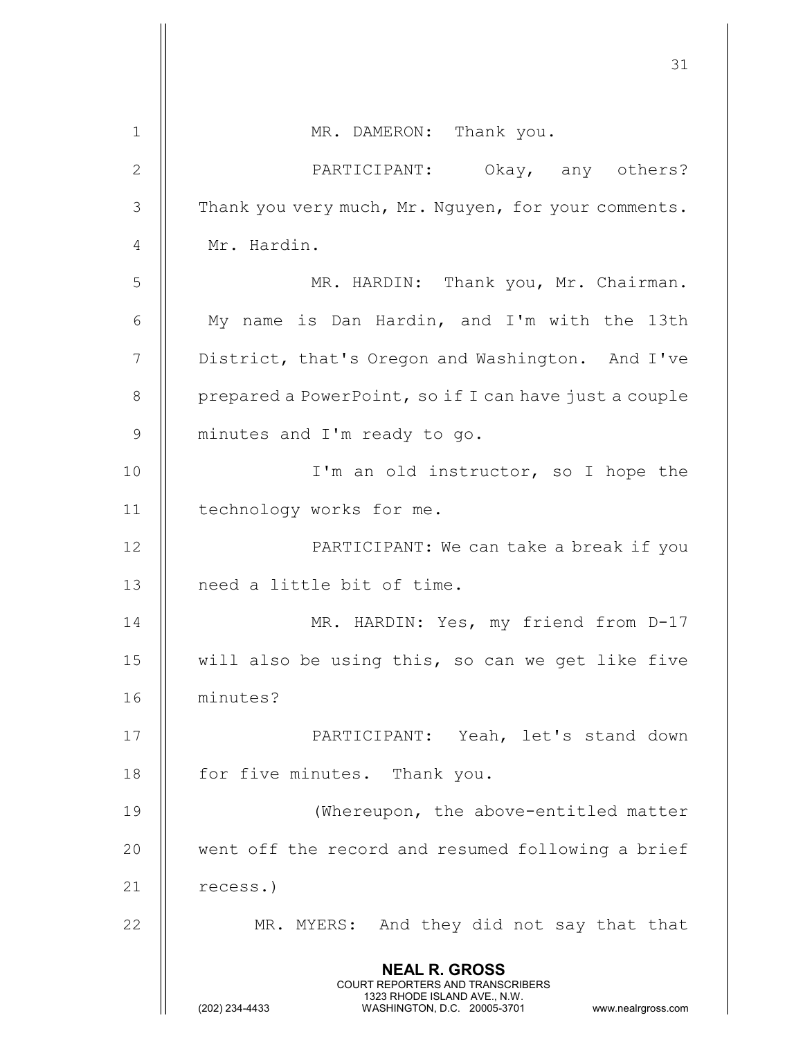MR. DAMERON: Thank you.

PARTICIPANT: Okay, any others? Thank you very much, Mr. Nguyen, for your comments. Mr. Hardin.

MR. HARDIN: Thank you, Mr. Chairman. My name is Dan Hardin, and I'm with the 13th District, that's Oregon and Washington. And I've prepared a PowerPoint, so if I can have just a couple minutes and I'm ready to go.

I'm an old instructor, so I hope the technology works for me.

PARTICIPANT: We can take a break if you need a little bit of time.

MR. HARDIN: Yes, my friend from D-17 will also be using this, so can we get like five minutes?

PARTICIPANT: Yeah, let's stand down for five minutes. Thank you.

(Whereupon, the above-entitled matter went off the record and resumed following a brief recess.)

MR. MYERS: And they did not say that that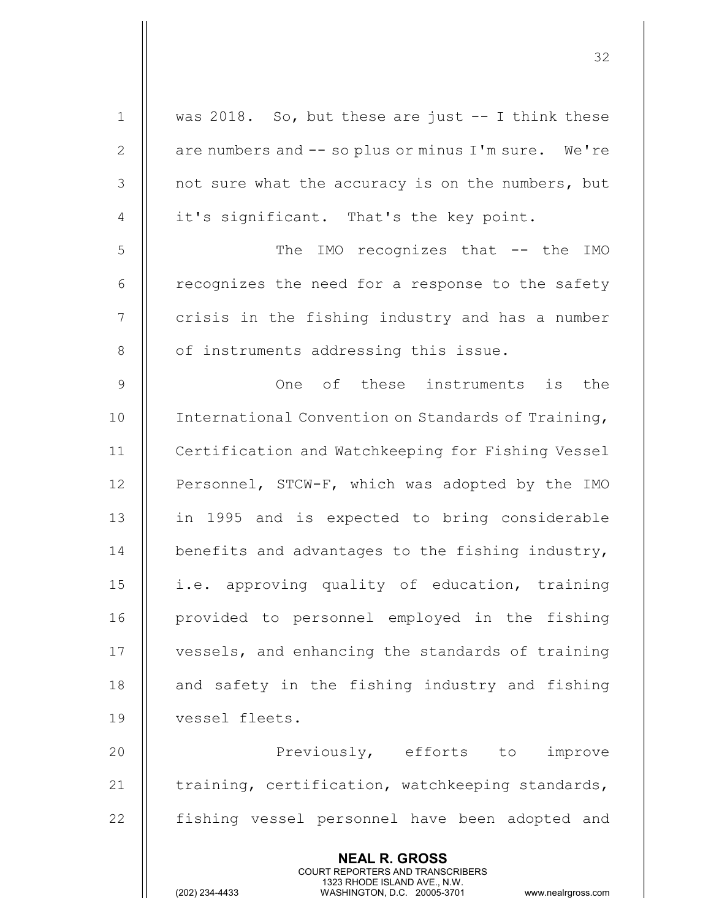was 2018. So, but these are just -- I think these are numbers and -- so plus or minus I'm sure. We're not sure what the accuracy is on the numbers, but it's significant. That's the key point.

The IMO recognizes that -- the IMO recognizes the need for a response to the safety crisis in the fishing industry and has a number of instruments addressing this issue.

One of these instruments is the International Convention on Standards of Training, Certification and Watchkeeping for Fishing Vessel Personnel, STCW-F, which was adopted by the IMO in 1995 and is expected to bring considerable benefits and advantages to the fishing industry, i.e. approving quality of education, training provided to personnel employed in the fishing vessels, and enhancing the standards of training and safety in the fishing industry and fishing vessel fleets.

Previously, efforts to improve training, certification, watchkeeping standards, fishing vessel personnel have been adopted and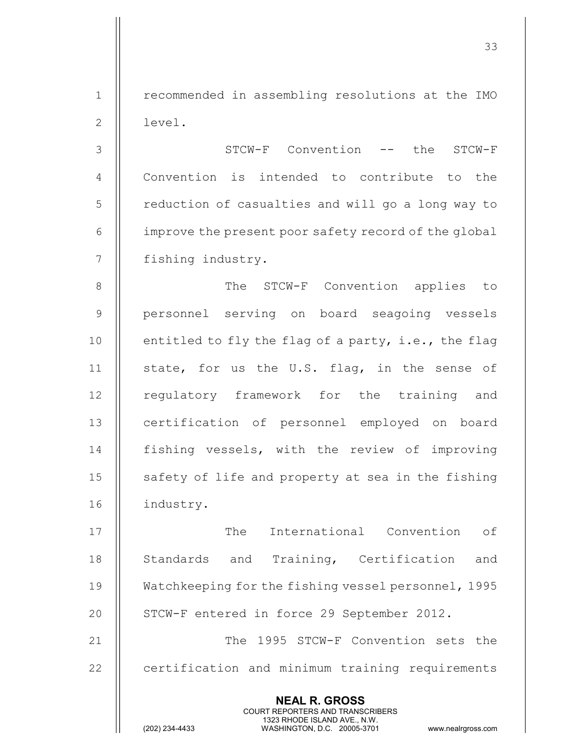recommended in assembling resolutions at the IMO level.

STCW-F Convention -- the STCW-F Convention is intended to contribute to the reduction of casualties and will go a long way to improve the present poor safety record of the global fishing industry.

The STCW-F Convention applies to personnel serving on board seagoing vessels entitled to fly the flag of a party, i.e., the flag state, for us the U.S. flag, in the sense of regulatory framework for the training and certification of personnel employed on board fishing vessels, with the review of improving safety of life and property at sea in the fishing industry.

The International Convention of Standards and Training, Certification and Watchkeeping for the fishing vessel personnel, 1995 STCW-F entered in force 29 September 2012.

The 1995 STCW-F Convention sets the certification and minimum training requirements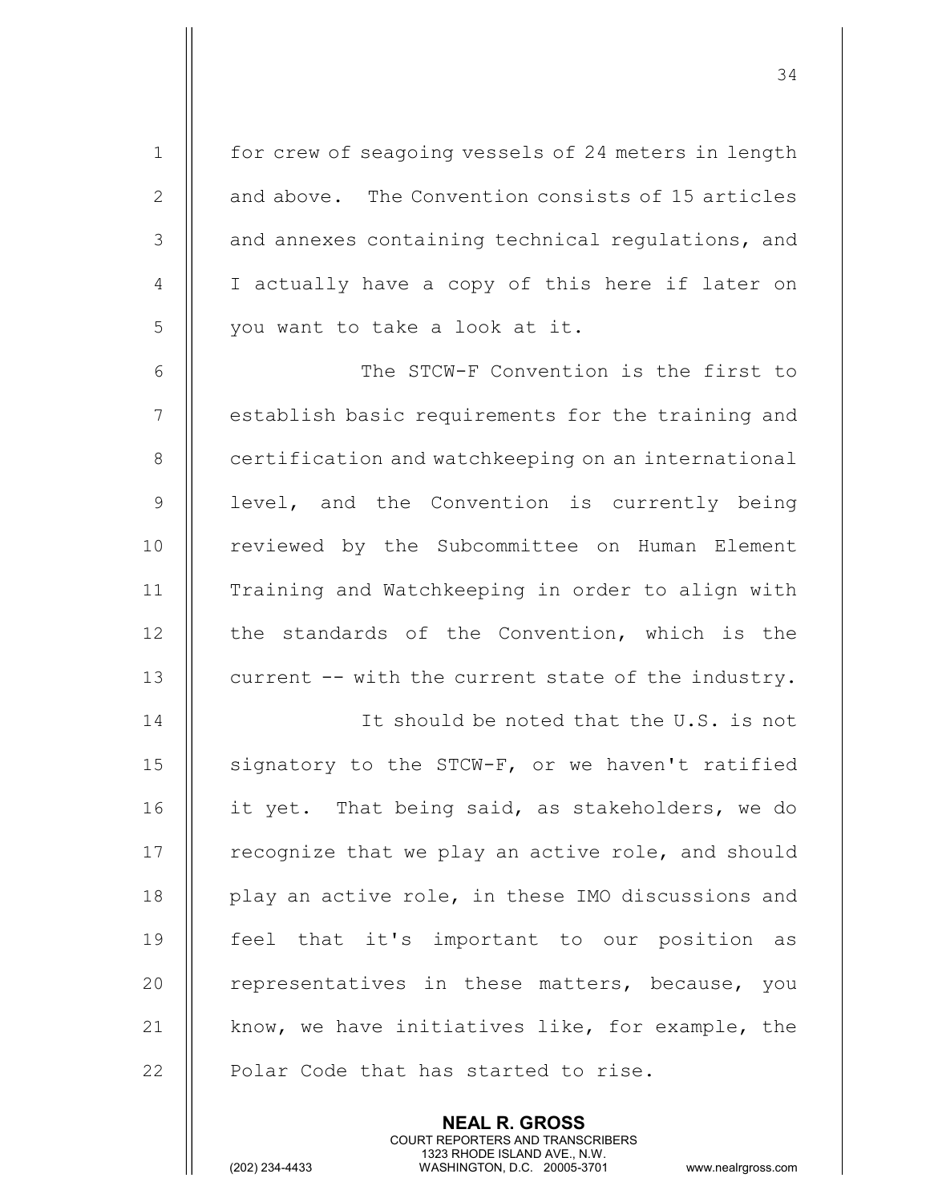for crew of seagoing vessels of 24 meters in length and above. The Convention consists of 15 articles and annexes containing technical regulations, and I actually have a copy of this here if later on you want to take a look at it.

The STCW-F Convention is the first to establish basic requirements for the training and certification and watchkeeping on an international level, and the Convention is currently being reviewed by the Subcommittee on Human Element Training and Watchkeeping in order to align with the standards of the Convention, which is the current -- with the current state of the industry.

It should be noted that the U.S. is not signatory to the STCW-F, or we haven't ratified it yet. That being said, as stakeholders, we do recognize that we play an active role, and should play an active role, in these IMO discussions and feel that it's important to our position as representatives in these matters, because, you know, we have initiatives like, for example, the Polar Code that has started to rise.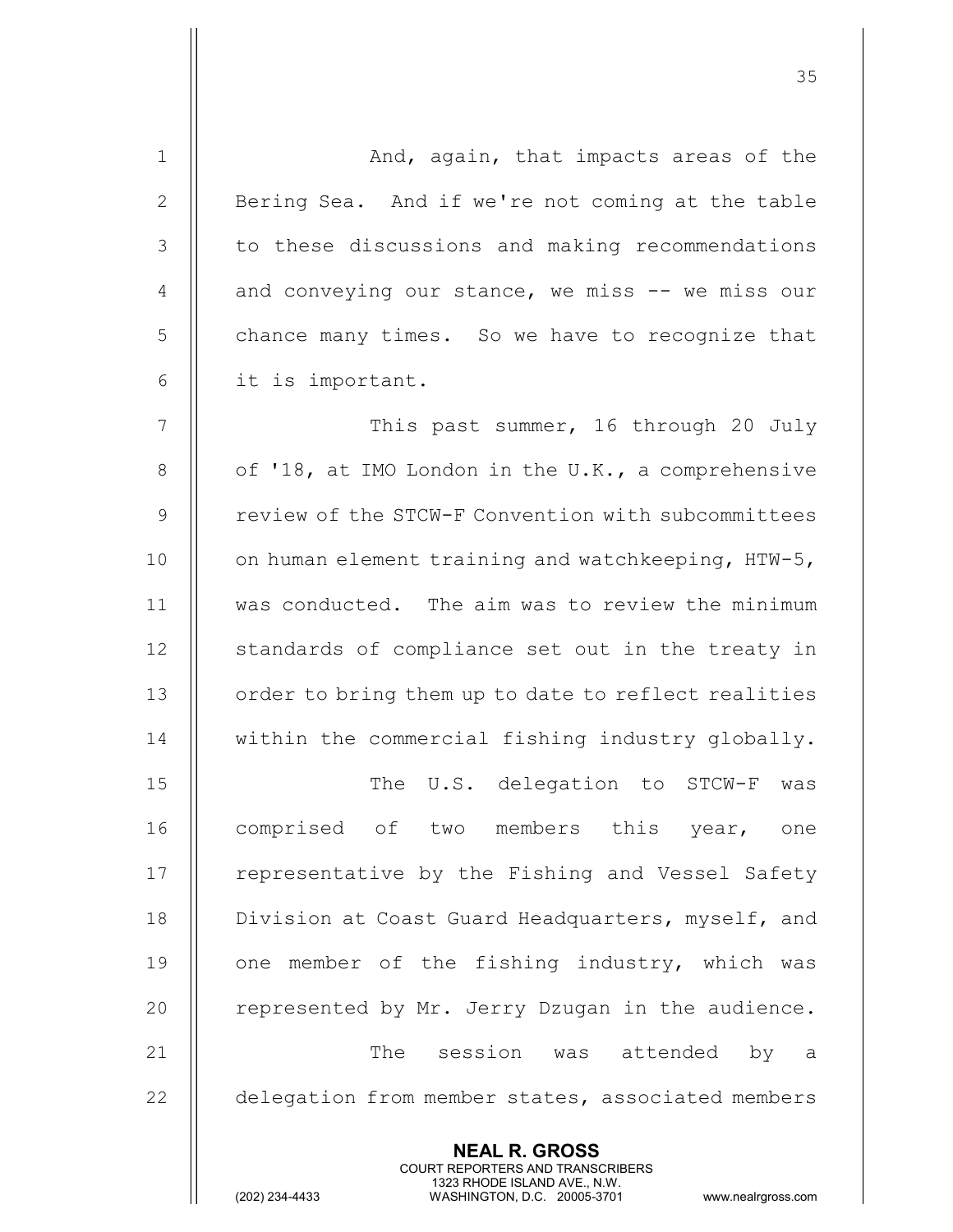And, again, that impacts areas of the Bering Sea. And if we're not coming at the table to these discussions and making recommendations and conveying our stance, we miss -- we miss our chance many times. So we have to recognize that it is important.

This past summer, 16 through 20 July of '18, at IMO London in the U.K., a comprehensive review of the STCW-F Convention with subcommittees on human element training and watchkeeping, HTW-5, was conducted. The aim was to review the minimum standards of compliance set out in the treaty in order to bring them up to date to reflect realities within the commercial fishing industry globally.

The U.S. delegation to STCW-F was comprised of two members this year, one representative by the Fishing and Vessel Safety Division at Coast Guard Headquarters, myself, and one member of the fishing industry, which was represented by Mr. Jerry Dzugan in the audience.

The session was attended by a delegation from member states, associated members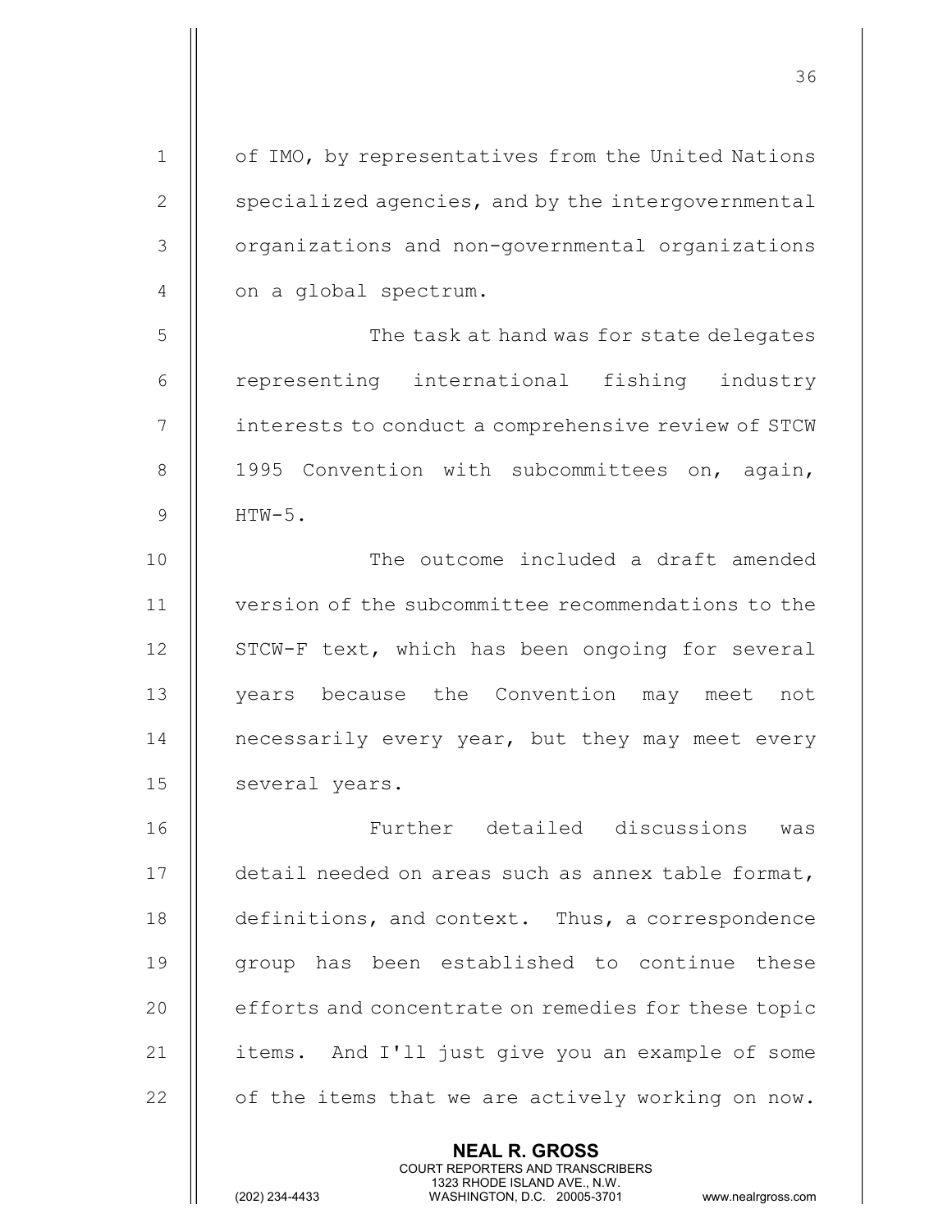of IMO, by representatives from the United Nations specialized agencies, and by the intergovernmental organizations and non-governmental organizations on a global spectrum.

The task at hand was for state delegates representing international fishing industry interests to conduct a comprehensive review of STCW 1995 Convention with subcommittees on, again, HTW-5.

The outcome included a draft amended version of the subcommittee recommendations to the STCW-F text, which has been ongoing for several years because the Convention may meet not necessarily every year, but they may meet every several years.

Further detailed discussions was detail needed on areas such as annex table format, definitions, and context. Thus, a correspondence group has been established to continue these efforts and concentrate on remedies for these topic items. And I'll just give you an example of some of the items that we are actively working on now.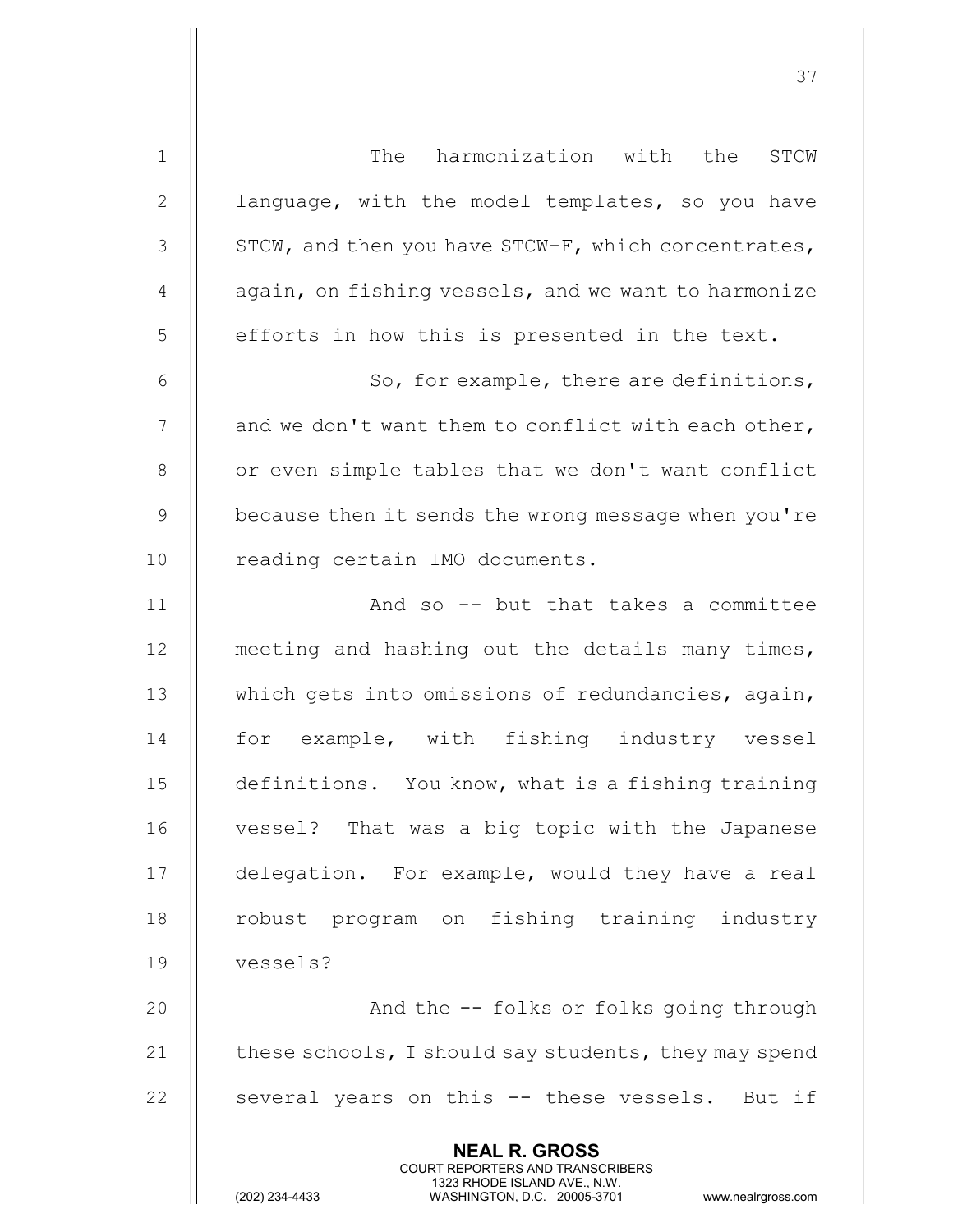The harmonization with the STCW language, with the model templates, so you have STCW, and then you have STCW-F, which concentrates, again, on fishing vessels, and we want to harmonize efforts in how this is presented in the text.

So, for example, there are definitions, and we don't want them to conflict with each other, or even simple tables that we don't want conflict because then it sends the wrong message when you're reading certain IMO documents.

And so -- but that takes a committee meeting and hashing out the details many times, which gets into omissions of redundancies, again, for example, with fishing industry vessel definitions. You know, what is a fishing training vessel? That was a big topic with the Japanese delegation. For example, would they have a real robust program on fishing training industry vessels?

And the -- folks or folks going through these schools, I should say students, they may spend several years on this -- these vessels. But if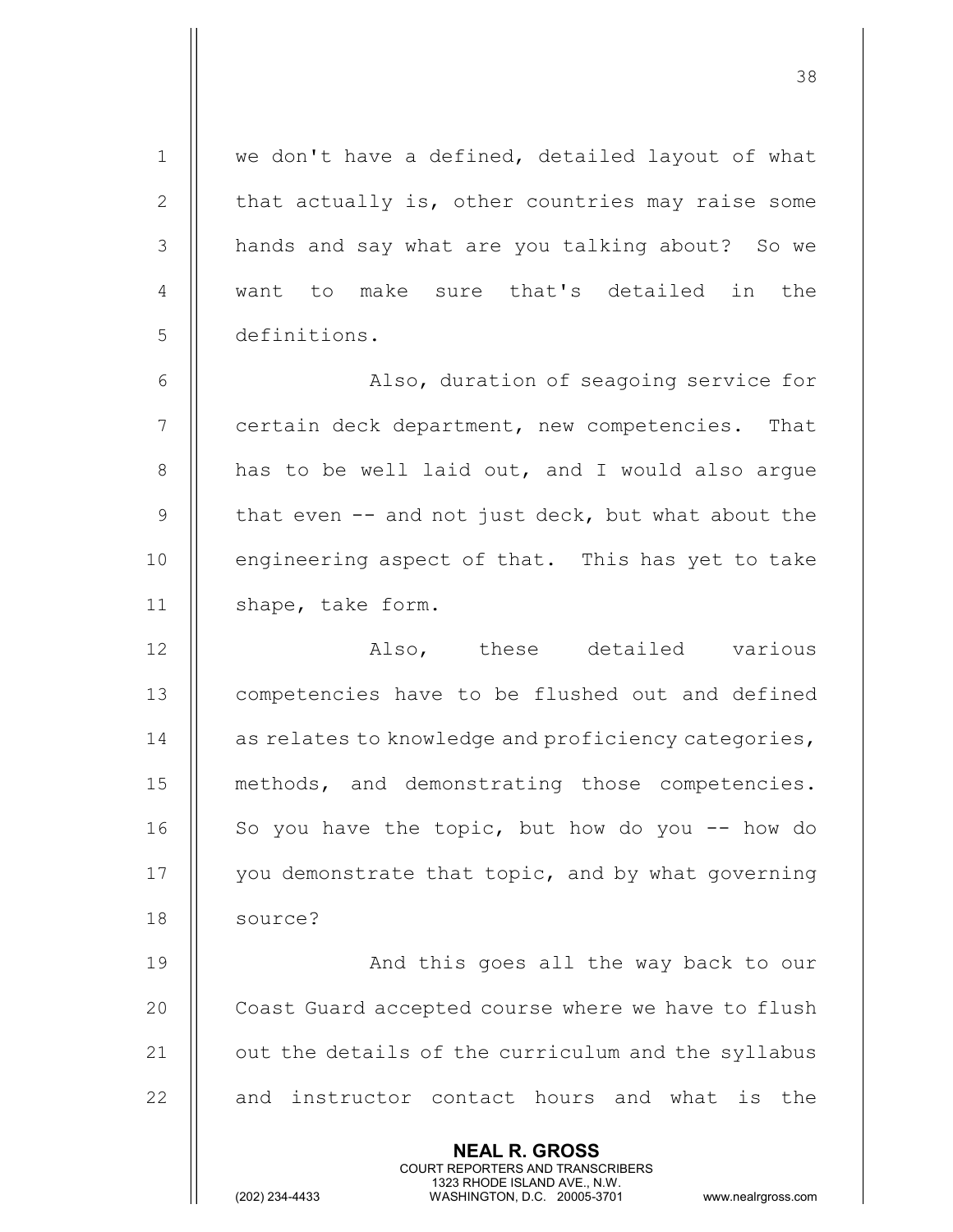we don't have a defined, detailed layout of what that actually is, other countries may raise some hands and say what are you talking about? So we want to make sure that's detailed in the definitions.

Also, duration of seagoing service for certain deck department, new competencies. That has to be well laid out, and I would also argue that even -- and not just deck, but what about the engineering aspect of that. This has yet to take shape, take form.

Also, these detailed various competencies have to be flushed out and defined as relates to knowledge and proficiency categories, methods, and demonstrating those competencies. So you have the topic, but how do you -- how do you demonstrate that topic, and by what governing source?

And this goes all the way back to our Coast Guard accepted course where we have to flush out the details of the curriculum and the syllabus and instructor contact hours and what is the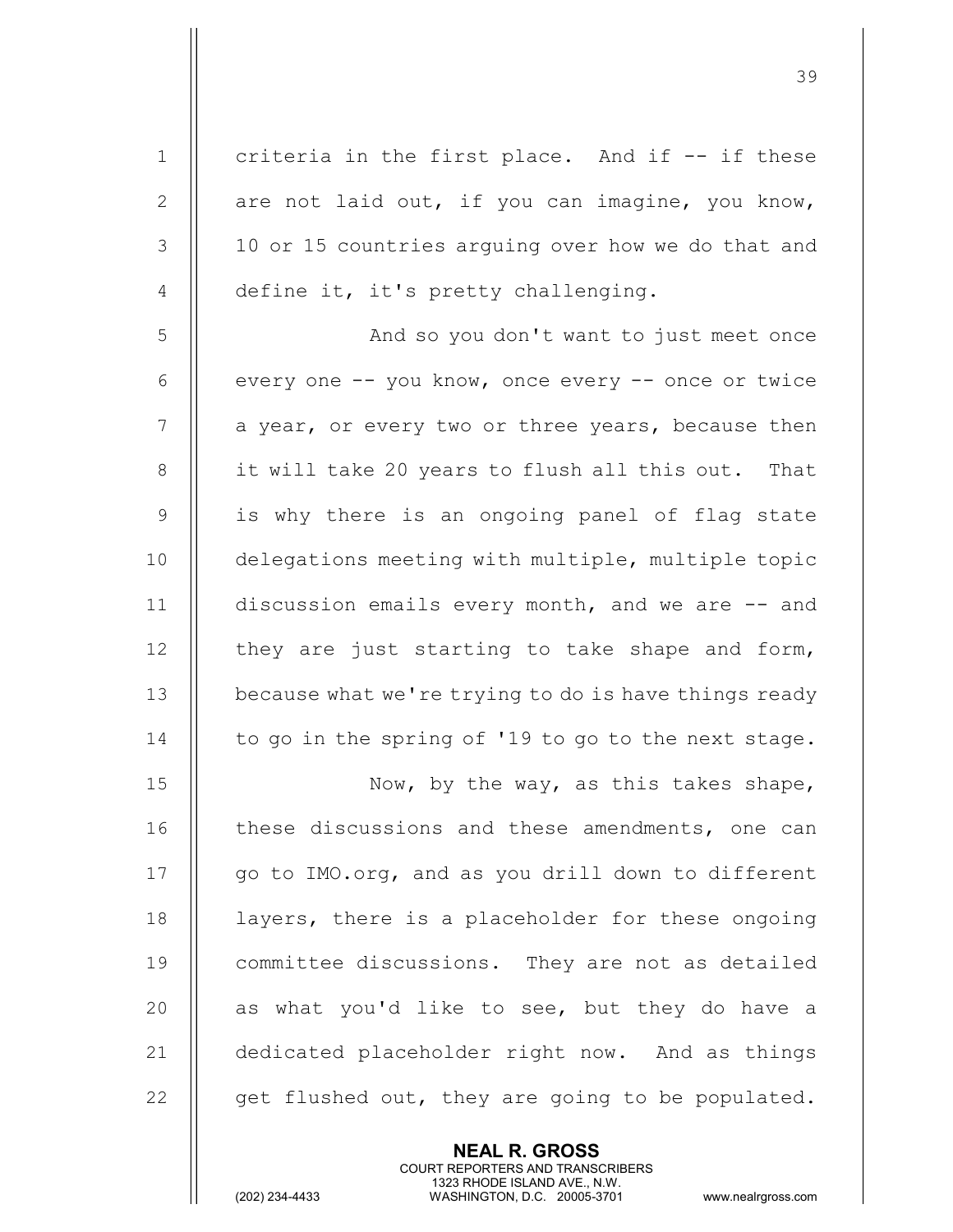criteria in the first place. And if -- if these are not laid out, if you can imagine, you know, 10 or 15 countries arguing over how we do that and define it, it's pretty challenging.

And so you don't want to just meet once every one -- you know, once every -- once or twice a year, or every two or three years, because then it will take 20 years to flush all this out. That is why there is an ongoing panel of flag state delegations meeting with multiple, multiple topic discussion emails every month, and we are -- and they are just starting to take shape and form, because what we're trying to do is have things ready to go in the spring of '19 to go to the next stage.

Now, by the way, as this takes shape, these discussions and these amendments, one can go to IMO.org, and as you drill down to different layers, there is a placeholder for these ongoing committee discussions. They are not as detailed as what you'd like to see, but they do have a dedicated placeholder right now. And as things get flushed out, they are going to be populated.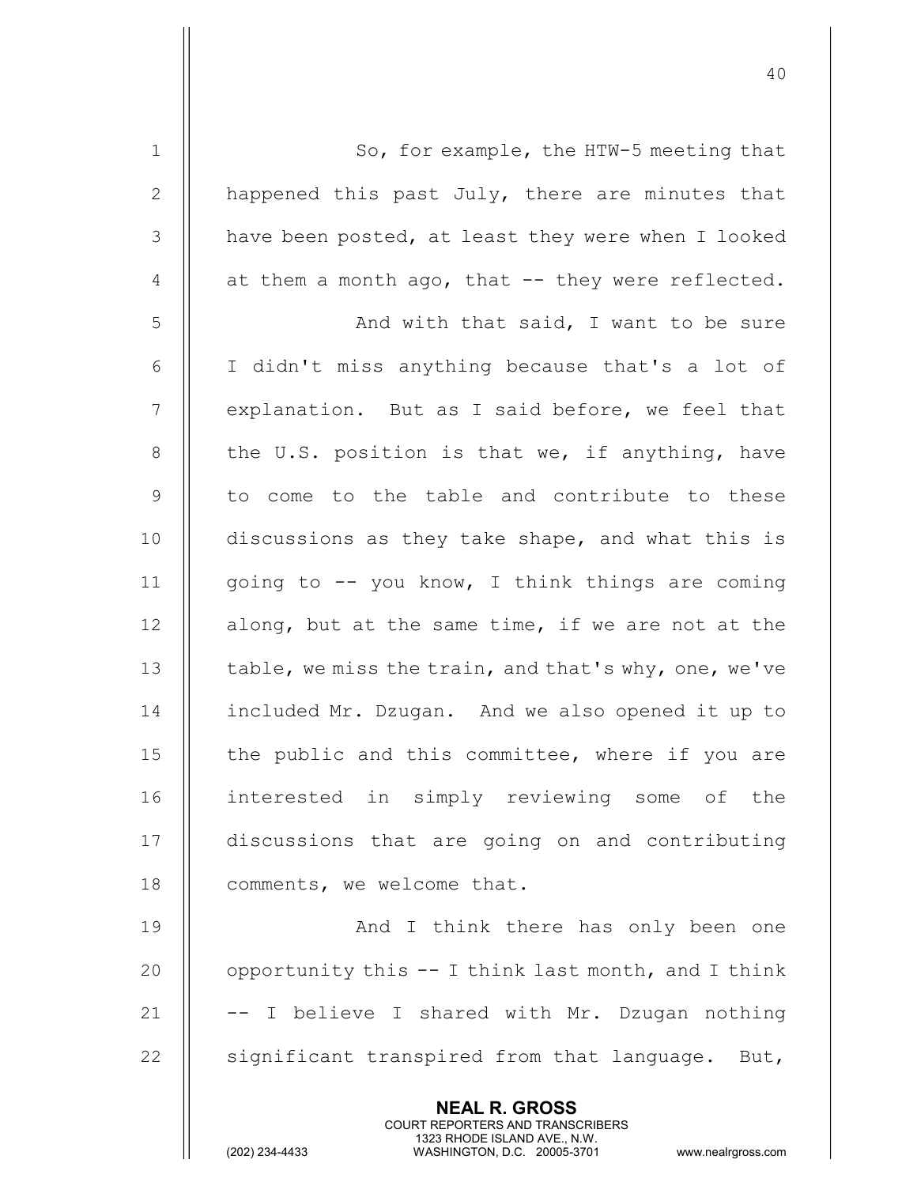So, for example, the HTW-5 meeting that happened this past July, there are minutes that have been posted, at least they were when I looked at them a month ago, that -- they were reflected.

And with that said, I want to be sure I didn't miss anything because that's a lot of explanation. But as I said before, we feel that the U.S. position is that we, if anything, have to come to the table and contribute to these discussions as they take shape, and what this is going to -- you know, I think things are coming along, but at the same time, if we are not at the table, we miss the train, and that's why, one, we've included Mr. Dzugan. And we also opened it up to the public and this committee, where if you are interested in simply reviewing some of the discussions that are going on and contributing comments, we welcome that.

And I think there has only been one opportunity this -- I think last month, and I think -- I believe I shared with Mr. Dzugan nothing significant transpired from that language. But,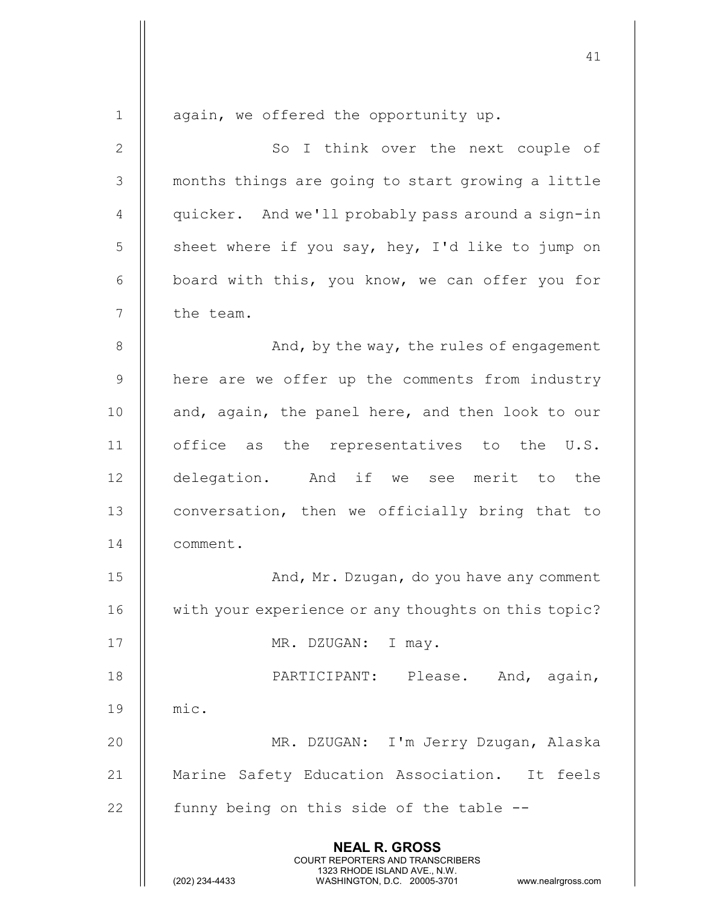again, we offered the opportunity up.

So I think over the next couple of months things are going to start growing a little quicker. And we'll probably pass around a sign-in sheet where if you say, hey, I'd like to jump on board with this, you know, we can offer you for the team.

And, by the way, the rules of engagement here are we offer up the comments from industry and, again, the panel here, and then look to our office as the representatives to the U.S. delegation. And if we see merit to the conversation, then we officially bring that to comment.

And, Mr. Dzugan, do you have any comment with your experience or any thoughts on this topic?

MR. DZUGAN: I may.

PARTICIPANT: Please. And, again, mic.

MR. DZUGAN: I'm Jerry Dzugan, Alaska Marine Safety Education Association. It feels funny being on this side of the table --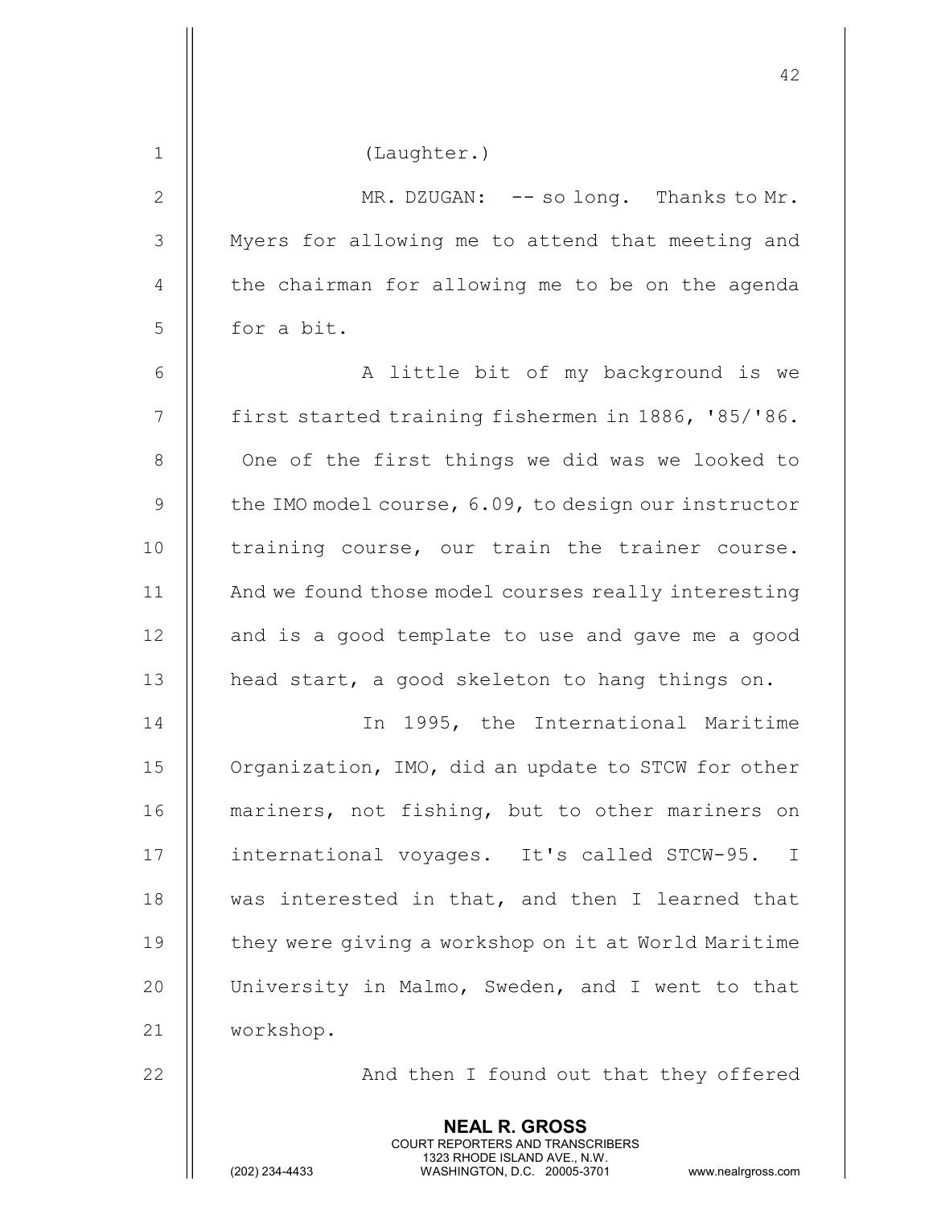(Laughter.)

MR. DZUGAN: -- so long. Thanks to Mr. Myers for allowing me to attend that meeting and the chairman for allowing me to be on the agenda for a bit.

A little bit of my background is we first started training fishermen in 1886, '85/'86. One of the first things we did was we looked to the IMO model course, 6.09, to design our instructor training course, our train the trainer course. And we found those model courses really interesting and is a good template to use and gave me a good head start, a good skeleton to hang things on.

In 1995, the International Maritime Organization, IMO, did an update to STCW for other mariners, not fishing, but to other mariners on international voyages. It's called STCW-95. I was interested in that, and then I learned that they were giving a workshop on it at World Maritime University in Malmo, Sweden, and I went to that workshop.

And then I found out that they offered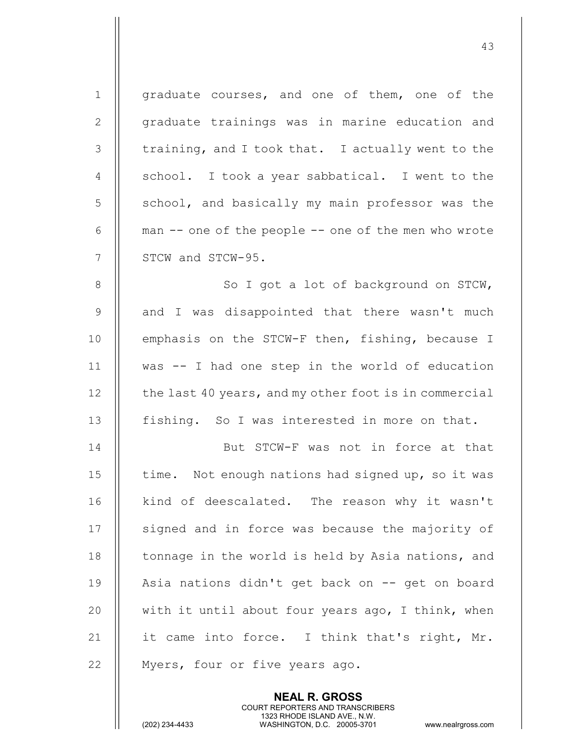graduate courses, and one of them, one of the graduate trainings was in marine education and training, and I took that. I actually went to the school. I took a year sabbatical. I went to the school, and basically my main professor was the man -- one of the people -- one of the men who wrote STCW and STCW-95.

So I got a lot of background on STCW, and I was disappointed that there wasn't much emphasis on the STCW-F then, fishing, because I was -- I had one step in the world of education the last 40 years, and my other foot is in commercial fishing. So I was interested in more on that.

But STCW-F was not in force at that time. Not enough nations had signed up, so it was kind of deescalated. The reason why it wasn't signed and in force was because the majority of tonnage in the world is held by Asia nations, and Asia nations didn't get back on -- get on board with it until about four years ago, I think, when it came into force. I think that's right, Mr. Myers, four or five years ago.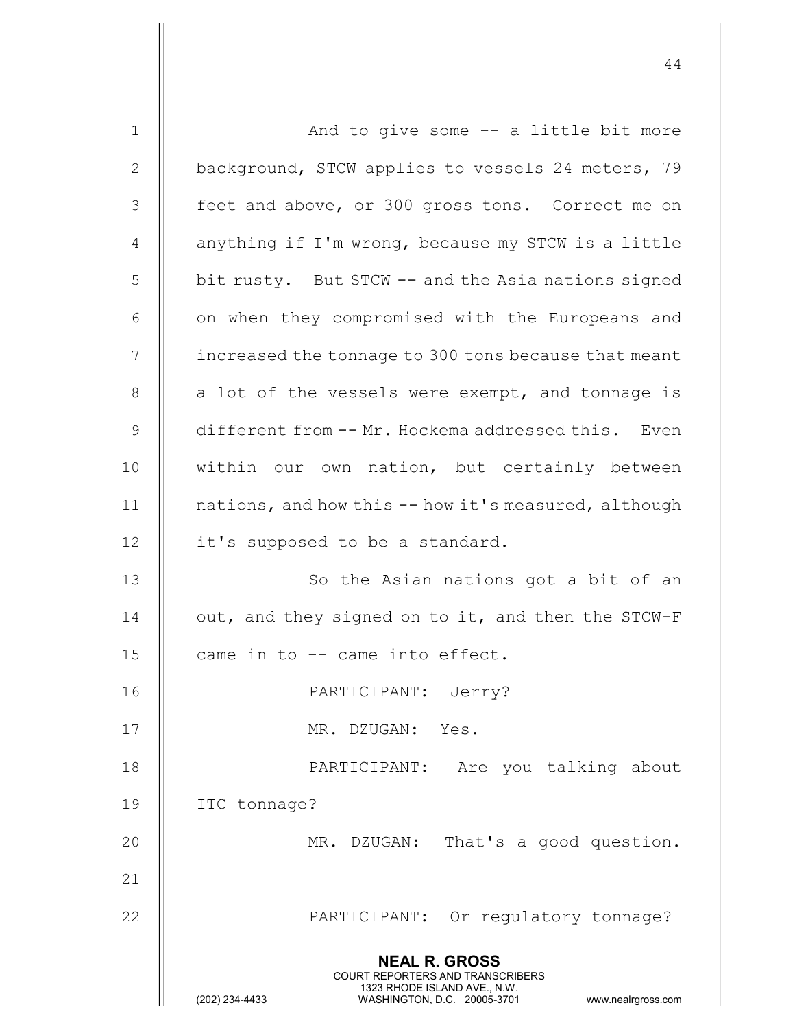And to give some -- a little bit more background, STCW applies to vessels 24 meters, 79 feet and above, or 300 gross tons. Correct me on anything if I'm wrong, because my STCW is a little bit rusty. But STCW -- and the Asia nations signed on when they compromised with the Europeans and increased the tonnage to 300 tons because that meant a lot of the vessels were exempt, and tonnage is different from -- Mr. Hockema addressed this. Even within our own nation, but certainly between nations, and how this -- how it's measured, although it's supposed to be a standard.

So the Asian nations got a bit of an out, and they signed on to it, and then the STCW-F came in to -- came into effect.

PARTICIPANT: Jerry?

MR. DZUGAN: Yes.

PARTICIPANT: Are you talking about ITC tonnage?

MR. DZUGAN: That's a good question.

PARTICIPANT: Or regulatory tonnage?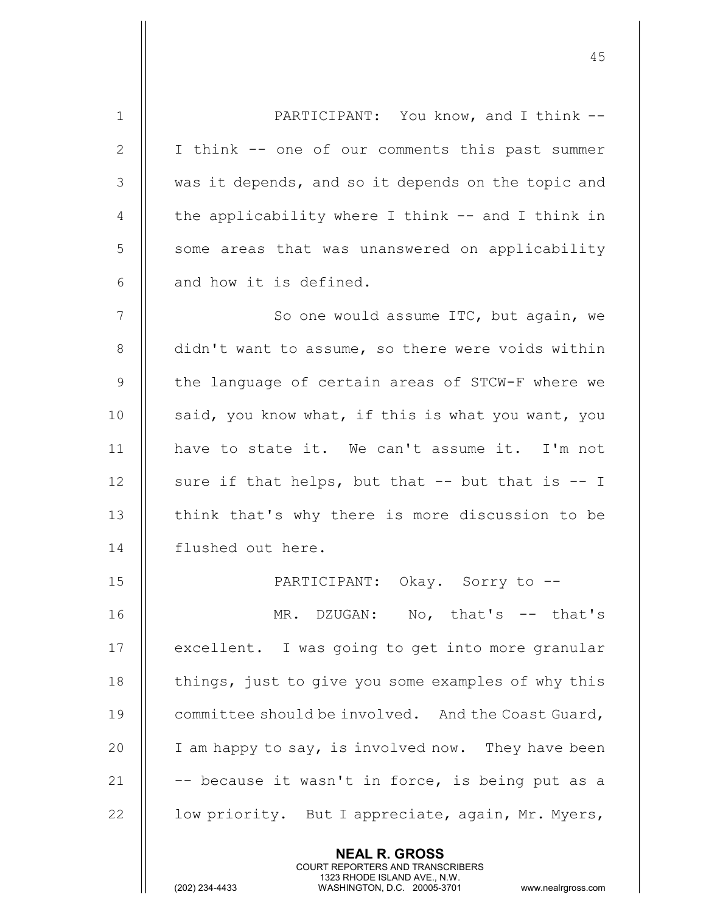PARTICIPANT: You know, and I think -- I think -- one of our comments this past summer was it depends, and so it depends on the topic and the applicability where I think -- and I think in some areas that was unanswered on applicability and how it is defined.

So one would assume ITC, but again, we didn't want to assume, so there were voids within the language of certain areas of STCW-F where we said, you know what, if this is what you want, you have to state it. We can't assume it. I'm not sure if that helps, but that -- but that is -- I think that's why there is more discussion to be flushed out here.

PARTICIPANT: Okay. Sorry to --

MR. DZUGAN: No, that's -- that's excellent. I was going to get into more granular things, just to give you some examples of why this committee should be involved. And the Coast Guard, I am happy to say, is involved now. They have been -- because it wasn't in force, is being put as a low priority. But I appreciate, again, Mr. Myers,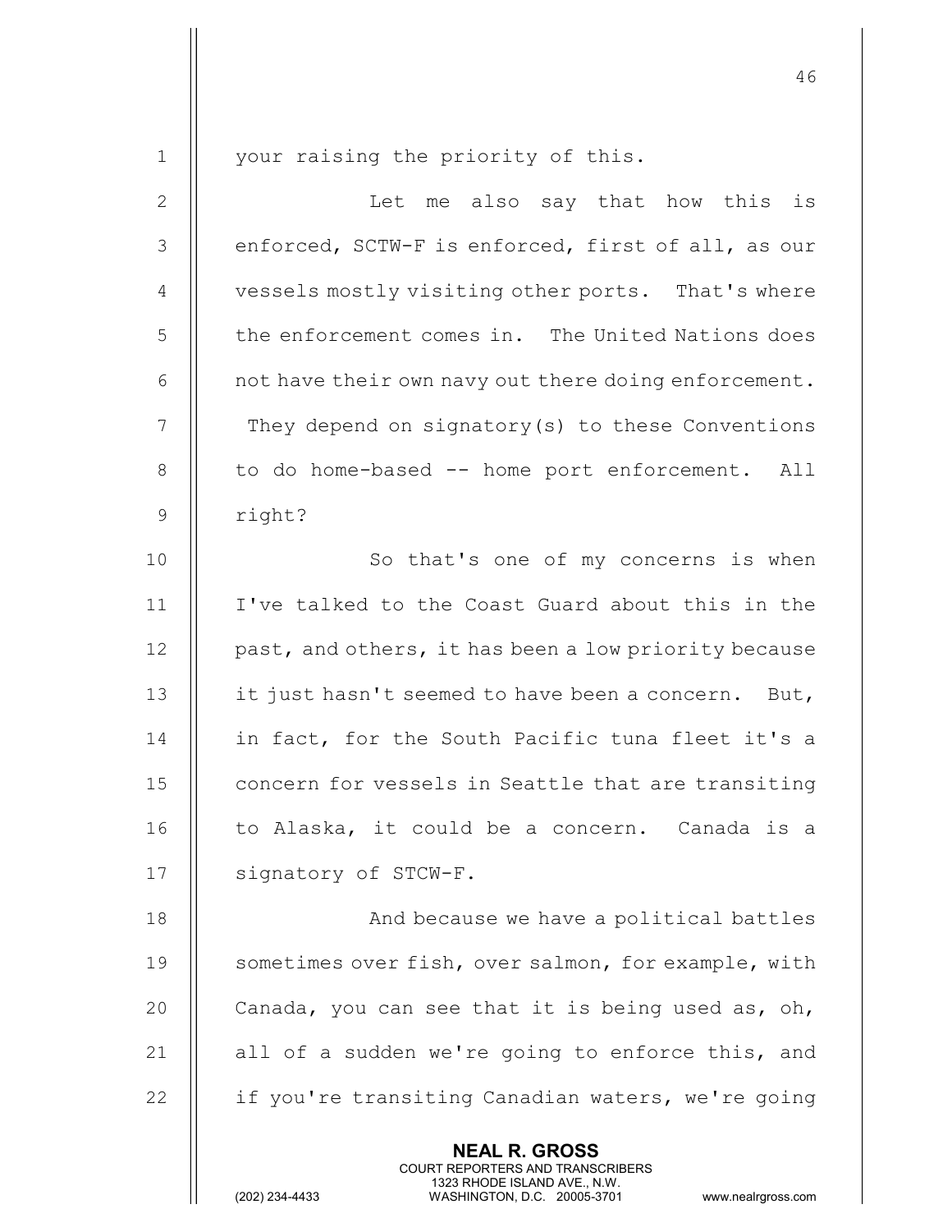your raising the priority of this.

Let me also say that how this is enforced, SCTW-F is enforced, first of all, as our vessels mostly visiting other ports. That's where the enforcement comes in. The United Nations does not have their own navy out there doing enforcement. They depend on signatory(s) to these Conventions to do home-based -- home port enforcement. All right?

So that's one of my concerns is when I've talked to the Coast Guard about this in the past, and others, it has been a low priority because it just hasn't seemed to have been a concern. But, in fact, for the South Pacific tuna fleet it's a concern for vessels in Seattle that are transiting to Alaska, it could be a concern. Canada is a signatory of STCW-F.

And because we have a political battles sometimes over fish, over salmon, for example, with Canada, you can see that it is being used as, oh, all of a sudden we're going to enforce this, and if you're transiting Canadian waters, we're going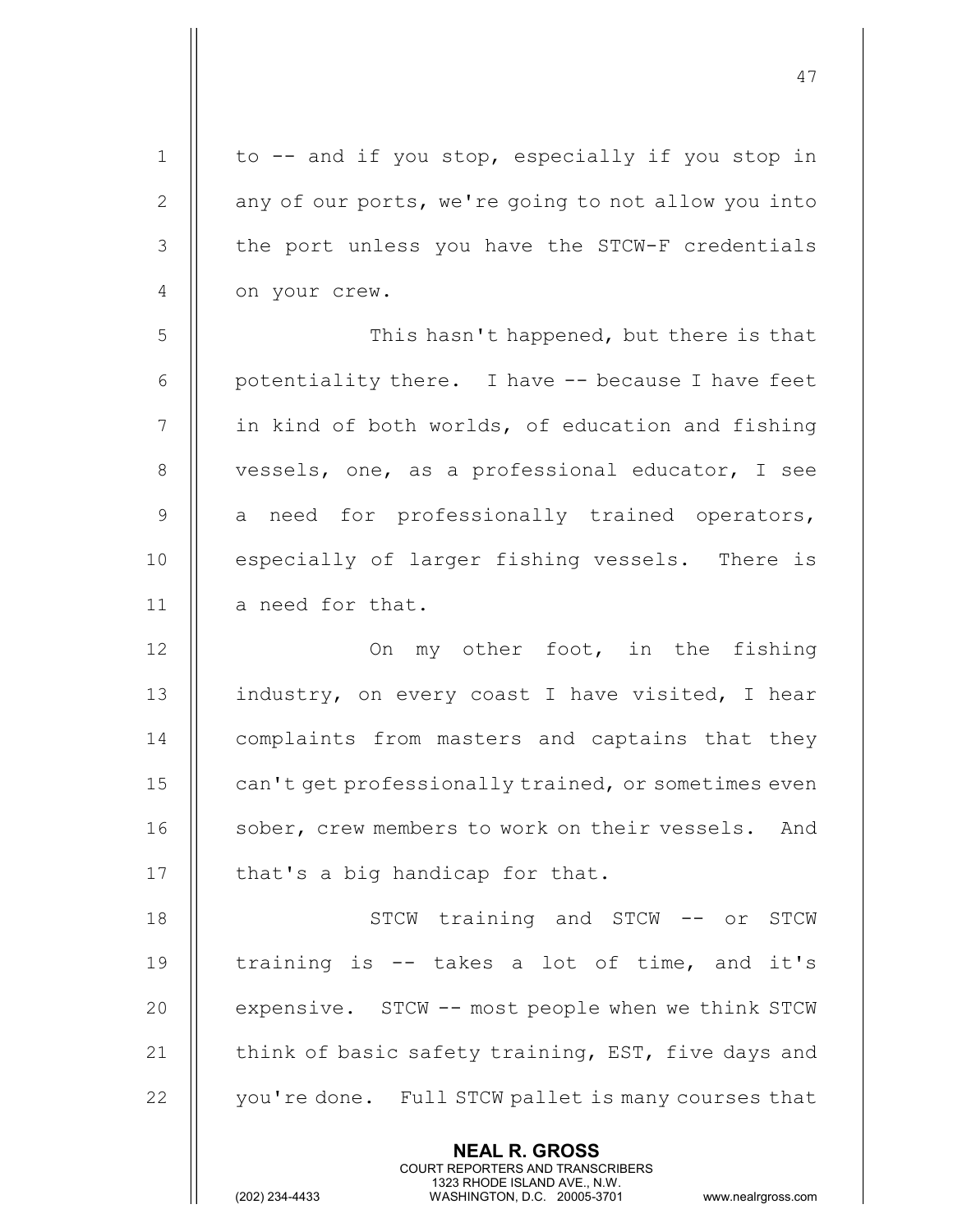to -- and if you stop, especially if you stop in any of our ports, we're going to not allow you into the port unless you have the STCW-F credentials on your crew.

This hasn't happened, but there is that potentiality there. I have -- because I have feet in kind of both worlds, of education and fishing vessels, one, as a professional educator, I see a need for professionally trained operators, especially of larger fishing vessels. There is a need for that.

On my other foot, in the fishing industry, on every coast I have visited, I hear complaints from masters and captains that they can't get professionally trained, or sometimes even sober, crew members to work on their vessels. And that's a big handicap for that.

STCW training and STCW -- or STCW training is -- takes a lot of time, and it's expensive. STCW -- most people when we think STCW think of basic safety training, EST, five days and you're done. Full STCW pallet is many courses that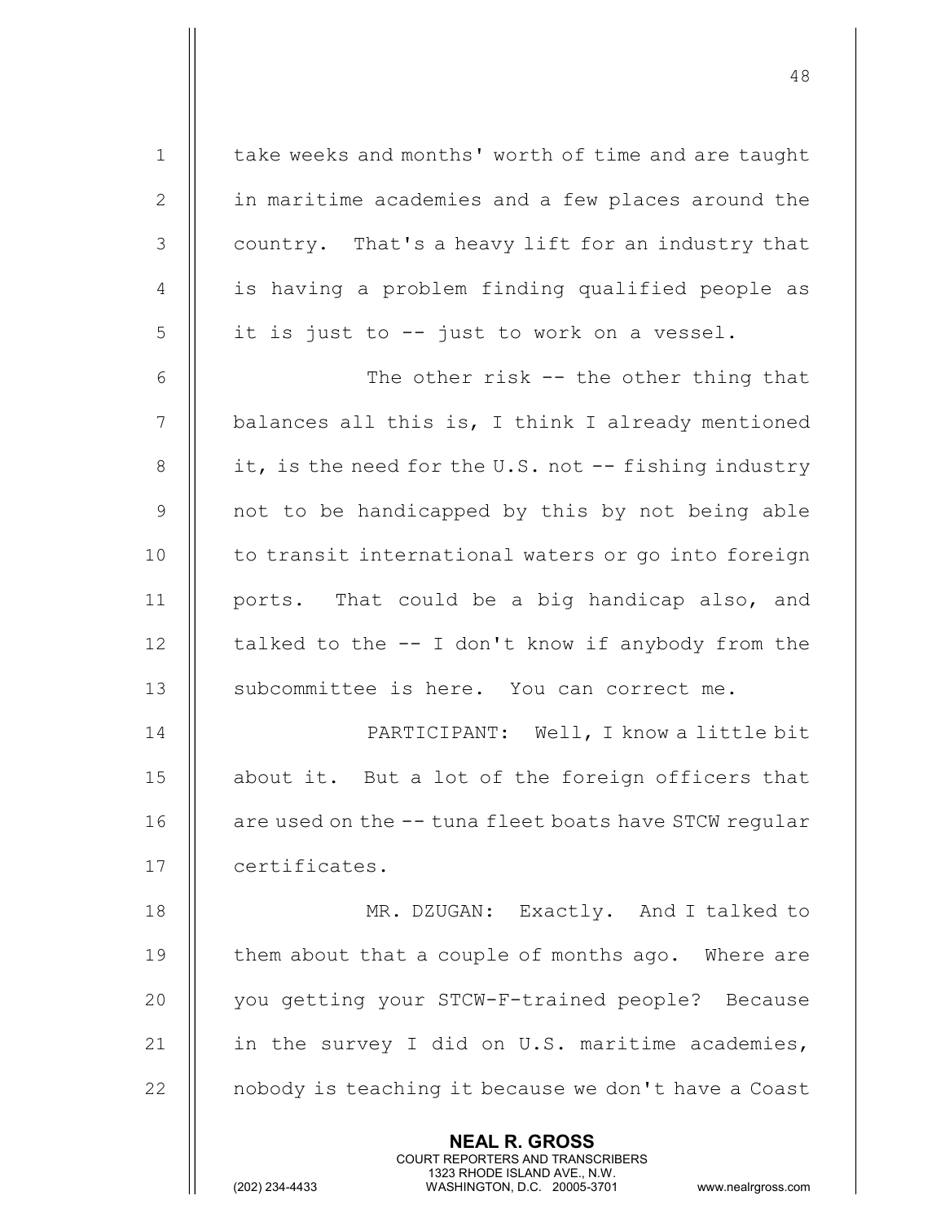take weeks and months' worth of time and are taught in maritime academies and a few places around the country. That's a heavy lift for an industry that is having a problem finding qualified people as it is just to -- just to work on a vessel.

The other risk -- the other thing that balances all this is, I think I already mentioned it, is the need for the U.S. not -- fishing industry not to be handicapped by this by not being able to transit international waters or go into foreign ports. That could be a big handicap also, and talked to the -- I don't know if anybody from the subcommittee is here. You can correct me.

PARTICIPANT: Well, I know a little bit about it. But a lot of the foreign officers that are used on the -- tuna fleet boats have STCW regular certificates.

MR. DZUGAN: Exactly. And I talked to them about that a couple of months ago. Where are you getting your STCW-F-trained people? Because in the survey I did on U.S. maritime academies, nobody is teaching it because we don't have a Coast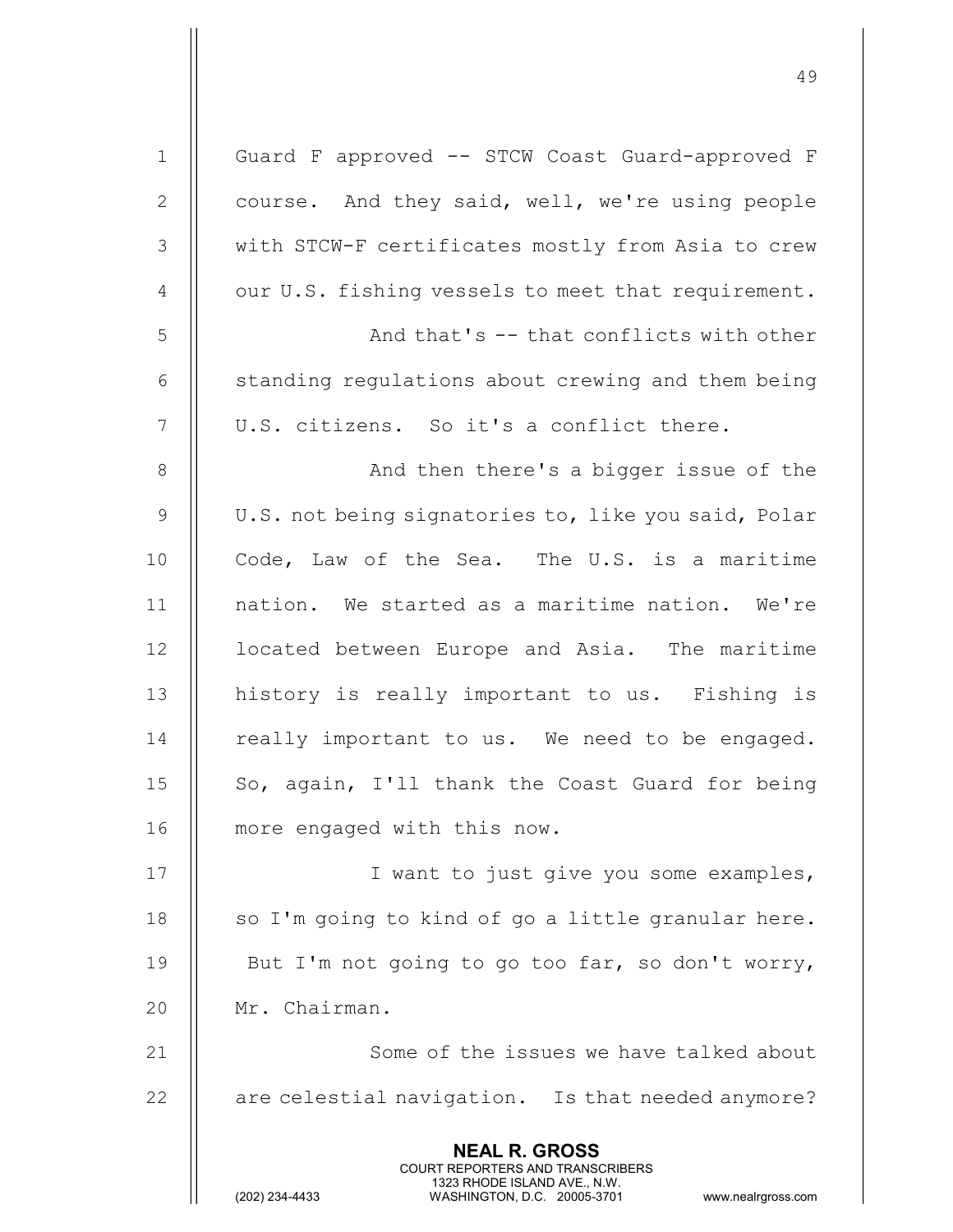Guard F approved -- STCW Coast Guard-approved F course. And they said, well, we're using people with STCW-F certificates mostly from Asia to crew our U.S. fishing vessels to meet that requirement.

And that's -- that conflicts with other standing regulations about crewing and them being U.S. citizens. So it's a conflict there.

And then there's a bigger issue of the U.S. not being signatories to, like you said, Polar Code, Law of the Sea. The U.S. is a maritime nation. We started as a maritime nation. We're located between Europe and Asia. The maritime history is really important to us. Fishing is really important to us. We need to be engaged. So, again, I'll thank the Coast Guard for being more engaged with this now.

I want to just give you some examples, so I'm going to kind of go a little granular here. But I'm not going to go too far, so don't worry, Mr. Chairman.

Some of the issues we have talked about are celestial navigation. Is that needed anymore?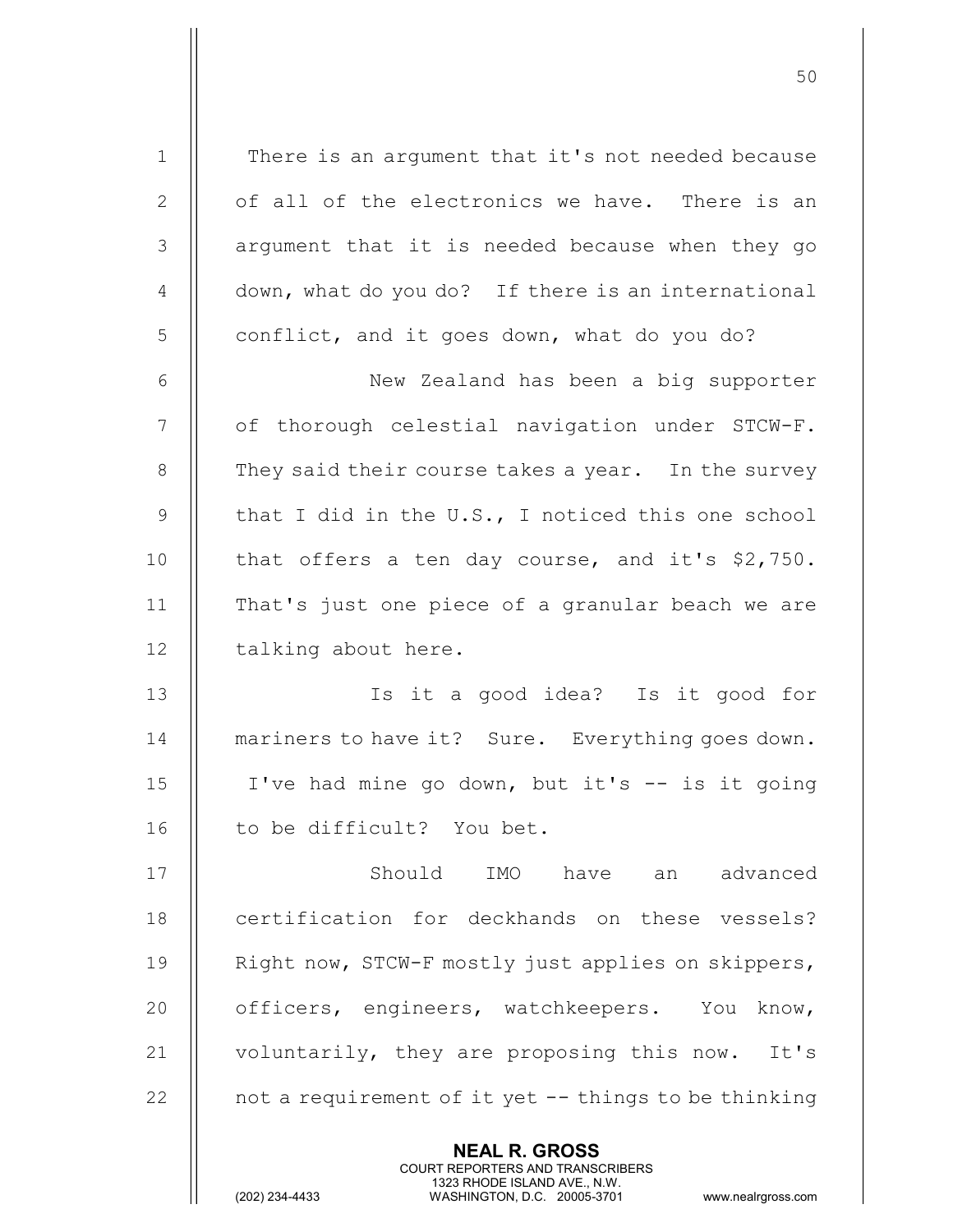There is an argument that it's not needed because of all of the electronics we have. There is an argument that it is needed because when they go down, what do you do? If there is an international conflict, and it goes down, what do you do?

New Zealand has been a big supporter of thorough celestial navigation under STCW-F. They said their course takes a year. In the survey that I did in the U.S., I noticed this one school that offers a ten day course, and it's $2,750. That's just one piece of a granular beach we are talking about here.

Is it a good idea? Is it good for mariners to have it? Sure. Everything goes down. I've had mine go down, but it's -- is it going to be difficult? You bet.

Should IMO have an advanced certification for deckhands on these vessels? Right now, STCW-F mostly just applies on skippers, officers, engineers, watchkeepers. You know, voluntarily, they are proposing this now. It's not a requirement of it yet -- things to be thinking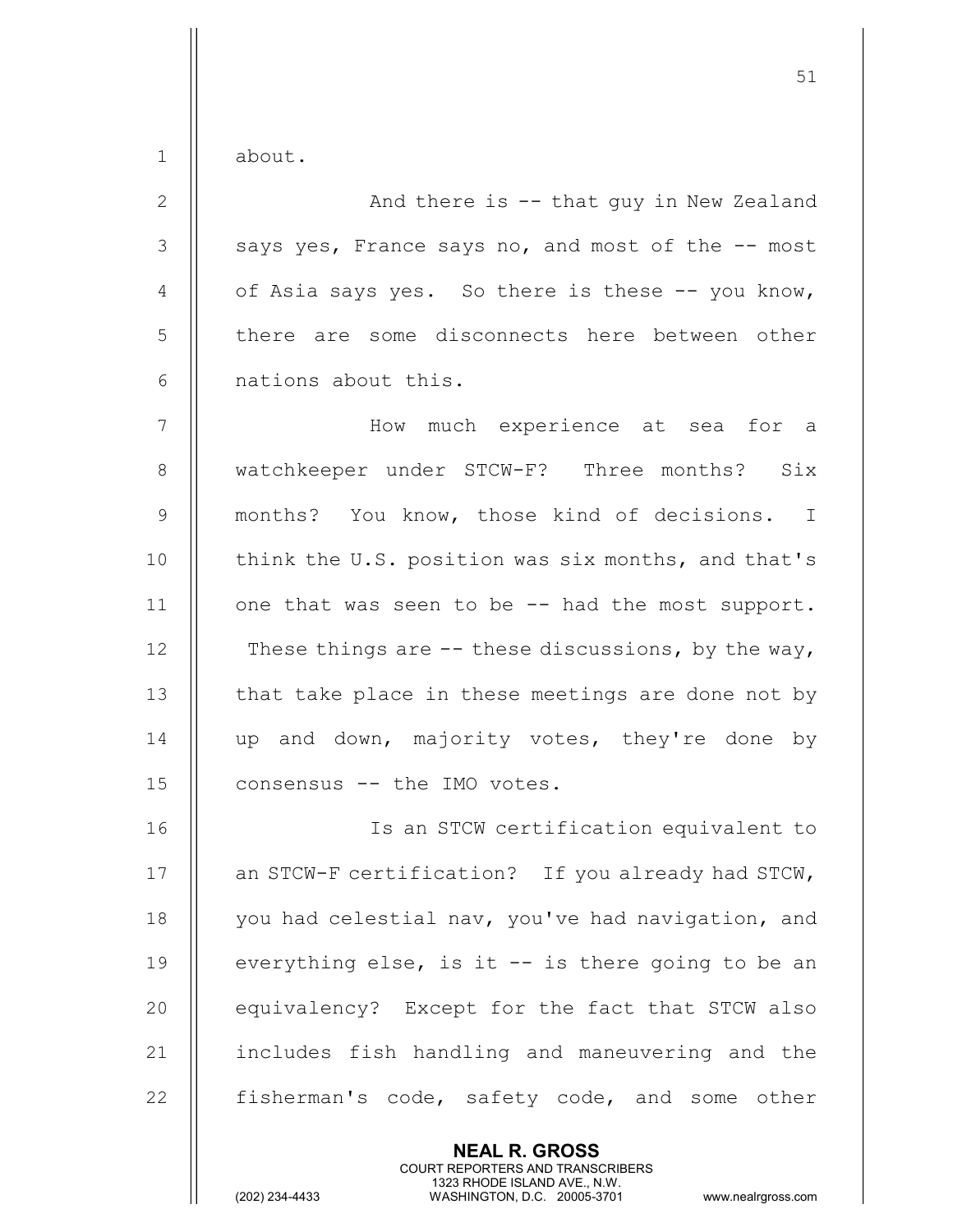about.

And there is -- that guy in New Zealand says yes, France says no, and most of the -- most of Asia says yes. So there is these -- you know, there are some disconnects here between other nations about this.

How much experience at sea for a watchkeeper under STCW-F? Three months? Six months? You know, those kind of decisions. I think the U.S. position was six months, and that's one that was seen to be -- had the most support. These things are -- these discussions, by the way, that take place in these meetings are done not by up and down, majority votes, they're done by consensus -- the IMO votes.

Is an STCW certification equivalent to an STCW-F certification? If you already had STCW, you had celestial nav, you've had navigation, and everything else, is it -- is there going to be an equivalency? Except for the fact that STCW also includes fish handling and maneuvering and the fisherman's code, safety code, and some other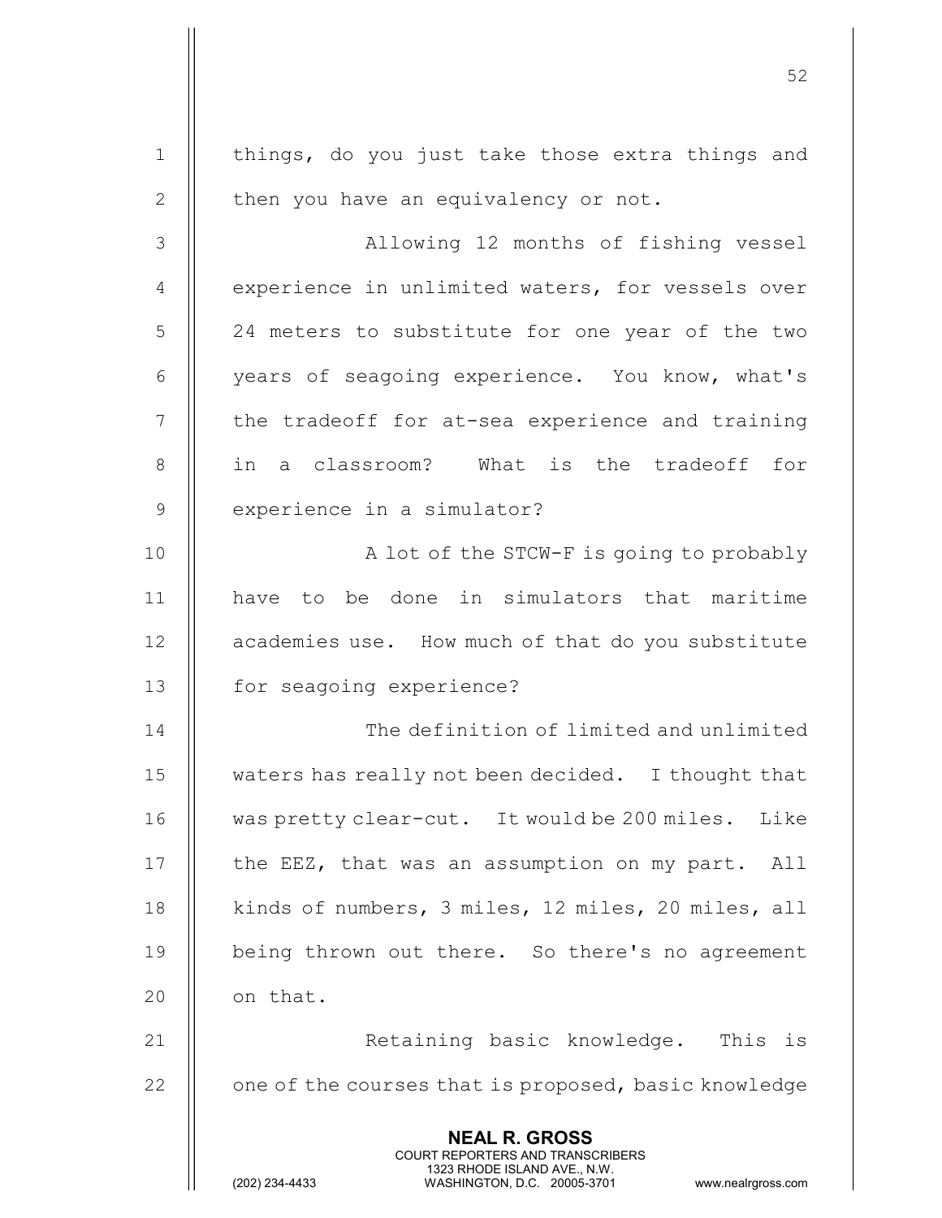things, do you just take those extra things and then you have an equivalency or not.

Allowing 12 months of fishing vessel experience in unlimited waters, for vessels over 24 meters to substitute for one year of the two years of seagoing experience. You know, what's the tradeoff for at-sea experience and training in a classroom? What is the tradeoff for experience in a simulator?

A lot of the STCW-F is going to probably have to be done in simulators that maritime academies use. How much of that do you substitute for seagoing experience?

The definition of limited and unlimited waters has really not been decided. I thought that was pretty clear-cut. It would be 200 miles. Like the EEZ, that was an assumption on my part. All kinds of numbers, 3 miles, 12 miles, 20 miles, all being thrown out there. So there's no agreement on that.

Retaining basic knowledge. This is one of the courses that is proposed, basic knowledge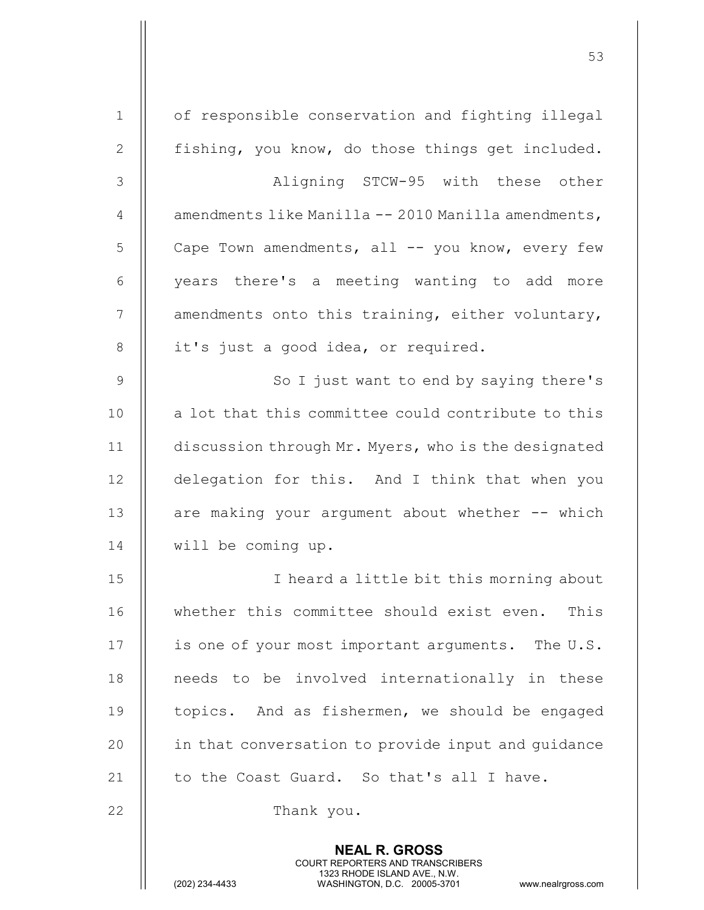of responsible conservation and fighting illegal fishing, you know, do those things get included.

Aligning STCW-95 with these other amendments like Manilla -- 2010 Manilla amendments, Cape Town amendments, all -- you know, every few years there's a meeting wanting to add more amendments onto this training, either voluntary, it's just a good idea, or required.

So I just want to end by saying there's a lot that this committee could contribute to this discussion through Mr. Myers, who is the designated delegation for this. And I think that when you are making your argument about whether -- which will be coming up.

I heard a little bit this morning about whether this committee should exist even. This is one of your most important arguments. The U.S. needs to be involved internationally in these topics. And as fishermen, we should be engaged in that conversation to provide input and guidance to the Coast Guard. So that's all I have.

Thank you.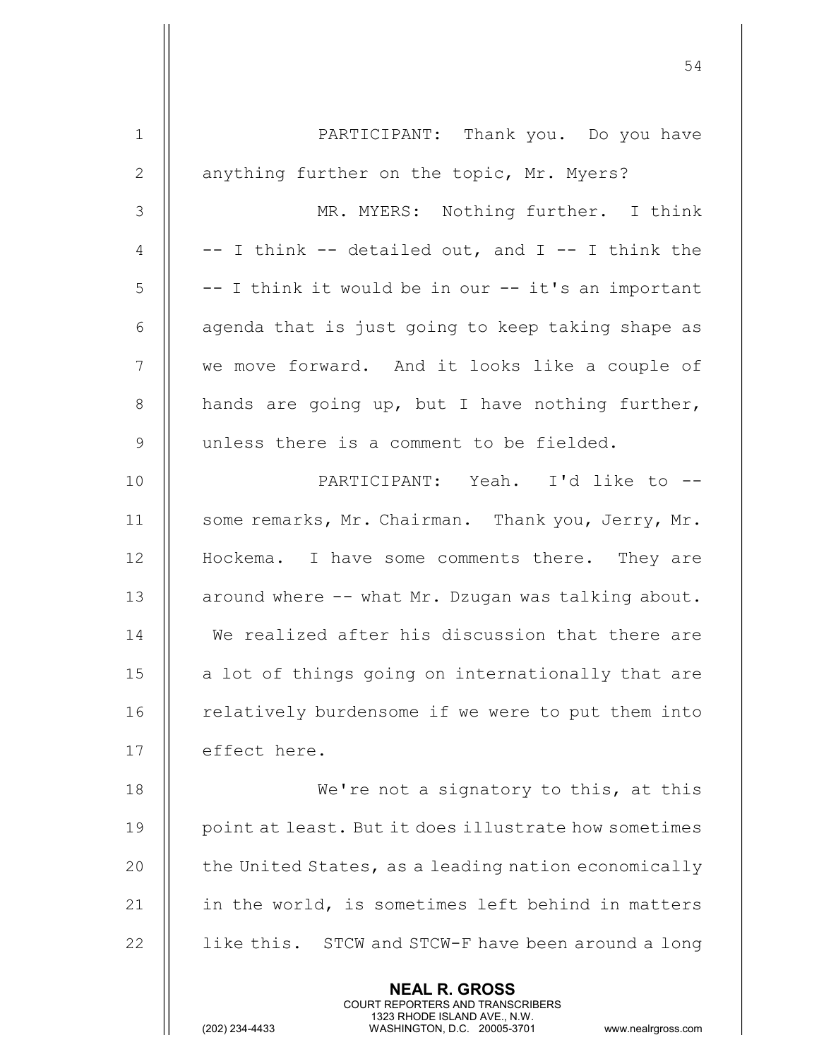PARTICIPANT: Thank you. Do you have anything further on the topic, Mr. Myers?

MR. MYERS: Nothing further. I think -- I think -- detailed out, and I -- I think the -- I think it would be in our -- it's an important agenda that is just going to keep taking shape as we move forward. And it looks like a couple of hands are going up, but I have nothing further, unless there is a comment to be fielded.

PARTICIPANT: Yeah. I'd like to -- some remarks, Mr. Chairman. Thank you, Jerry, Mr. Hockema. I have some comments there. They are around where -- what Mr. Dzugan was talking about. We realized after his discussion that there are a lot of things going on internationally that are relatively burdensome if we were to put them into effect here.

We're not a signatory to this, at this point at least. But it does illustrate how sometimes the United States, as a leading nation economically in the world, is sometimes left behind in matters like this. STCW and STCW-F have been around a long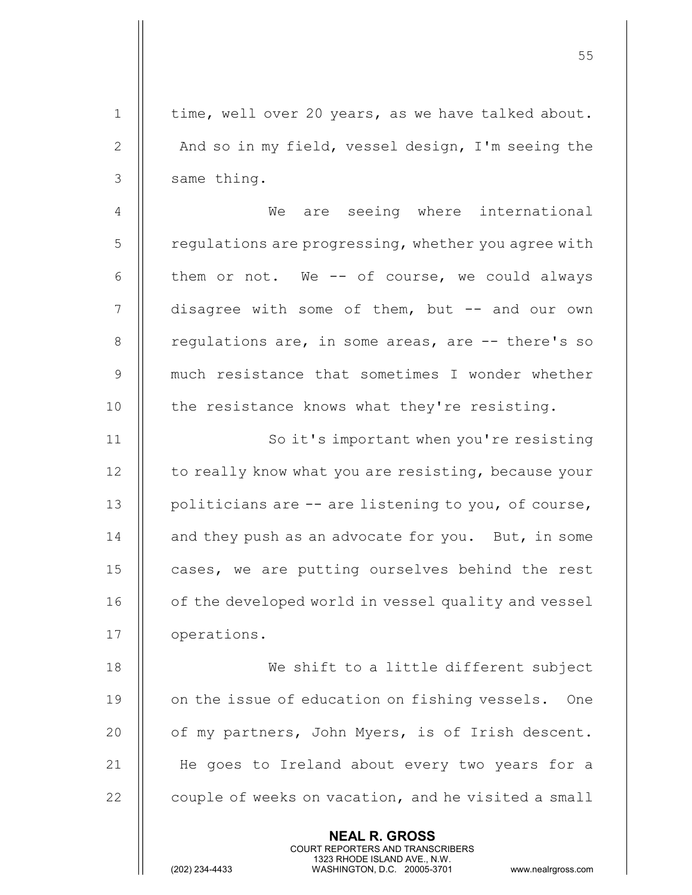time, well over 20 years, as we have talked about. And so in my field, vessel design, I'm seeing the same thing.

We are seeing where international regulations are progressing, whether you agree with them or not. We -- of course, we could always disagree with some of them, but -- and our own regulations are, in some areas, are -- there's so much resistance that sometimes I wonder whether the resistance knows what they're resisting.

So it's important when you're resisting to really know what you are resisting, because your politicians are -- are listening to you, of course, and they push as an advocate for you. But, in some cases, we are putting ourselves behind the rest of the developed world in vessel quality and vessel operations.

We shift to a little different subject on the issue of education on fishing vessels. One of my partners, John Myers, is of Irish descent. He goes to Ireland about every two years for a couple of weeks on vacation, and he visited a small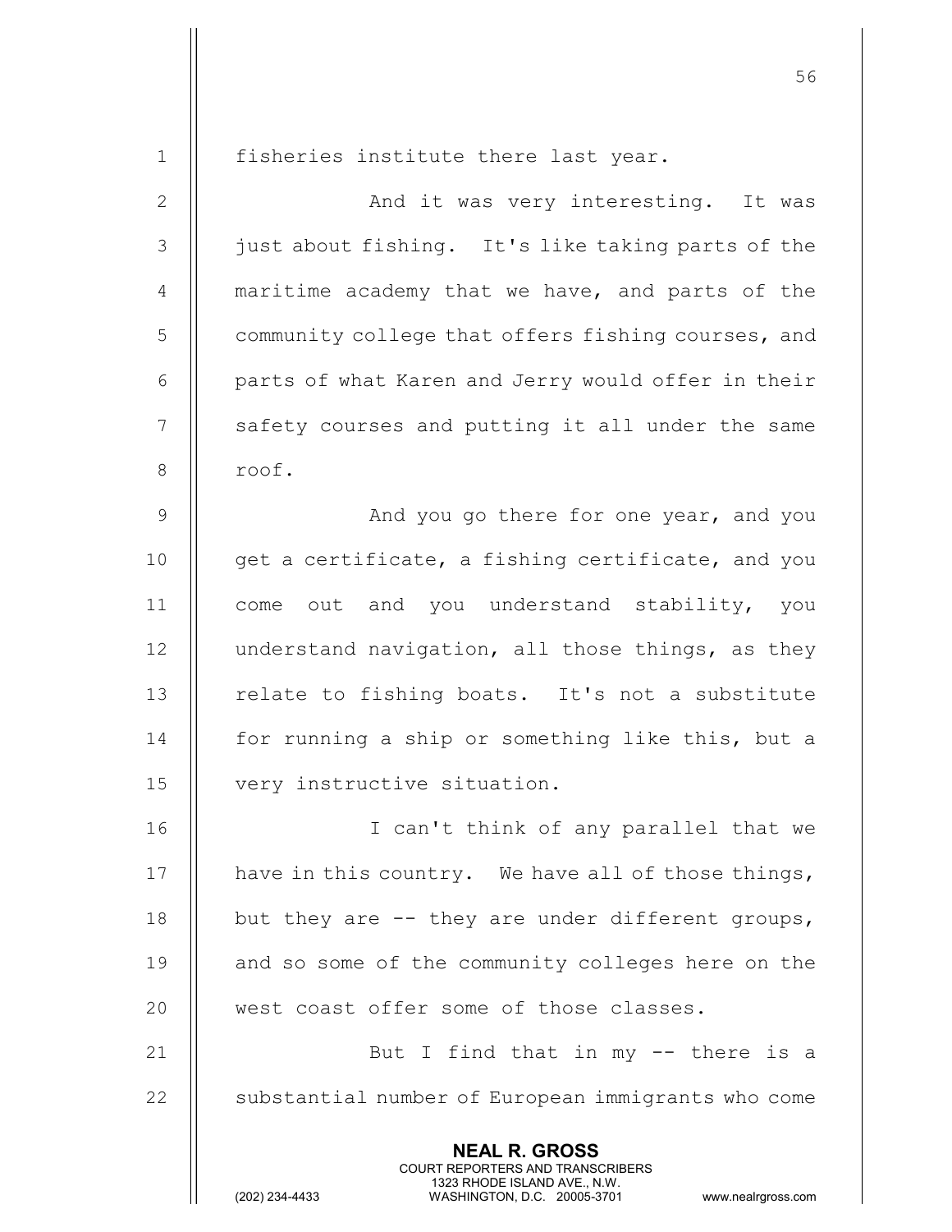fisheries institute there last year.

And it was very interesting. It was just about fishing. It's like taking parts of the maritime academy that we have, and parts of the community college that offers fishing courses, and parts of what Karen and Jerry would offer in their safety courses and putting it all under the same roof.

And you go there for one year, and you get a certificate, a fishing certificate, and you come out and you understand stability, you understand navigation, all those things, as they relate to fishing boats. It's not a substitute for running a ship or something like this, but a very instructive situation.

I can't think of any parallel that we have in this country. We have all of those things, but they are -- they are under different groups, and so some of the community colleges here on the west coast offer some of those classes.

But I find that in my -- there is a substantial number of European immigrants who come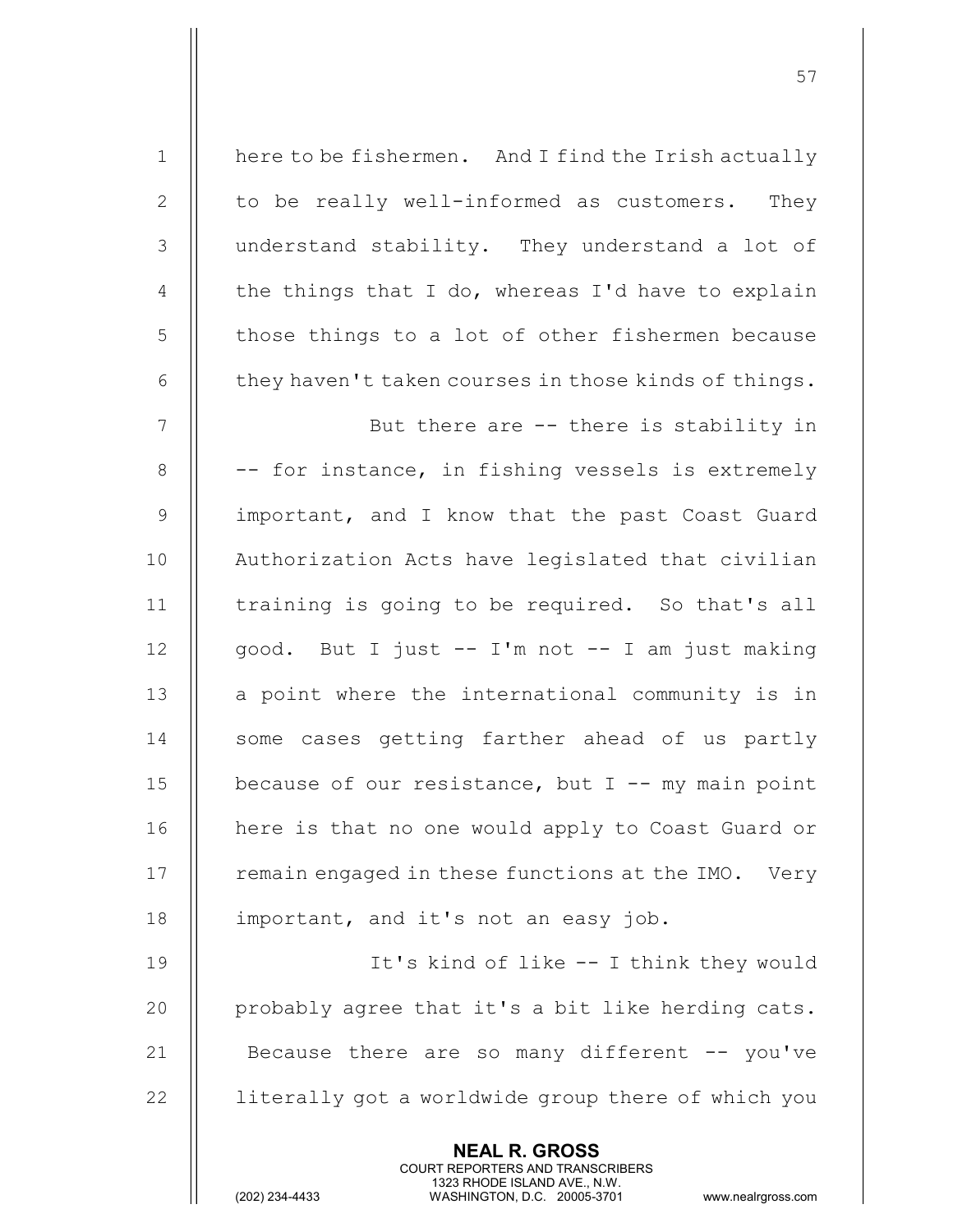here to be fishermen. And I find the Irish actually to be really well-informed as customers. They understand stability. They understand a lot of the things that I do, whereas I'd have to explain those things to a lot of other fishermen because they haven't taken courses in those kinds of things.

But there are -- there is stability in -- for instance, in fishing vessels is extremely important, and I know that the past Coast Guard Authorization Acts have legislated that civilian training is going to be required. So that's all good. But I just -- I'm not -- I am just making a point where the international community is in some cases getting farther ahead of us partly because of our resistance, but I -- my main point here is that no one would apply to Coast Guard or remain engaged in these functions at the IMO. Very important, and it's not an easy job.

It's kind of like -- I think they would probably agree that it's a bit like herding cats. Because there are so many different -- you've literally got a worldwide group there of which you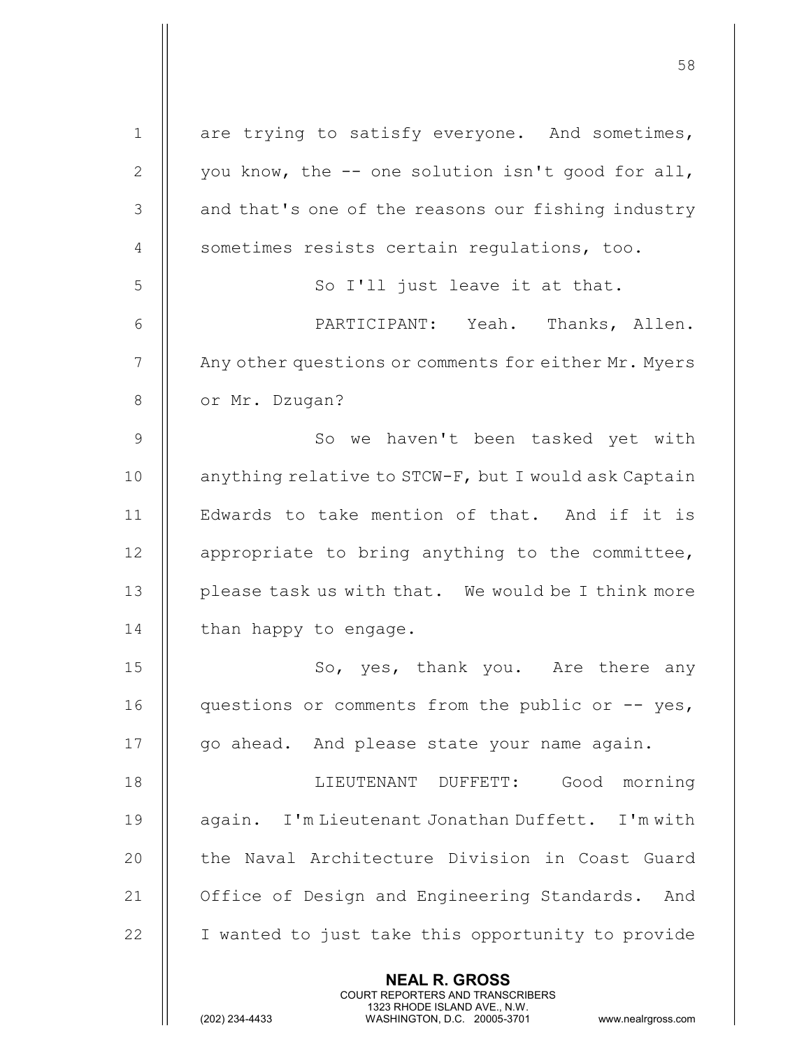are trying to satisfy everyone. And sometimes, you know, the -- one solution isn't good for all, and that's one of the reasons our fishing industry sometimes resists certain regulations, too.

So I'll just leave it at that.

PARTICIPANT: Yeah. Thanks, Allen. Any other questions or comments for either Mr. Myers or Mr. Dzugan?

So we haven't been tasked yet with anything relative to STCW-F, but I would ask Captain Edwards to take mention of that. And if it is appropriate to bring anything to the committee, please task us with that. We would be I think more than happy to engage.

So, yes, thank you. Are there any questions or comments from the public or -- yes, go ahead. And please state your name again.

LIEUTENANT DUFFETT: Good morning again. I'm Lieutenant Jonathan Duffett. I'm with the Naval Architecture Division in Coast Guard Office of Design and Engineering Standards. And I wanted to just take this opportunity to provide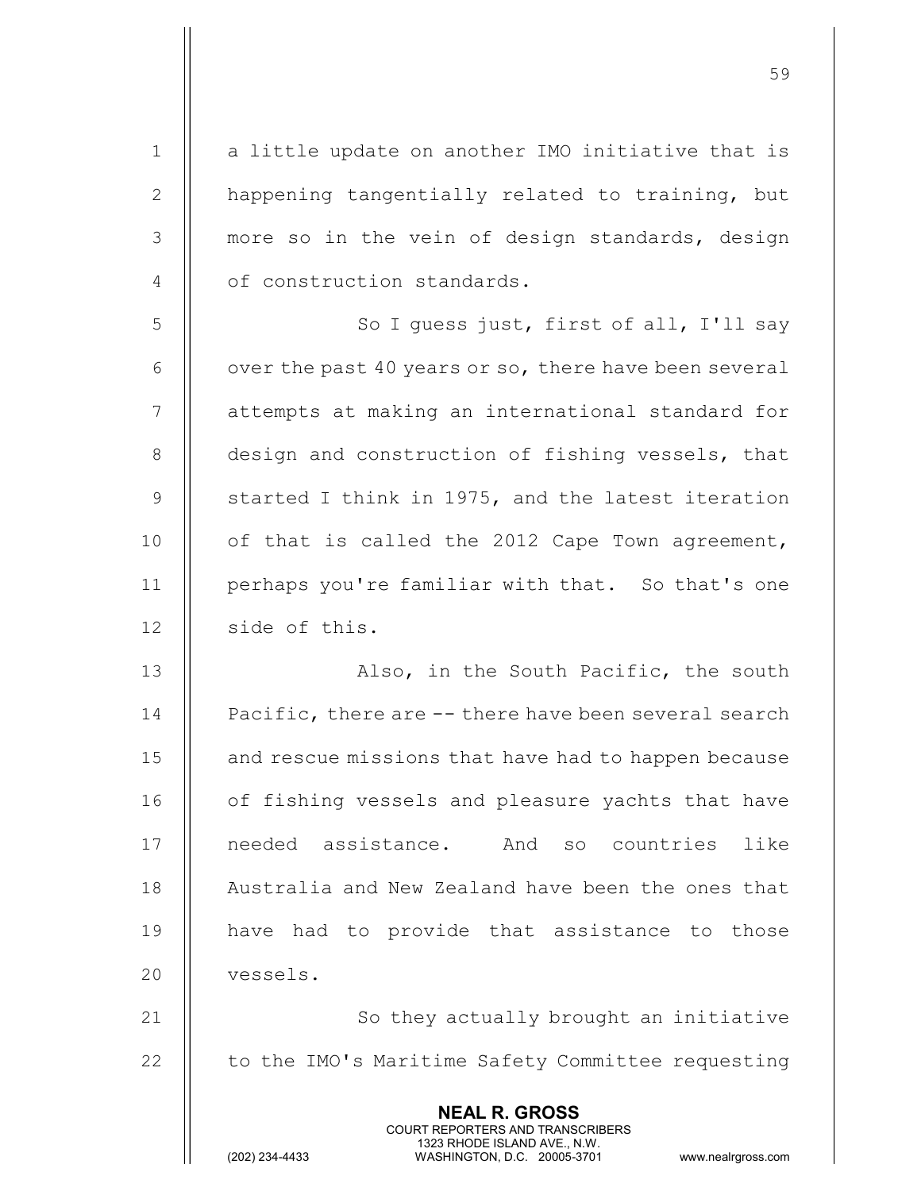a little update on another IMO initiative that is happening tangentially related to training, but more so in the vein of design standards, design of construction standards.

So I guess just, first of all, I'll say over the past 40 years or so, there have been several attempts at making an international standard for design and construction of fishing vessels, that started I think in 1975, and the latest iteration of that is called the 2012 Cape Town agreement, perhaps you're familiar with that. So that's one side of this.

Also, in the South Pacific, the south Pacific, there are -- there have been several search and rescue missions that have had to happen because of fishing vessels and pleasure yachts that have needed assistance. And so countries like Australia and New Zealand have been the ones that have had to provide that assistance to those vessels.

So they actually brought an initiative to the IMO's Maritime Safety Committee requesting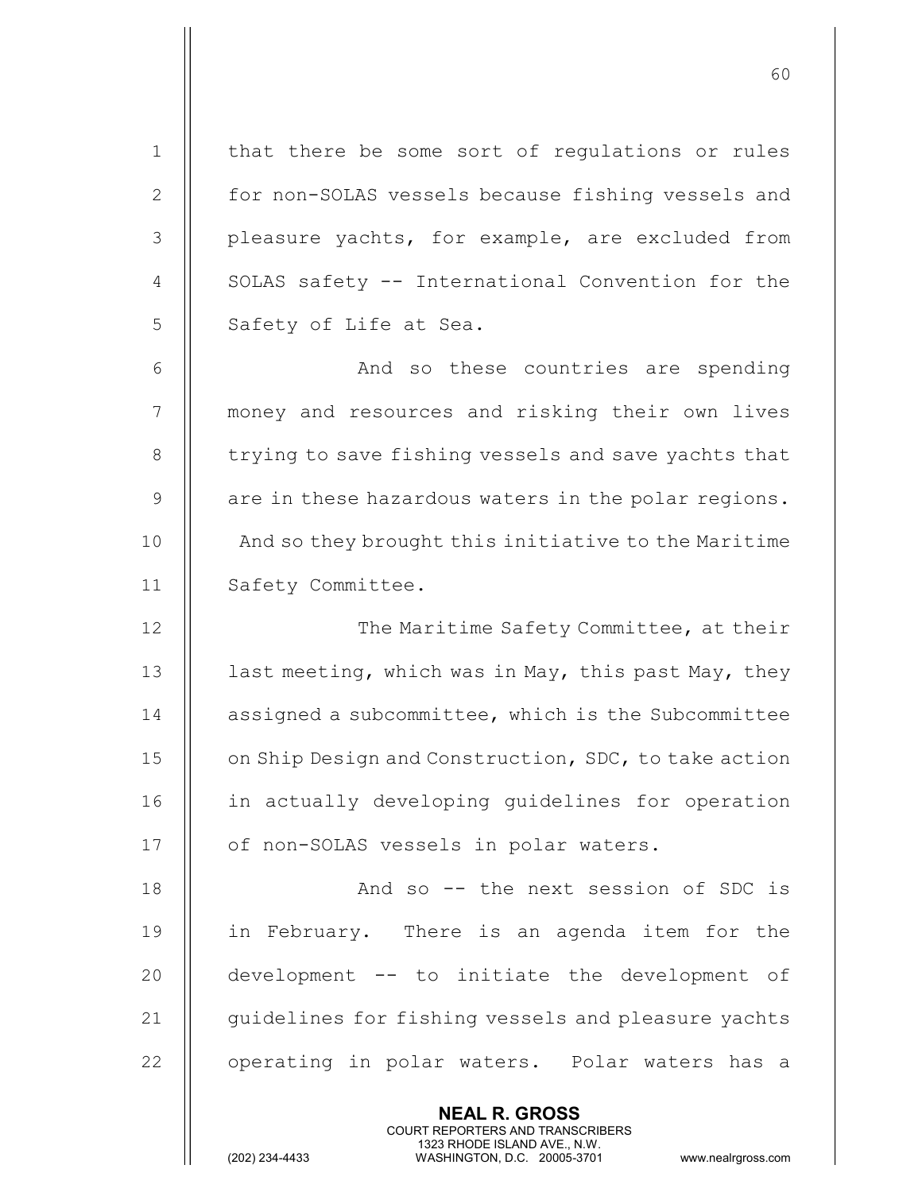that there be some sort of regulations or rules for non-SOLAS vessels because fishing vessels and pleasure yachts, for example, are excluded from SOLAS safety -- International Convention for the Safety of Life at Sea.

And so these countries are spending money and resources and risking their own lives trying to save fishing vessels and save yachts that are in these hazardous waters in the polar regions. And so they brought this initiative to the Maritime Safety Committee.

The Maritime Safety Committee, at their last meeting, which was in May, this past May, they assigned a subcommittee, which is the Subcommittee on Ship Design and Construction, SDC, to take action in actually developing guidelines for operation of non-SOLAS vessels in polar waters.

And so -- the next session of SDC is in February. There is an agenda item for the development -- to initiate the development of guidelines for fishing vessels and pleasure yachts operating in polar waters. Polar waters has a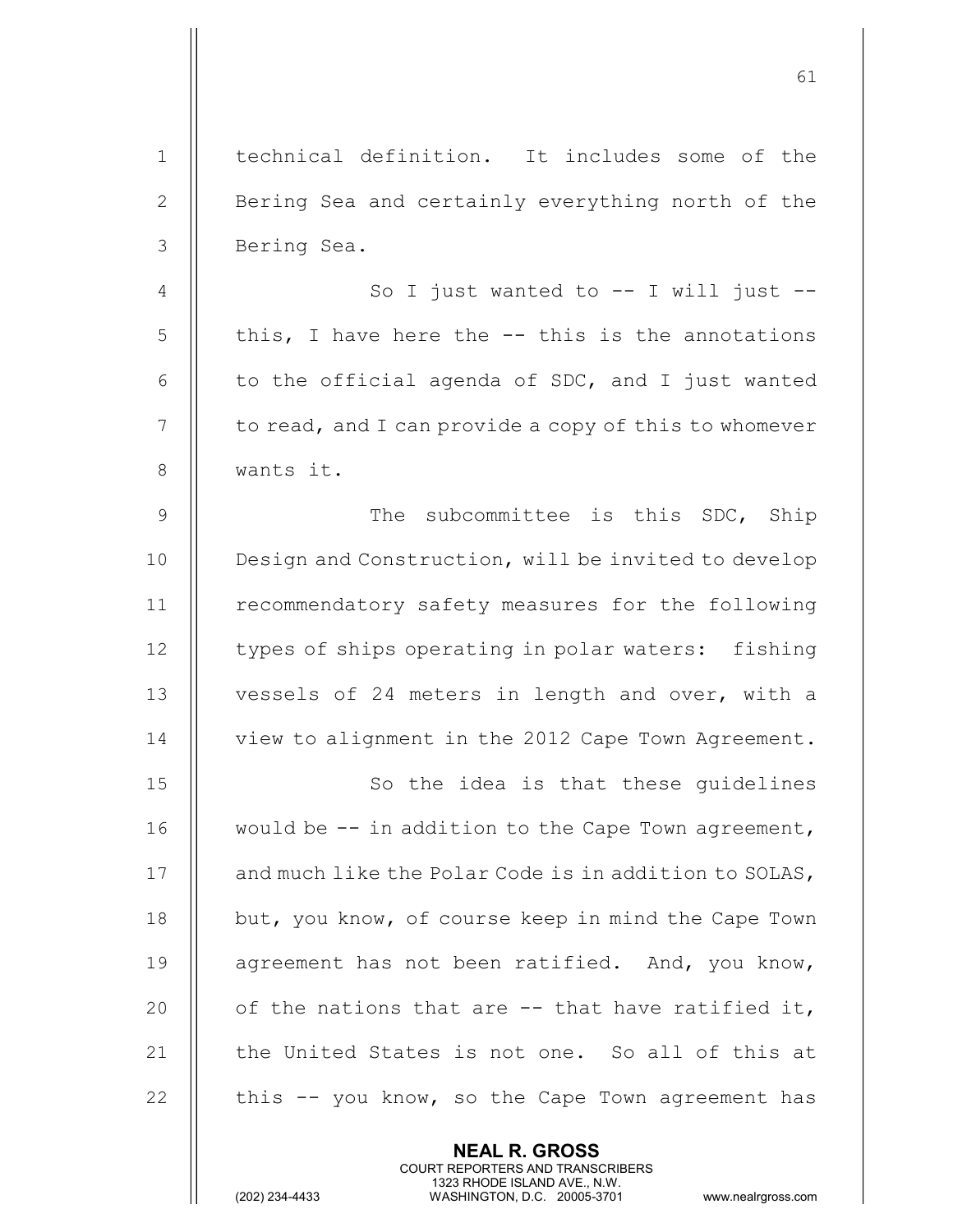technical definition. It includes some of the Bering Sea and certainly everything north of the Bering Sea.

So I just wanted to -- I will just -- this, I have here the -- this is the annotations to the official agenda of SDC, and I just wanted to read, and I can provide a copy of this to whomever wants it.

The subcommittee is this SDC, Ship Design and Construction, will be invited to develop recommendatory safety measures for the following types of ships operating in polar waters: fishing vessels of 24 meters in length and over, with a view to alignment in the 2012 Cape Town Agreement.

So the idea is that these guidelines would be -- in addition to the Cape Town agreement, and much like the Polar Code is in addition to SOLAS, but, you know, of course keep in mind the Cape Town agreement has not been ratified. And, you know, of the nations that are -- that have ratified it, the United States is not one. So all of this at this -- you know, so the Cape Town agreement has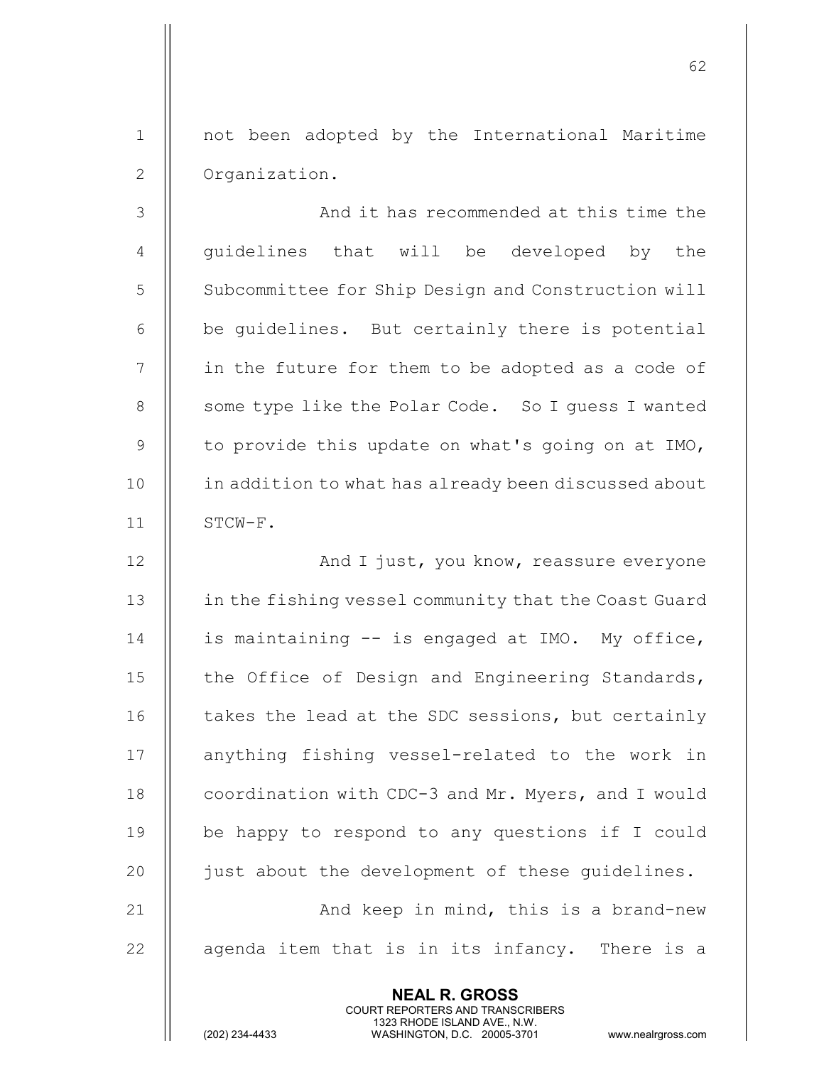not been adopted by the International Maritime Organization.

And it has recommended at this time the guidelines that will be developed by the Subcommittee for Ship Design and Construction will be guidelines. But certainly there is potential in the future for them to be adopted as a code of some type like the Polar Code. So I guess I wanted to provide this update on what's going on at IMO, in addition to what has already been discussed about STCW-F.

And I just, you know, reassure everyone in the fishing vessel community that the Coast Guard is maintaining -- is engaged at IMO. My office, the Office of Design and Engineering Standards, takes the lead at the SDC sessions, but certainly anything fishing vessel-related to the work in coordination with CDC-3 and Mr. Myers, and I would be happy to respond to any questions if I could just about the development of these guidelines.

And keep in mind, this is a brand-new agenda item that is in its infancy. There is a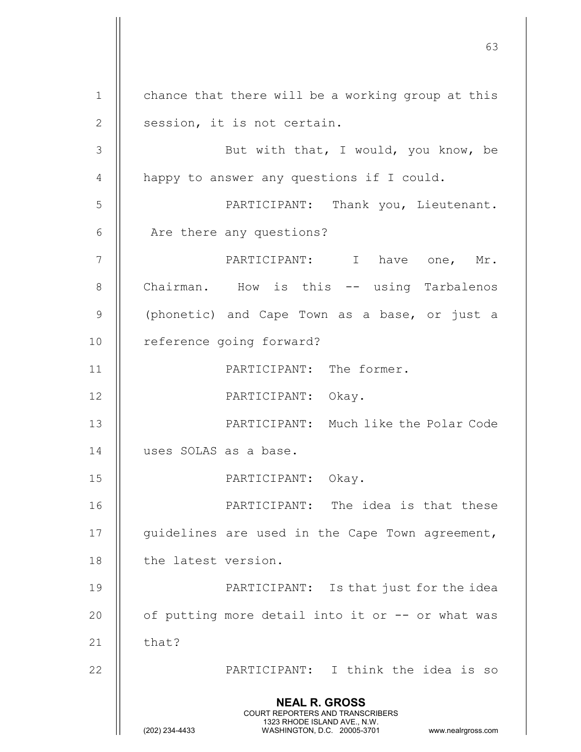chance that there will be a working group at this session, it is not certain.

But with that, I would, you know, be happy to answer any questions if I could.

PARTICIPANT: Thank you, Lieutenant. Are there any questions?

PARTICIPANT: I have one, Mr. Chairman. How is this -- using Tarbalenos (phonetic) and Cape Town as a base, or just a reference going forward?

PARTICIPANT: The former.

PARTICIPANT: Okay.

PARTICIPANT: Much like the Polar Code uses SOLAS as a base.

PARTICIPANT: Okay.

PARTICIPANT: The idea is that these guidelines are used in the Cape Town agreement, the latest version.

PARTICIPANT: Is that just for the idea of putting more detail into it or -- or what was that?

PARTICIPANT: I think the idea is so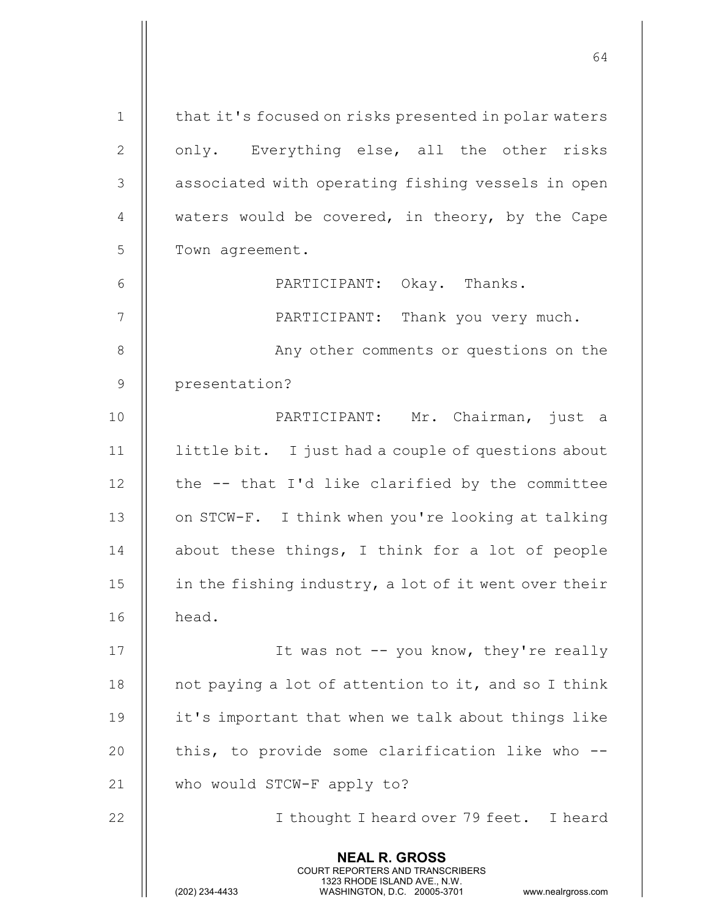that it's focused on risks presented in polar waters only. Everything else, all the other risks associated with operating fishing vessels in open waters would be covered, in theory, by the Cape Town agreement.

PARTICIPANT: Okay. Thanks.

PARTICIPANT: Thank you very much.

Any other comments or questions on the presentation?

PARTICIPANT: Mr. Chairman, just a little bit. I just had a couple of questions about the -- that I'd like clarified by the committee on STCW-F. I think when you're looking at talking about these things, I think for a lot of people in the fishing industry, a lot of it went over their head.

It was not -- you know, they're really not paying a lot of attention to it, and so I think it's important that when we talk about things like this, to provide some clarification like who -- who would STCW-F apply to?

I thought I heard over 79 feet. I heard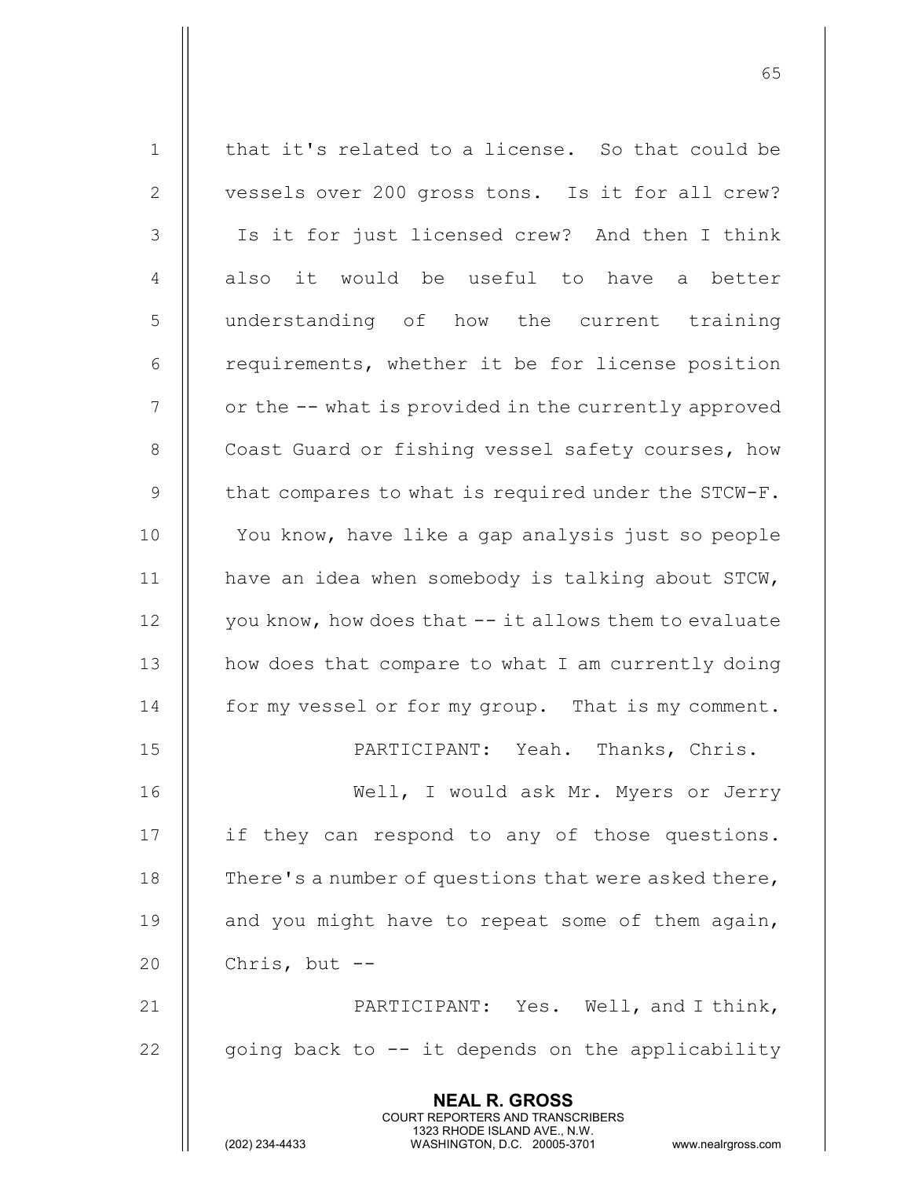that it's related to a license. So that could be vessels over 200 gross tons. Is it for all crew? Is it for just licensed crew? And then I think also it would be useful to have a better understanding of how the current training requirements, whether it be for license position or the -- what is provided in the currently approved Coast Guard or fishing vessel safety courses, how that compares to what is required under the STCW-F. You know, have like a gap analysis just so people have an idea when somebody is talking about STCW, you know, how does that -- it allows them to evaluate how does that compare to what I am currently doing for my vessel or for my group. That is my comment.

PARTICIPANT: Yeah. Thanks, Chris.

Well, I would ask Mr. Myers or Jerry if they can respond to any of those questions. There's a number of questions that were asked there, and you might have to repeat some of them again, Chris, but --

PARTICIPANT: Yes. Well, and I think, going back to -- it depends on the applicability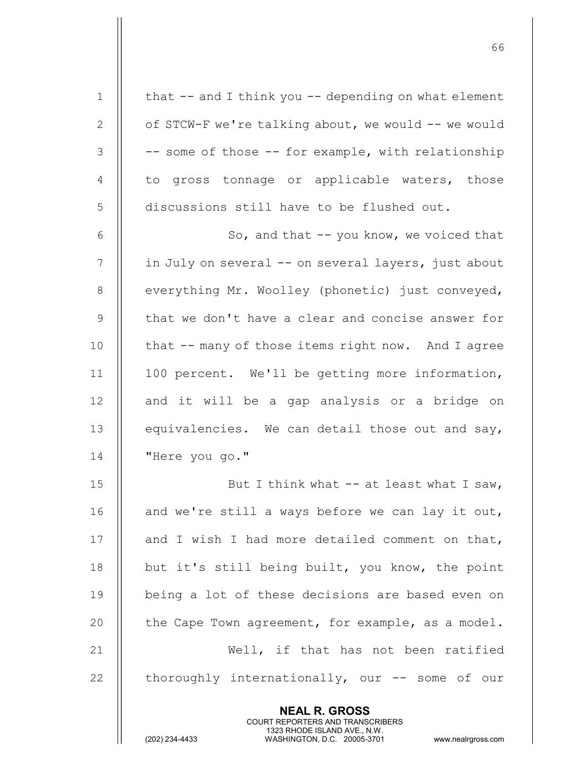that -- and I think you -- depending on what element of STCW-F we're talking about, we would -- we would -- some of those -- for example, with relationship to gross tonnage or applicable waters, those discussions still have to be flushed out.

So, and that -- you know, we voiced that in July on several -- on several layers, just about everything Mr. Woolley (phonetic) just conveyed, that we don't have a clear and concise answer for that -- many of those items right now. And I agree 100 percent. We'll be getting more information, and it will be a gap analysis or a bridge on equivalencies. We can detail those out and say, "Here you go."

But I think what -- at least what I saw, and we're still a ways before we can lay it out, and I wish I had more detailed comment on that, but it's still being built, you know, the point being a lot of these decisions are based even on the Cape Town agreement, for example, as a model.

Well, if that has not been ratified thoroughly internationally, our -- some of our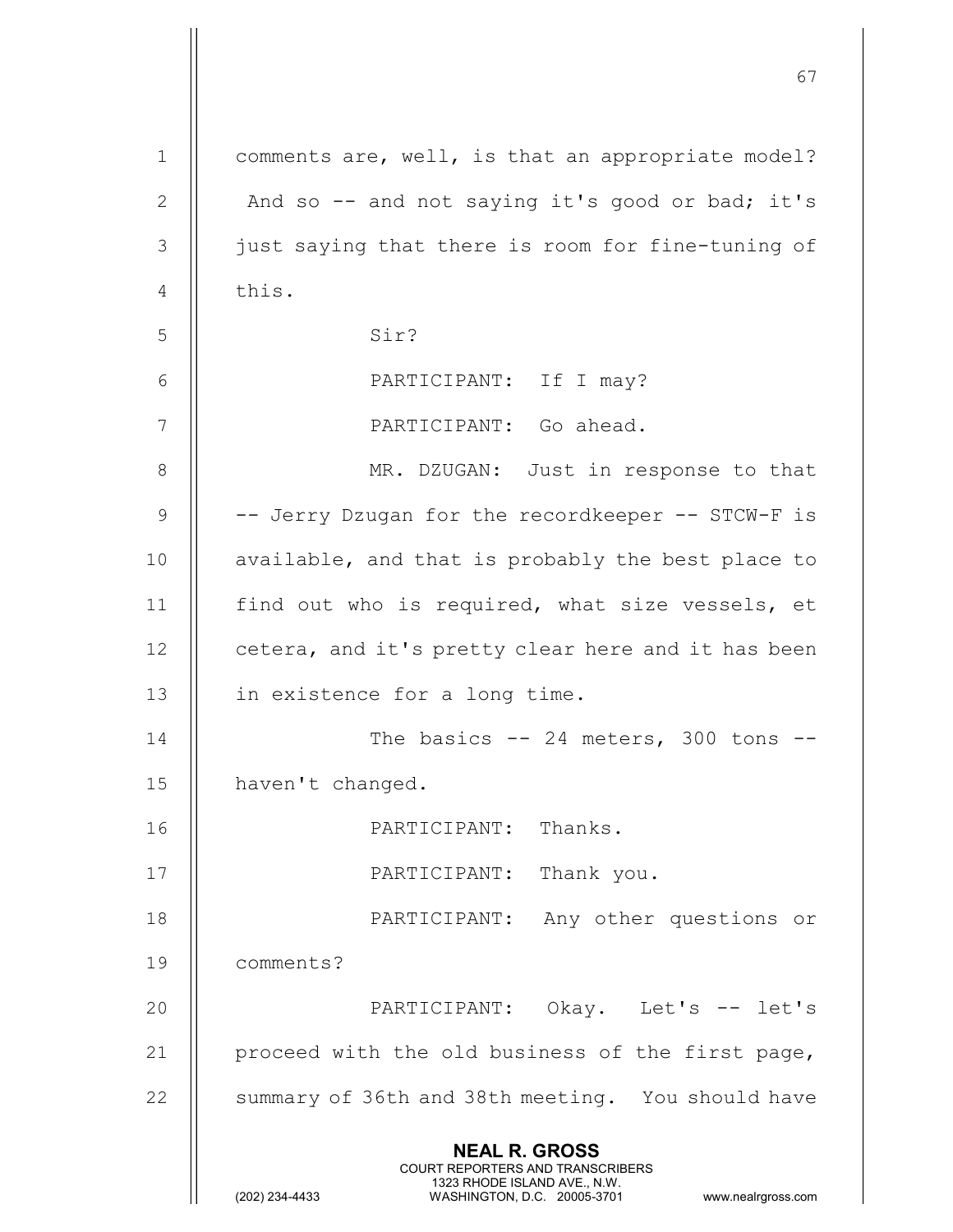comments are, well, is that an appropriate model? And so -- and not saying it's good or bad; it's just saying that there is room for fine-tuning of this.

Sir?

PARTICIPANT: If I may?

PARTICIPANT: Go ahead.

MR. DZUGAN: Just in response to that -- Jerry Dzugan for the recordkeeper -- STCW-F is available, and that is probably the best place to find out who is required, what size vessels, et cetera, and it's pretty clear here and it has been in existence for a long time.

The basics -- 24 meters, 300 tons -- haven't changed.

PARTICIPANT: Thanks.

PARTICIPANT: Thank you.

PARTICIPANT: Any other questions or comments?

PARTICIPANT: Okay. Let's -- let's proceed with the old business of the first page, summary of 36th and 38th meeting. You should have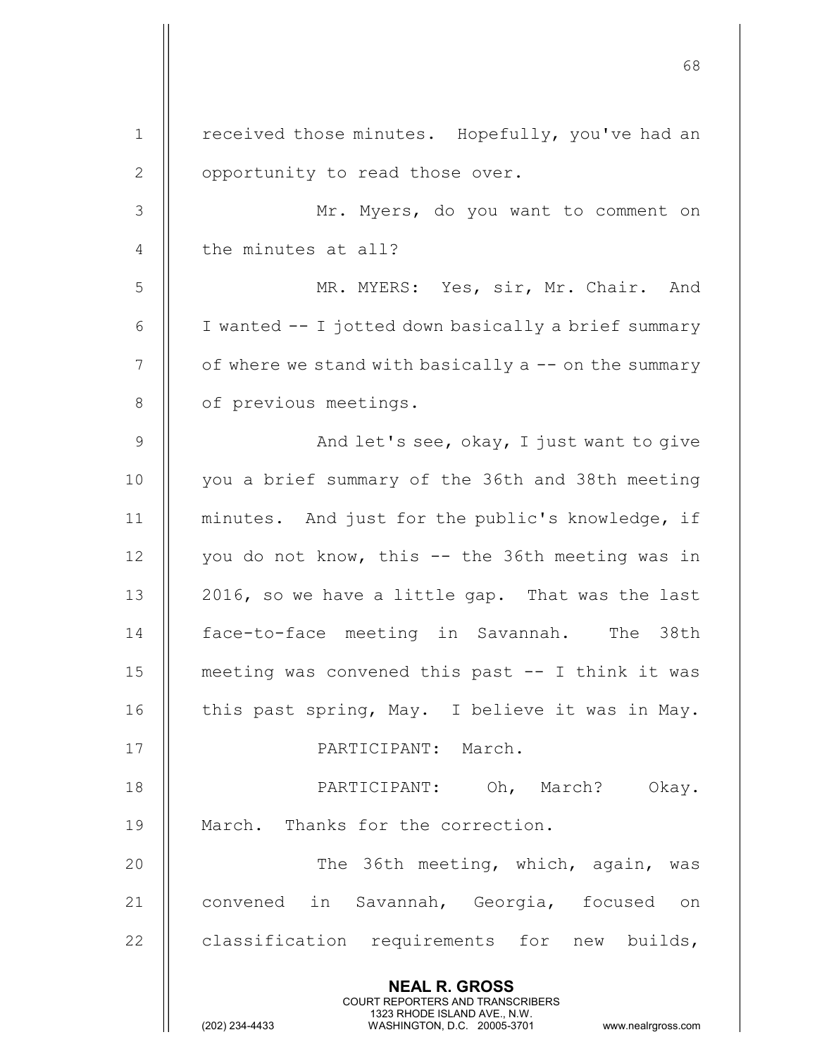received those minutes. Hopefully, you've had an opportunity to read those over.

Mr. Myers, do you want to comment on the minutes at all?

MR. MYERS: Yes, sir, Mr. Chair. And I wanted -- I jotted down basically a brief summary of where we stand with basically a -- on the summary of previous meetings.

And let's see, okay, I just want to give you a brief summary of the 36th and 38th meeting minutes. And just for the public's knowledge, if you do not know, this -- the 36th meeting was in 2016, so we have a little gap. That was the last face-to-face meeting in Savannah. The 38th meeting was convened this past -- I think it was this past spring, May. I believe it was in May.

PARTICIPANT: March.

PARTICIPANT: Oh, March? Okay. March. Thanks for the correction.

The 36th meeting, which, again, was convened in Savannah, Georgia, focused on classification requirements for new builds,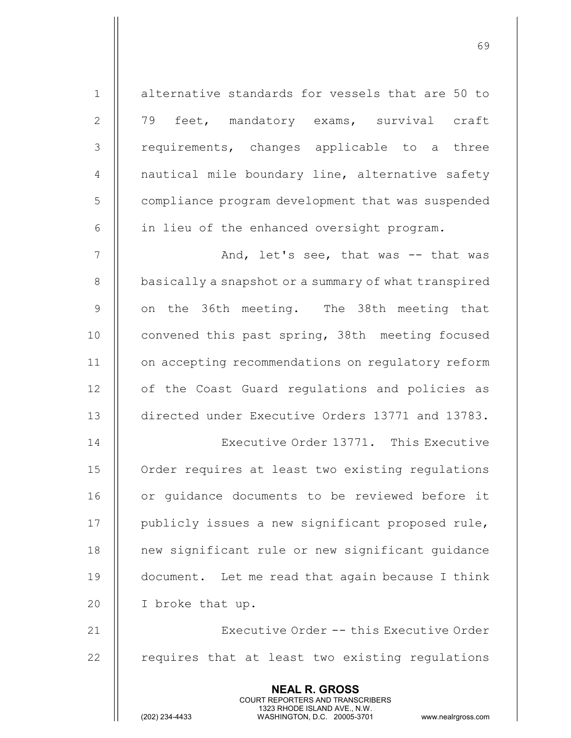alternative standards for vessels that are 50 to 79 feet, mandatory exams, survival craft requirements, changes applicable to a three nautical mile boundary line, alternative safety compliance program development that was suspended in lieu of the enhanced oversight program.

And, let's see, that was -- that was basically a snapshot or a summary of what transpired on the 36th meeting. The 38th meeting that convened this past spring, 38th meeting focused on accepting recommendations on regulatory reform of the Coast Guard regulations and policies as directed under Executive Orders 13771 and 13783.

Executive Order 13771. This Executive Order requires at least two existing regulations or guidance documents to be reviewed before it publicly issues a new significant proposed rule, new significant rule or new significant guidance document. Let me read that again because I think I broke that up.

Executive Order -- this Executive Order requires that at least two existing regulations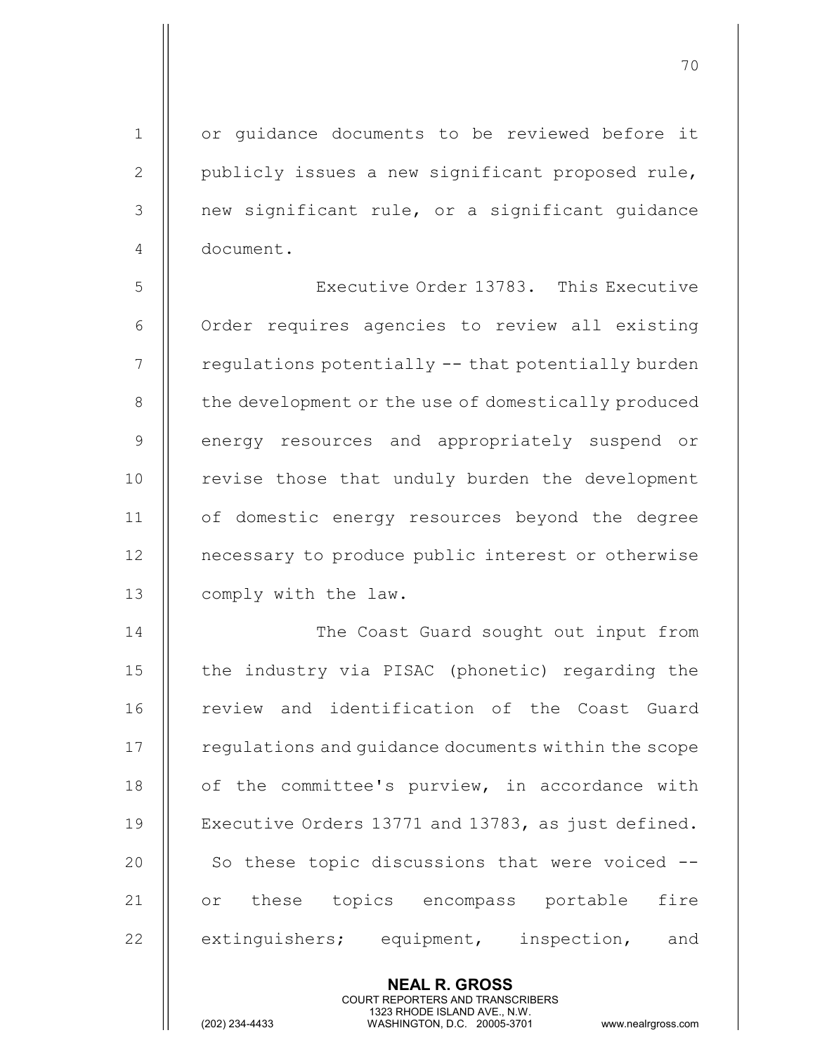or guidance documents to be reviewed before it publicly issues a new significant proposed rule, new significant rule, or a significant guidance document.

Executive Order 13783. This Executive Order requires agencies to review all existing regulations potentially -- that potentially burden the development or the use of domestically produced energy resources and appropriately suspend or revise those that unduly burden the development of domestic energy resources beyond the degree necessary to produce public interest or otherwise comply with the law.

The Coast Guard sought out input from the industry via PISAC (phonetic) regarding the review and identification of the Coast Guard regulations and guidance documents within the scope of the committee's purview, in accordance with Executive Orders 13771 and 13783, as just defined. So these topic discussions that were voiced -- or these topics encompass portable fire extinguishers; equipment, inspection, and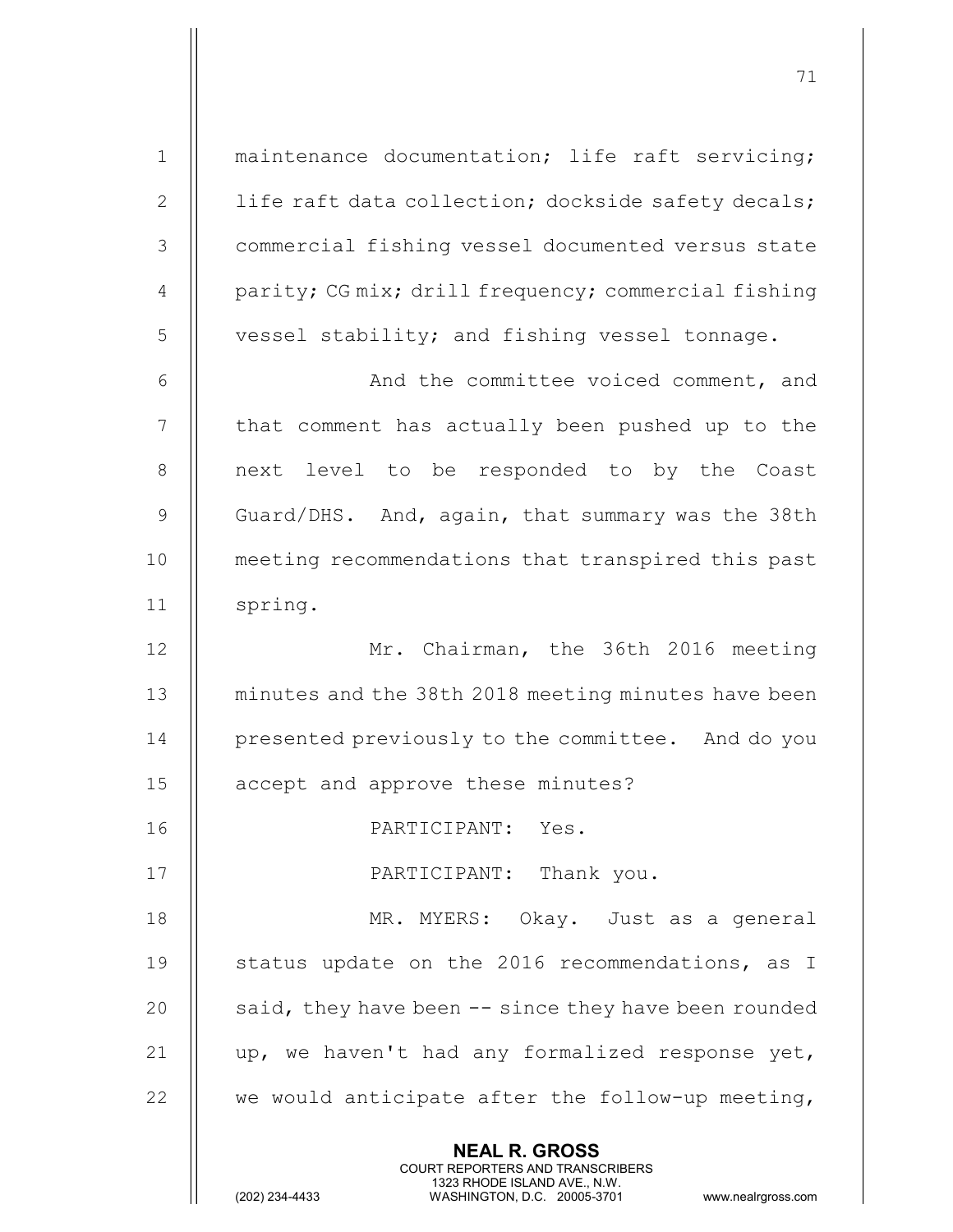maintenance documentation; life raft servicing; life raft data collection; dockside safety decals; commercial fishing vessel documented versus state parity; CG mix; drill frequency; commercial fishing vessel stability; and fishing vessel tonnage.

And the committee voiced comment, and that comment has actually been pushed up to the next level to be responded to by the Coast Guard/DHS. And, again, that summary was the 38th meeting recommendations that transpired this past spring.

Mr. Chairman, the 36th 2016 meeting minutes and the 38th 2018 meeting minutes have been presented previously to the committee. And do you accept and approve these minutes?

PARTICIPANT: Yes.

PARTICIPANT: Thank you.

MR. MYERS: Okay. Just as a general status update on the 2016 recommendations, as I said, they have been -- since they have been rounded up, we haven't had any formalized response yet, we would anticipate after the follow-up meeting,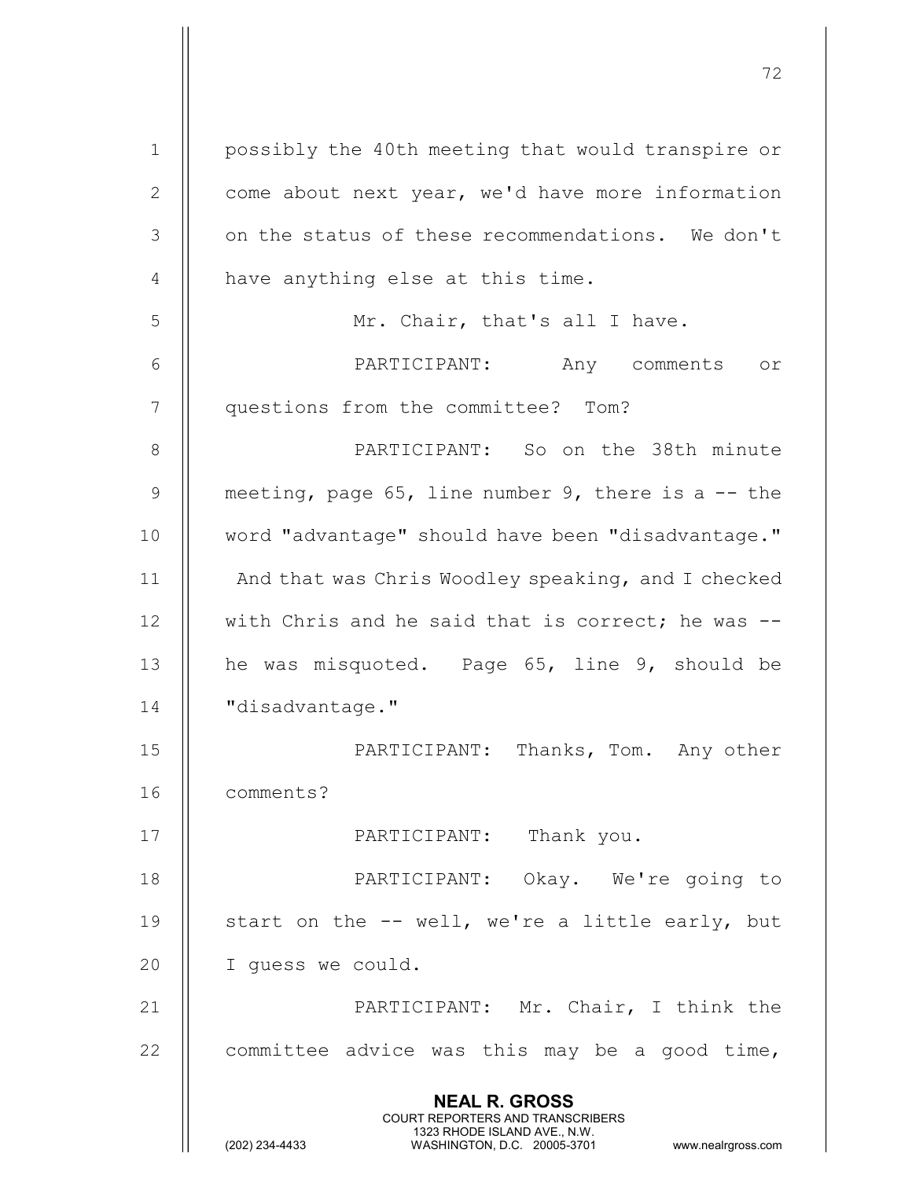possibly the 40th meeting that would transpire or come about next year, we'd have more information on the status of these recommendations. We don't have anything else at this time.

Mr. Chair, that's all I have.

PARTICIPANT: Any comments or questions from the committee? Tom?

PARTICIPANT: So on the 38th minute meeting, page 65, line number 9, there is a -- the word "advantage" should have been "disadvantage." And that was Chris Woodley speaking, and I checked with Chris and he said that is correct; he was -- he was misquoted. Page 65, line 9, should be "disadvantage."

PARTICIPANT: Thanks, Tom. Any other comments?

PARTICIPANT: Thank you.

PARTICIPANT: Okay. We're going to start on the -- well, we're a little early, but I guess we could.

PARTICIPANT: Mr. Chair, I think the committee advice was this may be a good time,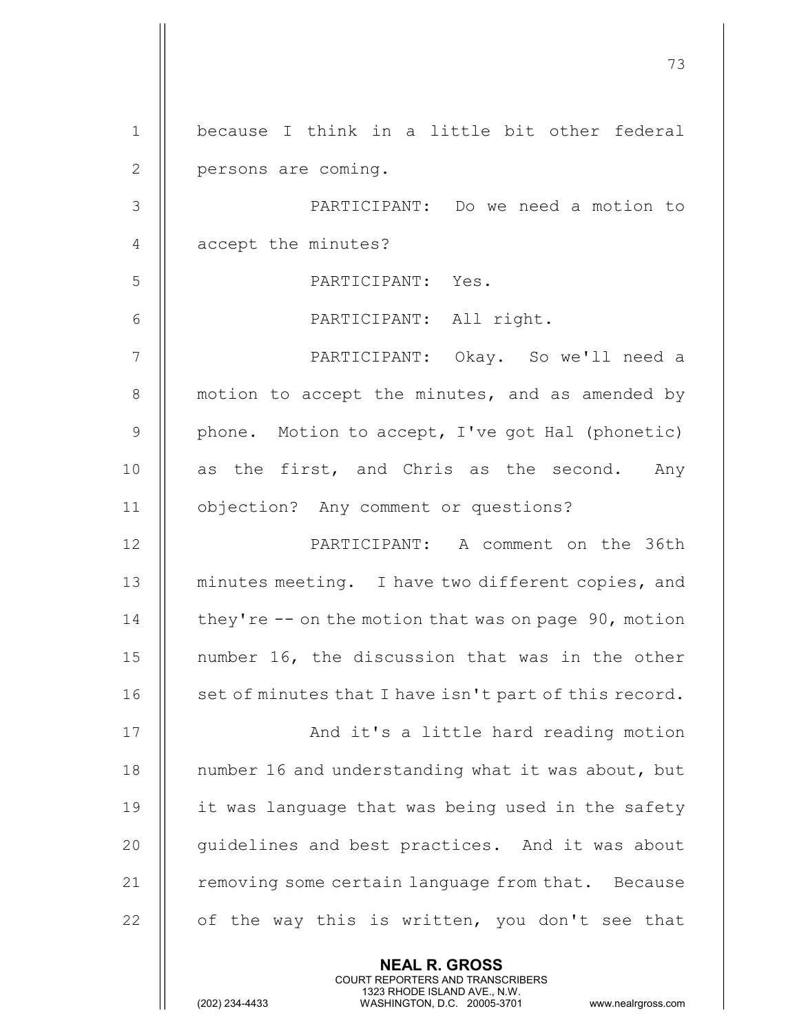because I think in a little bit other federal persons are coming.

PARTICIPANT: Do we need a motion to accept the minutes?

PARTICIPANT: Yes.

PARTICIPANT: All right.

PARTICIPANT: Okay. So we'll need a motion to accept the minutes, and as amended by phone. Motion to accept, I've got Hal (phonetic) as the first, and Chris as the second. Any objection? Any comment or questions?

PARTICIPANT: A comment on the 36th minutes meeting. I have two different copies, and they're -- on the motion that was on page 90, motion number 16, the discussion that was in the other set of minutes that I have isn't part of this record.

And it's a little hard reading motion number 16 and understanding what it was about, but it was language that was being used in the safety guidelines and best practices. And it was about removing some certain language from that. Because of the way this is written, you don't see that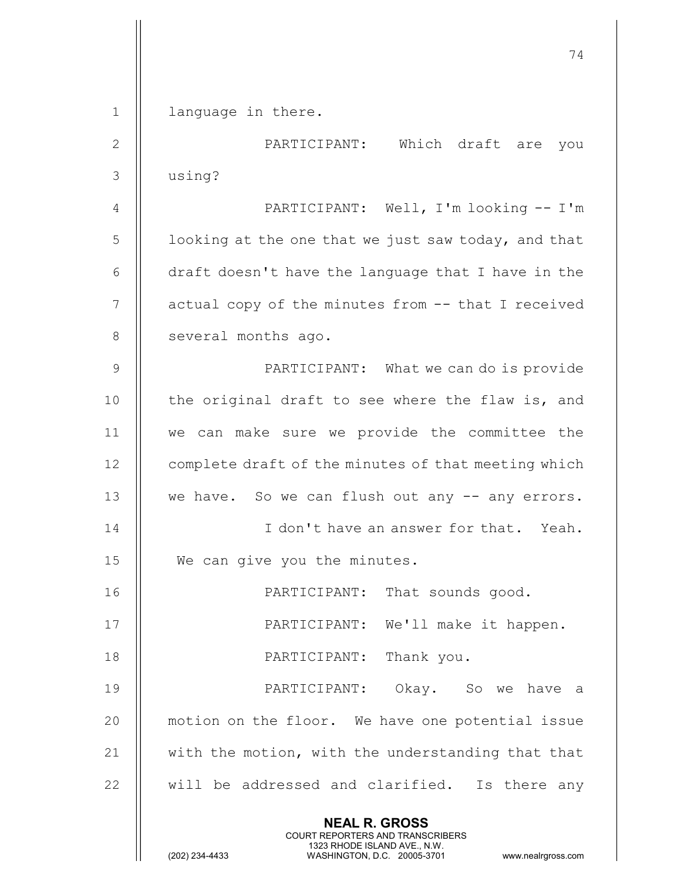language in there.

PARTICIPANT: Which draft are you using?

PARTICIPANT: Well, I'm looking -- I'm looking at the one that we just saw today, and that draft doesn't have the language that I have in the actual copy of the minutes from -- that I received several months ago.

PARTICIPANT: What we can do is provide the original draft to see where the flaw is, and we can make sure we provide the committee the complete draft of the minutes of that meeting which we have. So we can flush out any -- any errors.

I don't have an answer for that. Yeah. We can give you the minutes.

PARTICIPANT: That sounds good.

PARTICIPANT: We'll make it happen.

PARTICIPANT: Thank you.

PARTICIPANT: Okay. So we have a motion on the floor. We have one potential issue with the motion, with the understanding that that will be addressed and clarified. Is there any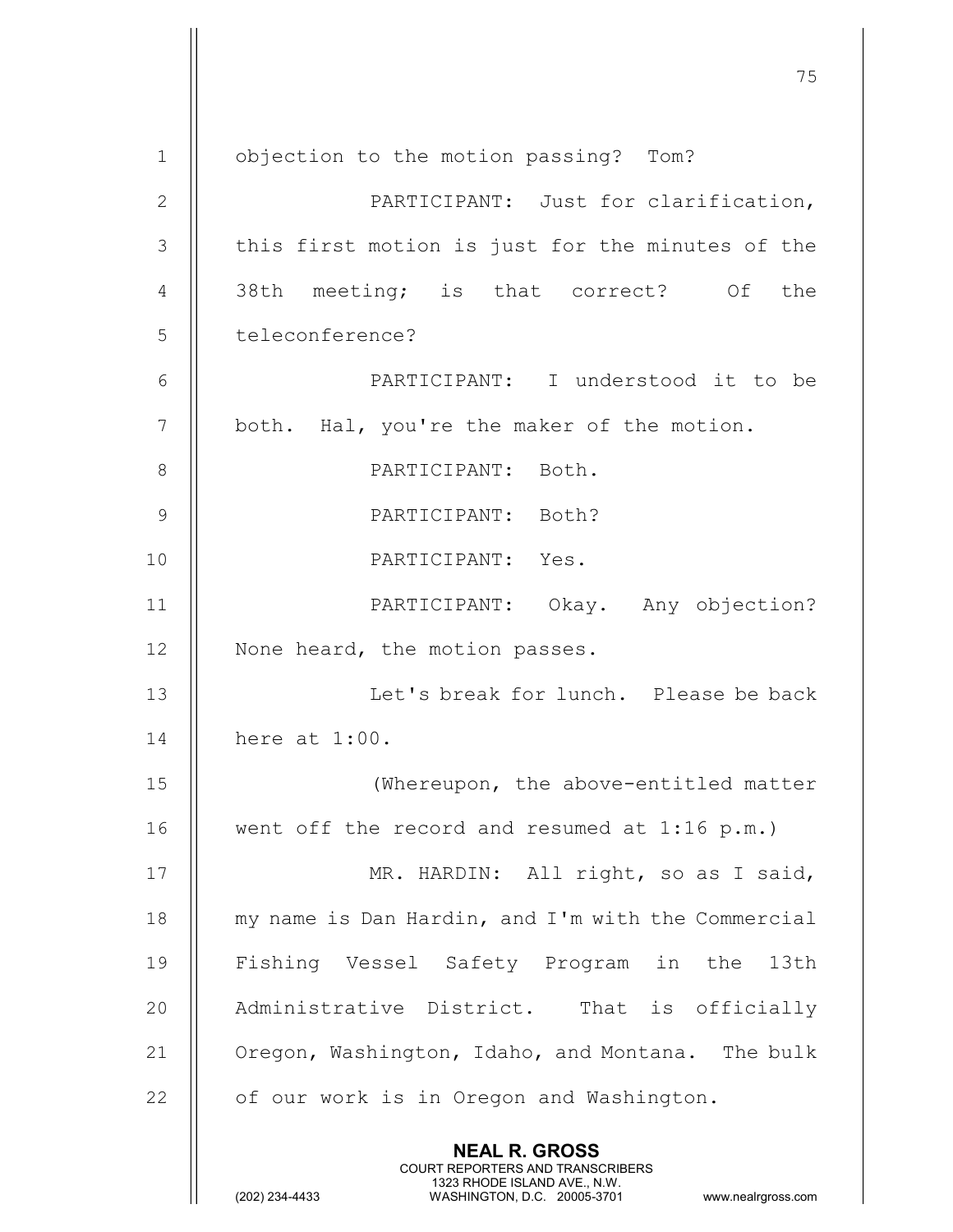objection to the motion passing? Tom?

PARTICIPANT: Just for clarification, this first motion is just for the minutes of the 38th meeting; is that correct? Of the teleconference?

PARTICIPANT: I understood it to be both. Hal, you're the maker of the motion.

PARTICIPANT: Both.

PARTICIPANT: Both?

PARTICIPANT: Yes.

PARTICIPANT: Okay. Any objection? None heard, the motion passes.

Let's break for lunch. Please be back here at 1:00.

(Whereupon, the above-entitled matter went off the record and resumed at 1:16 p.m.)

MR. HARDIN: All right, so as I said, my name is Dan Hardin, and I'm with the Commercial Fishing Vessel Safety Program in the 13th Administrative District. That is officially Oregon, Washington, Idaho, and Montana. The bulk of our work is in Oregon and Washington.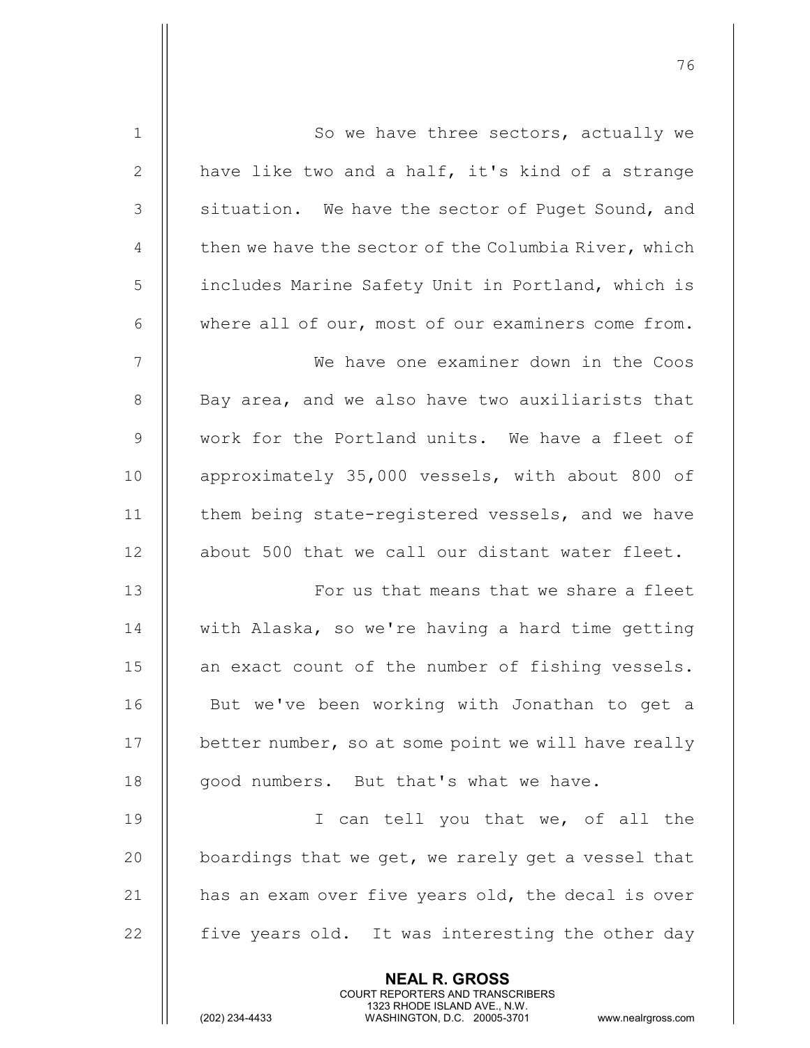So we have three sectors, actually we have like two and a half, it's kind of a strange situation. We have the sector of Puget Sound, and then we have the sector of the Columbia River, which includes Marine Safety Unit in Portland, which is where all of our, most of our examiners come from.

We have one examiner down in the Coos Bay area, and we also have two auxiliarists that work for the Portland units. We have a fleet of approximately 35,000 vessels, with about 800 of them being state-registered vessels, and we have about 500 that we call our distant water fleet.

For us that means that we share a fleet with Alaska, so we're having a hard time getting an exact count of the number of fishing vessels. But we've been working with Jonathan to get a better number, so at some point we will have really good numbers. But that's what we have.

I can tell you that we, of all the boardings that we get, we rarely get a vessel that has an exam over five years old, the decal is over five years old. It was interesting the other day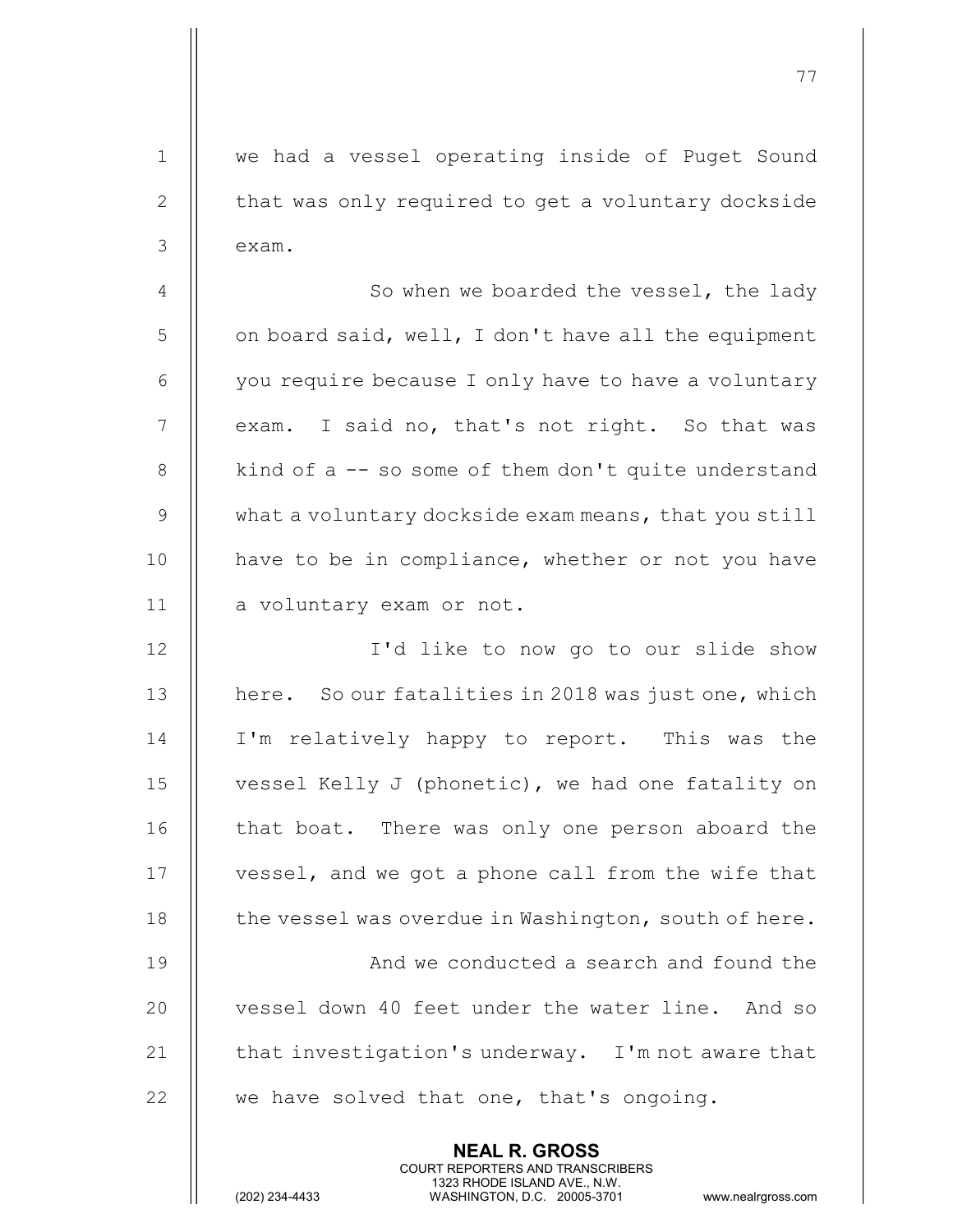we had a vessel operating inside of Puget Sound that was only required to get a voluntary dockside exam.

So when we boarded the vessel, the lady on board said, well, I don't have all the equipment you require because I only have to have a voluntary exam. I said no, that's not right. So that was kind of a -- so some of them don't quite understand what a voluntary dockside exam means, that you still have to be in compliance, whether or not you have a voluntary exam or not.

I'd like to now go to our slide show here. So our fatalities in 2018 was just one, which I'm relatively happy to report. This was the vessel Kelly J (phonetic), we had one fatality on that boat. There was only one person aboard the vessel, and we got a phone call from the wife that the vessel was overdue in Washington, south of here.

And we conducted a search and found the vessel down 40 feet under the water line. And so that investigation's underway. I'm not aware that we have solved that one, that's ongoing.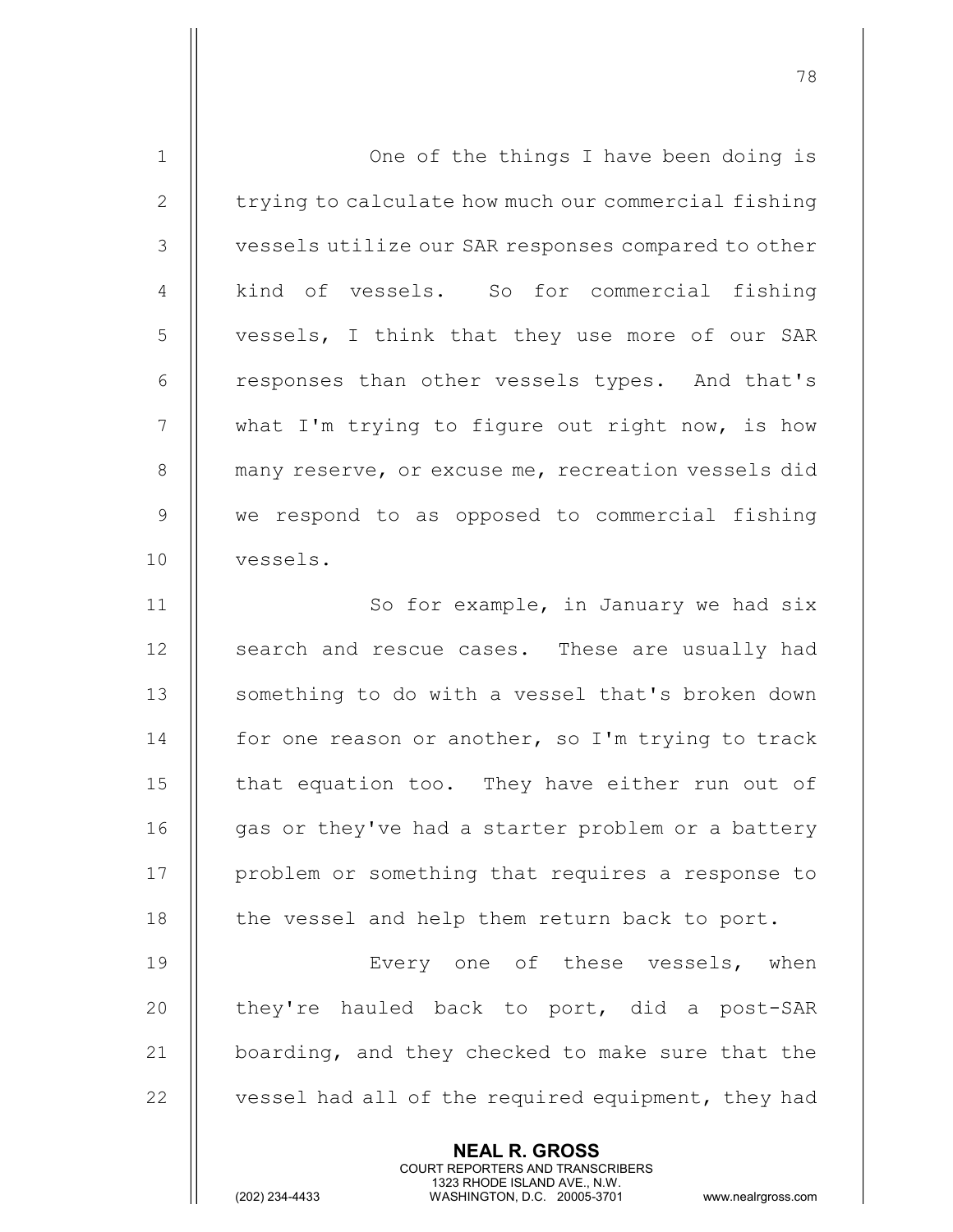One of the things I have been doing is trying to calculate how much our commercial fishing vessels utilize our SAR responses compared to other kind of vessels. So for commercial fishing vessels, I think that they use more of our SAR responses than other vessels types. And that's what I'm trying to figure out right now, is how many reserve, or excuse me, recreation vessels did we respond to as opposed to commercial fishing vessels.

So for example, in January we had six search and rescue cases. These are usually had something to do with a vessel that's broken down for one reason or another, so I'm trying to track that equation too. They have either run out of gas or they've had a starter problem or a battery problem or something that requires a response to the vessel and help them return back to port.

Every one of these vessels, when they're hauled back to port, did a post-SAR boarding, and they checked to make sure that the vessel had all of the required equipment, they had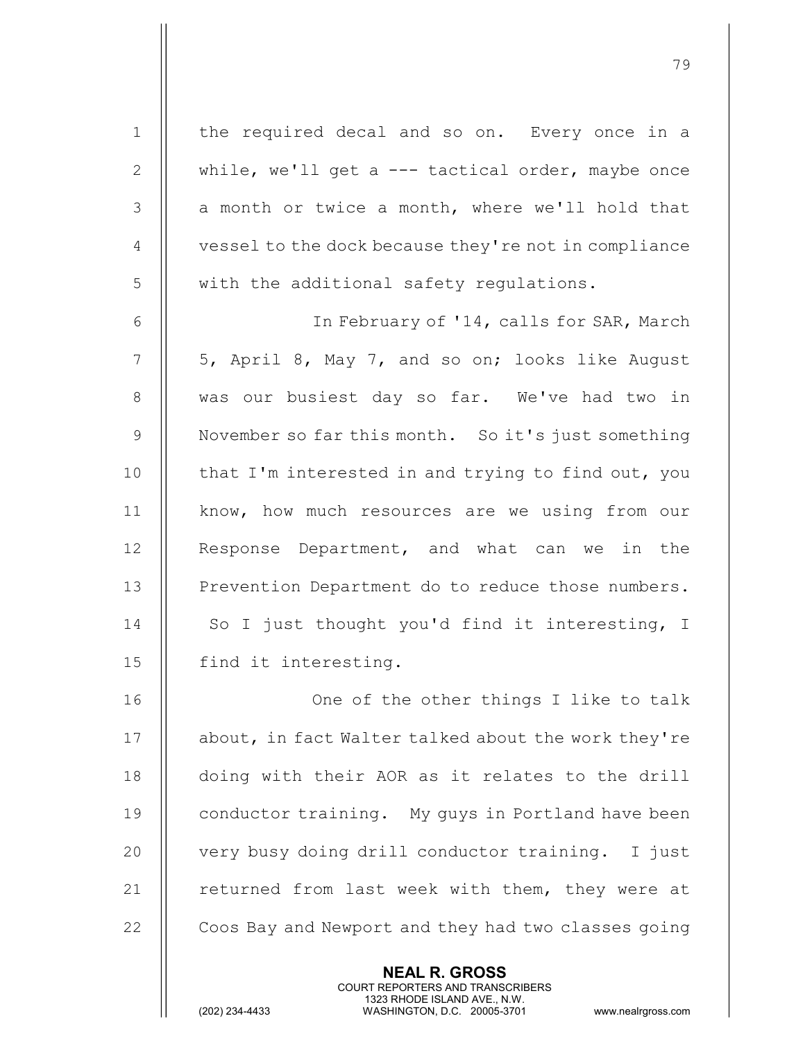the required decal and so on. Every once in a while, we'll get a --- tactical order, maybe once a month or twice a month, where we'll hold that vessel to the dock because they're not in compliance with the additional safety regulations.

In February of '14, calls for SAR, March 5, April 8, May 7, and so on; looks like August was our busiest day so far. We've had two in November so far this month. So it's just something that I'm interested in and trying to find out, you know, how much resources are we using from our Response Department, and what can we in the Prevention Department do to reduce those numbers. So I just thought you'd find it interesting, I find it interesting.

One of the other things I like to talk about, in fact Walter talked about the work they're doing with their AOR as it relates to the drill conductor training. My guys in Portland have been very busy doing drill conductor training. I just returned from last week with them, they were at Coos Bay and Newport and they had two classes going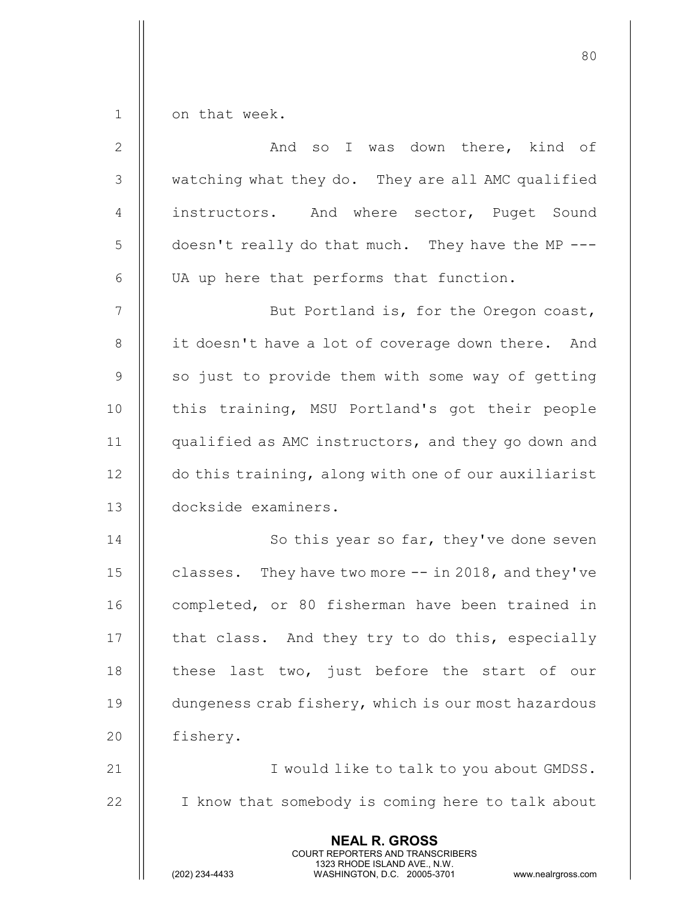on that week.

And so I was down there, kind of watching what they do. They are all AMC qualified instructors. And where sector, Puget Sound doesn't really do that much. They have the MP --- UA up here that performs that function.

But Portland is, for the Oregon coast, it doesn't have a lot of coverage down there. And so just to provide them with some way of getting this training, MSU Portland's got their people qualified as AMC instructors, and they go down and do this training, along with one of our auxiliarist dockside examiners.

So this year so far, they've done seven classes. They have two more -- in 2018, and they've completed, or 80 fisherman have been trained in that class. And they try to do this, especially these last two, just before the start of our dungeness crab fishery, which is our most hazardous fishery.

I would like to talk to you about GMDSS. I know that somebody is coming here to talk about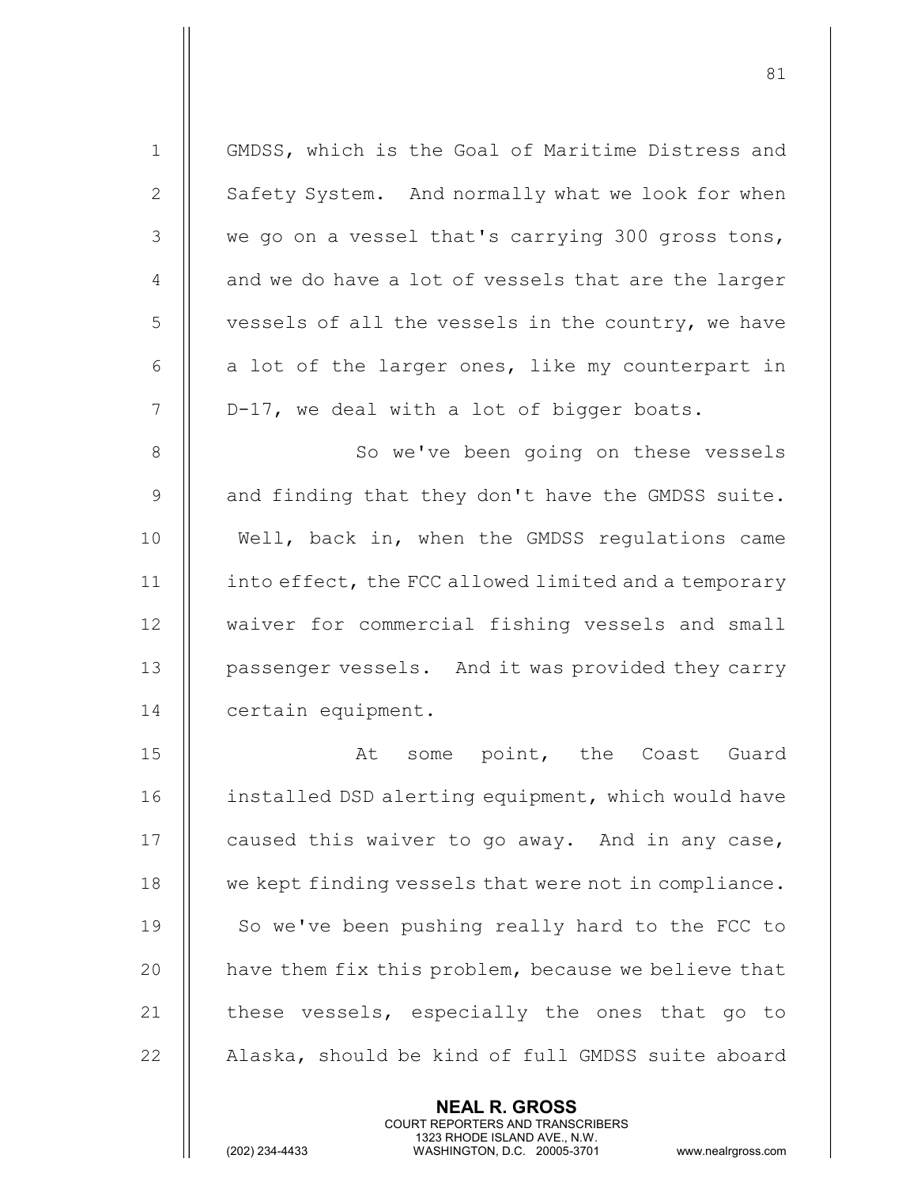GMDSS, which is the Goal of Maritime Distress and Safety System. And normally what we look for when we go on a vessel that's carrying 300 gross tons, and we do have a lot of vessels that are the larger vessels of all the vessels in the country, we have a lot of the larger ones, like my counterpart in D-17, we deal with a lot of bigger boats.

So we've been going on these vessels and finding that they don't have the GMDSS suite. Well, back in, when the GMDSS regulations came into effect, the FCC allowed limited and a temporary waiver for commercial fishing vessels and small passenger vessels. And it was provided they carry certain equipment.

At some point, the Coast Guard installed DSD alerting equipment, which would have caused this waiver to go away. And in any case, we kept finding vessels that were not in compliance. So we've been pushing really hard to the FCC to have them fix this problem, because we believe that these vessels, especially the ones that go to Alaska, should be kind of full GMDSS suite aboard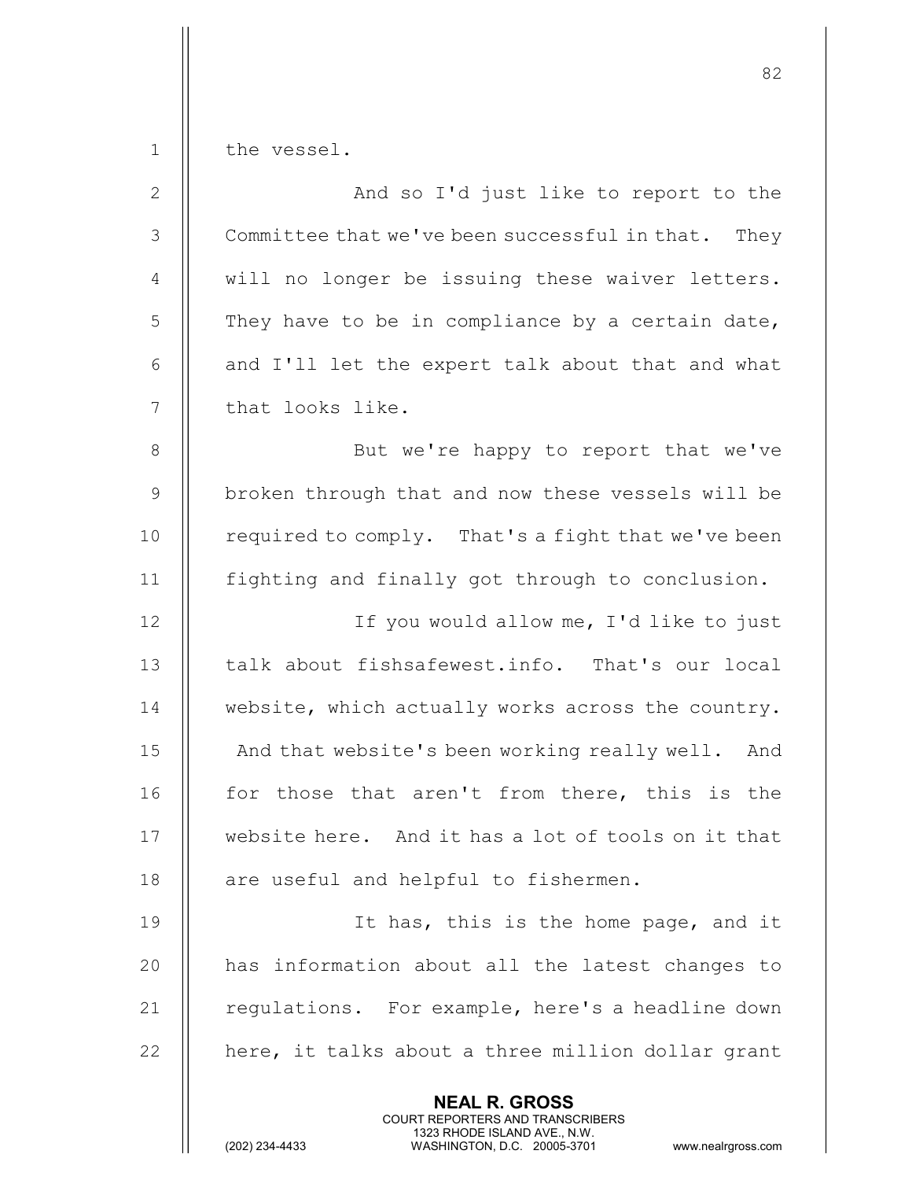the vessel.

And so I'd just like to report to the Committee that we've been successful in that. They will no longer be issuing these waiver letters. They have to be in compliance by a certain date, and I'll let the expert talk about that and what that looks like.

But we're happy to report that we've broken through that and now these vessels will be required to comply. That's a fight that we've been fighting and finally got through to conclusion.

If you would allow me, I'd like to just talk about fishsafewest.info. That's our local website, which actually works across the country. And that website's been working really well. And for those that aren't from there, this is the website here. And it has a lot of tools on it that are useful and helpful to fishermen.

It has, this is the home page, and it has information about all the latest changes to regulations. For example, here's a headline down here, it talks about a three million dollar grant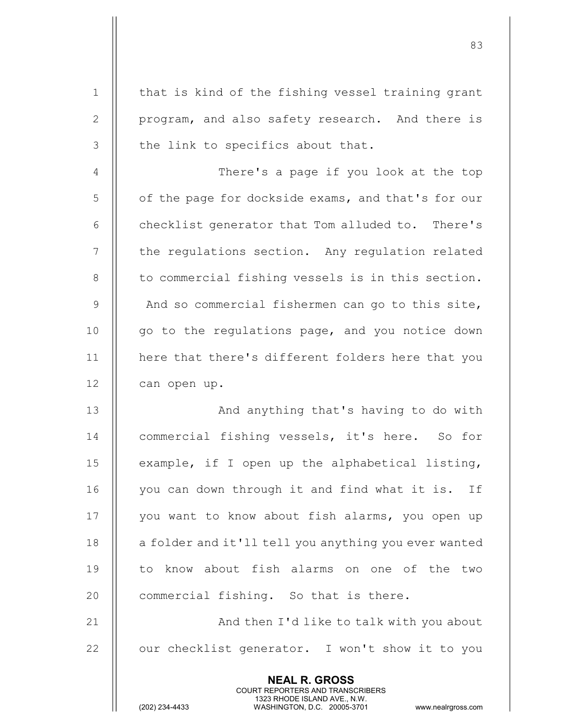that is kind of the fishing vessel training grant program, and also safety research. And there is the link to specifics about that.

There's a page if you look at the top of the page for dockside exams, and that's for our checklist generator that Tom alluded to. There's the regulations section. Any regulation related to commercial fishing vessels is in this section. And so commercial fishermen can go to this site, go to the regulations page, and you notice down here that there's different folders here that you can open up.

And anything that's having to do with commercial fishing vessels, it's here. So for example, if I open up the alphabetical listing, you can down through it and find what it is. If you want to know about fish alarms, you open up a folder and it'll tell you anything you ever wanted to know about fish alarms on one of the two commercial fishing. So that is there.

And then I'd like to talk with you about our checklist generator. I won't show it to you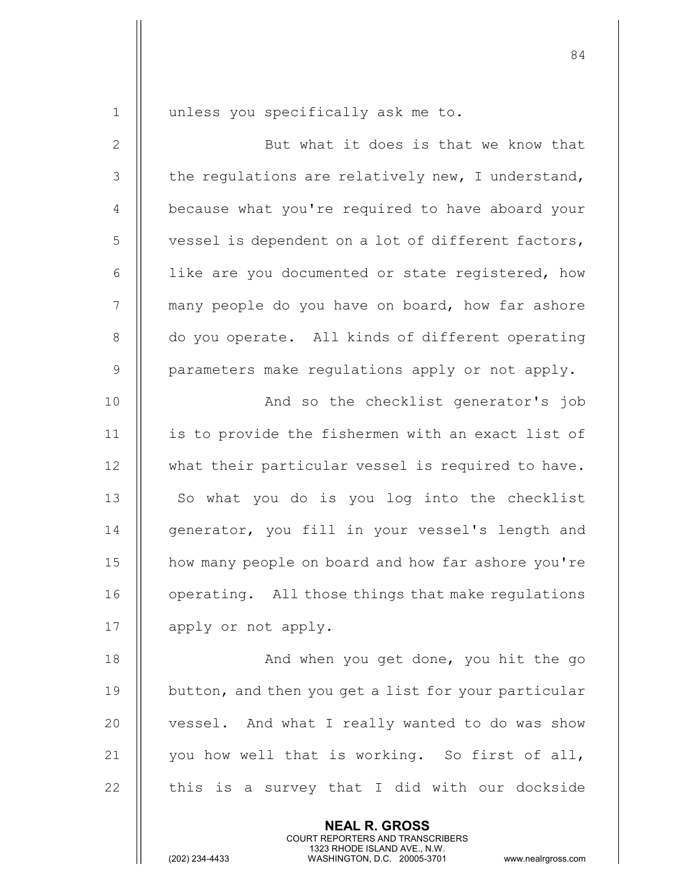unless you specifically ask me to.

But what it does is that we know that the regulations are relatively new, I understand, because what you're required to have aboard your vessel is dependent on a lot of different factors, like are you documented or state registered, how many people do you have on board, how far ashore do you operate. All kinds of different operating parameters make regulations apply or not apply.

And so the checklist generator's job is to provide the fishermen with an exact list of what their particular vessel is required to have. So what you do is you log into the checklist generator, you fill in your vessel's length and how many people on board and how far ashore you're operating. All those things that make regulations apply or not apply.

And when you get done, you hit the go button, and then you get a list for your particular vessel. And what I really wanted to do was show you how well that is working. So first of all, this is a survey that I did with our dockside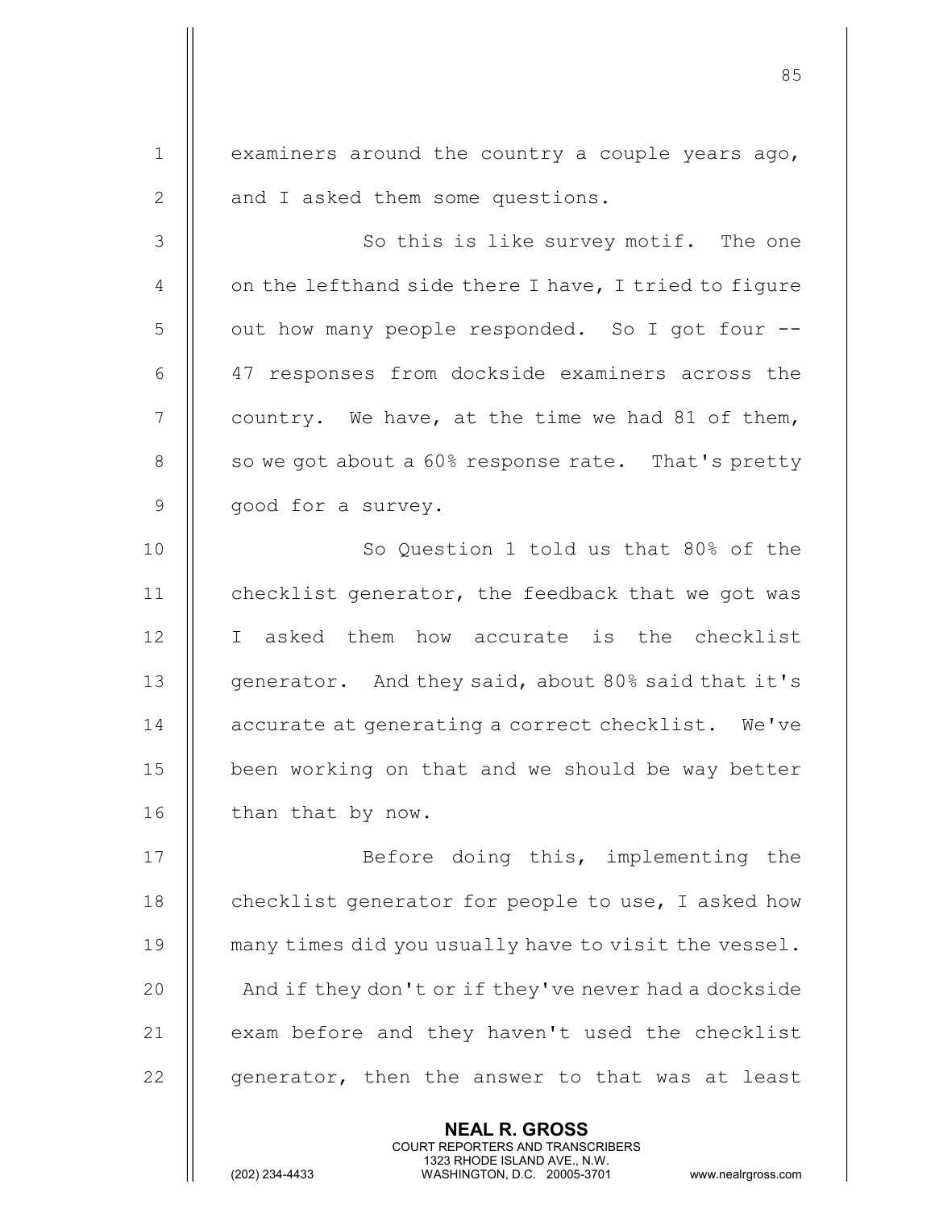examiners around the country a couple years ago, and I asked them some questions.

So this is like survey motif. The one on the lefthand side there I have, I tried to figure out how many people responded. So I got four -- 47 responses from dockside examiners across the country. We have, at the time we had 81 of them, so we got about a 60% response rate. That's pretty good for a survey.

So Question 1 told us that 80% of the checklist generator, the feedback that we got was I asked them how accurate is the checklist generator. And they said, about 80% said that it's accurate at generating a correct checklist. We've been working on that and we should be way better than that by now.

Before doing this, implementing the checklist generator for people to use, I asked how many times did you usually have to visit the vessel. And if they don't or if they've never had a dockside exam before and they haven't used the checklist generator, then the answer to that was at least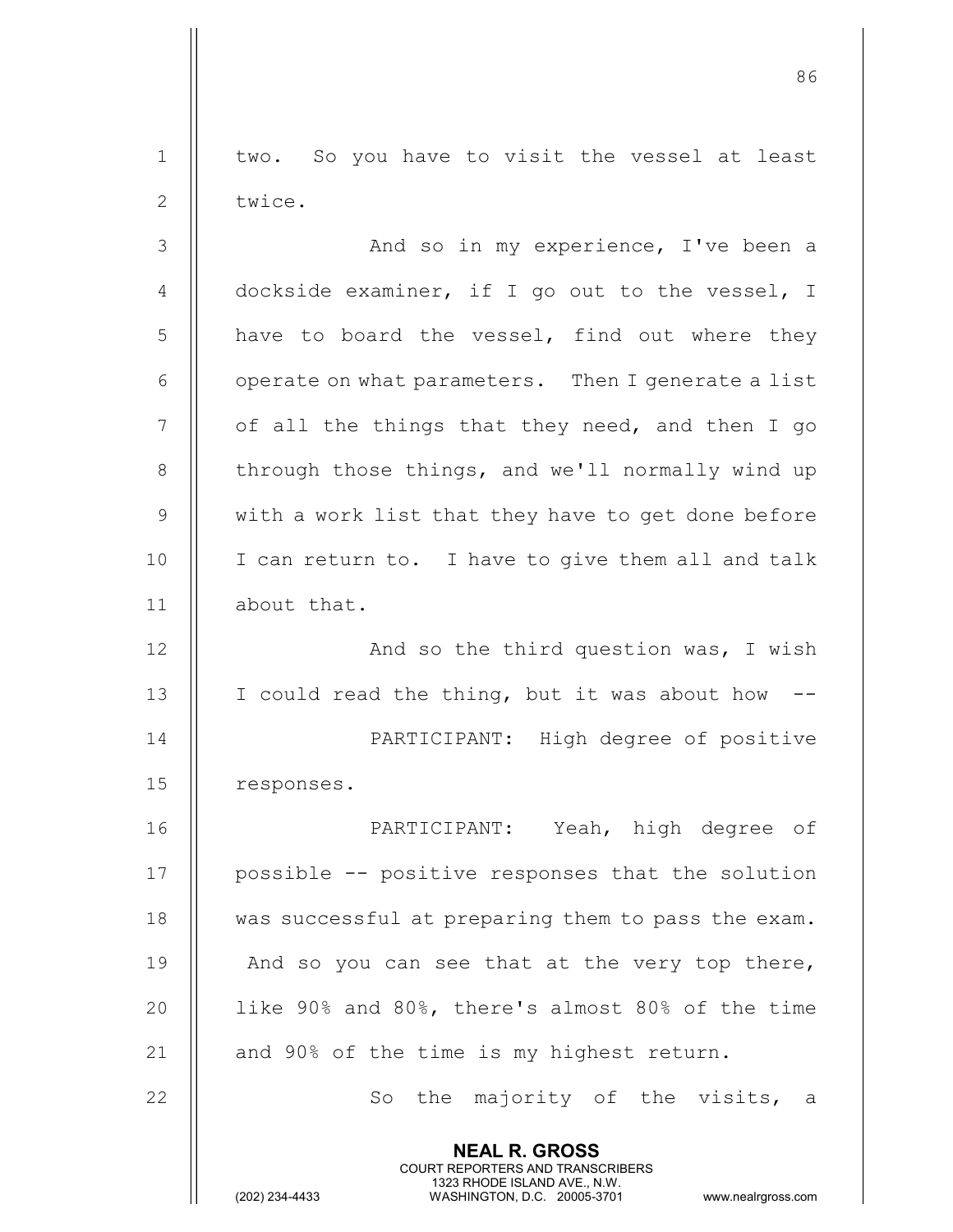two. So you have to visit the vessel at least twice.

And so in my experience, I've been a dockside examiner, if I go out to the vessel, I have to board the vessel, find out where they operate on what parameters. Then I generate a list of all the things that they need, and then I go through those things, and we'll normally wind up with a work list that they have to get done before I can return to. I have to give them all and talk about that.

And so the third question was, I wish I could read the thing, but it was about how --

PARTICIPANT: High degree of positive responses.

PARTICIPANT: Yeah, high degree of possible -- positive responses that the solution was successful at preparing them to pass the exam. And so you can see that at the very top there, like 90% and 80%, there's almost 80% of the time and 90% of the time is my highest return.

So the majority of the visits, a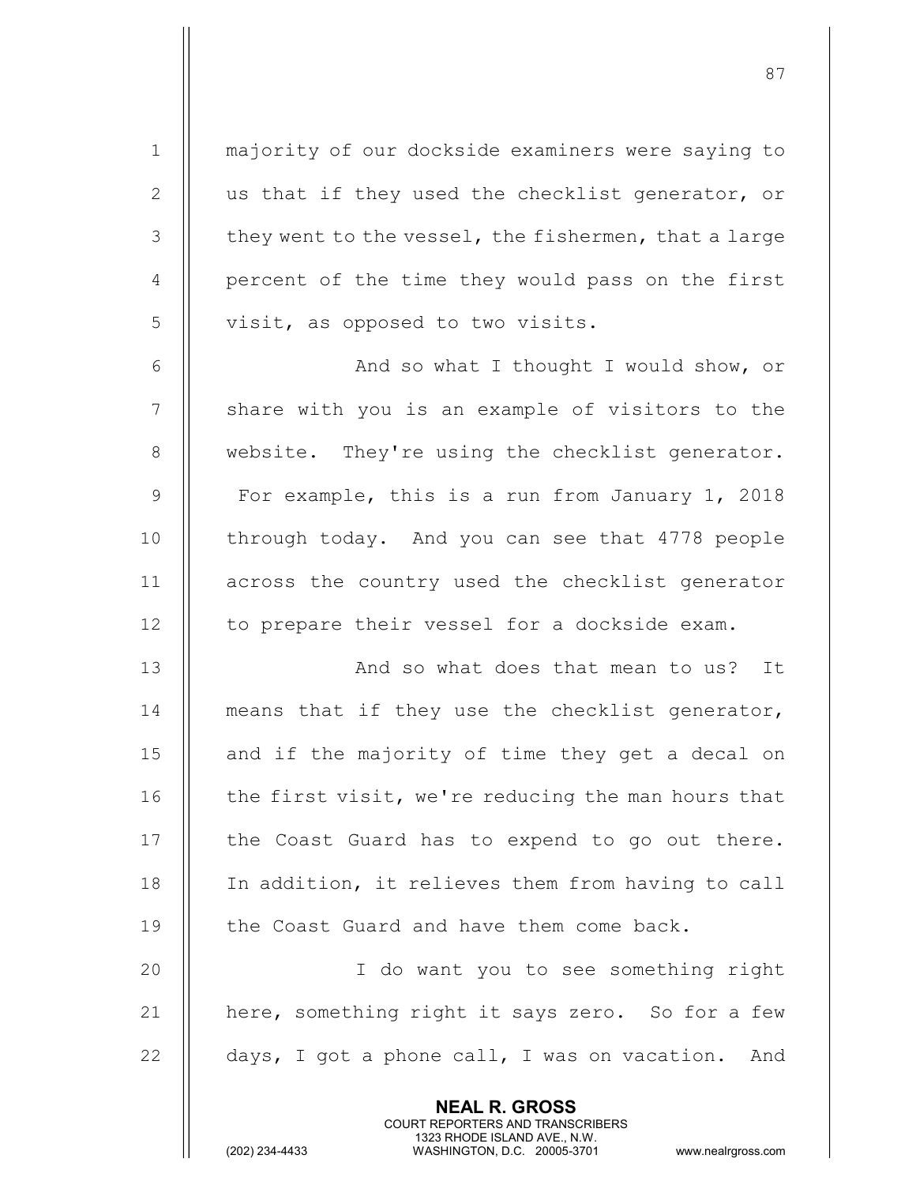majority of our dockside examiners were saying to us that if they used the checklist generator, or they went to the vessel, the fishermen, that a large percent of the time they would pass on the first visit, as opposed to two visits.

And so what I thought I would show, or share with you is an example of visitors to the website. They're using the checklist generator. For example, this is a run from January 1, 2018 through today. And you can see that 4778 people across the country used the checklist generator to prepare their vessel for a dockside exam.

And so what does that mean to us? It means that if they use the checklist generator, and if the majority of time they get a decal on the first visit, we're reducing the man hours that the Coast Guard has to expend to go out there. In addition, it relieves them from having to call the Coast Guard and have them come back.

I do want you to see something right here, something right it says zero. So for a few days, I got a phone call, I was on vacation. And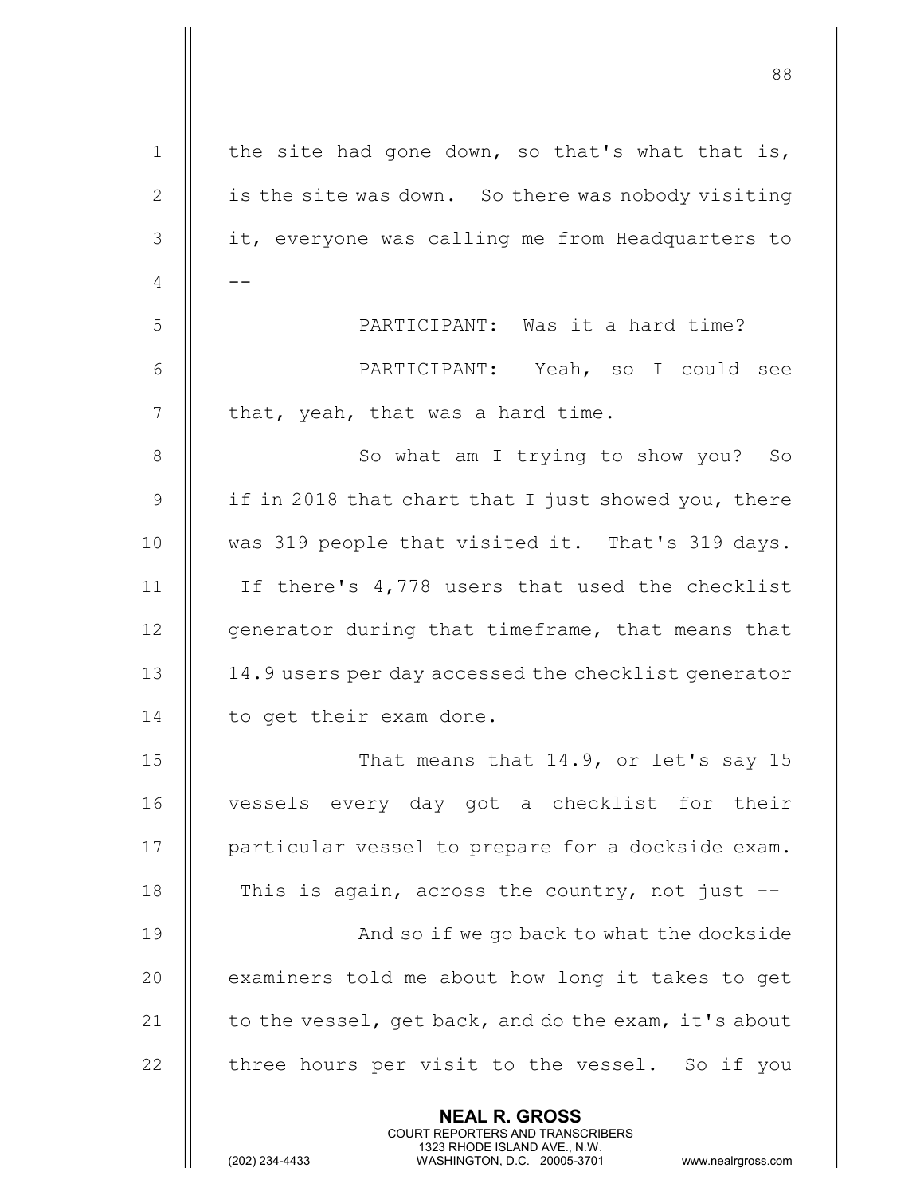the site had gone down, so that's what that is, is the site was down. So there was nobody visiting it, everyone was calling me from Headquarters to --

PARTICIPANT: Was it a hard time?

PARTICIPANT: Yeah, so I could see that, yeah, that was a hard time.

So what am I trying to show you? So if in 2018 that chart that I just showed you, there was 319 people that visited it. That's 319 days. If there's 4,778 users that used the checklist generator during that timeframe, that means that 14.9 users per day accessed the checklist generator to get their exam done.

That means that 14.9, or let's say 15 vessels every day got a checklist for their particular vessel to prepare for a dockside exam. This is again, across the country, not just --

And so if we go back to what the dockside examiners told me about how long it takes to get to the vessel, get back, and do the exam, it's about three hours per visit to the vessel. So if you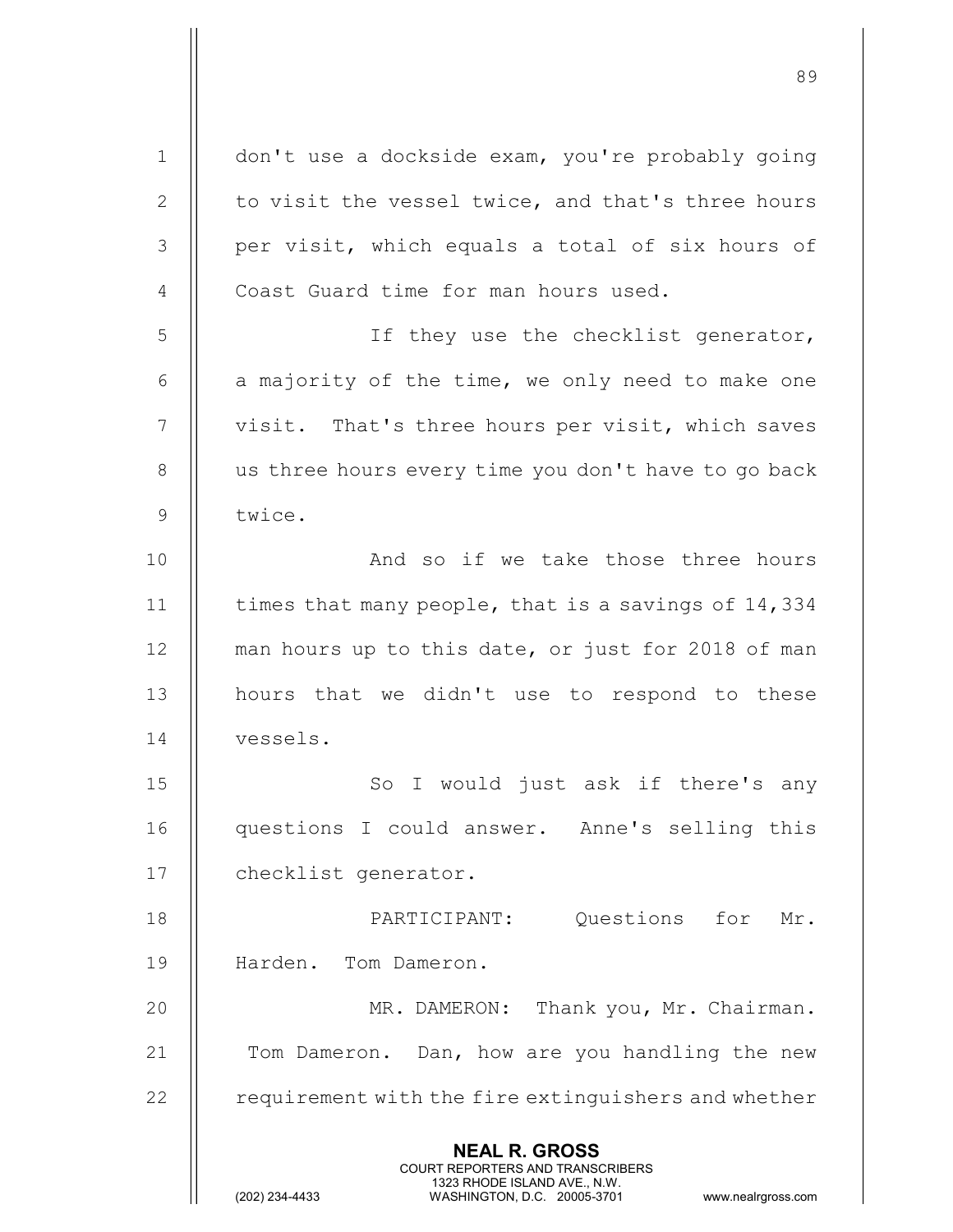don't use a dockside exam, you're probably going to visit the vessel twice, and that's three hours per visit, which equals a total of six hours of Coast Guard time for man hours used.

If they use the checklist generator, a majority of the time, we only need to make one visit. That's three hours per visit, which saves us three hours every time you don't have to go back twice.

And so if we take those three hours times that many people, that is a savings of 14,334 man hours up to this date, or just for 2018 of man hours that we didn't use to respond to these vessels.

So I would just ask if there's any questions I could answer. Anne's selling this checklist generator.

PARTICIPANT: Questions for Mr. Harden. Tom Dameron.

MR. DAMERON: Thank you, Mr. Chairman. Tom Dameron. Dan, how are you handling the new requirement with the fire extinguishers and whether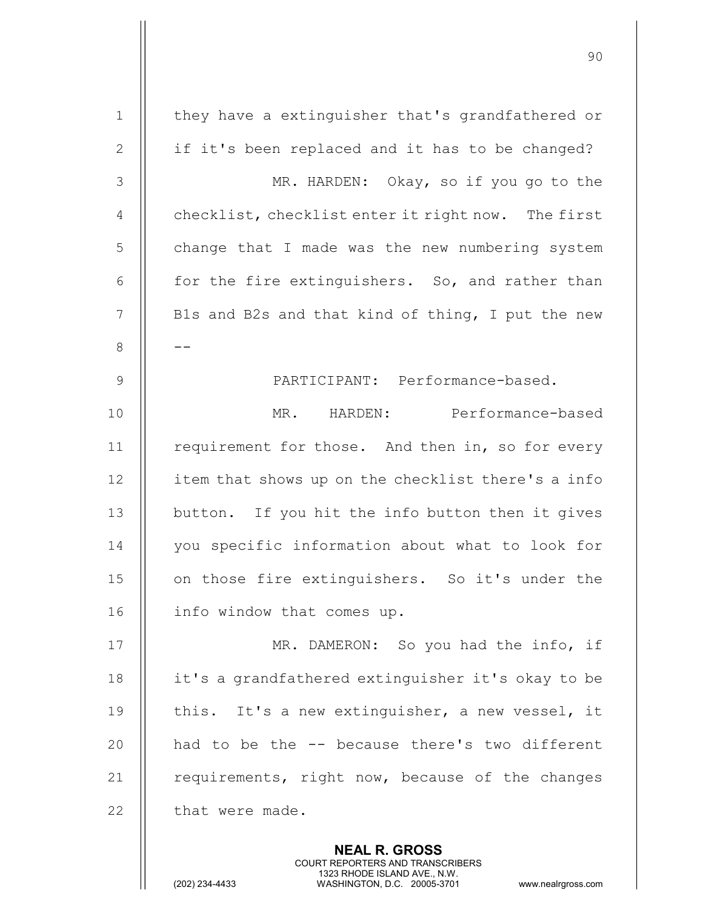they have a extinguisher that's grandfathered or if it's been replaced and it has to be changed?

MR. HARDEN: Okay, so if you go to the checklist, checklist enter it right now. The first change that I made was the new numbering system for the fire extinguishers. So, and rather than B1s and B2s and that kind of thing, I put the new --

PARTICIPANT: Performance-based.

MR. HARDEN: Performance-based requirement for those. And then in, so for every item that shows up on the checklist there's a info button. If you hit the info button then it gives you specific information about what to look for on those fire extinguishers. So it's under the info window that comes up.

MR. DAMERON: So you had the info, if it's a grandfathered extinguisher it's okay to be this. It's a new extinguisher, a new vessel, it had to be the -- because there's two different requirements, right now, because of the changes that were made.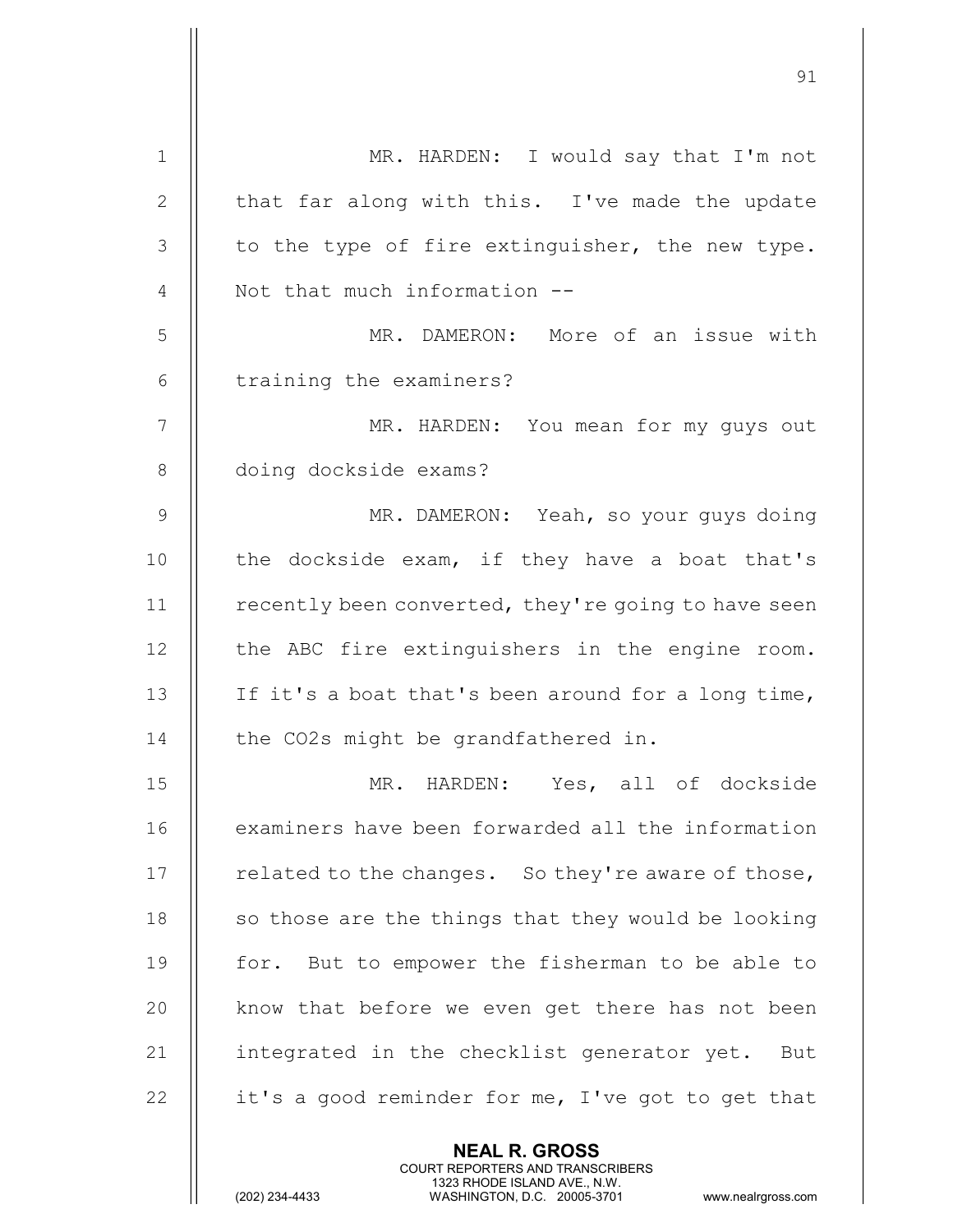MR. HARDEN: I would say that I'm not that far along with this. I've made the update to the type of fire extinguisher, the new type. Not that much information --

MR. DAMERON: More of an issue with training the examiners?

MR. HARDEN: You mean for my guys out doing dockside exams?

MR. DAMERON: Yeah, so your guys doing the dockside exam, if they have a boat that's recently been converted, they're going to have seen the ABC fire extinguishers in the engine room. If it's a boat that's been around for a long time, the $CO_2$s might be grandfathered in.

MR. HARDEN: Yes, all of dockside examiners have been forwarded all the information related to the changes. So they're aware of those, so those are the things that they would be looking for. But to empower the fisherman to be able to know that before we even get there has not been integrated in the checklist generator yet. But it's a good reminder for me, I've got to get that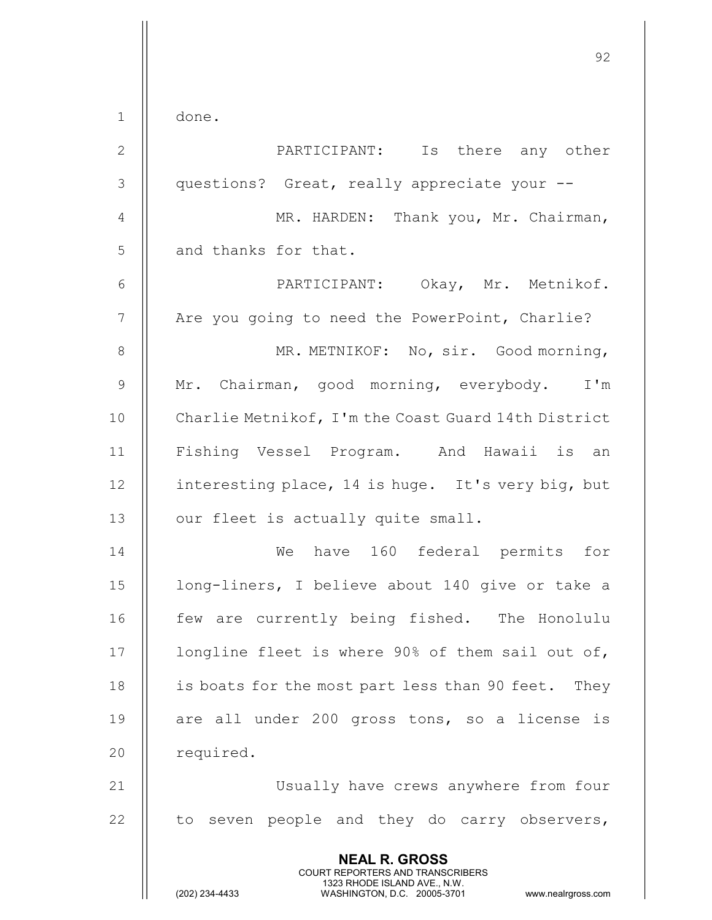done.

PARTICIPANT: Is there any other questions? Great, really appreciate your --

MR. HARDEN: Thank you, Mr. Chairman, and thanks for that.

PARTICIPANT: Okay, Mr. Metnikof. Are you going to need the PowerPoint, Charlie?

MR. METNIKOF: No, sir. Good morning, Mr. Chairman, good morning, everybody. I'm Charlie Metnikof, I'm the Coast Guard 14th District Fishing Vessel Program. And Hawaii is an interesting place, 14 is huge. It's very big, but our fleet is actually quite small.

We have 160 federal permits for long-liners, I believe about 140 give or take a few are currently being fished. The Honolulu longline fleet is where 90% of them sail out of, is boats for the most part less than 90 feet. They are all under 200 gross tons, so a license is required.

Usually have crews anywhere from four to seven people and they do carry observers,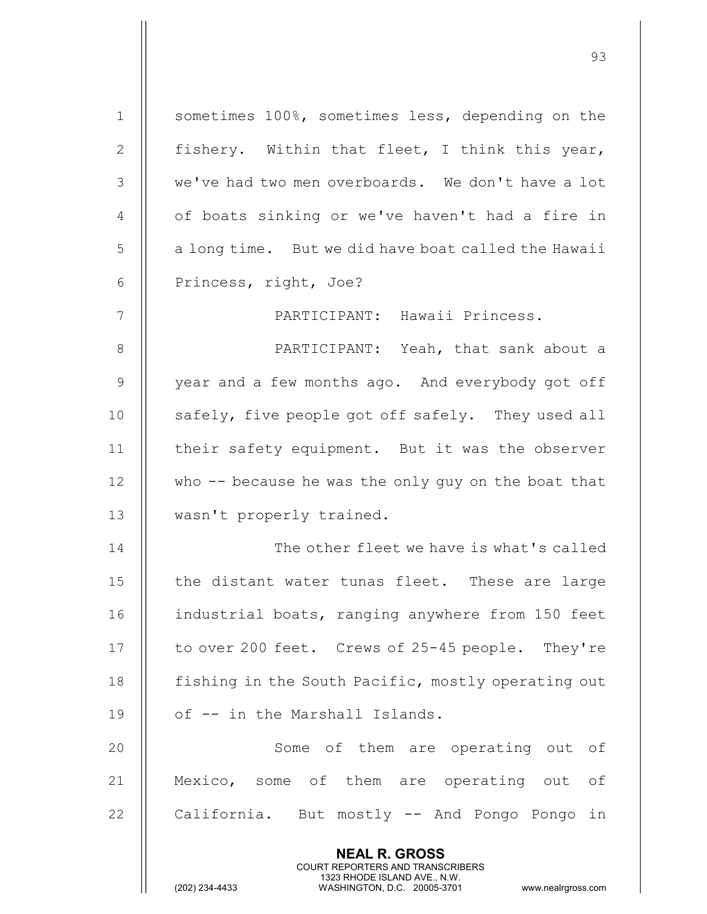sometimes 100%, sometimes less, depending on the fishery. Within that fleet, I think this year, we've had two men overboards. We don't have a lot of boats sinking or we've haven't had a fire in a long time. But we did have boat called the Hawaii Princess, right, Joe?

PARTICIPANT: Hawaii Princess.

PARTICIPANT: Yeah, that sank about a year and a few months ago. And everybody got off safely, five people got off safely. They used all their safety equipment. But it was the observer who -- because he was the only guy on the boat that wasn't properly trained.

The other fleet we have is what's called the distant water tunas fleet. These are large industrial boats, ranging anywhere from 150 feet to over 200 feet. Crews of 25-45 people. They're fishing in the South Pacific, mostly operating out of -- in the Marshall Islands.

Some of them are operating out of Mexico, some of them are operating out of California. But mostly -- And Pongo Pongo in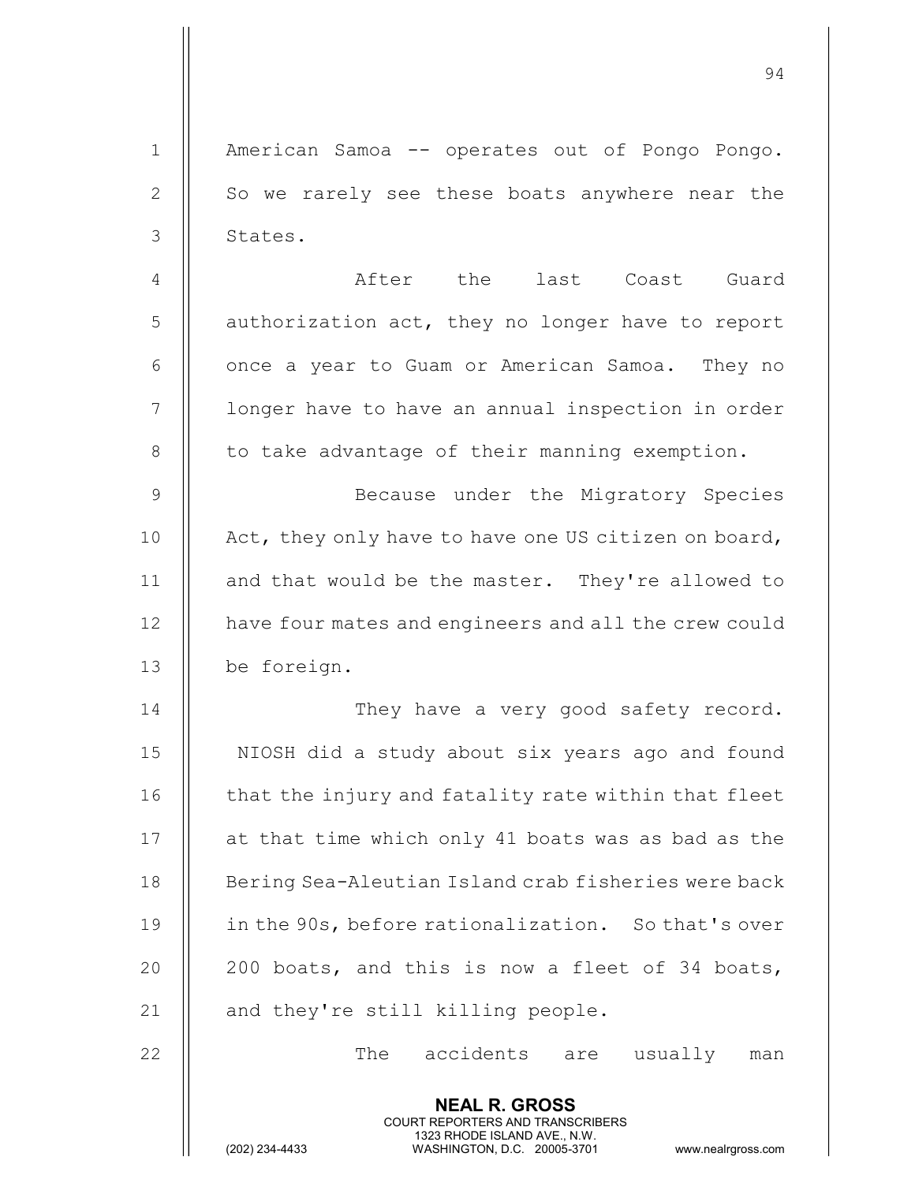American Samoa -- operates out of Pongo Pongo. So we rarely see these boats anywhere near the States.

After the last Coast Guard authorization act, they no longer have to report once a year to Guam or American Samoa. They no longer have to have an annual inspection in order to take advantage of their manning exemption.

Because under the Migratory Species Act, they only have to have one US citizen on board, and that would be the master. They're allowed to have four mates and engineers and all the crew could be foreign.

They have a very good safety record. NIOSH did a study about six years ago and found that the injury and fatality rate within that fleet at that time which only 41 boats was as bad as the Bering Sea-Aleutian Island crab fisheries were back in the 90s, before rationalization. So that's over 200 boats, and this is now a fleet of 34 boats, and they're still killing people.

The accidents are usually man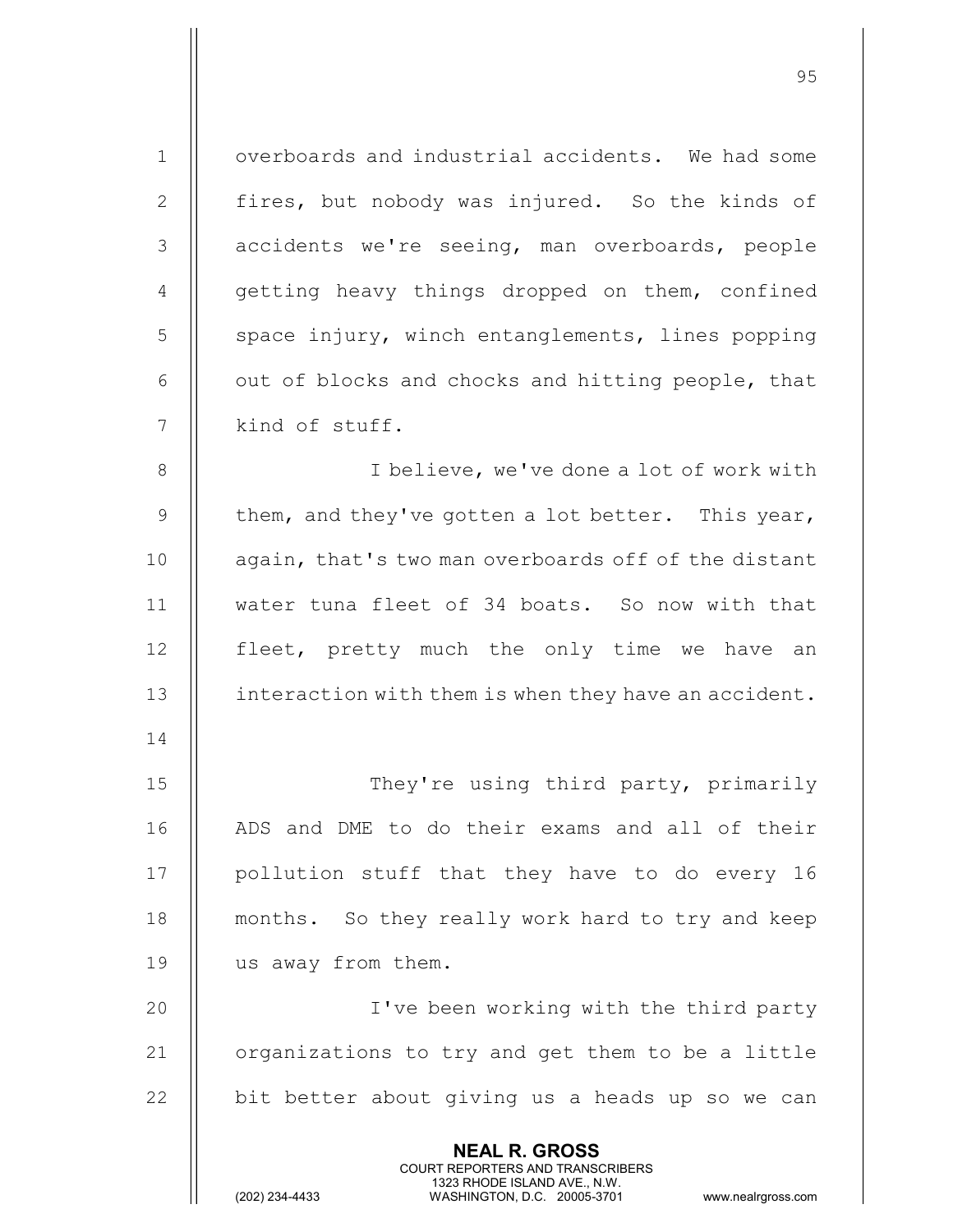overboards and industrial accidents. We had some fires, but nobody was injured. So the kinds of accidents we're seeing, man overboards, people getting heavy things dropped on them, confined space injury, winch entanglements, lines popping out of blocks and chocks and hitting people, that kind of stuff.

I believe, we've done a lot of work with them, and they've gotten a lot better. This year, again, that's two man overboards off of the distant water tuna fleet of 34 boats. So now with that fleet, pretty much the only time we have an interaction with them is when they have an accident.

They're using third party, primarily ADS and DME to do their exams and all of their pollution stuff that they have to do every 16 months. So they really work hard to try and keep us away from them.

I've been working with the third party organizations to try and get them to be a little bit better about giving us a heads up so we can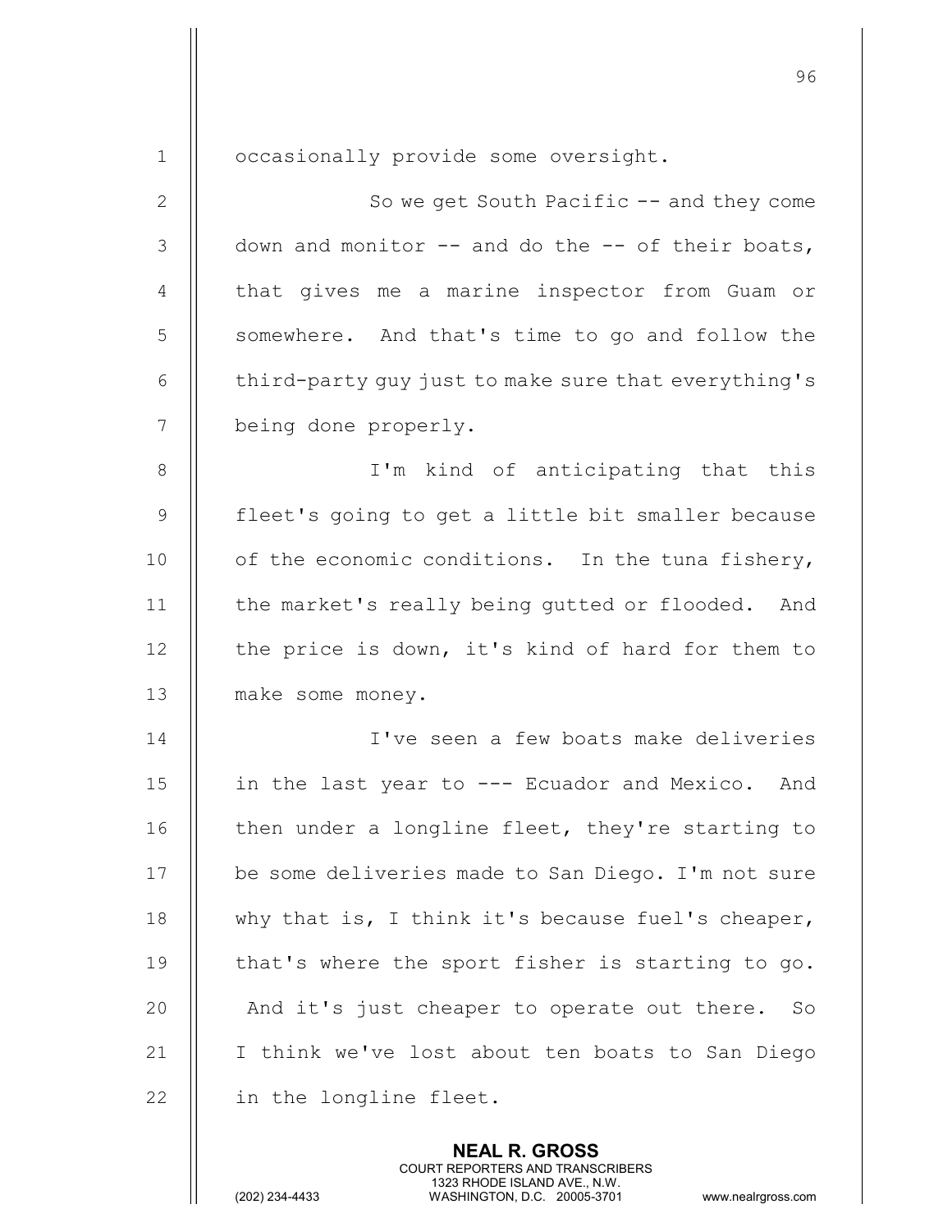occasionally provide some oversight.

So we get South Pacific -- and they come down and monitor -- and do the -- of their boats, that gives me a marine inspector from Guam or somewhere. And that's time to go and follow the third-party guy just to make sure that everything's being done properly.

I'm kind of anticipating that this fleet's going to get a little bit smaller because of the economic conditions. In the tuna fishery, the market's really being gutted or flooded. And the price is down, it's kind of hard for them to make some money.

I've seen a few boats make deliveries in the last year to --- Ecuador and Mexico. And then under a longline fleet, they're starting to be some deliveries made to San Diego. I'm not sure why that is, I think it's because fuel's cheaper, that's where the sport fisher is starting to go. And it's just cheaper to operate out there. So I think we've lost about ten boats to San Diego in the longline fleet.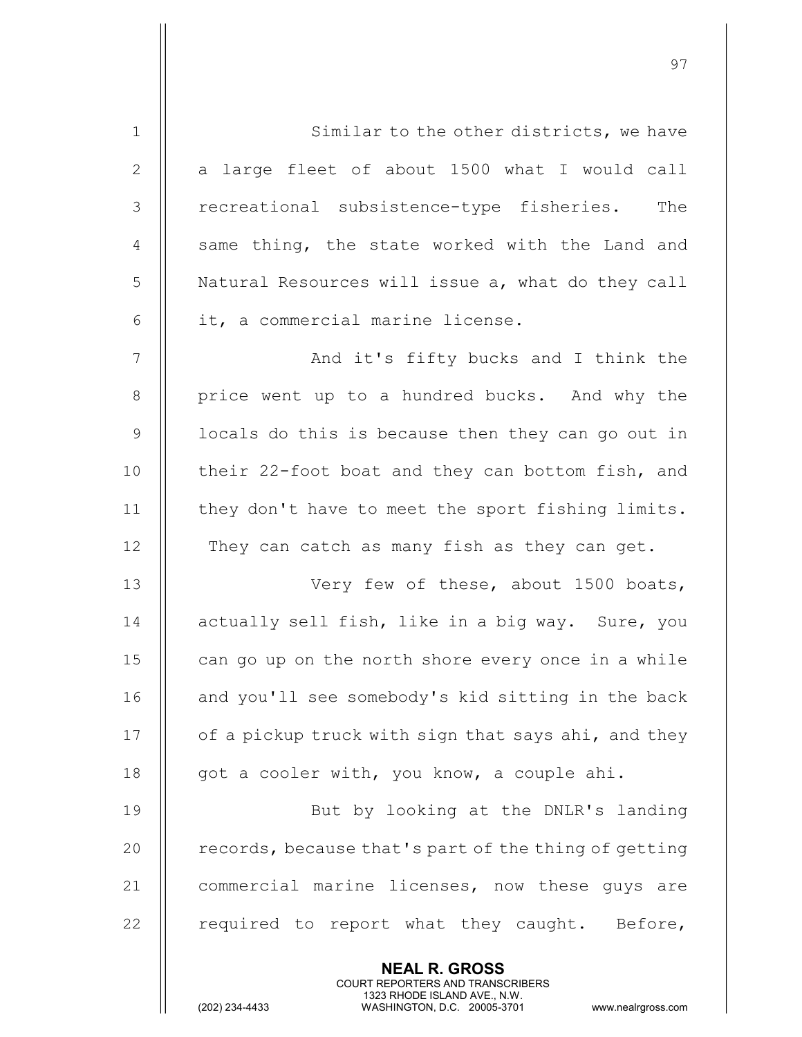Similar to the other districts, we have a large fleet of about 1500 what I would call recreational subsistence-type fisheries. The same thing, the state worked with the Land and Natural Resources will issue a, what do they call it, a commercial marine license.

And it's fifty bucks and I think the price went up to a hundred bucks. And why the locals do this is because then they can go out in their 22-foot boat and they can bottom fish, and they don't have to meet the sport fishing limits. They can catch as many fish as they can get.

Very few of these, about 1500 boats, actually sell fish, like in a big way. Sure, you can go up on the north shore every once in a while and you'll see somebody's kid sitting in the back of a pickup truck with sign that says ahi, and they got a cooler with, you know, a couple ahi.

But by looking at the DNLR's landing records, because that's part of the thing of getting commercial marine licenses, now these guys are required to report what they caught. Before,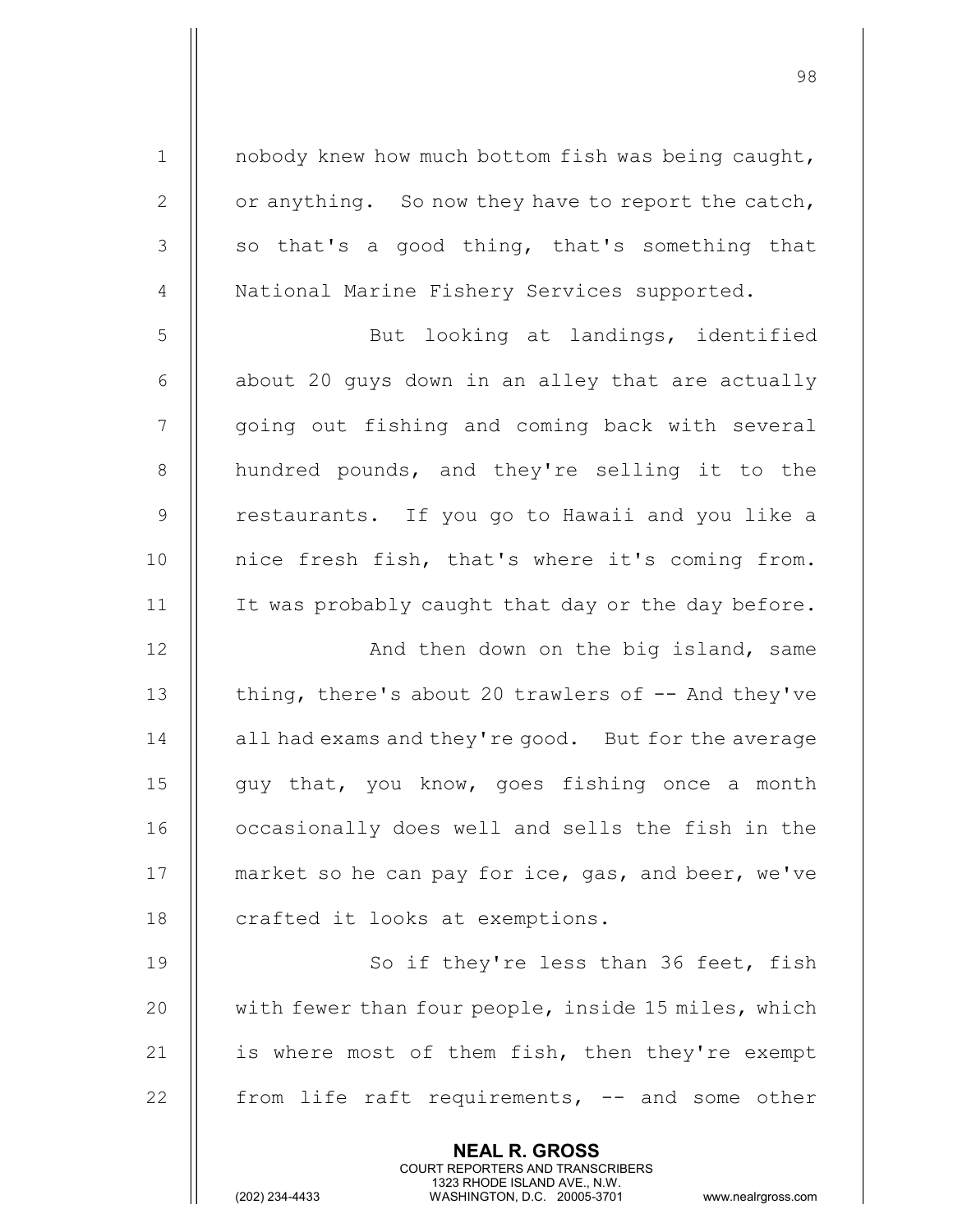nobody knew how much bottom fish was being caught, or anything. So now they have to report the catch, so that's a good thing, that's something that National Marine Fishery Services supported.

But looking at landings, identified about 20 guys down in an alley that are actually going out fishing and coming back with several hundred pounds, and they're selling it to the restaurants. If you go to Hawaii and you like a nice fresh fish, that's where it's coming from. It was probably caught that day or the day before.

And then down on the big island, same thing, there's about 20 trawlers of -- And they've all had exams and they're good. But for the average guy that, you know, goes fishing once a month occasionally does well and sells the fish in the market so he can pay for ice, gas, and beer, we've crafted it looks at exemptions.

So if they're less than 36 feet, fish with fewer than four people, inside 15 miles, which is where most of them fish, then they're exempt from life raft requirements, -- and some other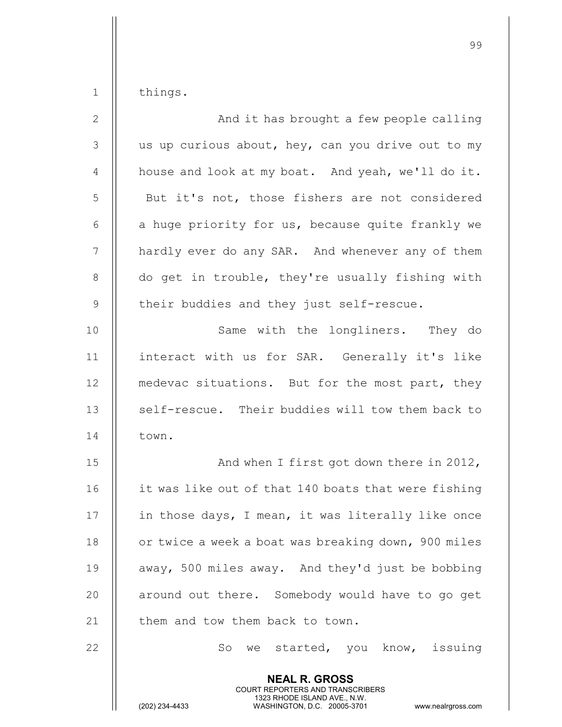things.

And it has brought a few people calling us up curious about, hey, can you drive out to my house and look at my boat. And yeah, we'll do it. But it's not, those fishers are not considered a huge priority for us, because quite frankly we hardly ever do any SAR. And whenever any of them do get in trouble, they're usually fishing with their buddies and they just self-rescue.

Same with the longliners. They do interact with us for SAR. Generally it's like medevac situations. But for the most part, they self-rescue. Their buddies will tow them back to town.

And when I first got down there in 2012, it was like out of that 140 boats that were fishing in those days, I mean, it was literally like once or twice a week a boat was breaking down, 900 miles away, 500 miles away. And they'd just be bobbing around out there. Somebody would have to go get them and tow them back to town.

So we started, you know, issuing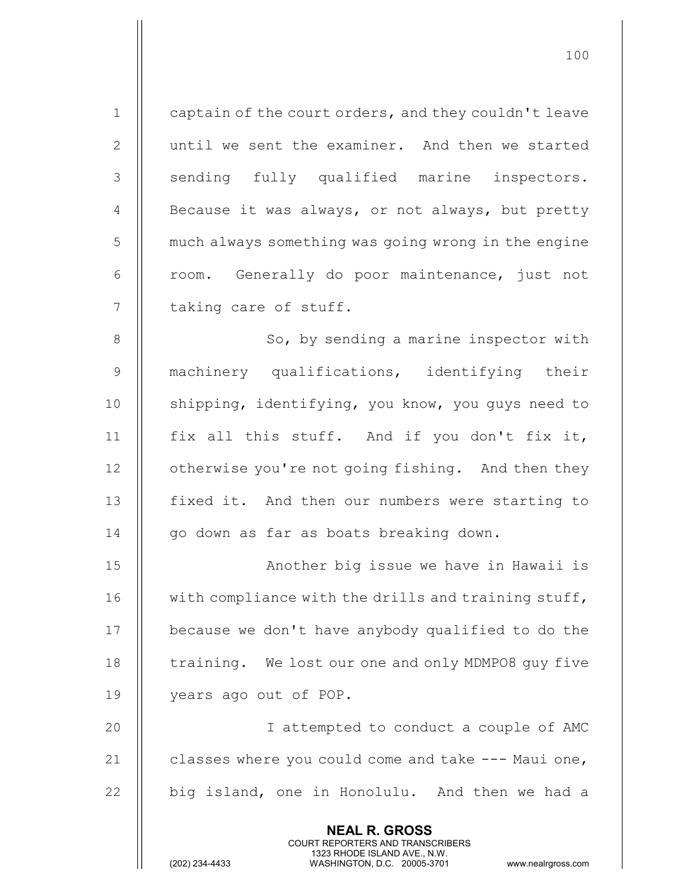captain of the court orders, and they couldn't leave until we sent the examiner. And then we started sending fully qualified marine inspectors. Because it was always, or not always, but pretty much always something was going wrong in the engine room. Generally do poor maintenance, just not taking care of stuff.

So, by sending a marine inspector with machinery qualifications, identifying their shipping, identifying, you know, you guys need to fix all this stuff. And if you don't fix it, otherwise you're not going fishing. And then they fixed it. And then our numbers were starting to go down as far as boats breaking down.

Another big issue we have in Hawaii is with compliance with the drills and training stuff, because we don't have anybody qualified to do the training. We lost our one and only MDMPO8 guy five years ago out of POP.

I attempted to conduct a couple of AMC classes where you could come and take --- Maui one, big island, one in Honolulu. And then we had a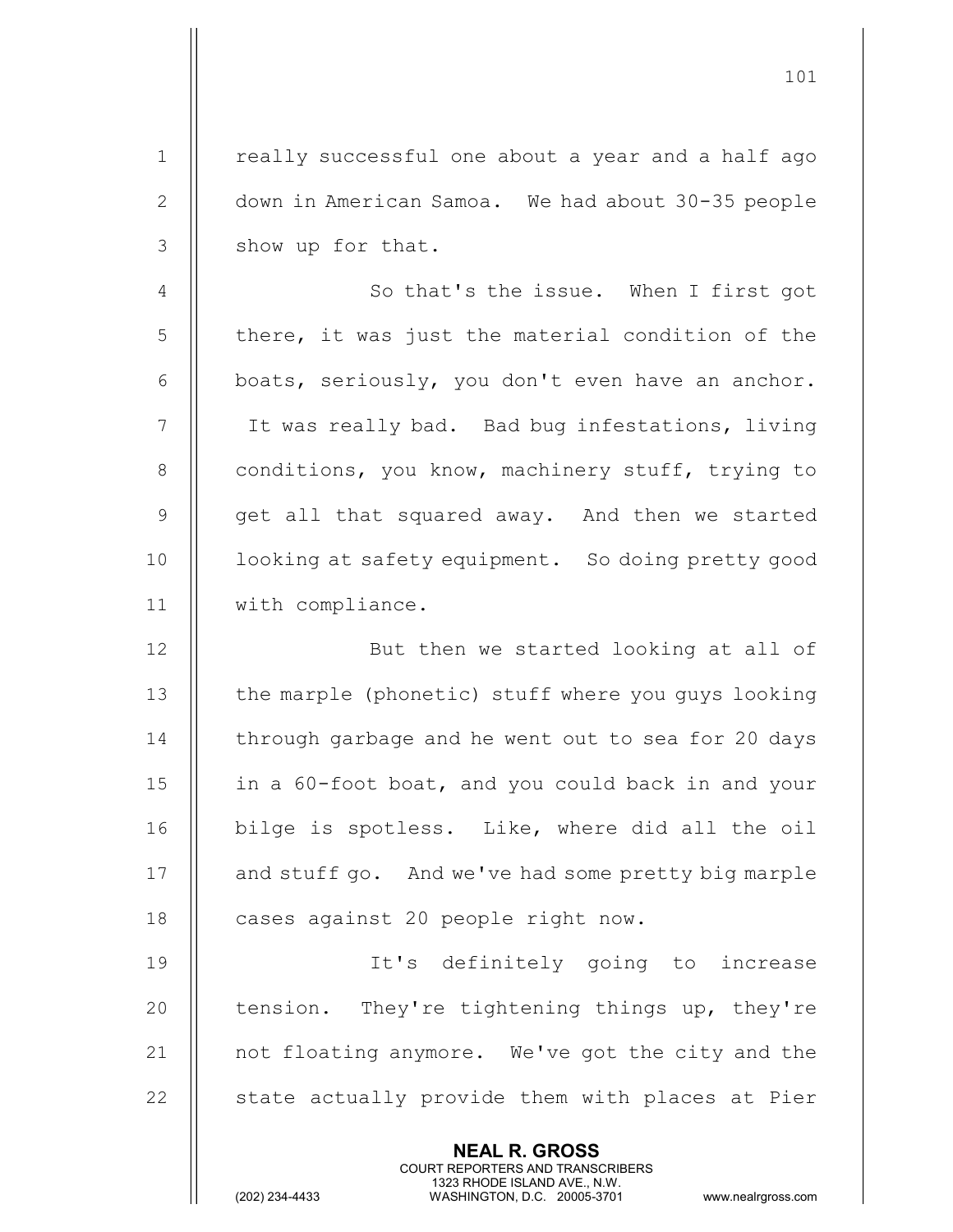really successful one about a year and a half ago down in American Samoa. We had about 30-35 people show up for that.

So that's the issue. When I first got there, it was just the material condition of the boats, seriously, you don't even have an anchor. It was really bad. Bad bug infestations, living conditions, you know, machinery stuff, trying to get all that squared away. And then we started looking at safety equipment. So doing pretty good with compliance.

But then we started looking at all of the marple (phonetic) stuff where you guys looking through garbage and he went out to sea for 20 days in a 60-foot boat, and you could back in and your bilge is spotless. Like, where did all the oil and stuff go. And we've had some pretty big marple cases against 20 people right now.

It's definitely going to increase tension. They're tightening things up, they're not floating anymore. We've got the city and the state actually provide them with places at Pier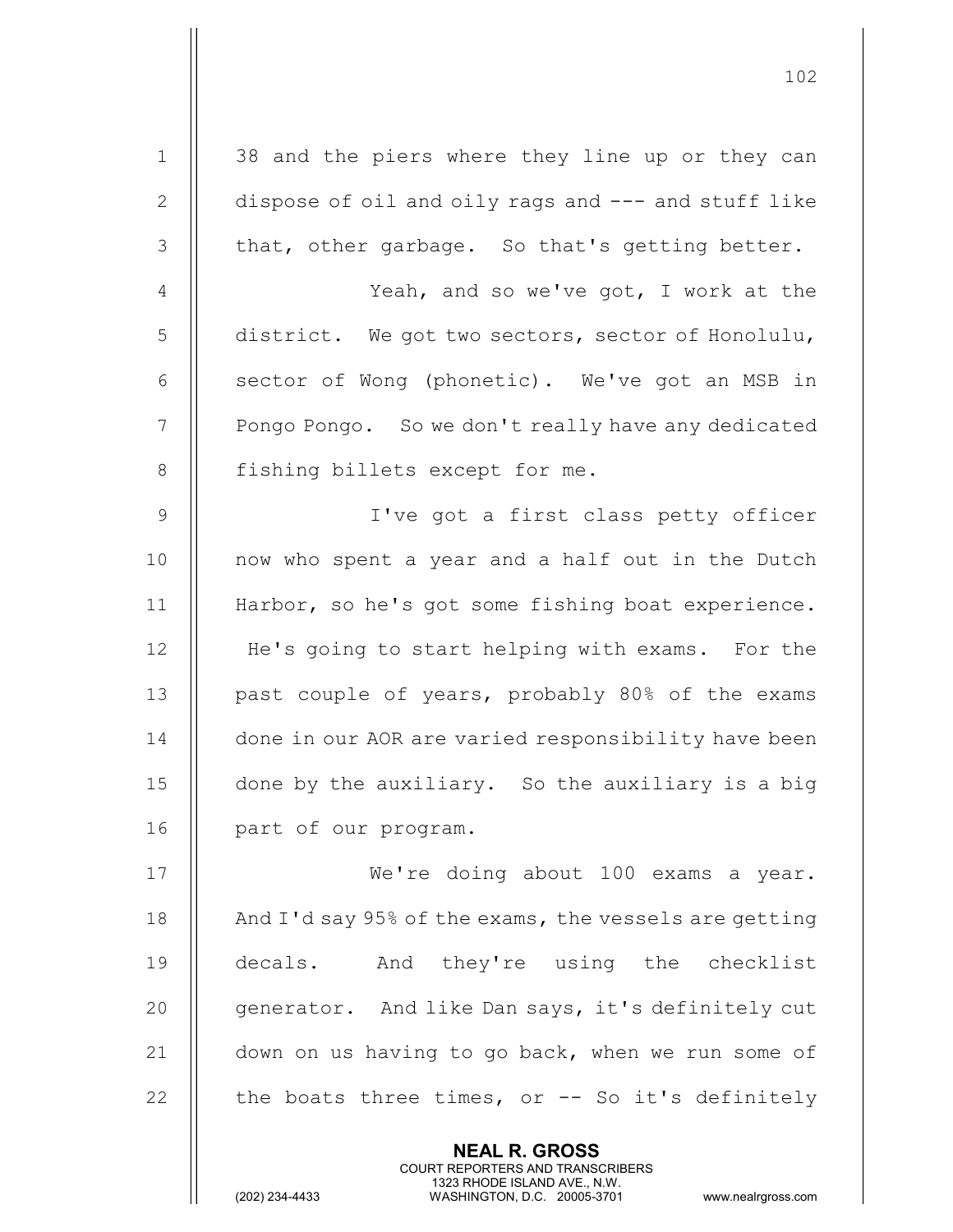38 and the piers where they line up or they can dispose of oil and oily rags and --- and stuff like that, other garbage. So that's getting better.

Yeah, and so we've got, I work at the district. We got two sectors, sector of Honolulu, sector of Wong (phonetic). We've got an MSB in Pongo Pongo. So we don't really have any dedicated fishing billets except for me.

I've got a first class petty officer now who spent a year and a half out in the Dutch Harbor, so he's got some fishing boat experience. He's going to start helping with exams. For the past couple of years, probably 80% of the exams done in our AOR are varied responsibility have been done by the auxiliary. So the auxiliary is a big part of our program.

We're doing about 100 exams a year. And I'd say 95% of the exams, the vessels are getting decals. And they're using the checklist generator. And like Dan says, it's definitely cut down on us having to go back, when we run some of the boats three times, or -- So it's definitely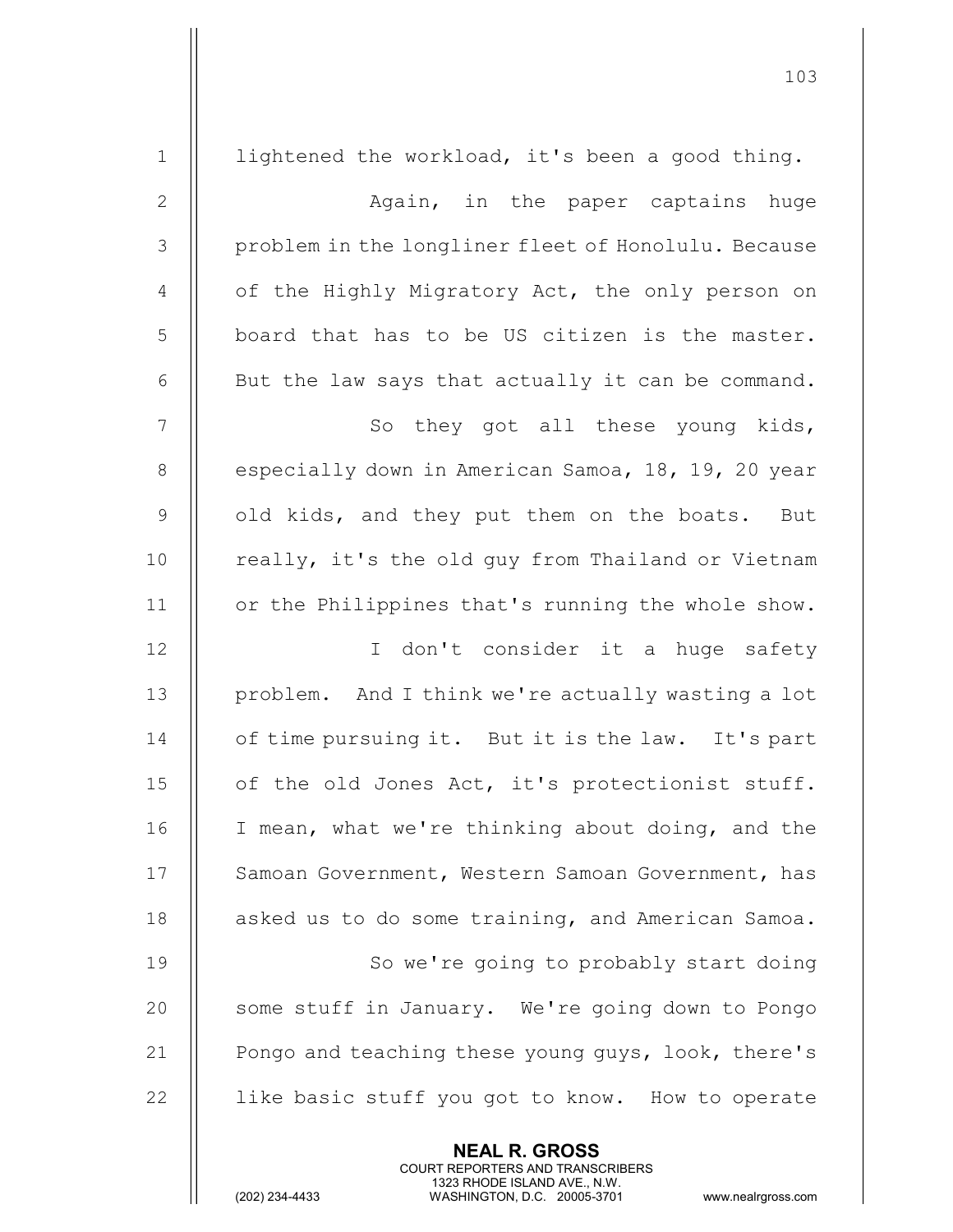lightened the workload, it's been a good thing.

Again, in the paper captains huge problem in the longliner fleet of Honolulu. Because of the Highly Migratory Act, the only person on board that has to be US citizen is the master. But the law says that actually it can be command.

So they got all these young kids, especially down in American Samoa, 18, 19, 20 year old kids, and they put them on the boats. But really, it's the old guy from Thailand or Vietnam or the Philippines that's running the whole show.

I don't consider it a huge safety problem. And I think we're actually wasting a lot of time pursuing it. But it is the law. It's part of the old Jones Act, it's protectionist stuff. I mean, what we're thinking about doing, and the Samoan Government, Western Samoan Government, has asked us to do some training, and American Samoa.

So we're going to probably start doing some stuff in January. We're going down to Pongo Pongo and teaching these young guys, look, there's like basic stuff you got to know. How to operate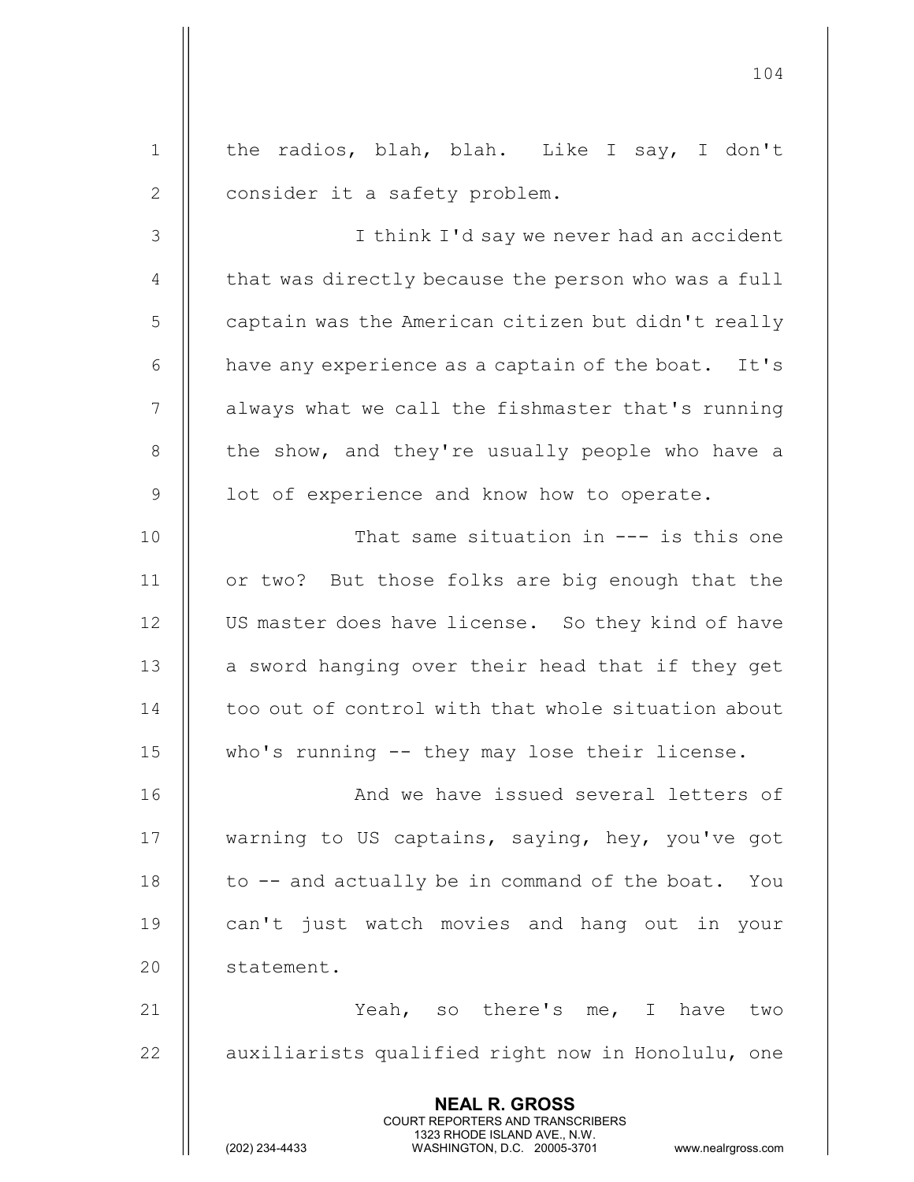the radios, blah, blah. Like I say, I don't consider it a safety problem.

I think I'd say we never had an accident that was directly because the person who was a full captain was the American citizen but didn't really have any experience as a captain of the boat. It's always what we call the fishmaster that's running the show, and they're usually people who have a lot of experience and know how to operate.

That same situation in --- is this one or two? But those folks are big enough that the US master does have license. So they kind of have a sword hanging over their head that if they get too out of control with that whole situation about who's running -- they may lose their license.

And we have issued several letters of warning to US captains, saying, hey, you've got to -- and actually be in command of the boat. You can't just watch movies and hang out in your statement.

Yeah, so there's me, I have two auxiliarists qualified right now in Honolulu, one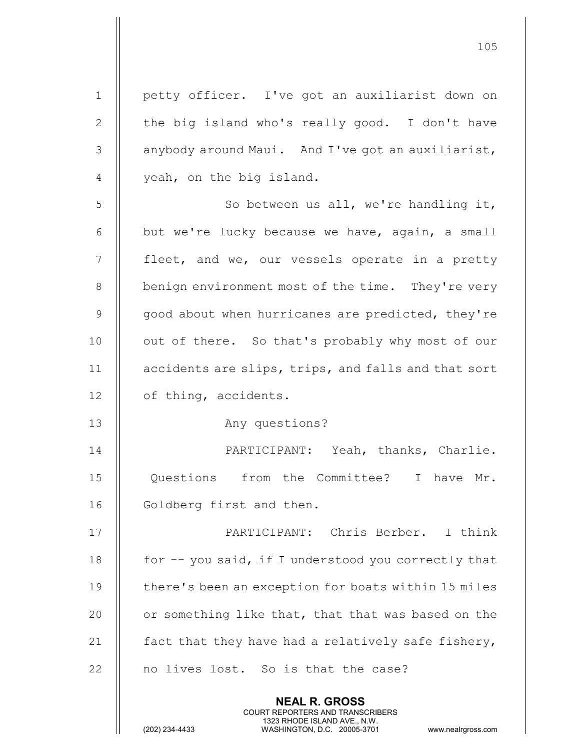petty officer. I've got an auxiliarist down on the big island who's really good. I don't have anybody around Maui. And I've got an auxiliarist, yeah, on the big island.

So between us all, we're handling it, but we're lucky because we have, again, a small fleet, and we, our vessels operate in a pretty benign environment most of the time. They're very good about when hurricanes are predicted, they're out of there. So that's probably why most of our accidents are slips, trips, and falls and that sort of thing, accidents.

Any questions?

PARTICIPANT: Yeah, thanks, Charlie. Questions from the Committee? I have Mr. Goldberg first and then.

PARTICIPANT: Chris Berber. I think for -- you said, if I understood you correctly that there's been an exception for boats within 15 miles or something like that, that that was based on the fact that they have had a relatively safe fishery, no lives lost. So is that the case?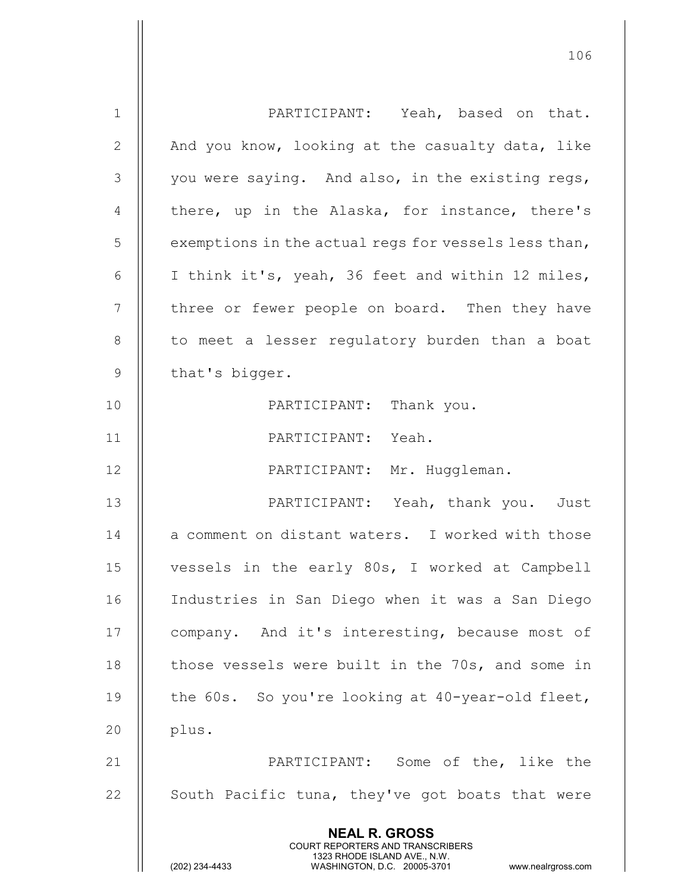PARTICIPANT: Yeah, based on that. And you know, looking at the casualty data, like you were saying. And also, in the existing regs, there, up in the Alaska, for instance, there's exemptions in the actual regs for vessels less than, I think it's, yeah, 36 feet and within 12 miles, three or fewer people on board. Then they have to meet a lesser regulatory burden than a boat that's bigger.

PARTICIPANT: Thank you.

PARTICIPANT: Yeah.

PARTICIPANT: Mr. Huggleman.

PARTICIPANT: Yeah, thank you. Just a comment on distant waters. I worked with those vessels in the early 80s, I worked at Campbell Industries in San Diego when it was a San Diego company. And it's interesting, because most of those vessels were built in the 70s, and some in the 60s. So you're looking at 40-year-old fleet, plus.

PARTICIPANT: Some of the, like the South Pacific tuna, they've got boats that were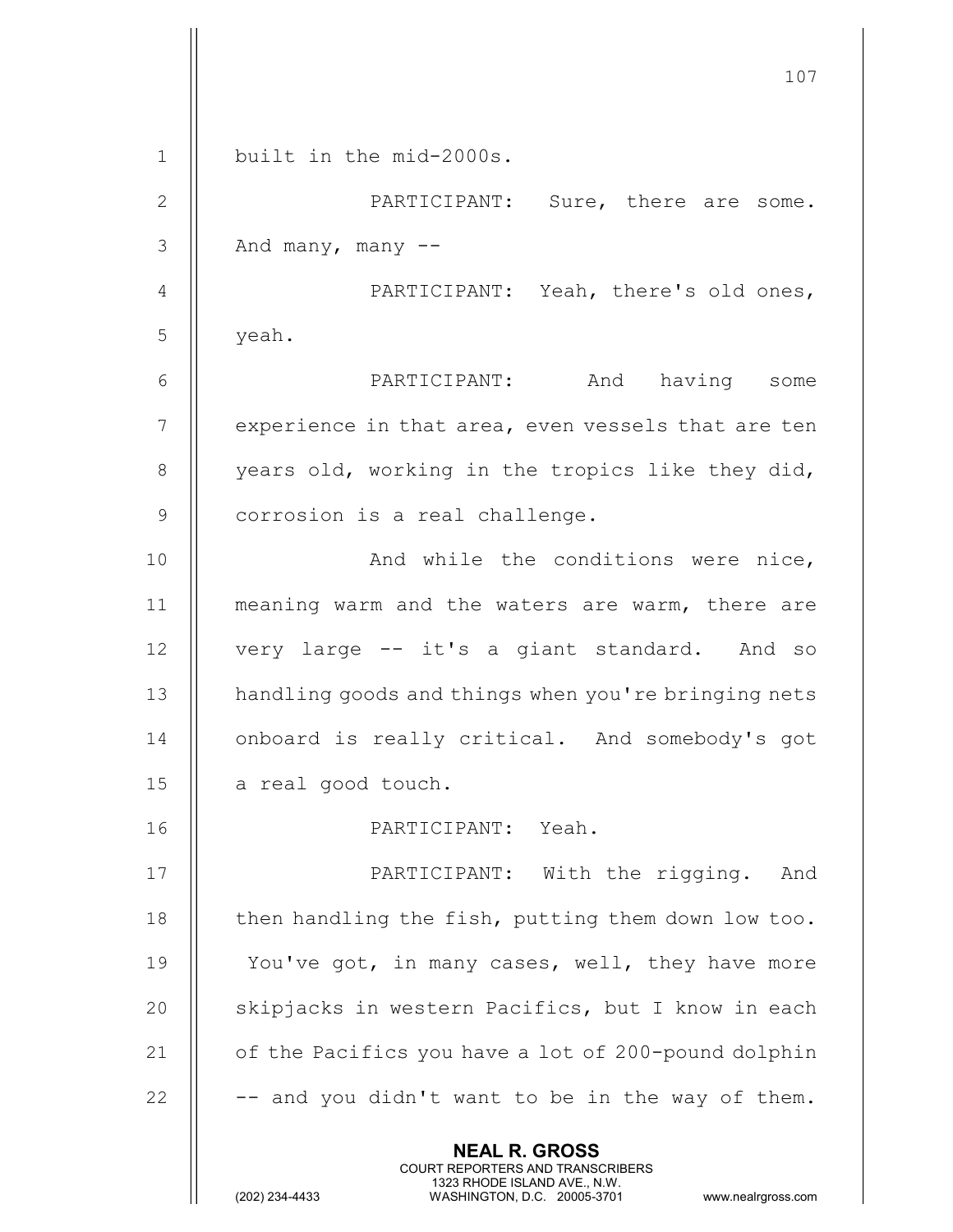built in the mid-2000s.

PARTICIPANT: Sure, there are some. And many, many --

PARTICIPANT: Yeah, there's old ones, yeah.

PARTICIPANT: And having some experience in that area, even vessels that are ten years old, working in the tropics like they did, corrosion is a real challenge.

And while the conditions were nice, meaning warm and the waters are warm, there are very large -- it's a giant standard. And so handling goods and things when you're bringing nets onboard is really critical. And somebody's got a real good touch.

PARTICIPANT: Yeah.

PARTICIPANT: With the rigging. And then handling the fish, putting them down low too. You've got, in many cases, well, they have more skipjacks in western Pacifics, but I know in each of the Pacifics you have a lot of 200-pound dolphin -- and you didn't want to be in the way of them.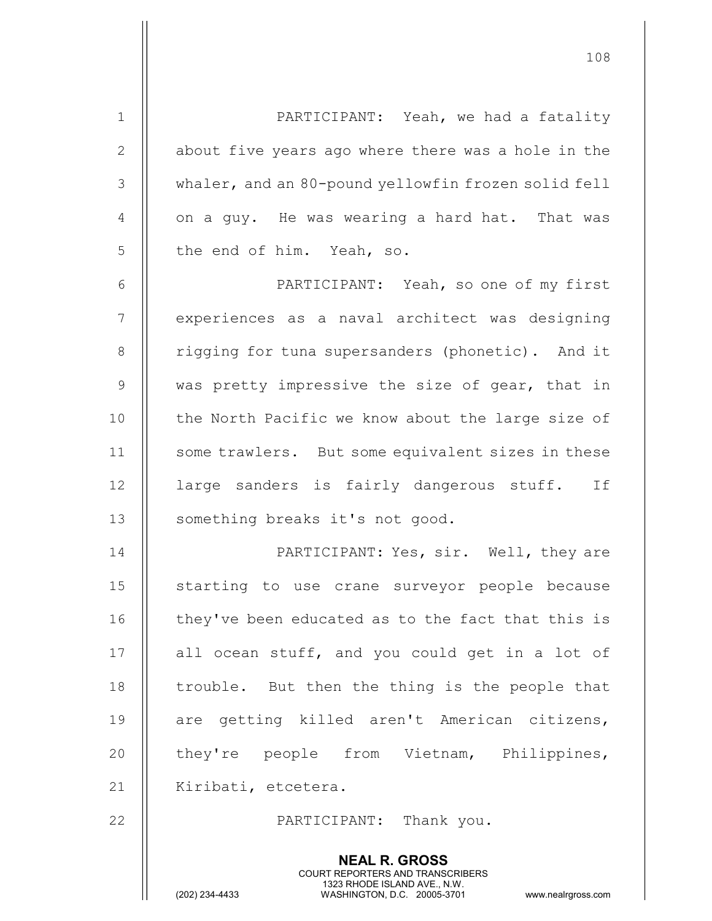PARTICIPANT: Yeah, we had a fatality about five years ago where there was a hole in the whaler, and an 80-pound yellowfin frozen solid fell on a guy. He was wearing a hard hat. That was the end of him. Yeah, so.

PARTICIPANT: Yeah, so one of my first experiences as a naval architect was designing rigging for tuna supersanders (phonetic). And it was pretty impressive the size of gear, that in the North Pacific we know about the large size of some trawlers. But some equivalent sizes in these large sanders is fairly dangerous stuff. If something breaks it's not good.

PARTICIPANT: Yes, sir. Well, they are starting to use crane surveyor people because they've been educated as to the fact that this is all ocean stuff, and you could get in a lot of trouble. But then the thing is the people that are getting killed aren't American citizens, they're people from Vietnam, Philippines, Kiribati, etcetera.

PARTICIPANT: Thank you.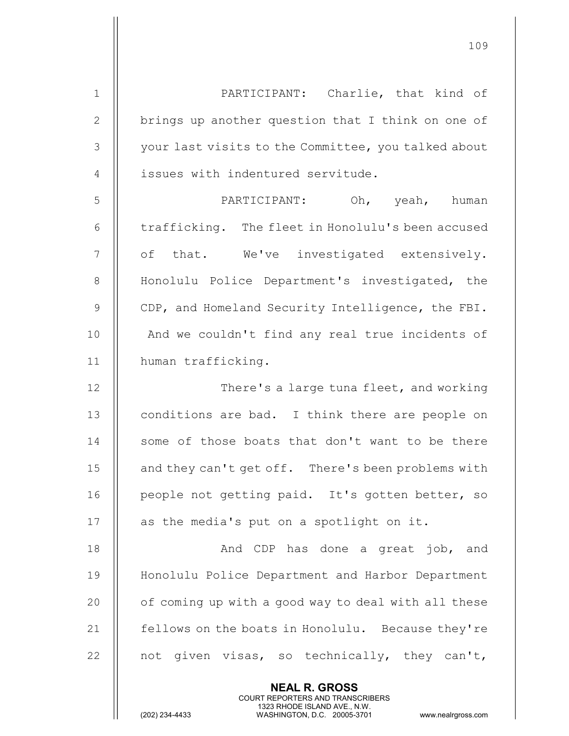PARTICIPANT: Charlie, that kind of brings up another question that I think on one of your last visits to the Committee, you talked about issues with indentured servitude.

PARTICIPANT: Oh, yeah, human trafficking. The fleet in Honolulu's been accused of that. We've investigated extensively. Honolulu Police Department's investigated, the CDP, and Homeland Security Intelligence, the FBI. And we couldn't find any real true incidents of human trafficking.

There's a large tuna fleet, and working conditions are bad. I think there are people on some of those boats that don't want to be there and they can't get off. There's been problems with people not getting paid. It's gotten better, so as the media's put on a spotlight on it.

And CDP has done a great job, and Honolulu Police Department and Harbor Department of coming up with a good way to deal with all these fellows on the boats in Honolulu. Because they're not given visas, so technically, they can't,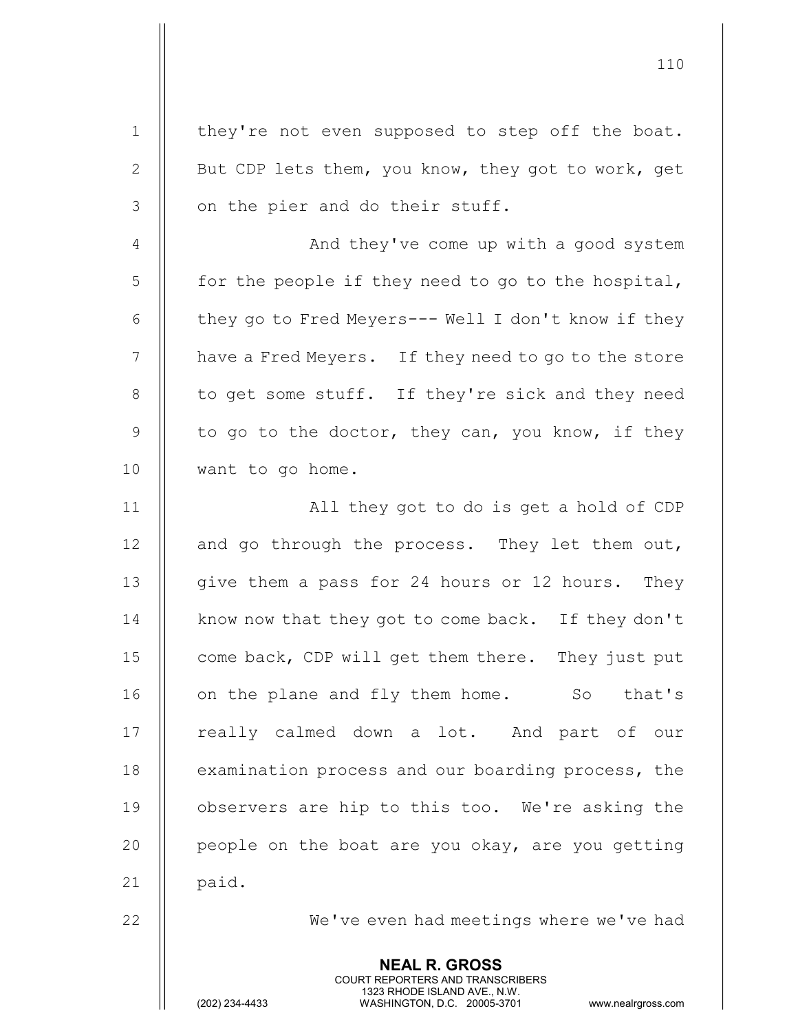they're not even supposed to step off the boat. But CDP lets them, you know, they got to work, get on the pier and do their stuff.

And they've come up with a good system for the people if they need to go to the hospital, they go to Fred Meyers--- Well I don't know if they have a Fred Meyers. If they need to go to the store to get some stuff. If they're sick and they need to go to the doctor, they can, you know, if they want to go home.

All they got to do is get a hold of CDP and go through the process. They let them out, give them a pass for 24 hours or 12 hours. They know now that they got to come back. If they don't come back, CDP will get them there. They just put on the plane and fly them home. So that's really calmed down a lot. And part of our examination process and our boarding process, the observers are hip to this too. We're asking the people on the boat are you okay, are you getting paid.

We've even had meetings where we've had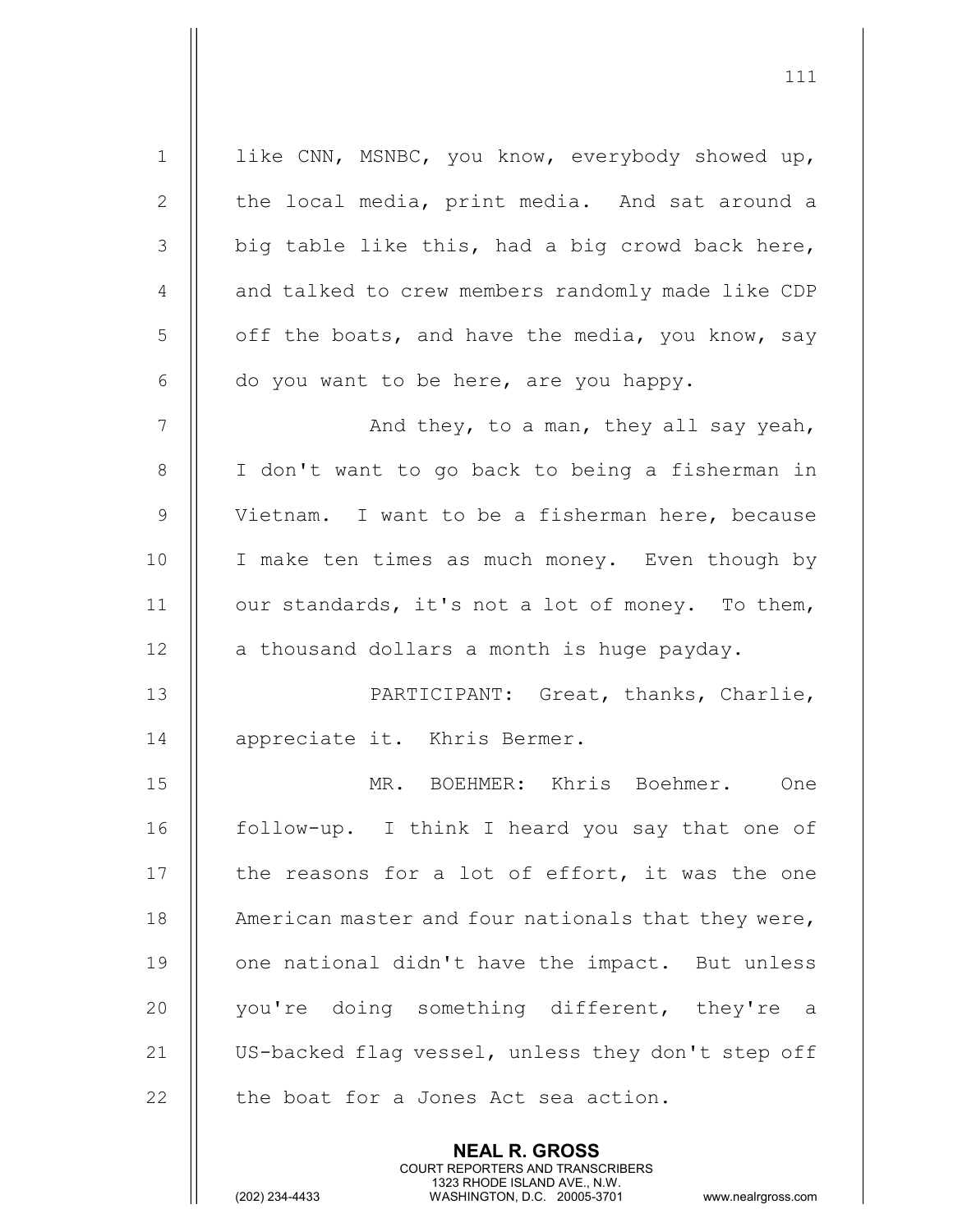like CNN, MSNBC, you know, everybody showed up, the local media, print media. And sat around a big table like this, had a big crowd back here, and talked to crew members randomly made like CDP off the boats, and have the media, you know, say do you want to be here, are you happy.

And they, to a man, they all say yeah, I don't want to go back to being a fisherman in Vietnam. I want to be a fisherman here, because I make ten times as much money. Even though by our standards, it's not a lot of money. To them, a thousand dollars a month is huge payday.

PARTICIPANT: Great, thanks, Charlie, appreciate it. Khris Bermer.

MR. BOEHMER: Khris Boehmer. One follow-up. I think I heard you say that one of the reasons for a lot of effort, it was the one American master and four nationals that they were, one national didn't have the impact. But unless you're doing something different, they're a US-backed flag vessel, unless they don't step off the boat for a Jones Act sea action.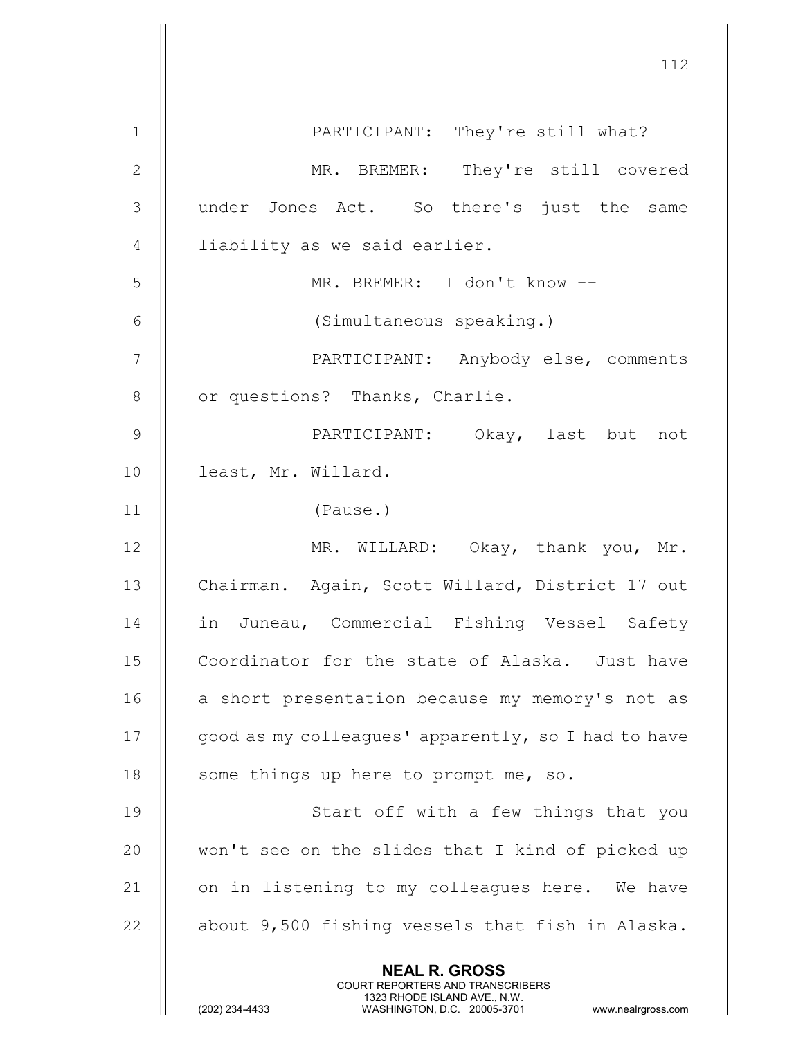PARTICIPANT: They're still what?

MR. BREMER: They're still covered under Jones Act. So there's just the same liability as we said earlier.

MR. BREMER: I don't know --

(Simultaneous speaking.)

PARTICIPANT: Anybody else, comments or questions? Thanks, Charlie.

PARTICIPANT: Okay, last but not least, Mr. Willard.

(Pause.)

MR. WILLARD: Okay, thank you, Mr. Chairman. Again, Scott Willard, District 17 out in Juneau, Commercial Fishing Vessel Safety Coordinator for the state of Alaska. Just have a short presentation because my memory's not as good as my colleagues' apparently, so I had to have some things up here to prompt me, so.

Start off with a few things that you won't see on the slides that I kind of picked up on in listening to my colleagues here. We have about 9,500 fishing vessels that fish in Alaska.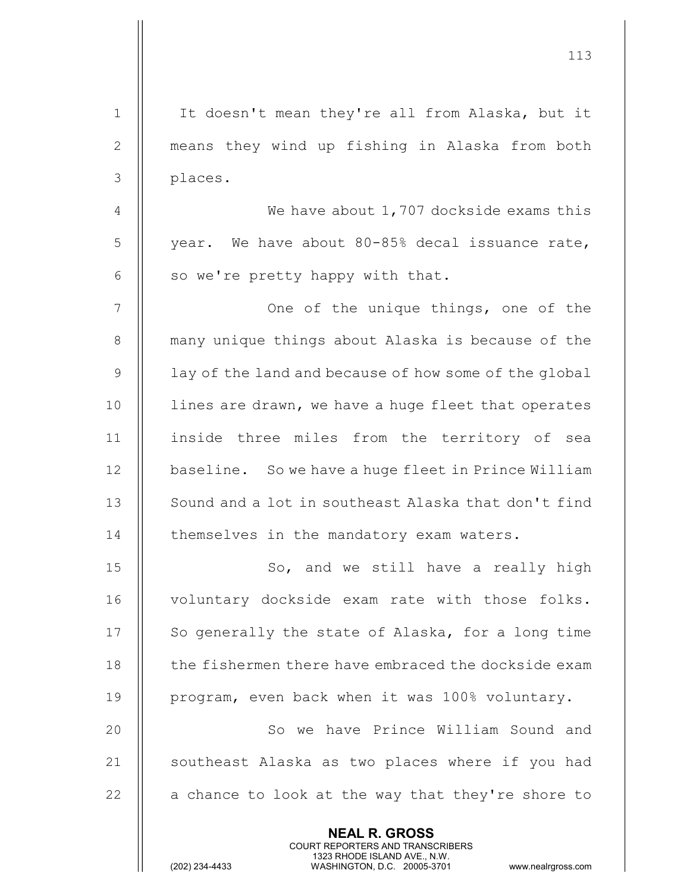It doesn't mean they're all from Alaska, but it means they wind up fishing in Alaska from both places.

We have about 1,707 dockside exams this year. We have about 80-85% decal issuance rate, so we're pretty happy with that.

One of the unique things, one of the many unique things about Alaska is because of the lay of the land and because of how some of the global lines are drawn, we have a huge fleet that operates inside three miles from the territory of sea baseline. So we have a huge fleet in Prince William Sound and a lot in southeast Alaska that don't find themselves in the mandatory exam waters.

So, and we still have a really high voluntary dockside exam rate with those folks. So generally the state of Alaska, for a long time the fishermen there have embraced the dockside exam program, even back when it was 100% voluntary.

So we have Prince William Sound and southeast Alaska as two places where if you had a chance to look at the way that they're shore to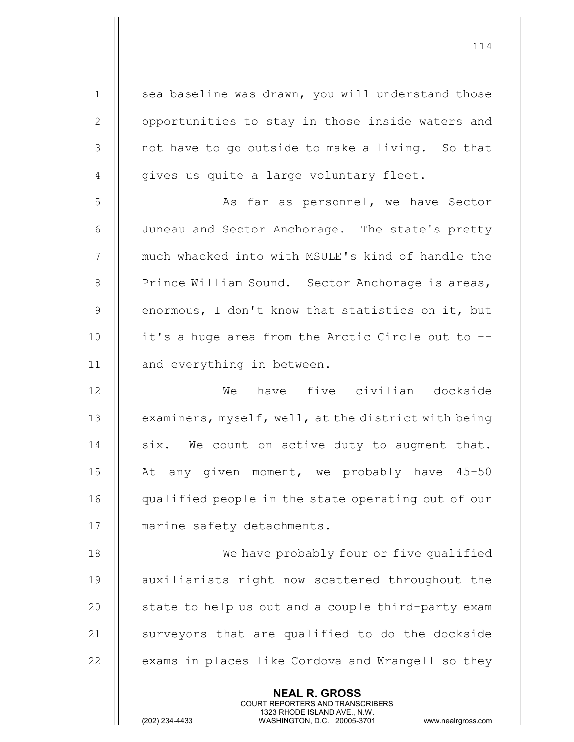sea baseline was drawn, you will understand those opportunities to stay in those inside waters and not have to go outside to make a living. So that gives us quite a large voluntary fleet.

As far as personnel, we have Sector Juneau and Sector Anchorage. The state's pretty much whacked into with MSULE's kind of handle the Prince William Sound. Sector Anchorage is areas, enormous, I don't know that statistics on it, but it's a huge area from the Arctic Circle out to -- and everything in between.

We have five civilian dockside examiners, myself, well, at the district with being six. We count on active duty to augment that. At any given moment, we probably have 45-50 qualified people in the state operating out of our marine safety detachments.

We have probably four or five qualified auxiliarists right now scattered throughout the state to help us out and a couple third-party exam surveyors that are qualified to do the dockside exams in places like Cordova and Wrangell so they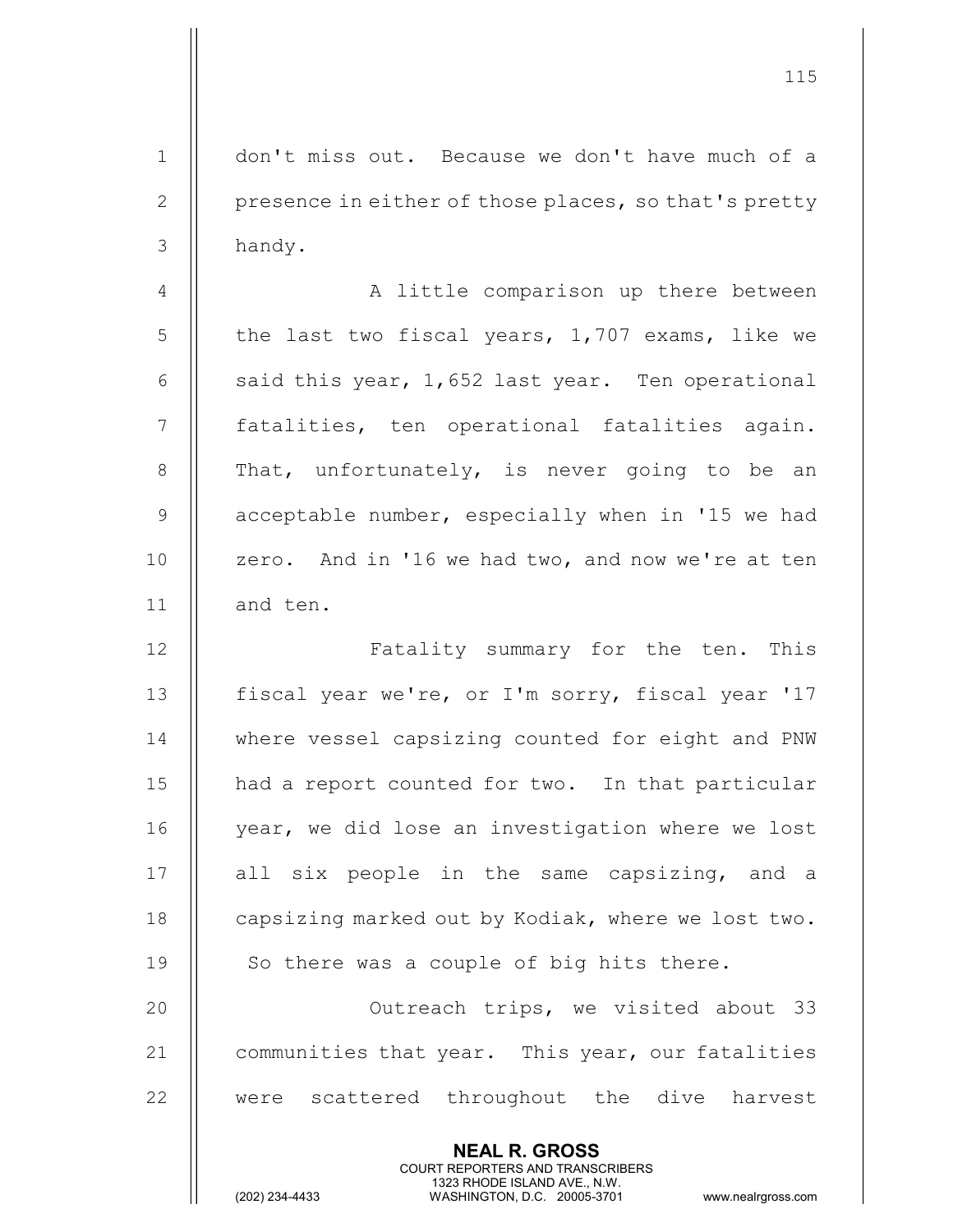don't miss out. Because we don't have much of a presence in either of those places, so that's pretty handy.

A little comparison up there between the last two fiscal years, 1,707 exams, like we said this year, 1,652 last year. Ten operational fatalities, ten operational fatalities again. That, unfortunately, is never going to be an acceptable number, especially when in '15 we had zero. And in '16 we had two, and now we're at ten and ten.

Fatality summary for the ten. This fiscal year we're, or I'm sorry, fiscal year '17 where vessel capsizing counted for eight and PNW had a report counted for two. In that particular year, we did lose an investigation where we lost all six people in the same capsizing, and a capsizing marked out by Kodiak, where we lost two. So there was a couple of big hits there.

Outreach trips, we visited about 33 communities that year. This year, our fatalities were scattered throughout the dive harvest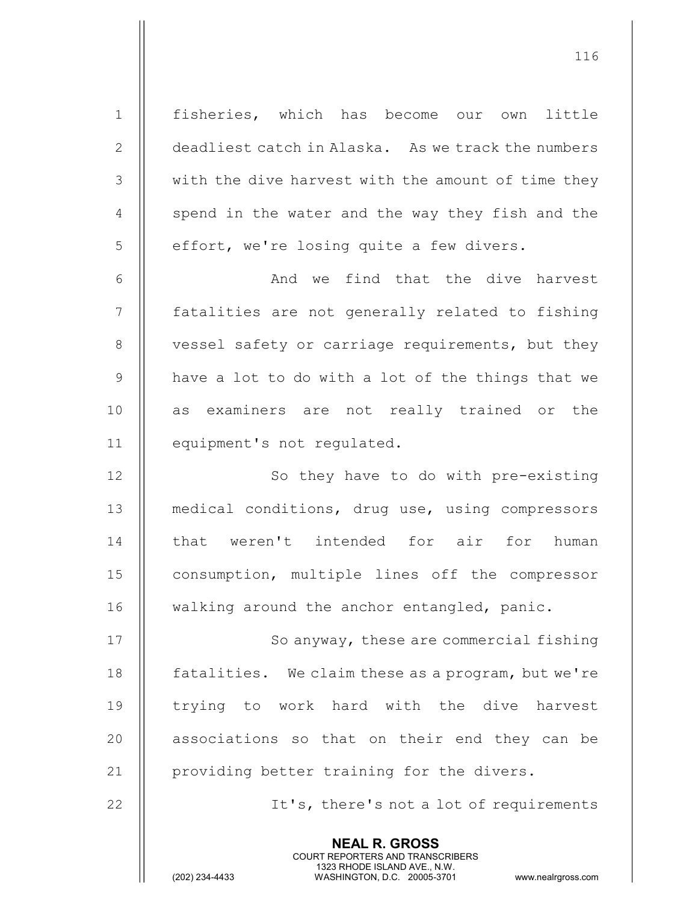fisheries, which has become our own little deadliest catch in Alaska. As we track the numbers with the dive harvest with the amount of time they spend in the water and the way they fish and the effort, we're losing quite a few divers.

And we find that the dive harvest fatalities are not generally related to fishing vessel safety or carriage requirements, but they have a lot to do with a lot of the things that we as examiners are not really trained or the equipment's not regulated.

So they have to do with pre-existing medical conditions, drug use, using compressors that weren't intended for air for human consumption, multiple lines off the compressor walking around the anchor entangled, panic.

So anyway, these are commercial fishing fatalities. We claim these as a program, but we're trying to work hard with the dive harvest associations so that on their end they can be providing better training for the divers.

It's, there's not a lot of requirements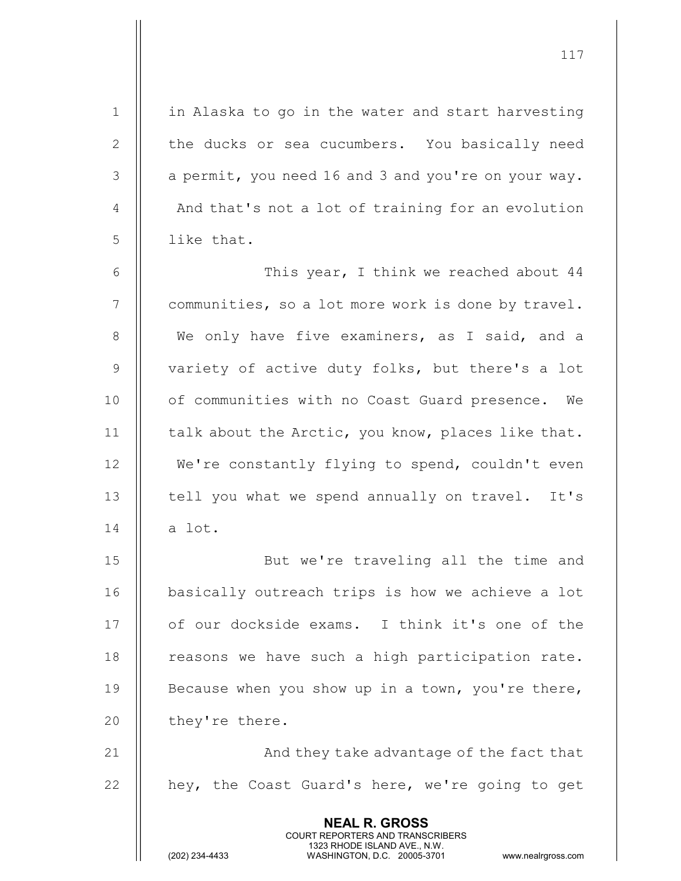in Alaska to go in the water and start harvesting the ducks or sea cucumbers. You basically need a permit, you need 16 and 3 and you're on your way. And that's not a lot of training for an evolution like that.

This year, I think we reached about 44 communities, so a lot more work is done by travel. We only have five examiners, as I said, and a variety of active duty folks, but there's a lot of communities with no Coast Guard presence. We talk about the Arctic, you know, places like that. We're constantly flying to spend, couldn't even tell you what we spend annually on travel. It's a lot.

But we're traveling all the time and basically outreach trips is how we achieve a lot of our dockside exams. I think it's one of the reasons we have such a high participation rate. Because when you show up in a town, you're there, they're there.

And they take advantage of the fact that hey, the Coast Guard's here, we're going to get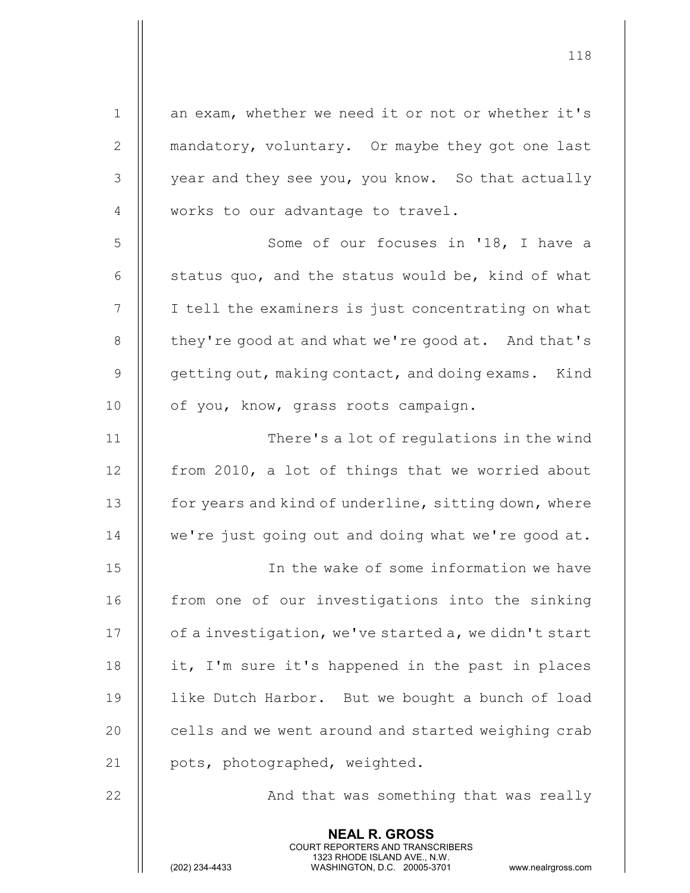an exam, whether we need it or not or whether it's mandatory, voluntary. Or maybe they got one last year and they see you, you know. So that actually works to our advantage to travel.

Some of our focuses in '18, I have a status quo, and the status would be, kind of what I tell the examiners is just concentrating on what they're good at and what we're good at. And that's getting out, making contact, and doing exams. Kind of you, know, grass roots campaign.

There's a lot of regulations in the wind from 2010, a lot of things that we worried about for years and kind of underline, sitting down, where we're just going out and doing what we're good at.

In the wake of some information we have from one of our investigations into the sinking of a investigation, we've started a, we didn't start it, I'm sure it's happened in the past in places like Dutch Harbor. But we bought a bunch of load cells and we went around and started weighing crab pots, photographed, weighted.

And that was something that was really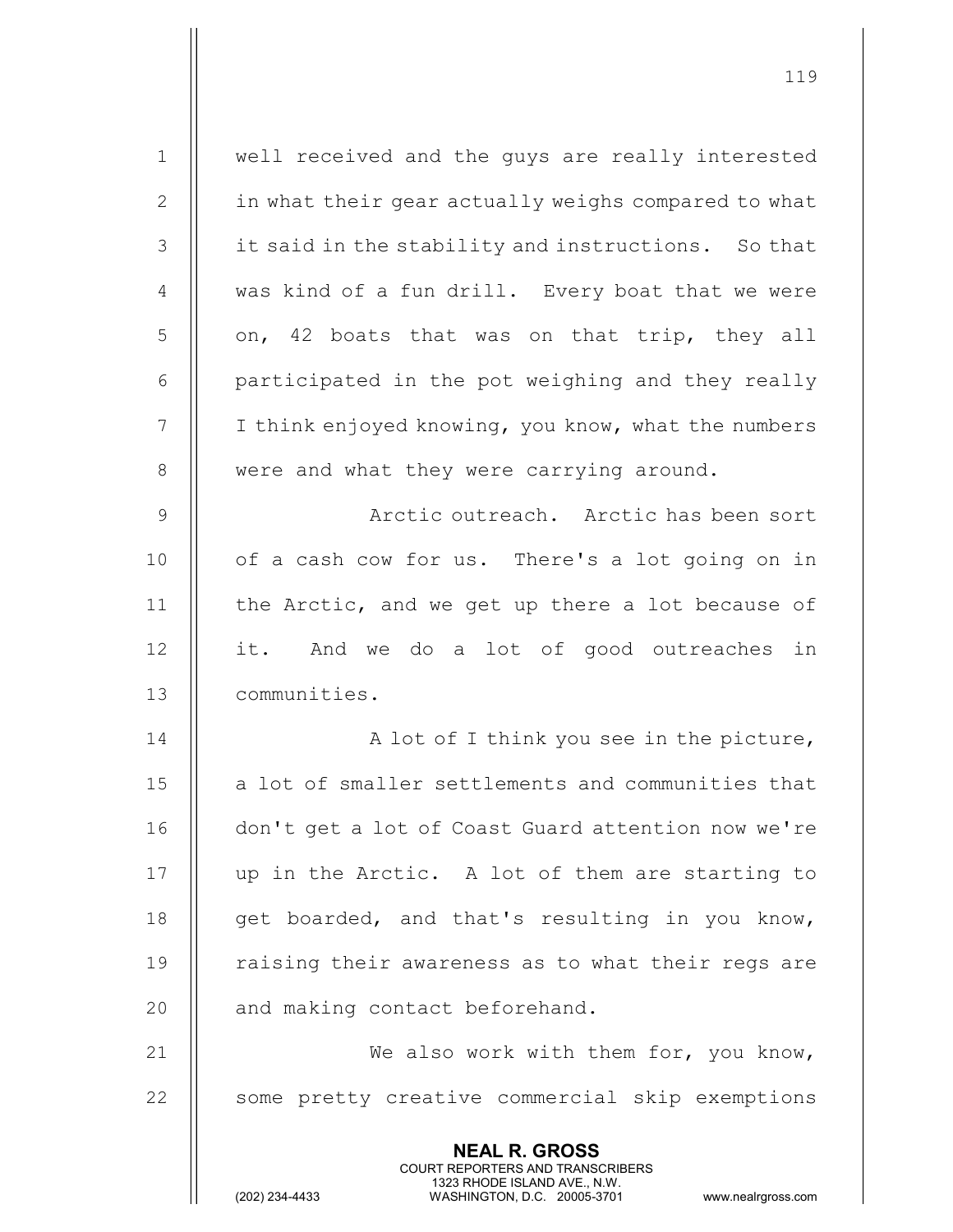well received and the guys are really interested in what their gear actually weighs compared to what it said in the stability and instructions. So that was kind of a fun drill. Every boat that we were on, 42 boats that was on that trip, they all participated in the pot weighing and they really I think enjoyed knowing, you know, what the numbers were and what they were carrying around.

Arctic outreach. Arctic has been sort of a cash cow for us. There's a lot going on in the Arctic, and we get up there a lot because of it. And we do a lot of good outreaches in communities.

A lot of I think you see in the picture, a lot of smaller settlements and communities that don't get a lot of Coast Guard attention now we're up in the Arctic. A lot of them are starting to get boarded, and that's resulting in you know, raising their awareness as to what their regs are and making contact beforehand.

We also work with them for, you know, some pretty creative commercial skip exemptions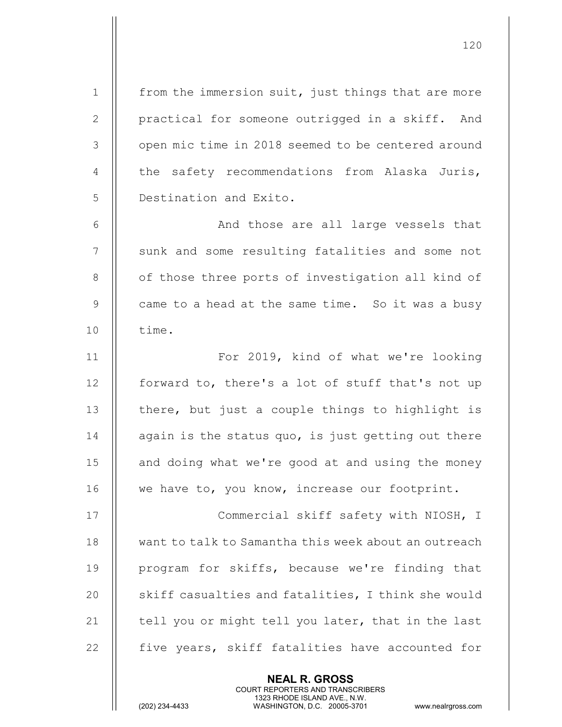from the immersion suit, just things that are more practical for someone outrigged in a skiff. And open mic time in 2018 seemed to be centered around the safety recommendations from Alaska Juris, Destination and Exito.

And those are all large vessels that sunk and some resulting fatalities and some not of those three ports of investigation all kind of came to a head at the same time. So it was a busy time.

For 2019, kind of what we're looking forward to, there's a lot of stuff that's not up there, but just a couple things to highlight is again is the status quo, is just getting out there and doing what we're good at and using the money we have to, you know, increase our footprint.

Commercial skiff safety with NIOSH, I want to talk to Samantha this week about an outreach program for skiffs, because we're finding that skiff casualties and fatalities, I think she would tell you or might tell you later, that in the last five years, skiff fatalities have accounted for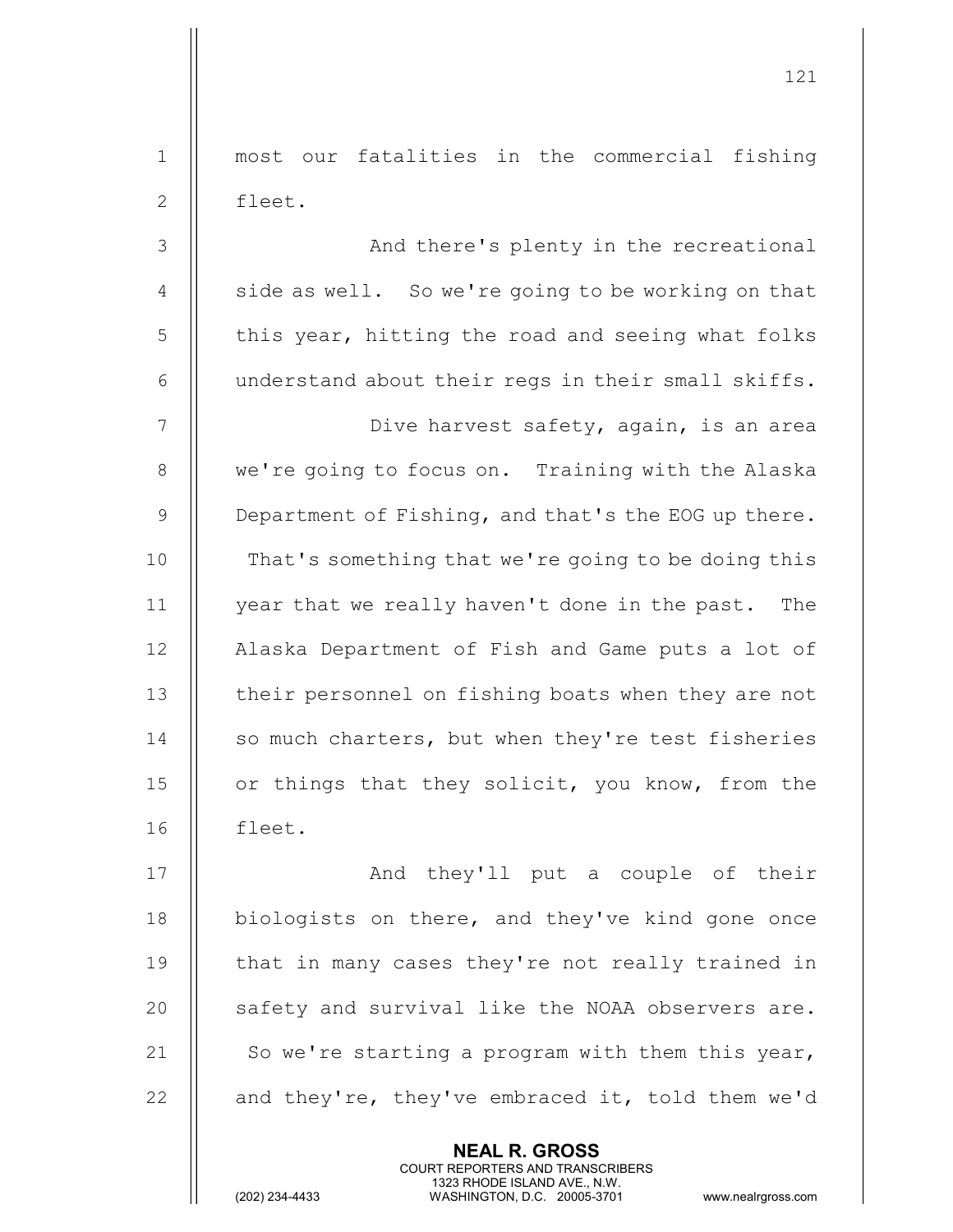most our fatalities in the commercial fishing fleet.

And there's plenty in the recreational side as well. So we're going to be working on that this year, hitting the road and seeing what folks understand about their regs in their small skiffs.

Dive harvest safety, again, is an area we're going to focus on. Training with the Alaska Department of Fishing, and that's the EOG up there. That's something that we're going to be doing this year that we really haven't done in the past. The Alaska Department of Fish and Game puts a lot of their personnel on fishing boats when they are not so much charters, but when they're test fisheries or things that they solicit, you know, from the fleet.

And they'll put a couple of their biologists on there, and they've kind gone once that in many cases they're not really trained in safety and survival like the NOAA observers are. So we're starting a program with them this year, and they're, they've embraced it, told them we'd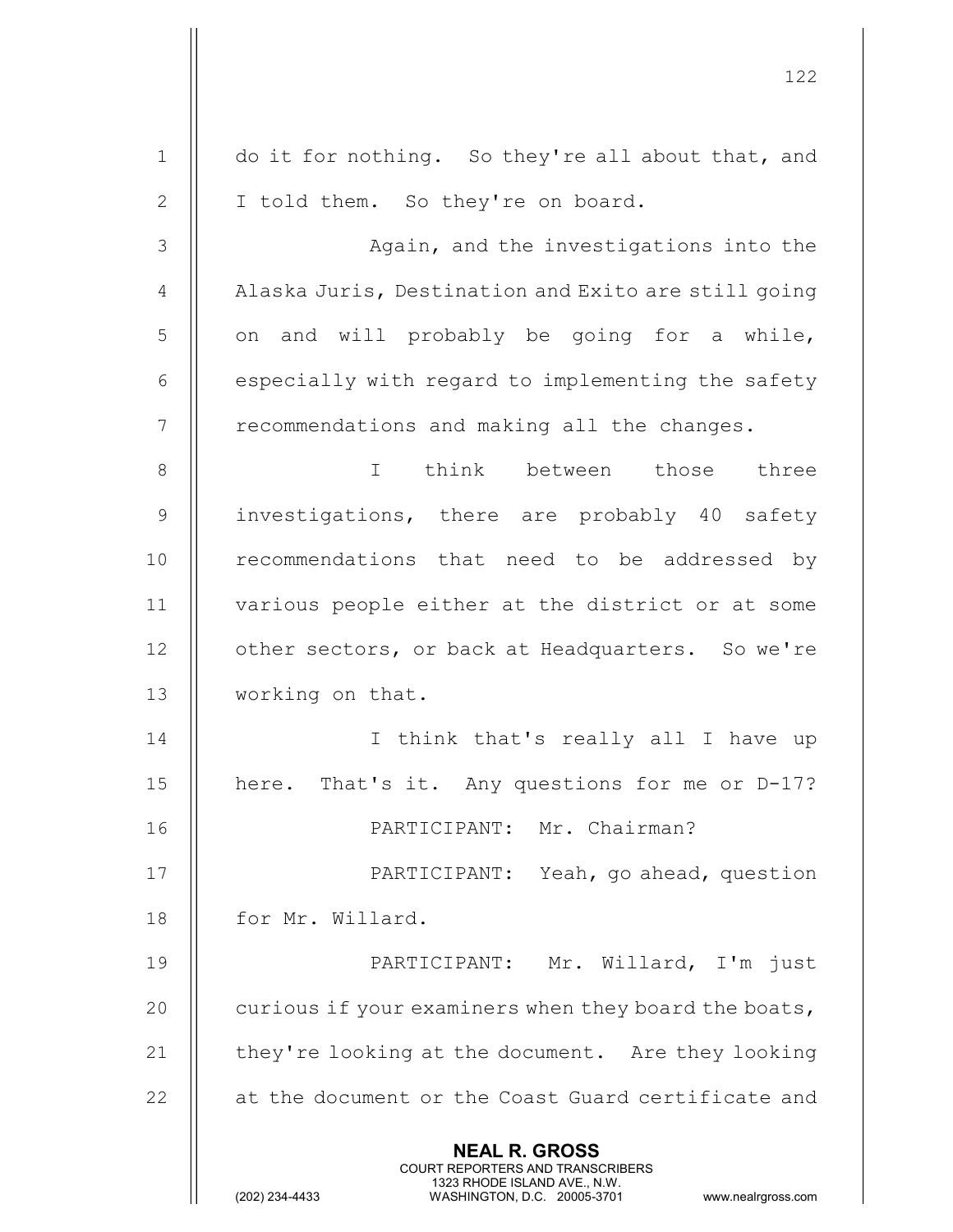do it for nothing. So they're all about that, and I told them. So they're on board.

Again, and the investigations into the Alaska Juris, Destination and Exito are still going on and will probably be going for a while, especially with regard to implementing the safety recommendations and making all the changes.

I think between those three investigations, there are probably 40 safety recommendations that need to be addressed by various people either at the district or at some other sectors, or back at Headquarters. So we're working on that.

I think that's really all I have up here. That's it. Any questions for me or D-17?

PARTICIPANT: Mr. Chairman?

PARTICIPANT: Yeah, go ahead, question for Mr. Willard.

PARTICIPANT: Mr. Willard, I'm just curious if your examiners when they board the boats, they're looking at the document. Are they looking at the document or the Coast Guard certificate and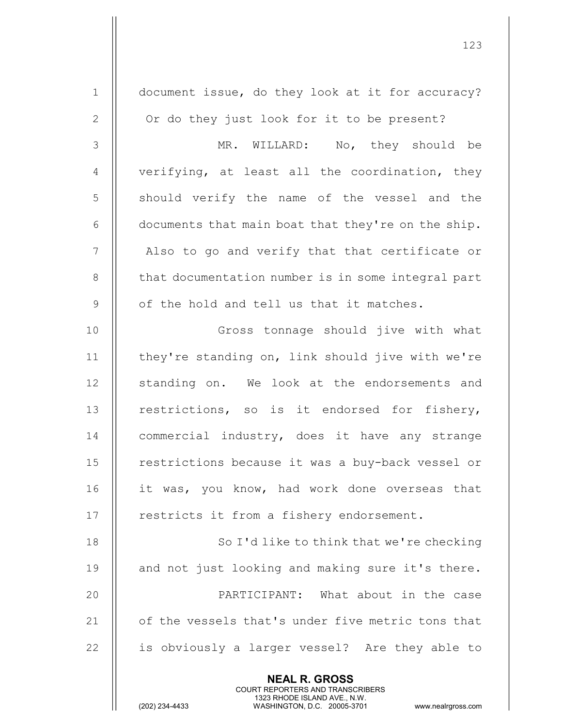document issue, do they look at it for accuracy? Or do they just look for it to be present?

MR. WILLARD: No, they should be verifying, at least all the coordination, they should verify the name of the vessel and the documents that main boat that they're on the ship. Also to go and verify that that certificate or that documentation number is in some integral part of the hold and tell us that it matches.

Gross tonnage should jive with what they're standing on, link should jive with we're standing on. We look at the endorsements and restrictions, so is it endorsed for fishery, commercial industry, does it have any strange restrictions because it was a buy-back vessel or it was, you know, had work done overseas that restricts it from a fishery endorsement.

So I'd like to think that we're checking and not just looking and making sure it's there.

PARTICIPANT: What about in the case of the vessels that's under five metric tons that is obviously a larger vessel? Are they able to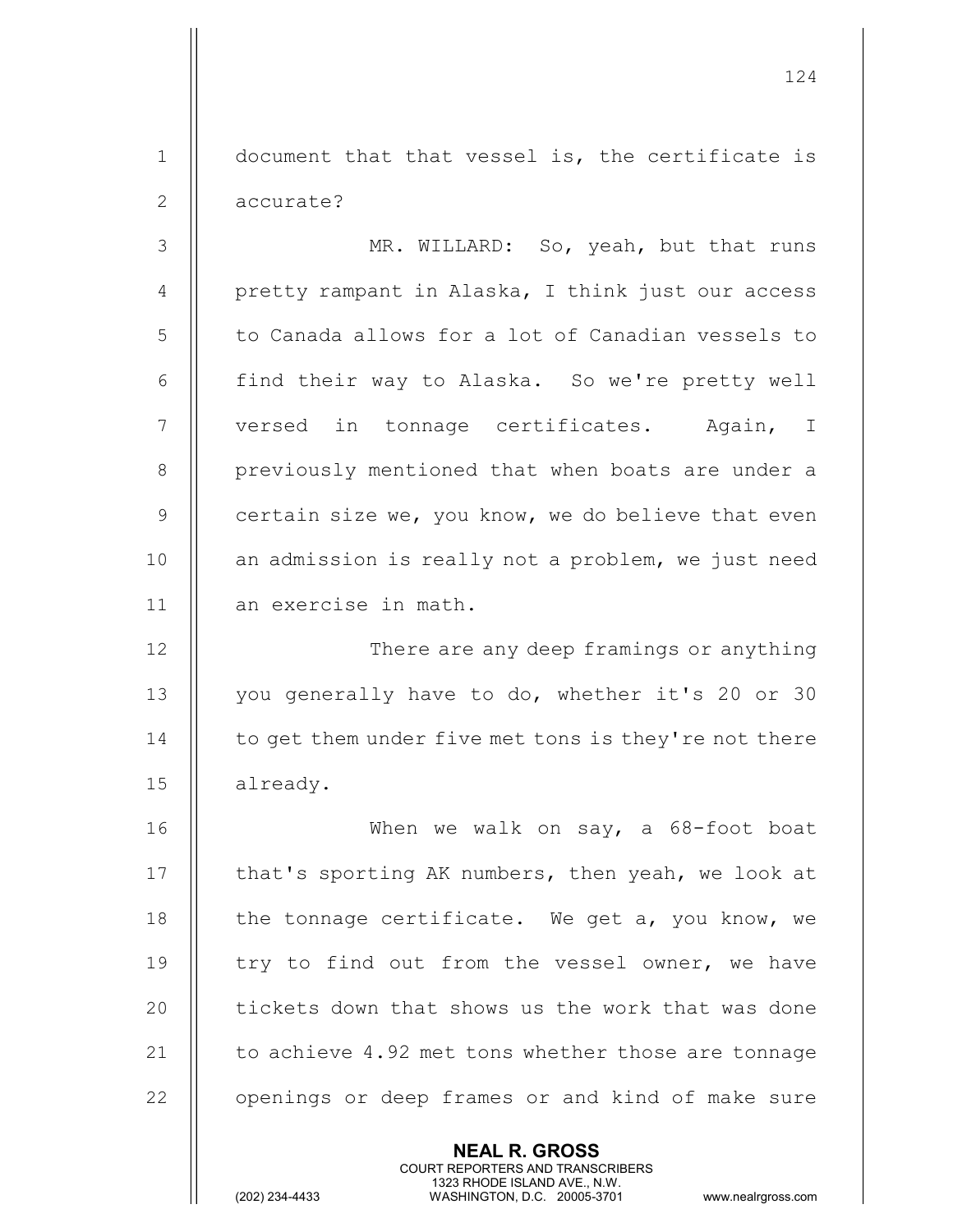document that that vessel is, the certificate is accurate?

MR. WILLARD: So, yeah, but that runs pretty rampant in Alaska, I think just our access to Canada allows for a lot of Canadian vessels to find their way to Alaska. So we're pretty well versed in tonnage certificates. Again, I previously mentioned that when boats are under a certain size we, you know, we do believe that even an admission is really not a problem, we just need an exercise in math.

There are any deep framings or anything you generally have to do, whether it's 20 or 30 to get them under five met tons is they're not there already.

When we walk on say, a 68-foot boat that's sporting AK numbers, then yeah, we look at the tonnage certificate. We get a, you know, we try to find out from the vessel owner, we have tickets down that shows us the work that was done to achieve 4.92 met tons whether those are tonnage openings or deep frames or and kind of make sure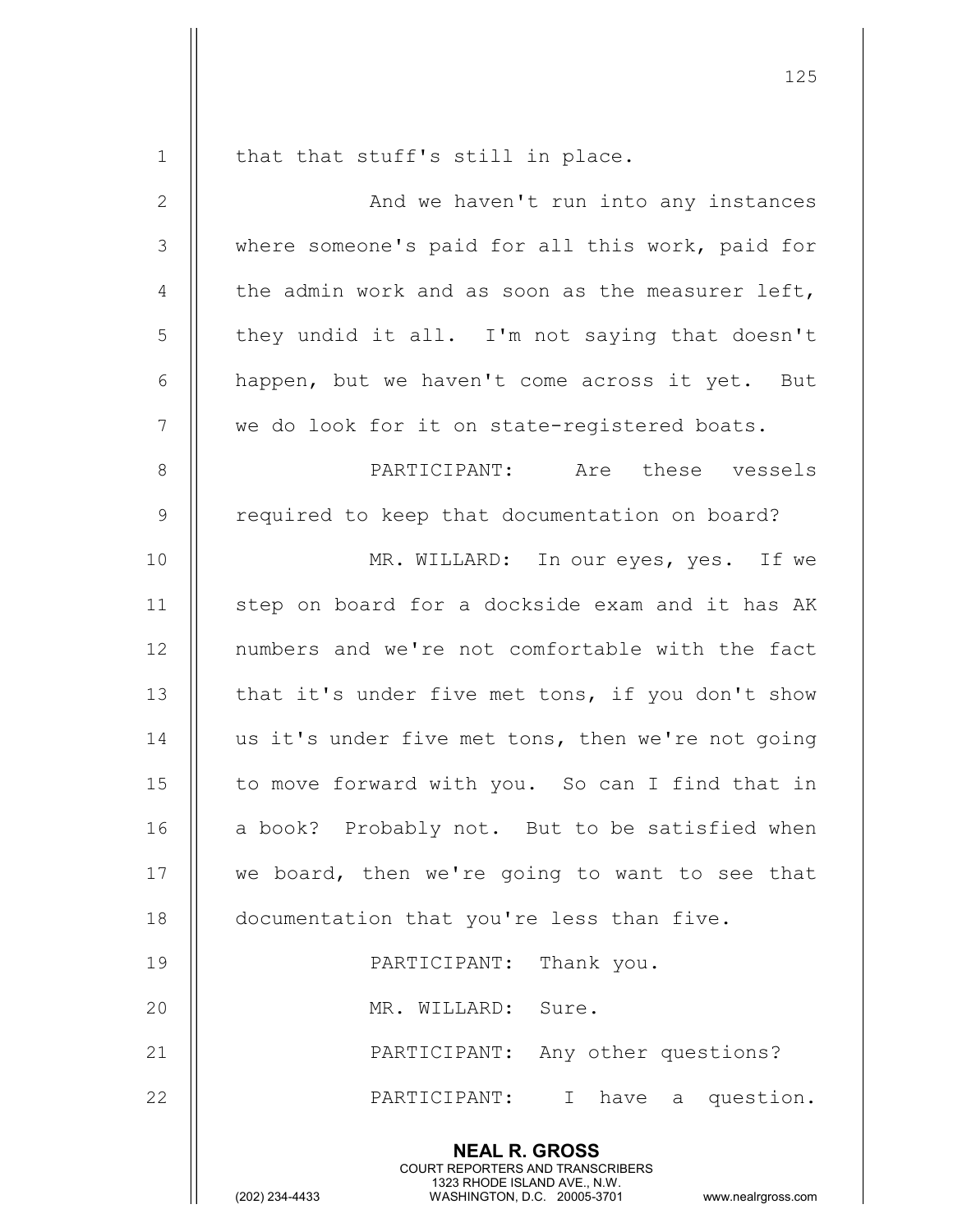that that stuff's still in place.

And we haven't run into any instances where someone's paid for all this work, paid for the admin work and as soon as the measurer left, they undid it all. I'm not saying that doesn't happen, but we haven't come across it yet. But we do look for it on state-registered boats.

PARTICIPANT: Are these vessels required to keep that documentation on board?

MR. WILLARD: In our eyes, yes. If we step on board for a dockside exam and it has AK numbers and we're not comfortable with the fact that it's under five met tons, if you don't show us it's under five met tons, then we're not going to move forward with you. So can I find that in a book? Probably not. But to be satisfied when we board, then we're going to want to see that documentation that you're less than five.

PARTICIPANT: Thank you.

MR. WILLARD: Sure.

PARTICIPANT: Any other questions?

PARTICIPANT: I have a question.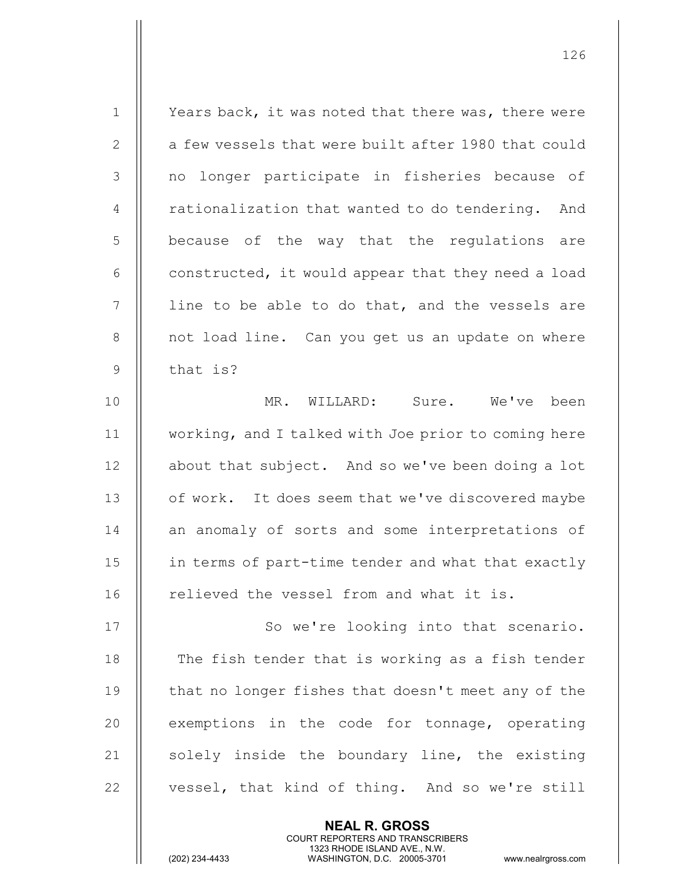Years back, it was noted that there was, there were a few vessels that were built after 1980 that could no longer participate in fisheries because of rationalization that wanted to do tendering. And because of the way that the regulations are constructed, it would appear that they need a load line to be able to do that, and the vessels are not load line. Can you get us an update on where that is?

MR. WILLARD: Sure. We've been working, and I talked with Joe prior to coming here about that subject. And so we've been doing a lot of work. It does seem that we've discovered maybe an anomaly of sorts and some interpretations of in terms of part-time tender and what that exactly relieved the vessel from and what it is.

So we're looking into that scenario. The fish tender that is working as a fish tender that no longer fishes that doesn't meet any of the exemptions in the code for tonnage, operating solely inside the boundary line, the existing vessel, that kind of thing. And so we're still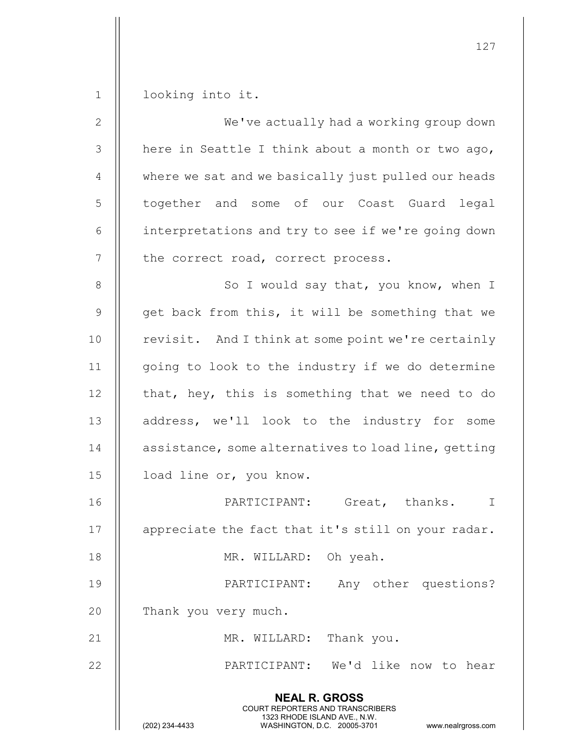looking into it.

We've actually had a working group down here in Seattle I think about a month or two ago, where we sat and we basically just pulled our heads together and some of our Coast Guard legal interpretations and try to see if we're going down the correct road, correct process.

So I would say that, you know, when I get back from this, it will be something that we revisit. And I think at some point we're certainly going to look to the industry if we do determine that, hey, this is something that we need to do address, we'll look to the industry for some assistance, some alternatives to load line, getting load line or, you know.

PARTICIPANT: Great, thanks. I appreciate the fact that it's still on your radar.

MR. WILLARD: Oh yeah.

PARTICIPANT: Any other questions? Thank you very much.

MR. WILLARD: Thank you.

PARTICIPANT: We'd like now to hear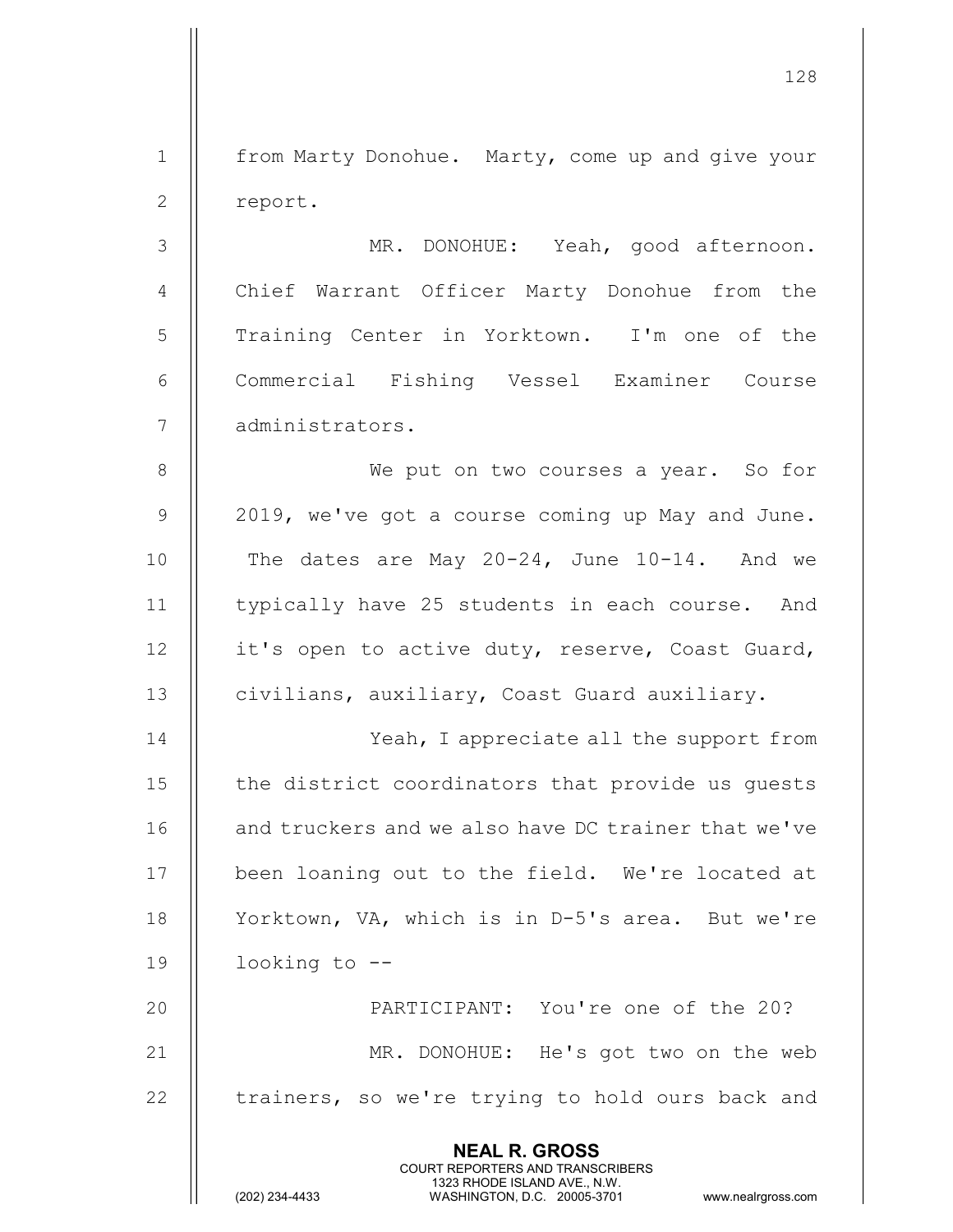from Marty Donohue. Marty, come up and give your report.

MR. DONOHUE: Yeah, good afternoon. Chief Warrant Officer Marty Donohue from the Training Center in Yorktown. I'm one of the Commercial Fishing Vessel Examiner Course administrators.

We put on two courses a year. So for 2019, we've got a course coming up May and June. The dates are May 20-24, June 10-14. And we typically have 25 students in each course. And it's open to active duty, reserve, Coast Guard, civilians, auxiliary, Coast Guard auxiliary.

Yeah, I appreciate all the support from the district coordinators that provide us guests and truckers and we also have DC trainer that we've been loaning out to the field. We're located at Yorktown, VA, which is in D-5's area. But we're looking to --

PARTICIPANT: You're one of the 20?

MR. DONOHUE: He's got two on the web trainers, so we're trying to hold ours back and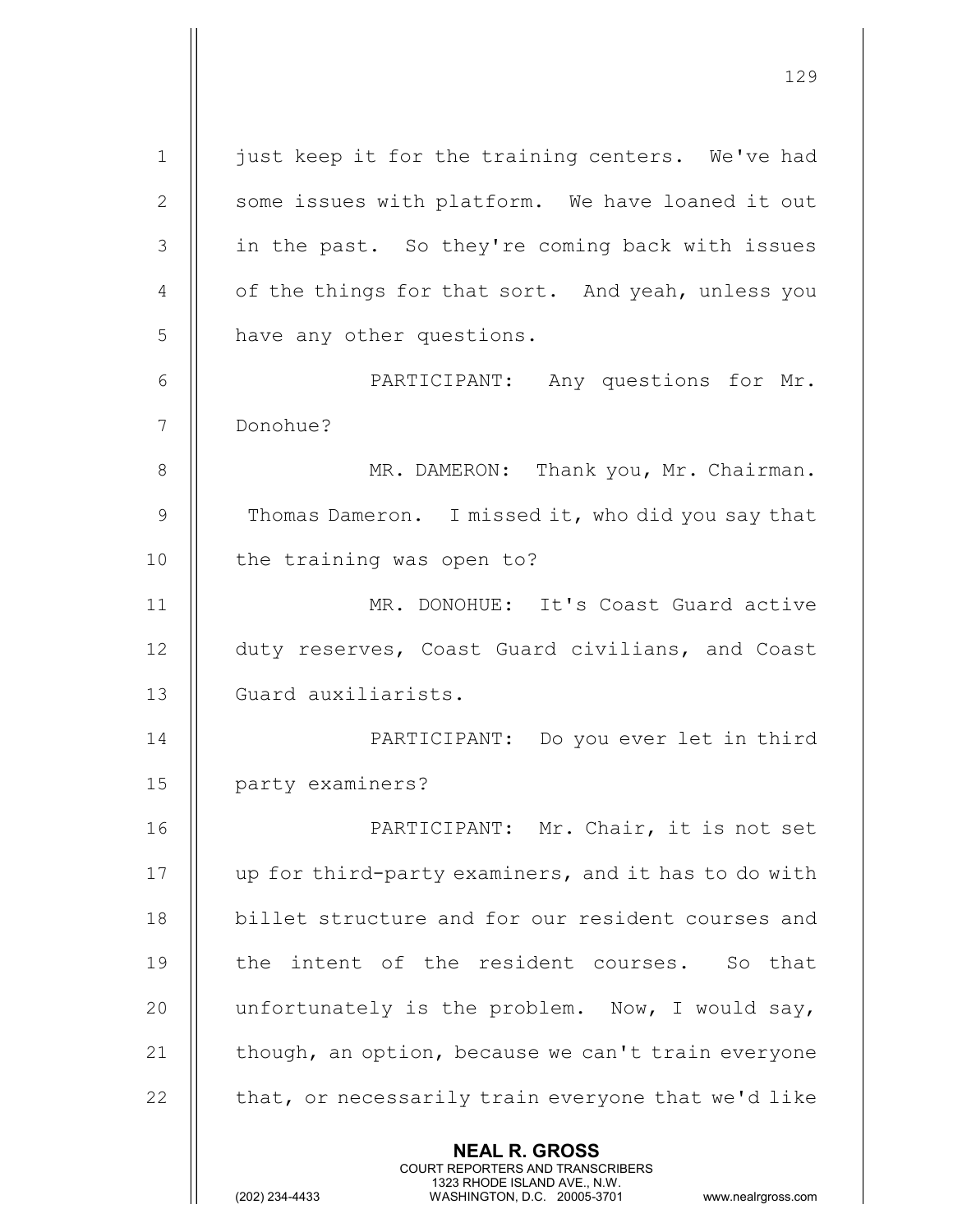just keep it for the training centers. We've had some issues with platform. We have loaned it out in the past. So they're coming back with issues of the things for that sort. And yeah, unless you have any other questions.

PARTICIPANT: Any questions for Mr. Donohue?

MR. DAMERON: Thank you, Mr. Chairman. Thomas Dameron. I missed it, who did you say that the training was open to?

MR. DONOHUE: It's Coast Guard active duty reserves, Coast Guard civilians, and Coast Guard auxiliarists.

PARTICIPANT: Do you ever let in third party examiners?

PARTICIPANT: Mr. Chair, it is not set up for third-party examiners, and it has to do with billet structure and for our resident courses and the intent of the resident courses. So that unfortunately is the problem. Now, I would say, though, an option, because we can't train everyone that, or necessarily train everyone that we'd like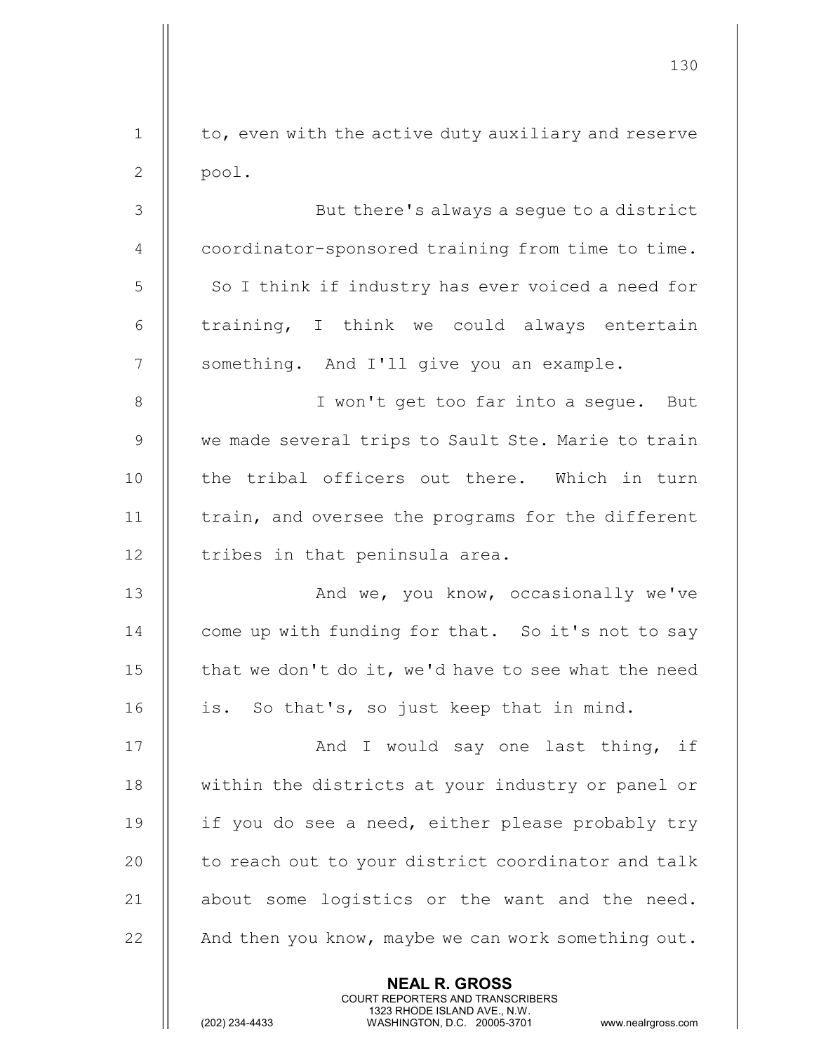to, even with the active duty auxiliary and reserve pool.

But there's always a segue to a district coordinator-sponsored training from time to time. So I think if industry has ever voiced a need for training, I think we could always entertain something. And I'll give you an example.

I won't get too far into a segue. But we made several trips to Sault Ste. Marie to train the tribal officers out there. Which in turn train, and oversee the programs for the different tribes in that peninsula area.

And we, you know, occasionally we've come up with funding for that. So it's not to say that we don't do it, we'd have to see what the need is. So that's, so just keep that in mind.

And I would say one last thing, if within the districts at your industry or panel or if you do see a need, either please probably try to reach out to your district coordinator and talk about some logistics or the want and the need. And then you know, maybe we can work something out.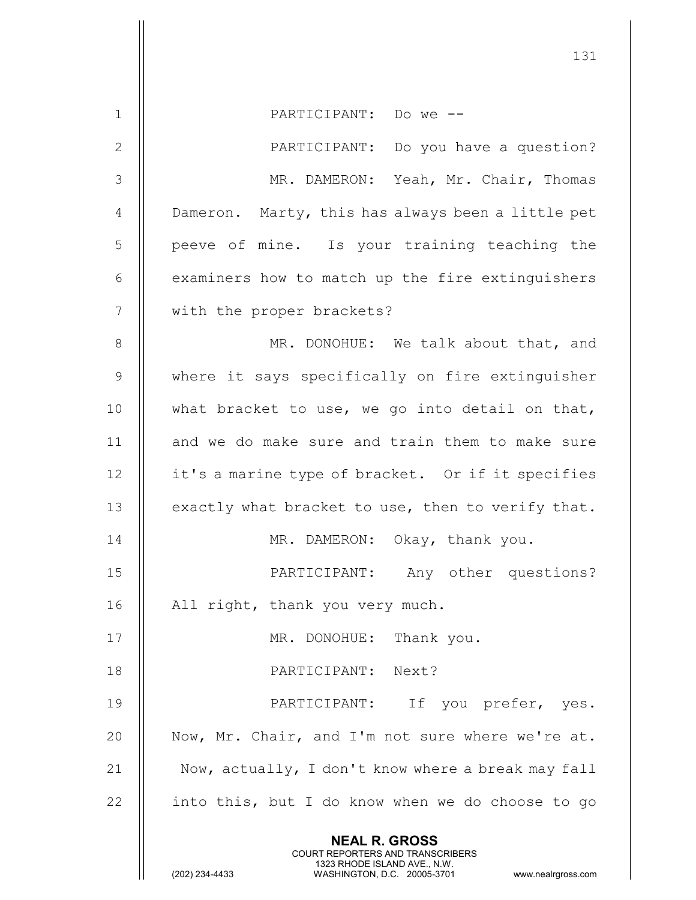PARTICIPANT: Do we --

PARTICIPANT: Do you have a question?

MR. DAMERON: Yeah, Mr. Chair, Thomas Dameron. Marty, this has always been a little pet peeve of mine. Is your training teaching the examiners how to match up the fire extinguishers with the proper brackets?

MR. DONOHUE: We talk about that, and where it says specifically on fire extinguisher what bracket to use, we go into detail on that, and we do make sure and train them to make sure it's a marine type of bracket. Or if it specifies exactly what bracket to use, then to verify that.

MR. DAMERON: Okay, thank you.

PARTICIPANT: Any other questions? All right, thank you very much.

MR. DONOHUE: Thank you.

PARTICIPANT: Next?

PARTICIPANT: If you prefer, yes. Now, Mr. Chair, and I'm not sure where we're at. Now, actually, I don't know where a break may fall into this, but I do know when we do choose to go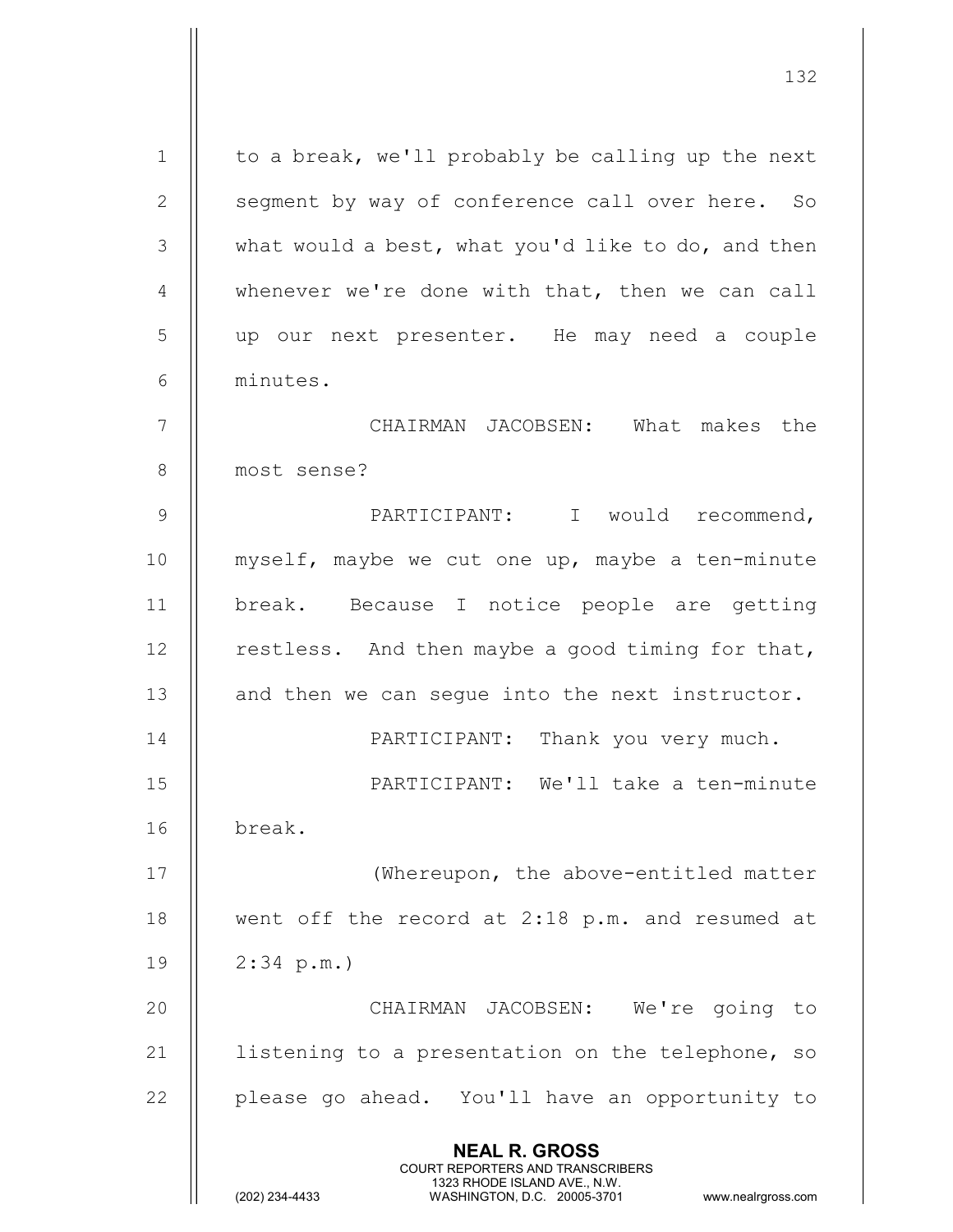to a break, we'll probably be calling up the next segment by way of conference call over here. So what would a best, what you'd like to do, and then whenever we're done with that, then we can call up our next presenter. He may need a couple minutes.

CHAIRMAN JACOBSEN: What makes the most sense?

PARTICIPANT: I would recommend, myself, maybe we cut one up, maybe a ten-minute break. Because I notice people are getting restless. And then maybe a good timing for that, and then we can segue into the next instructor.

PARTICIPANT: Thank you very much.

PARTICIPANT: We'll take a ten-minute break.

(Whereupon, the above-entitled matter went off the record at 2:18 p.m. and resumed at 2:34 p.m.)

CHAIRMAN JACOBSEN: We're going to listening to a presentation on the telephone, so please go ahead. You'll have an opportunity to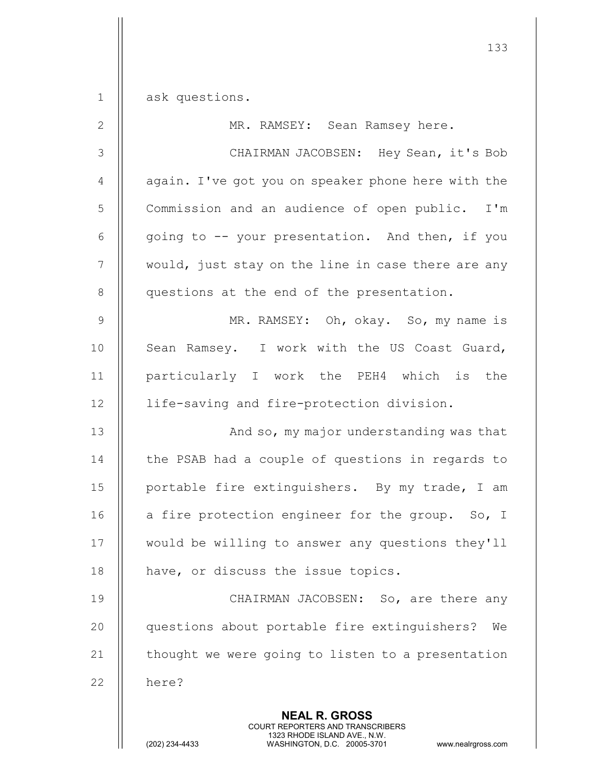ask questions.

MR. RAMSEY: Sean Ramsey here.

CHAIRMAN JACOBSEN: Hey Sean, it's Bob again. I've got you on speaker phone here with the Commission and an audience of open public. I'm going to -- your presentation. And then, if you would, just stay on the line in case there are any questions at the end of the presentation.

MR. RAMSEY: Oh, okay. So, my name is Sean Ramsey. I work with the US Coast Guard, particularly I work the PEH4 which is the life-saving and fire-protection division.

And so, my major understanding was that the PSAB had a couple of questions in regards to portable fire extinguishers. By my trade, I am a fire protection engineer for the group. So, I would be willing to answer any questions they'll have, or discuss the issue topics.

CHAIRMAN JACOBSEN: So, are there any questions about portable fire extinguishers? We thought we were going to listen to a presentation here?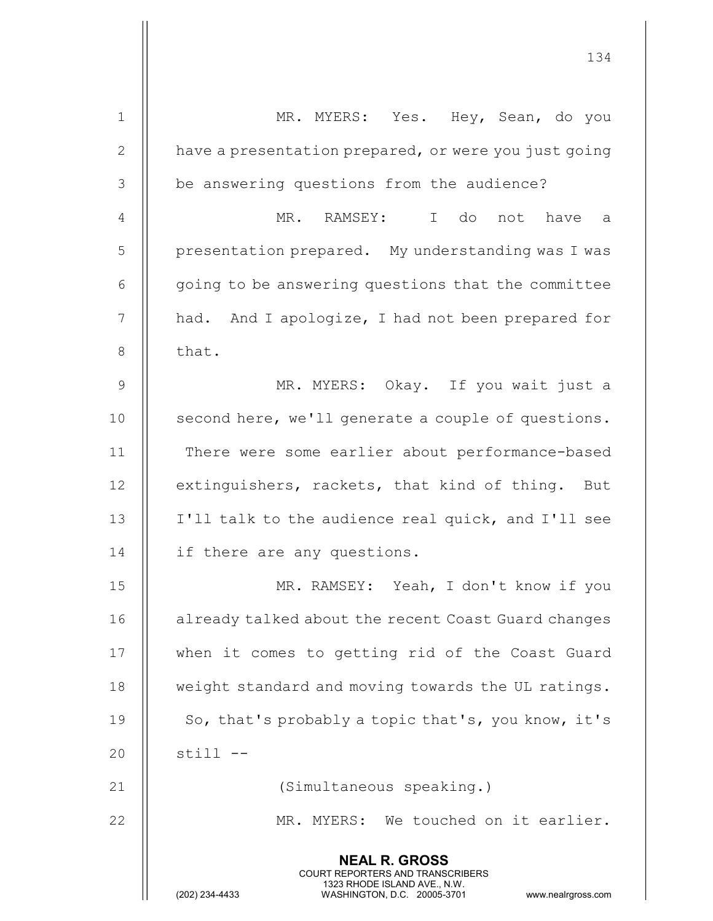MR. MYERS: Yes. Hey, Sean, do you have a presentation prepared, or were you just going be answering questions from the audience?

MR. RAMSEY: I do not have a presentation prepared. My understanding was I was going to be answering questions that the committee had. And I apologize, I had not been prepared for that.

MR. MYERS: Okay. If you wait just a second here, we'll generate a couple of questions. There were some earlier about performance-based extinguishers, rackets, that kind of thing. But I'll talk to the audience real quick, and I'll see if there are any questions.

MR. RAMSEY: Yeah, I don't know if you already talked about the recent Coast Guard changes when it comes to getting rid of the Coast Guard weight standard and moving towards the UL ratings. So, that's probably a topic that's, you know, it's still --

(Simultaneous speaking.)

MR. MYERS: We touched on it earlier.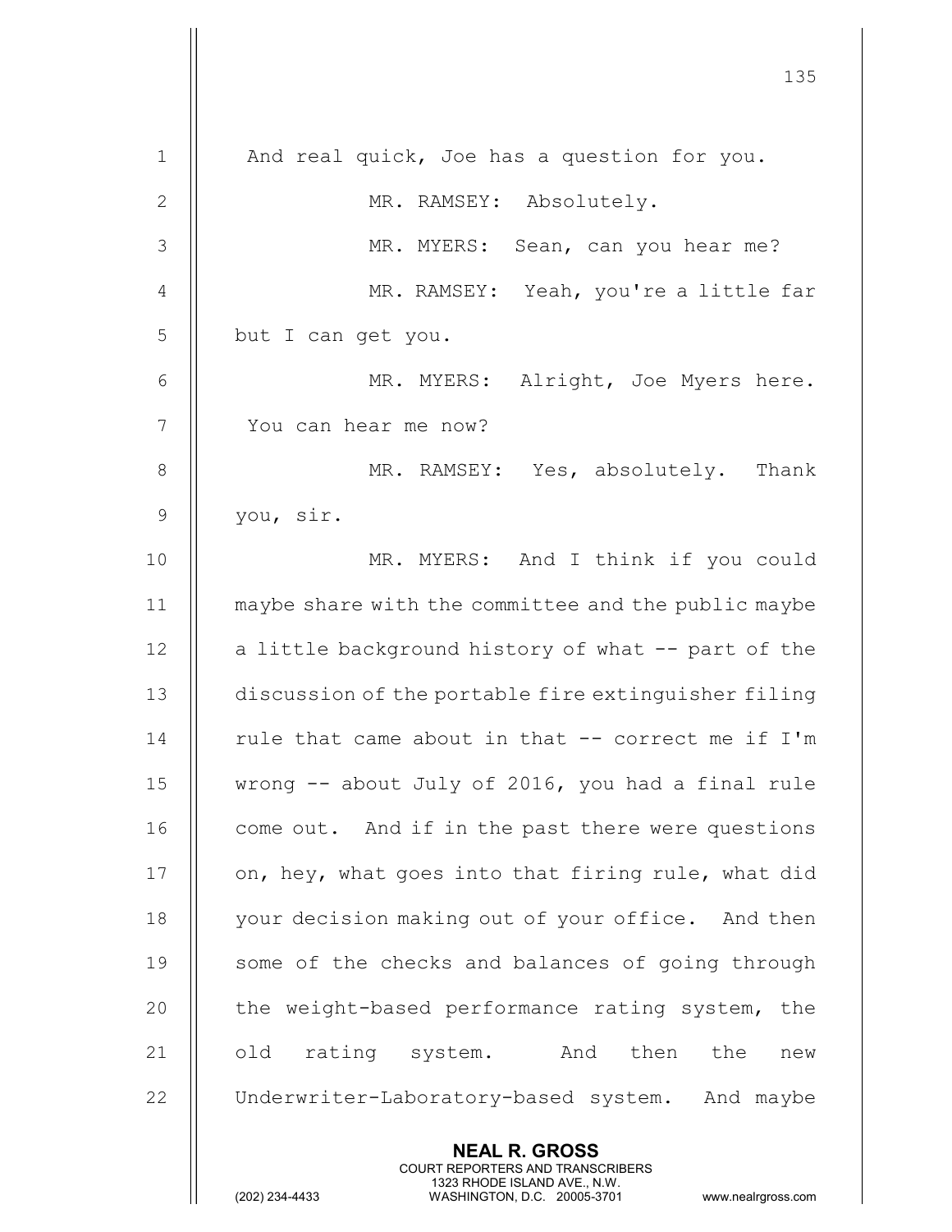And real quick, Joe has a question for you.

MR. RAMSEY: Absolutely.

MR. MYERS: Sean, can you hear me?

MR. RAMSEY: Yeah, you're a little far but I can get you.

MR. MYERS: Alright, Joe Myers here. You can hear me now?

MR. RAMSEY: Yes, absolutely. Thank you, sir.

MR. MYERS: And I think if you could maybe share with the committee and the public maybe a little background history of what -- part of the discussion of the portable fire extinguisher filing rule that came about in that -- correct me if I'm wrong -- about July of 2016, you had a final rule come out. And if in the past there were questions on, hey, what goes into that firing rule, what did your decision making out of your office. And then some of the checks and balances of going through the weight-based performance rating system, the old rating system. And then the new Underwriter-Laboratory-based system. And maybe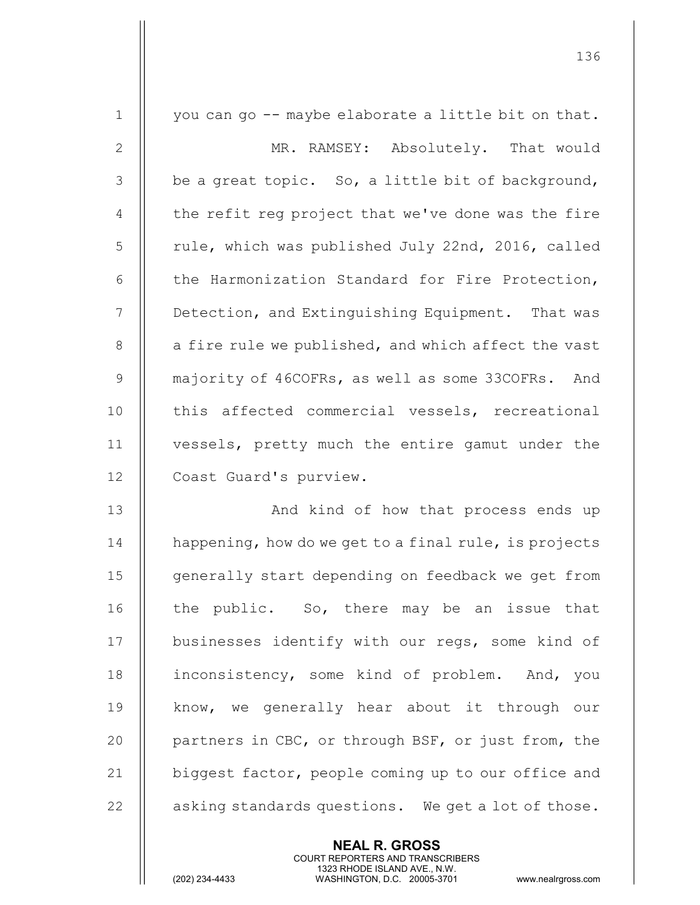you can go -- maybe elaborate a little bit on that.

MR. RAMSEY: Absolutely. That would be a great topic. So, a little bit of background, the refit reg project that we've done was the fire rule, which was published July 22nd, 2016, called the Harmonization Standard for Fire Protection, Detection, and Extinguishing Equipment. That was a fire rule we published, and which affect the vast majority of 46COFRs, as well as some 33COFRs. And this affected commercial vessels, recreational vessels, pretty much the entire gamut under the Coast Guard's purview.

And kind of how that process ends up happening, how do we get to a final rule, is projects generally start depending on feedback we get from the public. So, there may be an issue that businesses identify with our regs, some kind of inconsistency, some kind of problem. And, you know, we generally hear about it through our partners in CBC, or through BSF, or just from, the biggest factor, people coming up to our office and asking standards questions. We get a lot of those.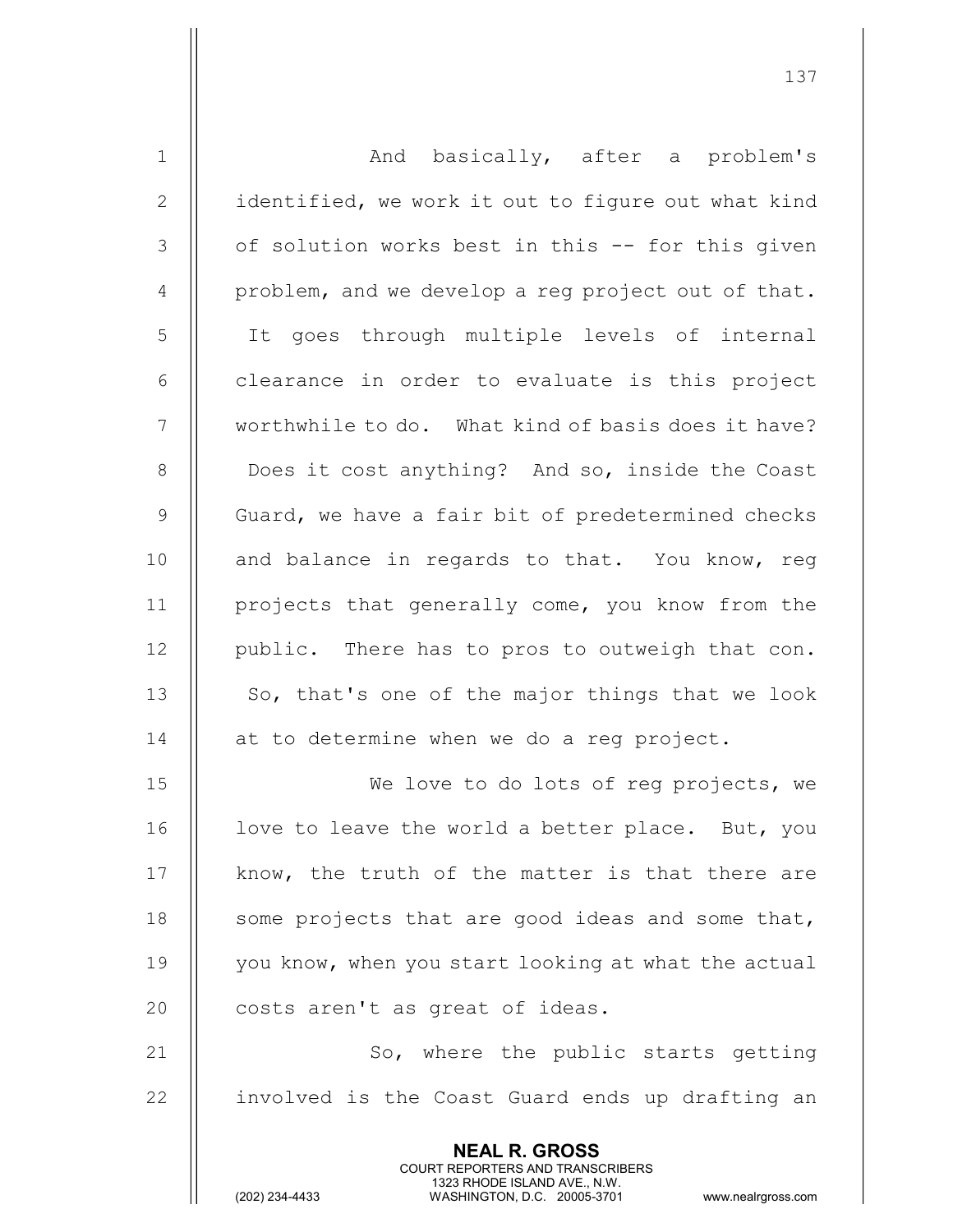And basically, after a problem's identified, we work it out to figure out what kind of solution works best in this -- for this given problem, and we develop a reg project out of that. It goes through multiple levels of internal clearance in order to evaluate is this project worthwhile to do. What kind of basis does it have? Does it cost anything? And so, inside the Coast Guard, we have a fair bit of predetermined checks and balance in regards to that. You know, reg projects that generally come, you know from the public. There has to pros to outweigh that con. So, that's one of the major things that we look at to determine when we do a reg project.

We love to do lots of reg projects, we love to leave the world a better place. But, you know, the truth of the matter is that there are some projects that are good ideas and some that, you know, when you start looking at what the actual costs aren't as great of ideas.

So, where the public starts getting involved is the Coast Guard ends up drafting an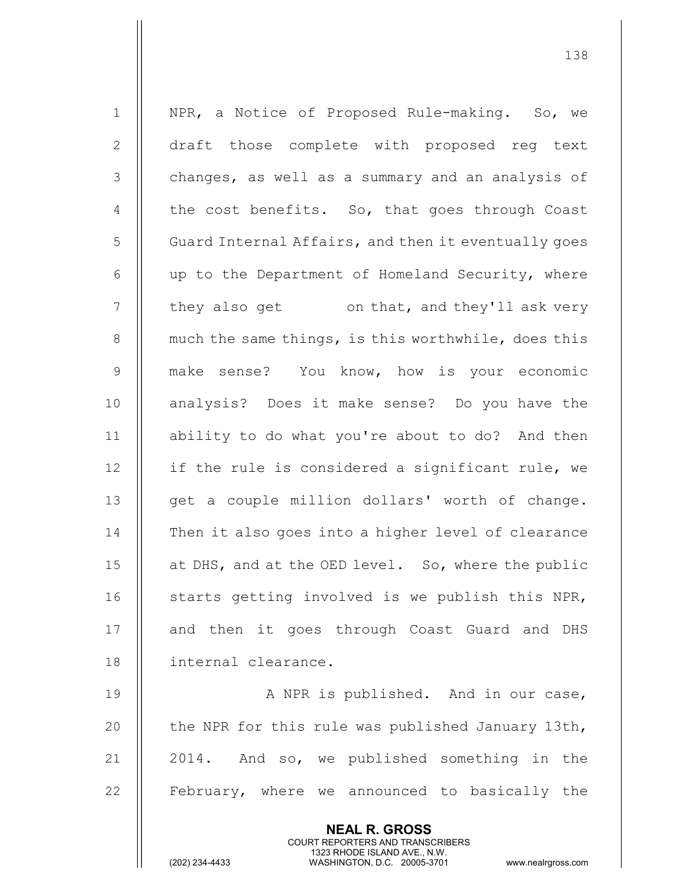NPR, a Notice of Proposed Rule-making. So, we draft those complete with proposed reg text changes, as well as a summary and an analysis of the cost benefits. So, that goes through Coast Guard Internal Affairs, and then it eventually goes up to the Department of Homeland Security, where they also get        on that, and they'll ask very much the same things, is this worthwhile, does this make sense? You know, how is your economic analysis? Does it make sense? Do you have the ability to do what you're about to do? And then if the rule is considered a significant rule, we get a couple million dollars' worth of change. Then it also goes into a higher level of clearance at DHS, and at the OED level. So, where the public starts getting involved is we publish this NPR, and then it goes through Coast Guard and DHS internal clearance.

A NPR is published. And in our case, the NPR for this rule was published January 13th, 2014. And so, we published something in the February, where we announced to basically the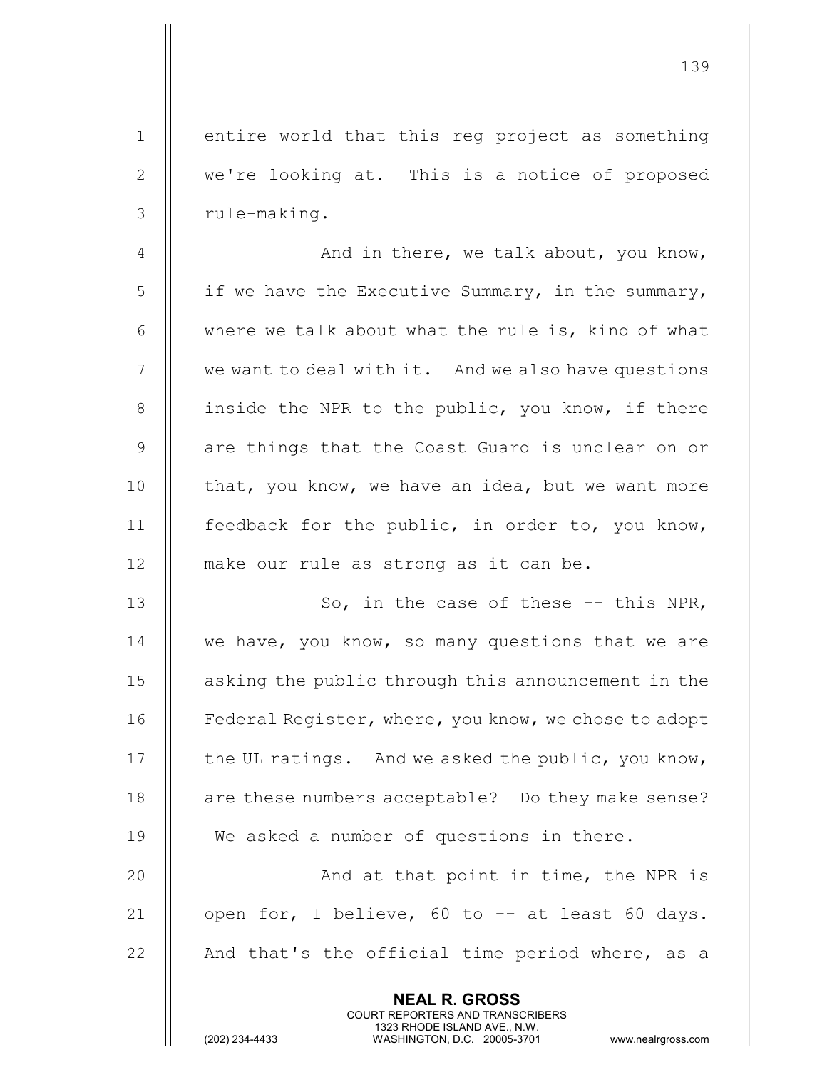entire world that this reg project as something we're looking at. This is a notice of proposed rule-making.

And in there, we talk about, you know, if we have the Executive Summary, in the summary, where we talk about what the rule is, kind of what we want to deal with it. And we also have questions inside the NPR to the public, you know, if there are things that the Coast Guard is unclear on or that, you know, we have an idea, but we want more feedback for the public, in order to, you know, make our rule as strong as it can be.

So, in the case of these -- this NPR, we have, you know, so many questions that we are asking the public through this announcement in the Federal Register, where, you know, we chose to adopt the UL ratings. And we asked the public, you know, are these numbers acceptable? Do they make sense? We asked a number of questions in there.

And at that point in time, the NPR is open for, I believe, 60 to -- at least 60 days. And that's the official time period where, as a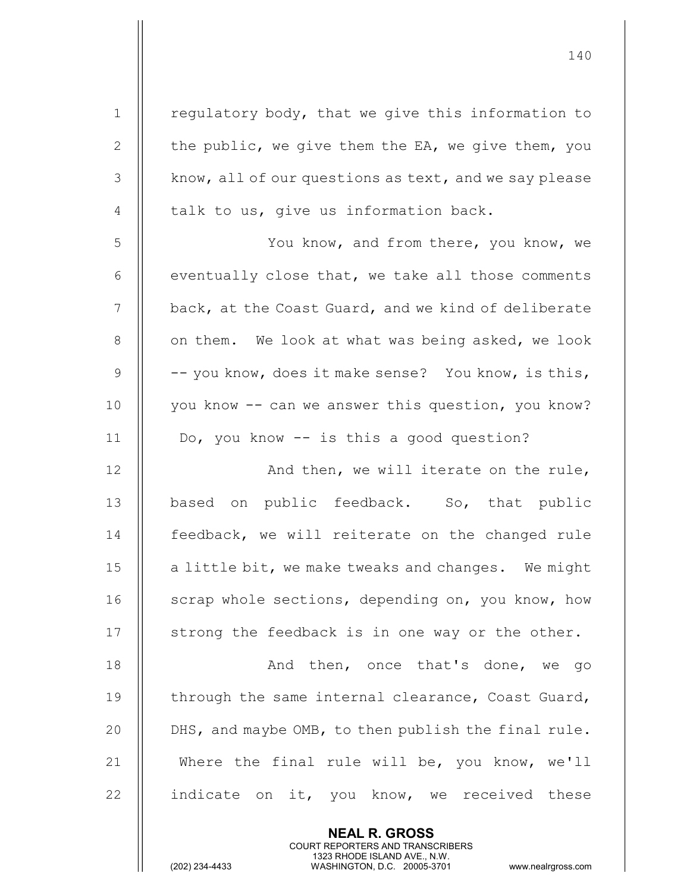regulatory body, that we give this information to the public, we give them the EA, we give them, you know, all of our questions as text, and we say please talk to us, give us information back.

You know, and from there, you know, we eventually close that, we take all those comments back, at the Coast Guard, and we kind of deliberate on them. We look at what was being asked, we look -- you know, does it make sense? You know, is this, you know -- can we answer this question, you know? Do, you know -- is this a good question?

And then, we will iterate on the rule, based on public feedback. So, that public feedback, we will reiterate on the changed rule a little bit, we make tweaks and changes. We might scrap whole sections, depending on, you know, how strong the feedback is in one way or the other.

And then, once that's done, we go through the same internal clearance, Coast Guard, DHS, and maybe OMB, to then publish the final rule. Where the final rule will be, you know, we'll indicate on it, you know, we received these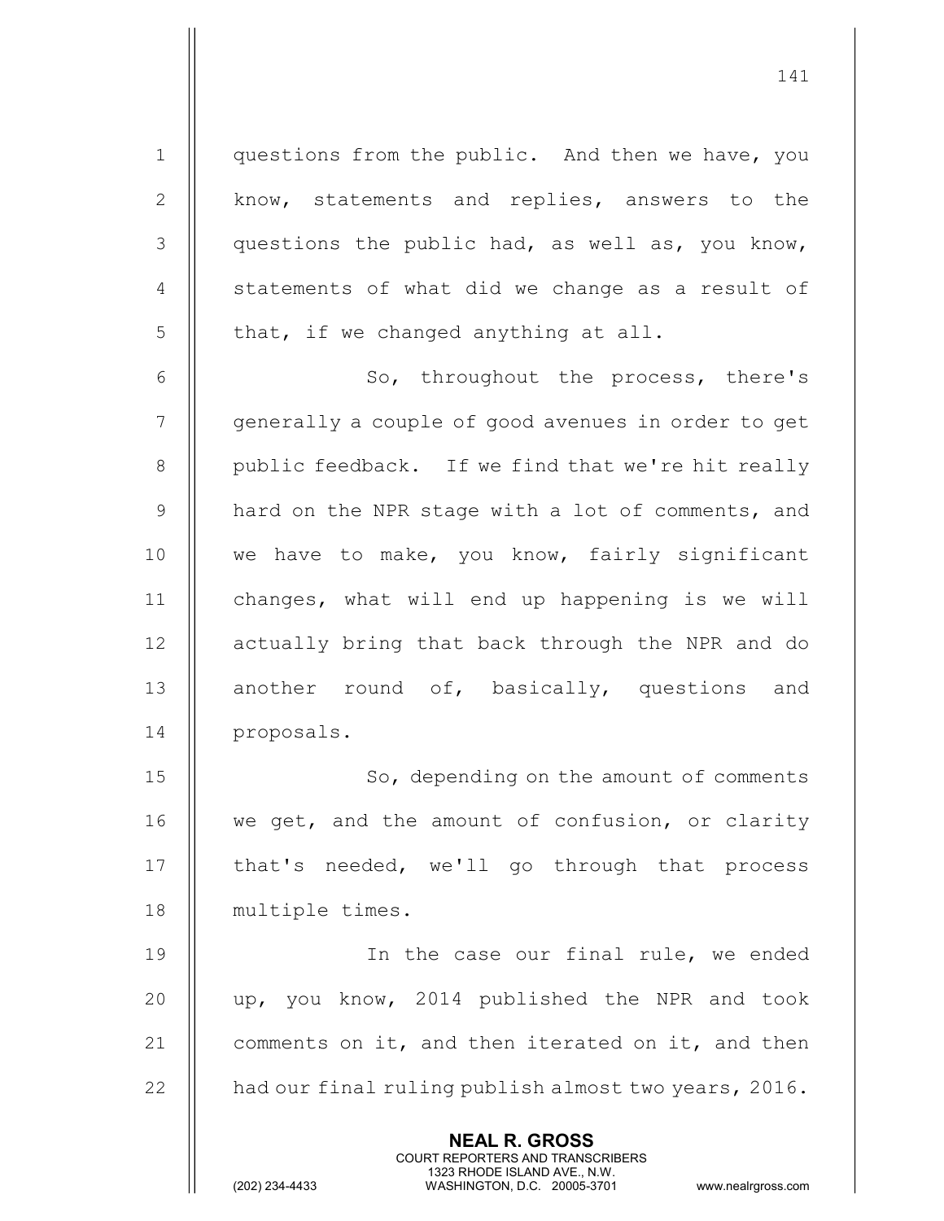questions from the public. And then we have, you know, statements and replies, answers to the questions the public had, as well as, you know, statements of what did we change as a result of that, if we changed anything at all.

So, throughout the process, there's generally a couple of good avenues in order to get public feedback. If we find that we're hit really hard on the NPR stage with a lot of comments, and we have to make, you know, fairly significant changes, what will end up happening is we will actually bring that back through the NPR and do another round of, basically, questions and proposals.

So, depending on the amount of comments we get, and the amount of confusion, or clarity that's needed, we'll go through that process multiple times.

In the case our final rule, we ended up, you know, 2014 published the NPR and took comments on it, and then iterated on it, and then had our final ruling publish almost two years, 2016.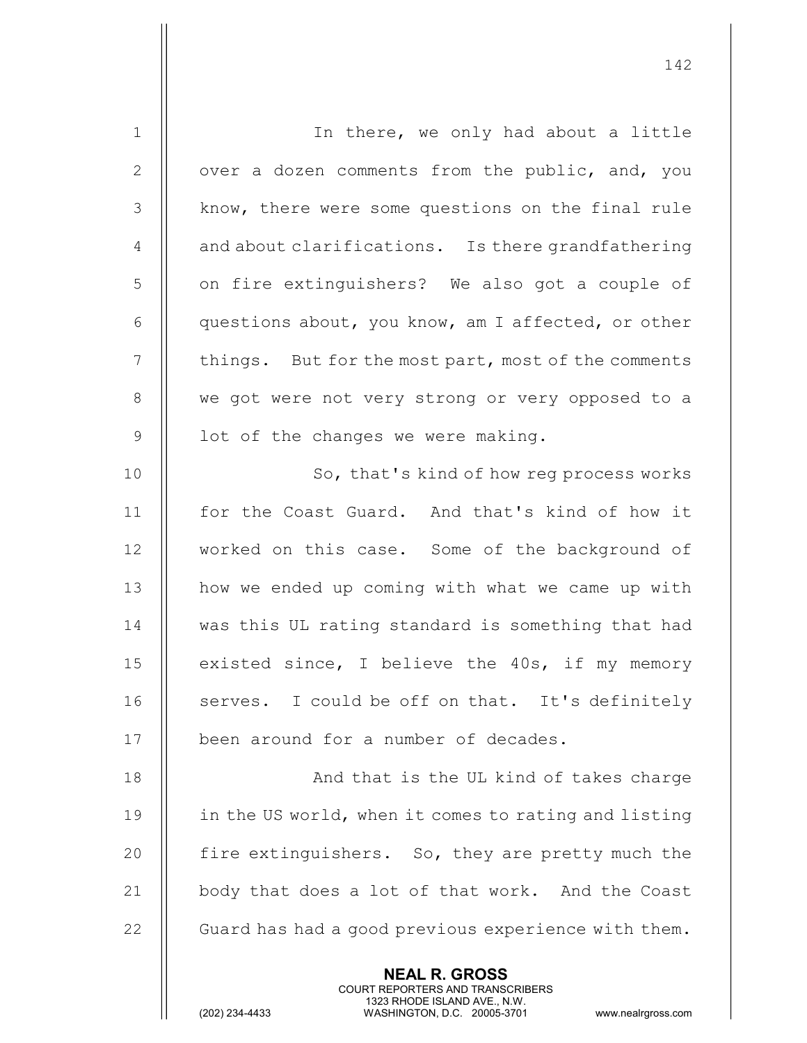In there, we only had about a little over a dozen comments from the public, and, you know, there were some questions on the final rule and about clarifications. Is there grandfathering on fire extinguishers? We also got a couple of questions about, you know, am I affected, or other things. But for the most part, most of the comments we got were not very strong or very opposed to a lot of the changes we were making.

So, that's kind of how reg process works for the Coast Guard. And that's kind of how it worked on this case. Some of the background of how we ended up coming with what we came up with was this UL rating standard is something that had existed since, I believe the 40s, if my memory serves. I could be off on that. It's definitely been around for a number of decades.

And that is the UL kind of takes charge in the US world, when it comes to rating and listing fire extinguishers. So, they are pretty much the body that does a lot of that work. And the Coast Guard has had a good previous experience with them.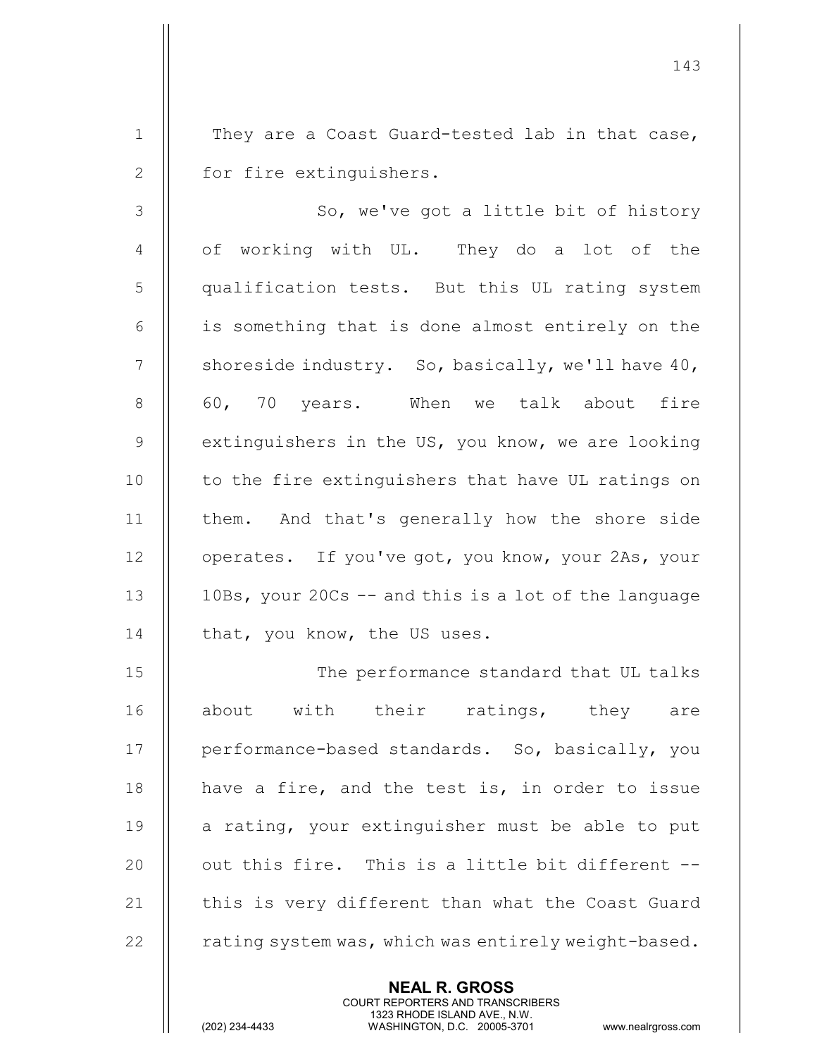They are a Coast Guard-tested lab in that case, for fire extinguishers.

So, we've got a little bit of history of working with UL. They do a lot of the qualification tests. But this UL rating system is something that is done almost entirely on the shoreside industry. So, basically, we'll have 40, 60, 70 years. When we talk about fire extinguishers in the US, you know, we are looking to the fire extinguishers that have UL ratings on them. And that's generally how the shore side operates. If you've got, you know, your 2As, your 10Bs, your 20Cs -- and this is a lot of the language that, you know, the US uses.

The performance standard that UL talks about with their ratings, they are performance-based standards. So, basically, you have a fire, and the test is, in order to issue a rating, your extinguisher must be able to put out this fire. This is a little bit different -- this is very different than what the Coast Guard rating system was, which was entirely weight-based.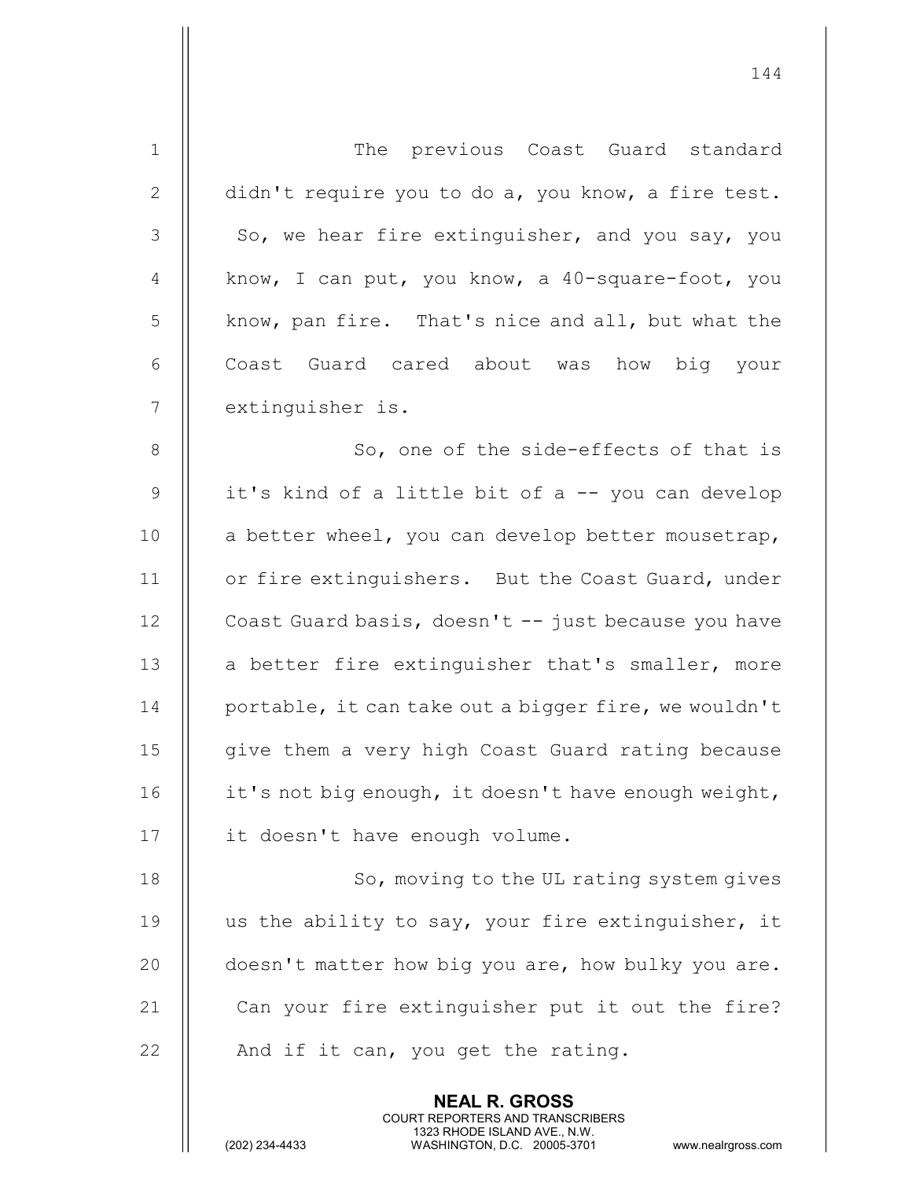The previous Coast Guard standard didn't require you to do a, you know, a fire test. So, we hear fire extinguisher, and you say, you know, I can put, you know, a 40-square-foot, you know, pan fire. That's nice and all, but what the Coast Guard cared about was how big your extinguisher is.

So, one of the side-effects of that is it's kind of a little bit of a -- you can develop a better wheel, you can develop better mousetrap, or fire extinguishers. But the Coast Guard, under Coast Guard basis, doesn't -- just because you have a better fire extinguisher that's smaller, more portable, it can take out a bigger fire, we wouldn't give them a very high Coast Guard rating because it's not big enough, it doesn't have enough weight, it doesn't have enough volume.

So, moving to the UL rating system gives us the ability to say, your fire extinguisher, it doesn't matter how big you are, how bulky you are. Can your fire extinguisher put it out the fire? And if it can, you get the rating.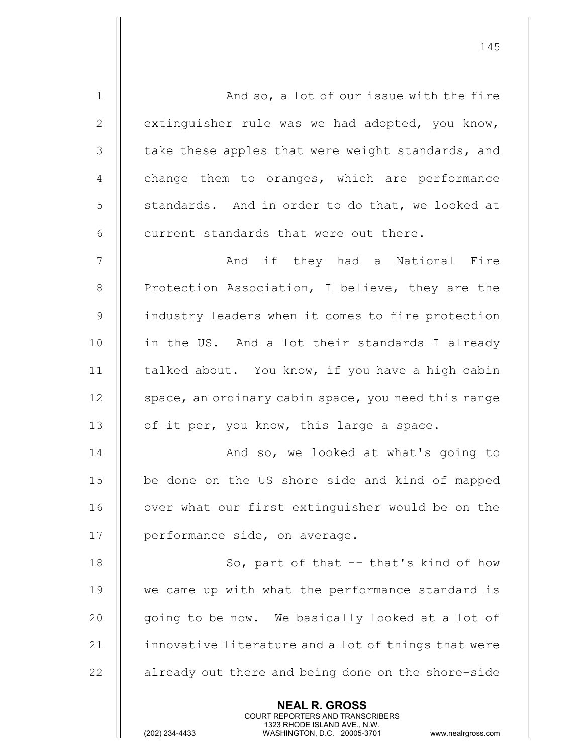And so, a lot of our issue with the fire extinguisher rule was we had adopted, you know, take these apples that were weight standards, and change them to oranges, which are performance standards. And in order to do that, we looked at current standards that were out there.

And if they had a National Fire Protection Association, I believe, they are the industry leaders when it comes to fire protection in the US. And a lot their standards I already talked about. You know, if you have a high cabin space, an ordinary cabin space, you need this range of it per, you know, this large a space.

And so, we looked at what's going to be done on the US shore side and kind of mapped over what our first extinguisher would be on the performance side, on average.

So, part of that -- that's kind of how we came up with what the performance standard is going to be now. We basically looked at a lot of innovative literature and a lot of things that were already out there and being done on the shore-side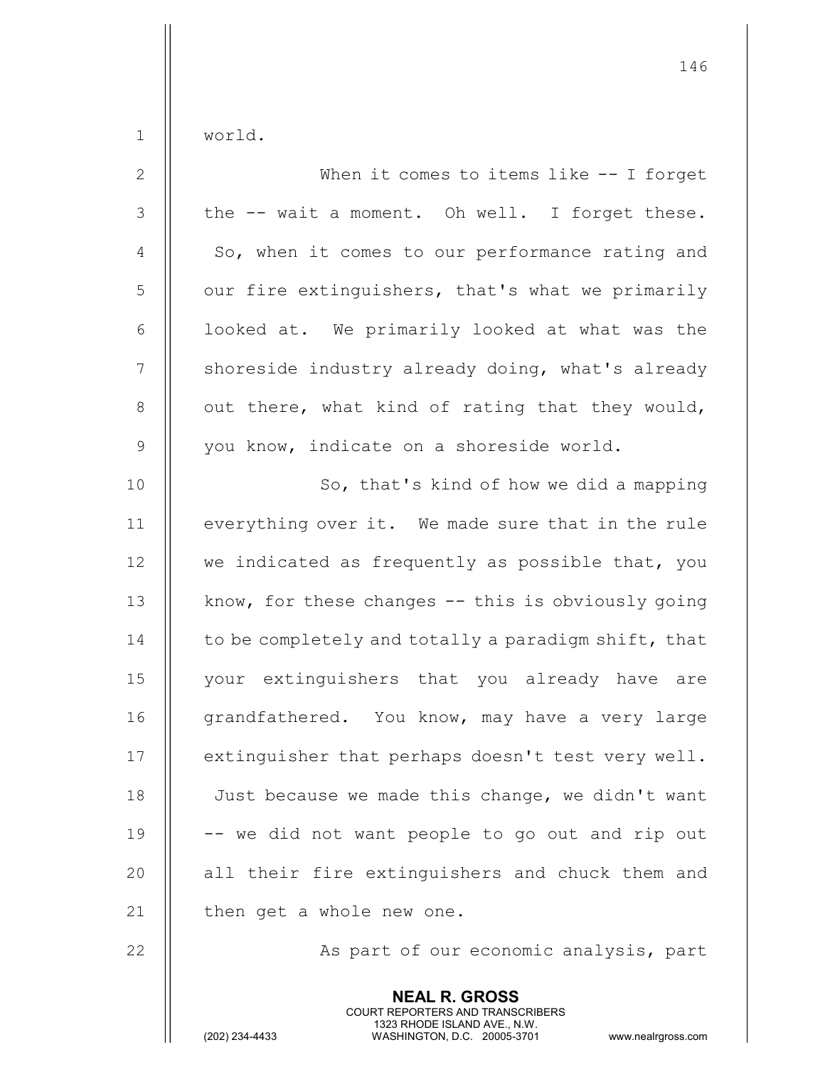world.

When it comes to items like -- I forget the -- wait a moment. Oh well. I forget these. So, when it comes to our performance rating and our fire extinguishers, that's what we primarily looked at. We primarily looked at what was the shoreside industry already doing, what's already out there, what kind of rating that they would, you know, indicate on a shoreside world.

So, that's kind of how we did a mapping everything over it. We made sure that in the rule we indicated as frequently as possible that, you know, for these changes -- this is obviously going to be completely and totally a paradigm shift, that your extinguishers that you already have are grandfathered. You know, may have a very large extinguisher that perhaps doesn't test very well. Just because we made this change, we didn't want -- we did not want people to go out and rip out all their fire extinguishers and chuck them and then get a whole new one.

As part of our economic analysis, part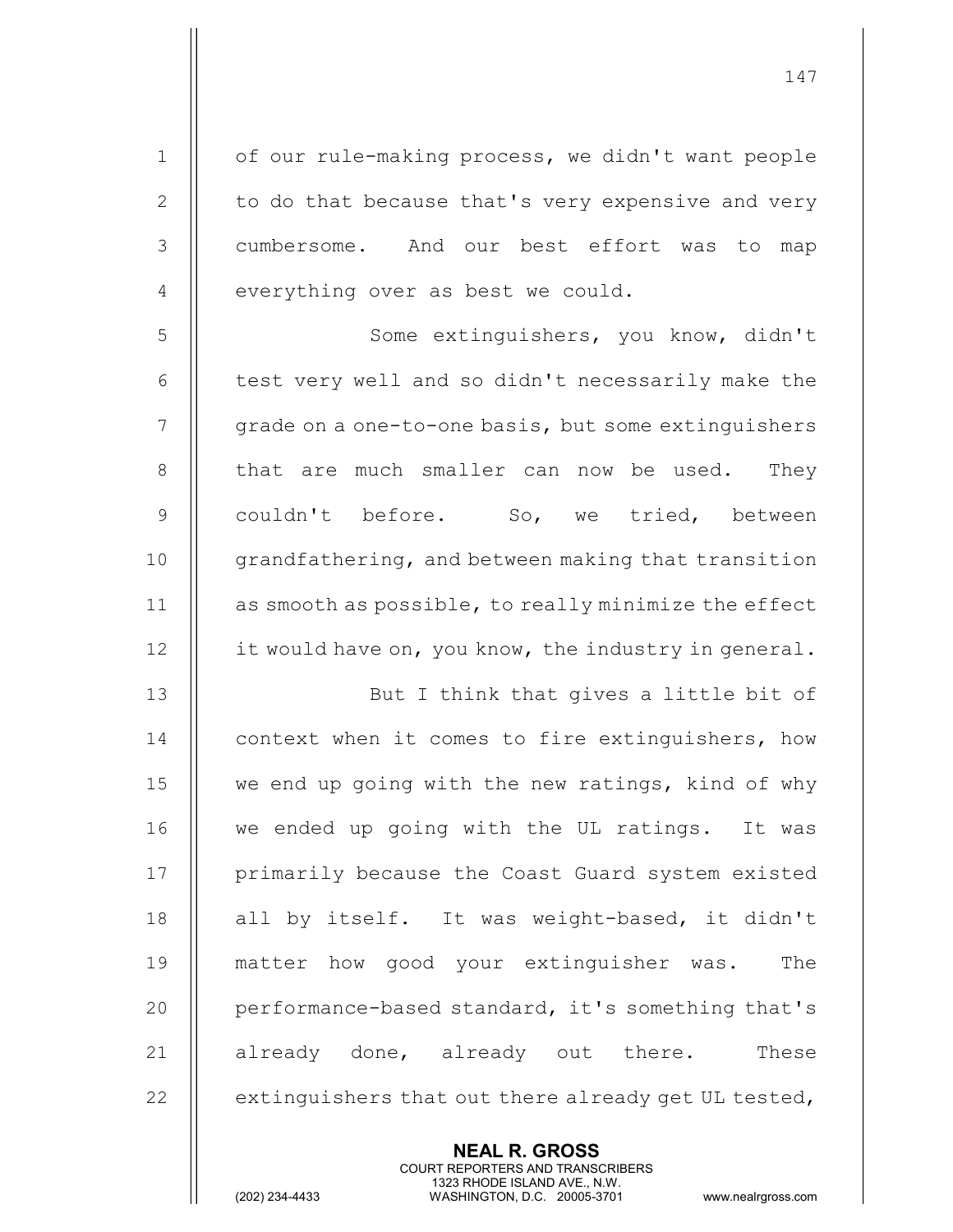of our rule-making process, we didn't want people to do that because that's very expensive and very cumbersome. And our best effort was to map everything over as best we could.

Some extinguishers, you know, didn't test very well and so didn't necessarily make the grade on a one-to-one basis, but some extinguishers that are much smaller can now be used. They couldn't before. So, we tried, between grandfathering, and between making that transition as smooth as possible, to really minimize the effect it would have on, you know, the industry in general.

But I think that gives a little bit of context when it comes to fire extinguishers, how we end up going with the new ratings, kind of why we ended up going with the UL ratings. It was primarily because the Coast Guard system existed all by itself. It was weight-based, it didn't matter how good your extinguisher was. The performance-based standard, it's something that's already done, already out there. These extinguishers that out there already get UL tested,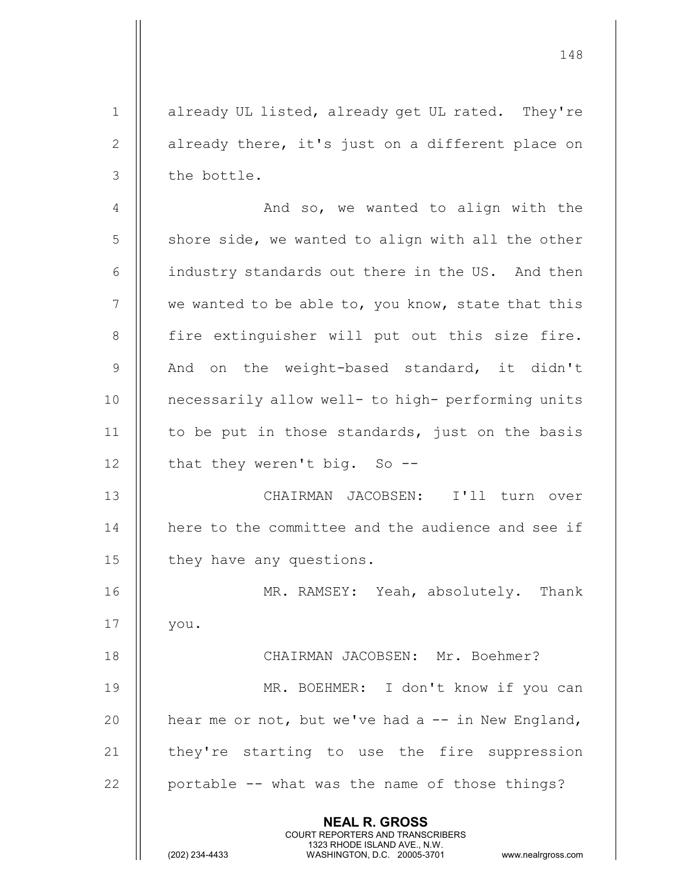already UL listed, already get UL rated. They're already there, it's just on a different place on the bottle.

And so, we wanted to align with the shore side, we wanted to align with all the other industry standards out there in the US. And then we wanted to be able to, you know, state that this fire extinguisher will put out this size fire. And on the weight-based standard, it didn't necessarily allow well- to high- performing units to be put in those standards, just on the basis that they weren't big. So --

CHAIRMAN JACOBSEN: I'll turn over here to the committee and the audience and see if they have any questions.

MR. RAMSEY: Yeah, absolutely. Thank you.

CHAIRMAN JACOBSEN: Mr. Boehmer?

MR. BOEHMER: I don't know if you can hear me or not, but we've had a -- in New England, they're starting to use the fire suppression portable -- what was the name of those things?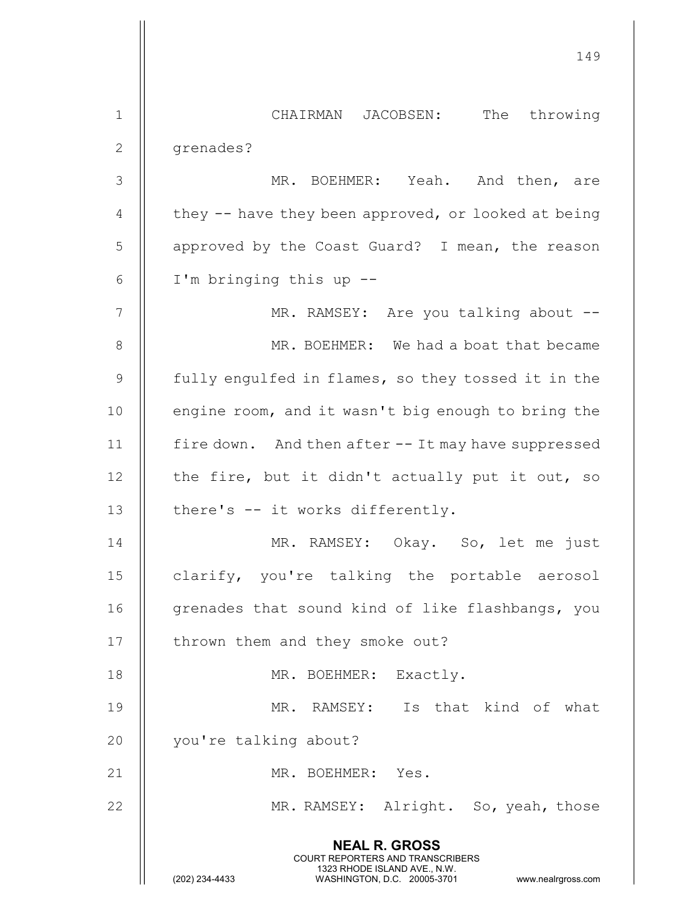CHAIRMAN JACOBSEN: The throwing grenades?

MR. BOEHMER: Yeah. And then, are they -- have they been approved, or looked at being approved by the Coast Guard? I mean, the reason I'm bringing this up --

MR. RAMSEY: Are you talking about --

MR. BOEHMER: We had a boat that became fully engulfed in flames, so they tossed it in the engine room, and it wasn't big enough to bring the fire down. And then after -- It may have suppressed the fire, but it didn't actually put it out, so there's -- it works differently.

MR. RAMSEY: Okay. So, let me just clarify, you're talking the portable aerosol grenades that sound kind of like flashbangs, you thrown them and they smoke out?

MR. BOEHMER: Exactly.

MR. RAMSEY: Is that kind of what you're talking about?

MR. BOEHMER: Yes.

MR. RAMSEY: Alright. So, yeah, those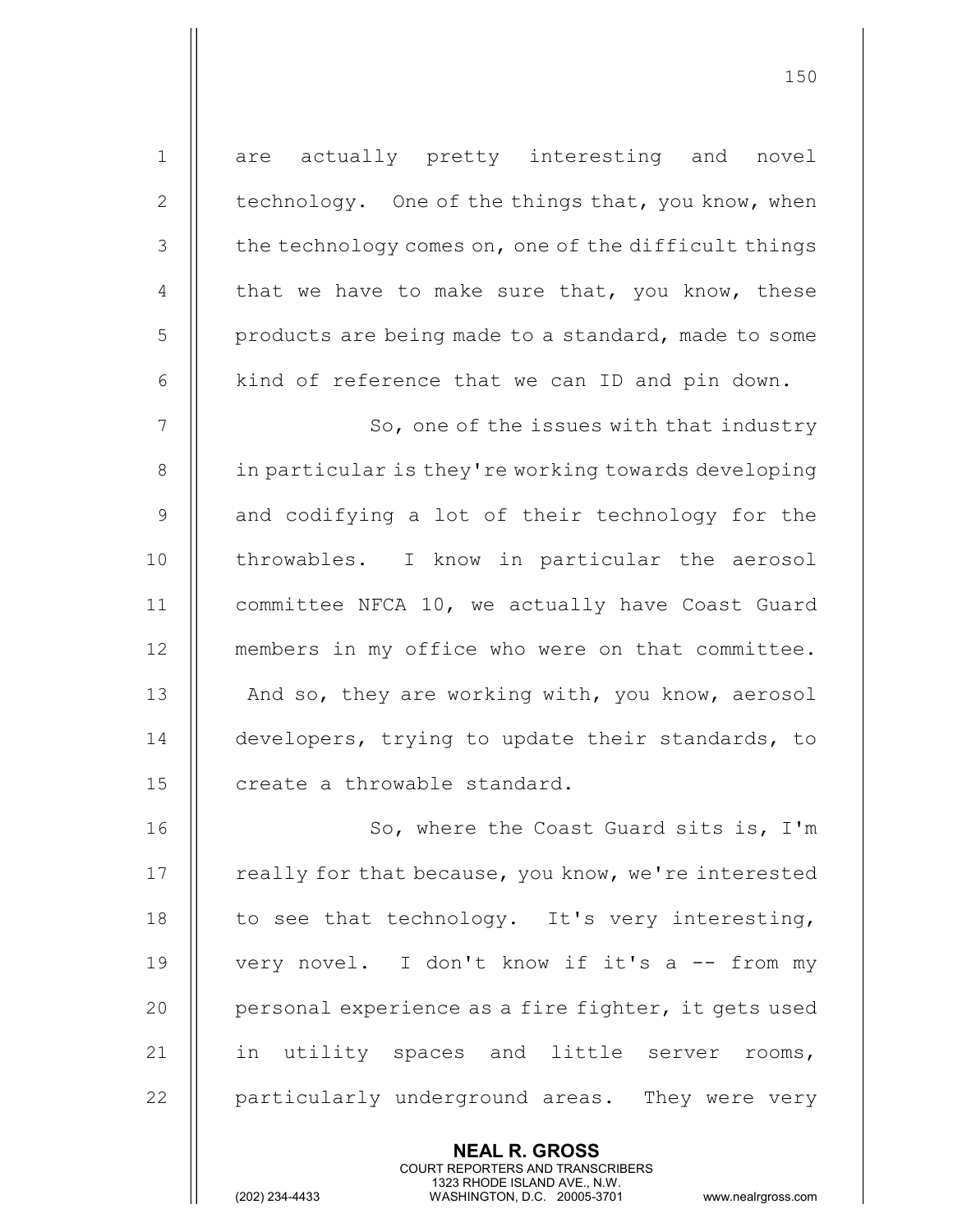are actually pretty interesting and novel technology. One of the things that, you know, when the technology comes on, one of the difficult things that we have to make sure that, you know, these products are being made to a standard, made to some kind of reference that we can ID and pin down.

So, one of the issues with that industry in particular is they're working towards developing and codifying a lot of their technology for the throwables. I know in particular the aerosol committee NFCA 10, we actually have Coast Guard members in my office who were on that committee. And so, they are working with, you know, aerosol developers, trying to update their standards, to create a throwable standard.

So, where the Coast Guard sits is, I'm really for that because, you know, we're interested to see that technology. It's very interesting, very novel. I don't know if it's a -- from my personal experience as a fire fighter, it gets used in utility spaces and little server rooms, particularly underground areas. They were very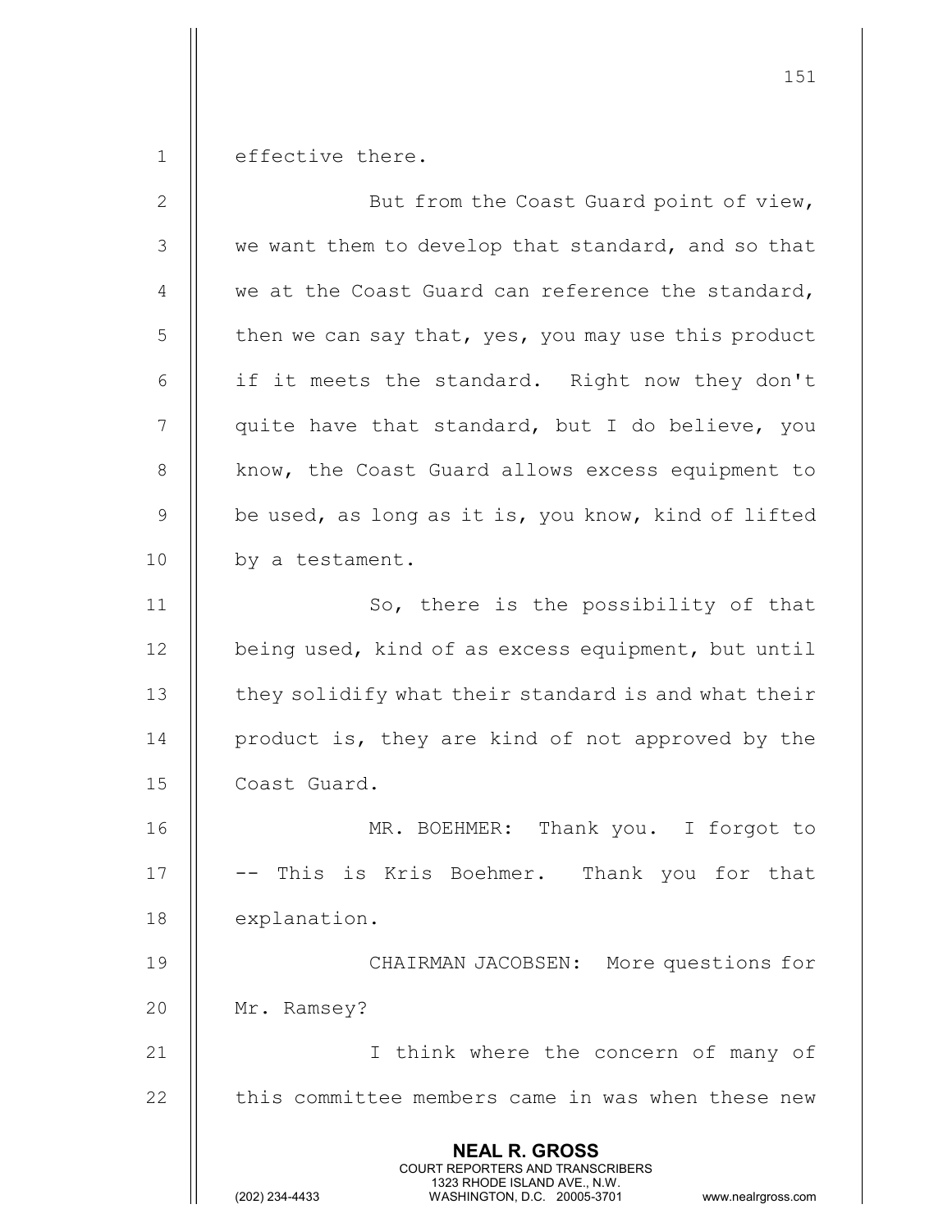effective there.

But from the Coast Guard point of view, we want them to develop that standard, and so that we at the Coast Guard can reference the standard, then we can say that, yes, you may use this product if it meets the standard. Right now they don't quite have that standard, but I do believe, you know, the Coast Guard allows excess equipment to be used, as long as it is, you know, kind of lifted by a testament.

So, there is the possibility of that being used, kind of as excess equipment, but until they solidify what their standard is and what their product is, they are kind of not approved by the Coast Guard.

MR. BOEHMER: Thank you. I forgot to -- This is Kris Boehmer. Thank you for that explanation.

CHAIRMAN JACOBSEN: More questions for Mr. Ramsey?

I think where the concern of many of this committee members came in was when these new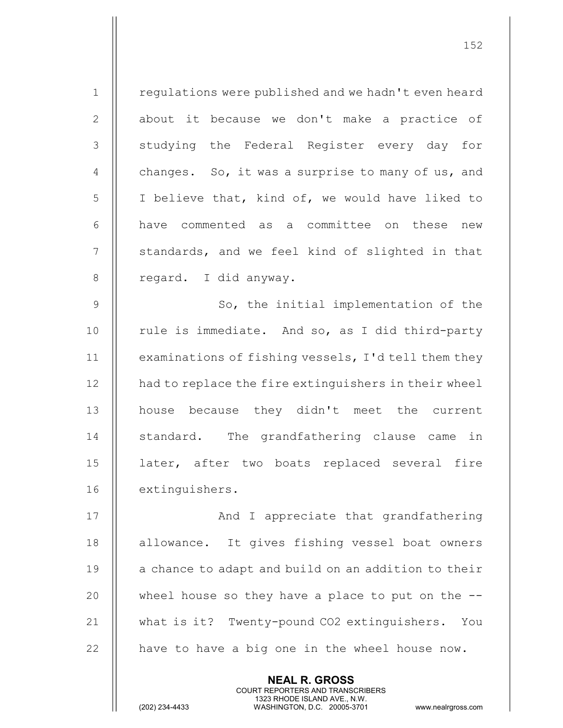regulations were published and we hadn't even heard about it because we don't make a practice of studying the Federal Register every day for changes. So, it was a surprise to many of us, and I believe that, kind of, we would have liked to have commented as a committee on these new standards, and we feel kind of slighted in that regard. I did anyway.

So, the initial implementation of the rule is immediate. And so, as I did third-party examinations of fishing vessels, I'd tell them they had to replace the fire extinguishers in their wheel house because they didn't meet the current standard. The grandfathering clause came in later, after two boats replaced several fire extinguishers.

And I appreciate that grandfathering allowance. It gives fishing vessel boat owners a chance to adapt and build on an addition to their wheel house so they have a place to put on the -- what is it? Twenty-pound CO2 extinguishers. You have to have a big one in the wheel house now.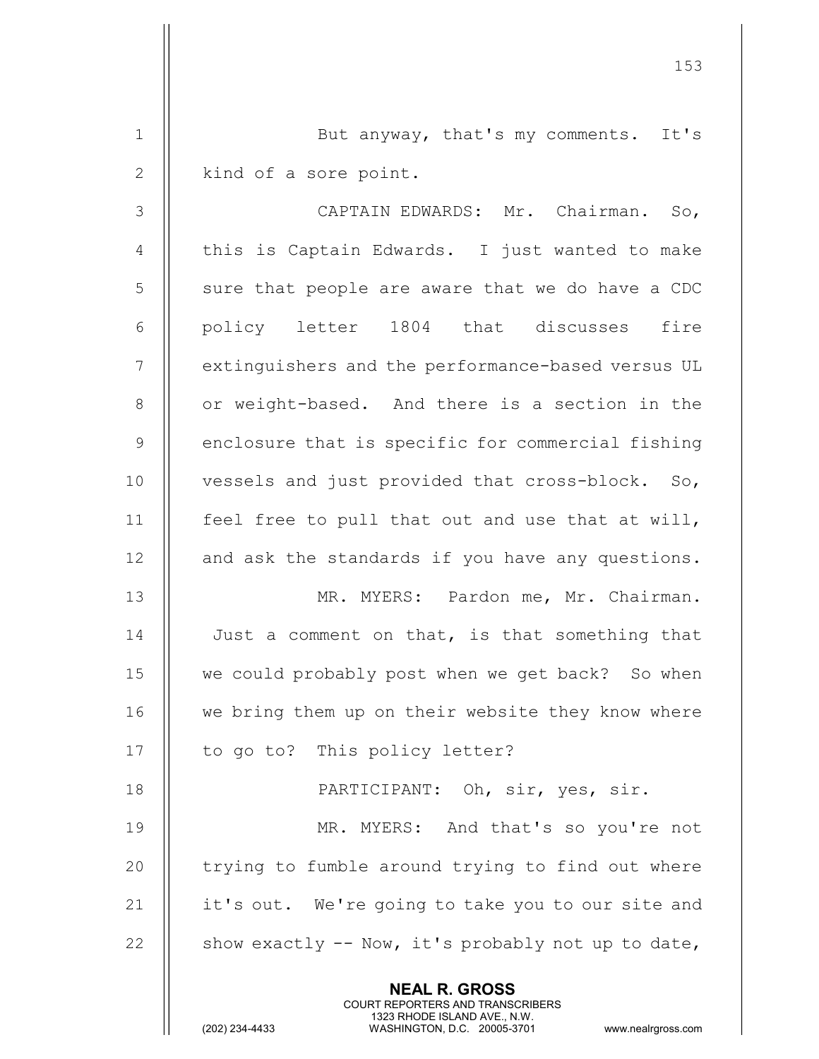But anyway, that's my comments. It's kind of a sore point.

CAPTAIN EDWARDS: Mr. Chairman. So, this is Captain Edwards. I just wanted to make sure that people are aware that we do have a CDC policy letter 1804 that discusses fire extinguishers and the performance-based versus UL or weight-based. And there is a section in the enclosure that is specific for commercial fishing vessels and just provided that cross-block. So, feel free to pull that out and use that at will, and ask the standards if you have any questions.

MR. MYERS: Pardon me, Mr. Chairman. Just a comment on that, is that something that we could probably post when we get back? So when we bring them up on their website they know where to go to? This policy letter?

PARTICIPANT: Oh, sir, yes, sir.

MR. MYERS: And that's so you're not trying to fumble around trying to find out where it's out. We're going to take you to our site and show exactly -- Now, it's probably not up to date,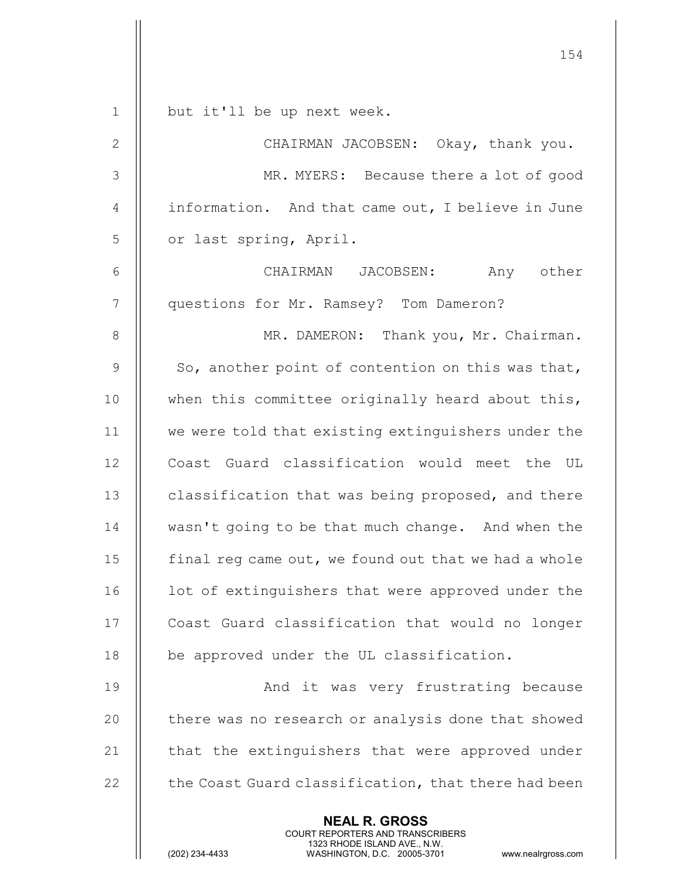but it'll be up next week.

CHAIRMAN JACOBSEN: Okay, thank you.

MR. MYERS: Because there a lot of good information. And that came out, I believe in June or last spring, April.

CHAIRMAN JACOBSEN: Any other questions for Mr. Ramsey? Tom Dameron?

MR. DAMERON: Thank you, Mr. Chairman. So, another point of contention on this was that, when this committee originally heard about this, we were told that existing extinguishers under the Coast Guard classification would meet the UL classification that was being proposed, and there wasn't going to be that much change. And when the final reg came out, we found out that we had a whole lot of extinguishers that were approved under the Coast Guard classification that would no longer be approved under the UL classification.

And it was very frustrating because there was no research or analysis done that showed that the extinguishers that were approved under the Coast Guard classification, that there had been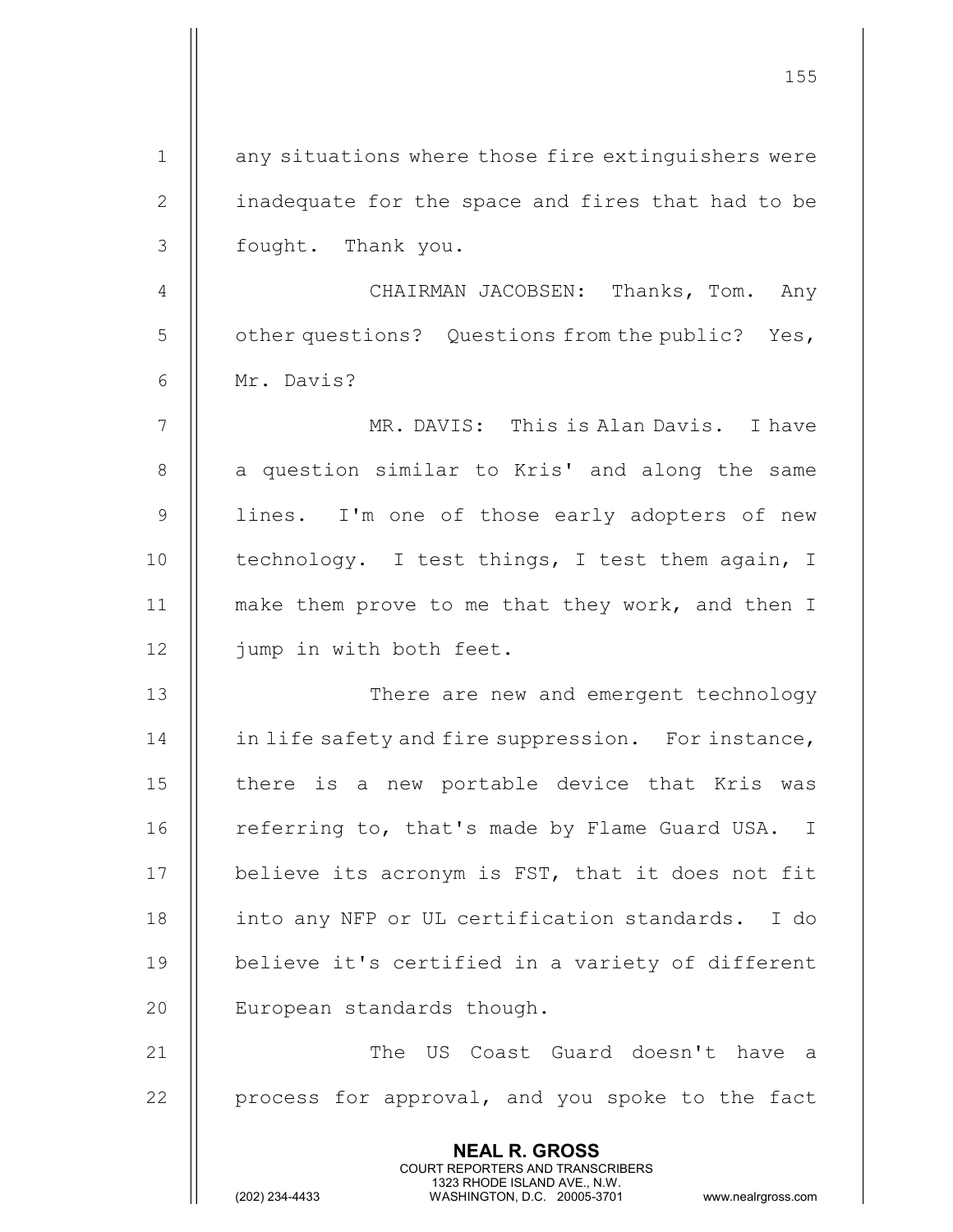any situations where those fire extinguishers were inadequate for the space and fires that had to be fought. Thank you.

CHAIRMAN JACOBSEN: Thanks, Tom. Any other questions? Questions from the public? Yes, Mr. Davis?

MR. DAVIS: This is Alan Davis. I have a question similar to Kris' and along the same lines. I'm one of those early adopters of new technology. I test things, I test them again, I make them prove to me that they work, and then I jump in with both feet.

There are new and emergent technology in life safety and fire suppression. For instance, there is a new portable device that Kris was referring to, that's made by Flame Guard USA. I believe its acronym is FST, that it does not fit into any NFP or UL certification standards. I do believe it's certified in a variety of different European standards though.

The US Coast Guard doesn't have a process for approval, and you spoke to the fact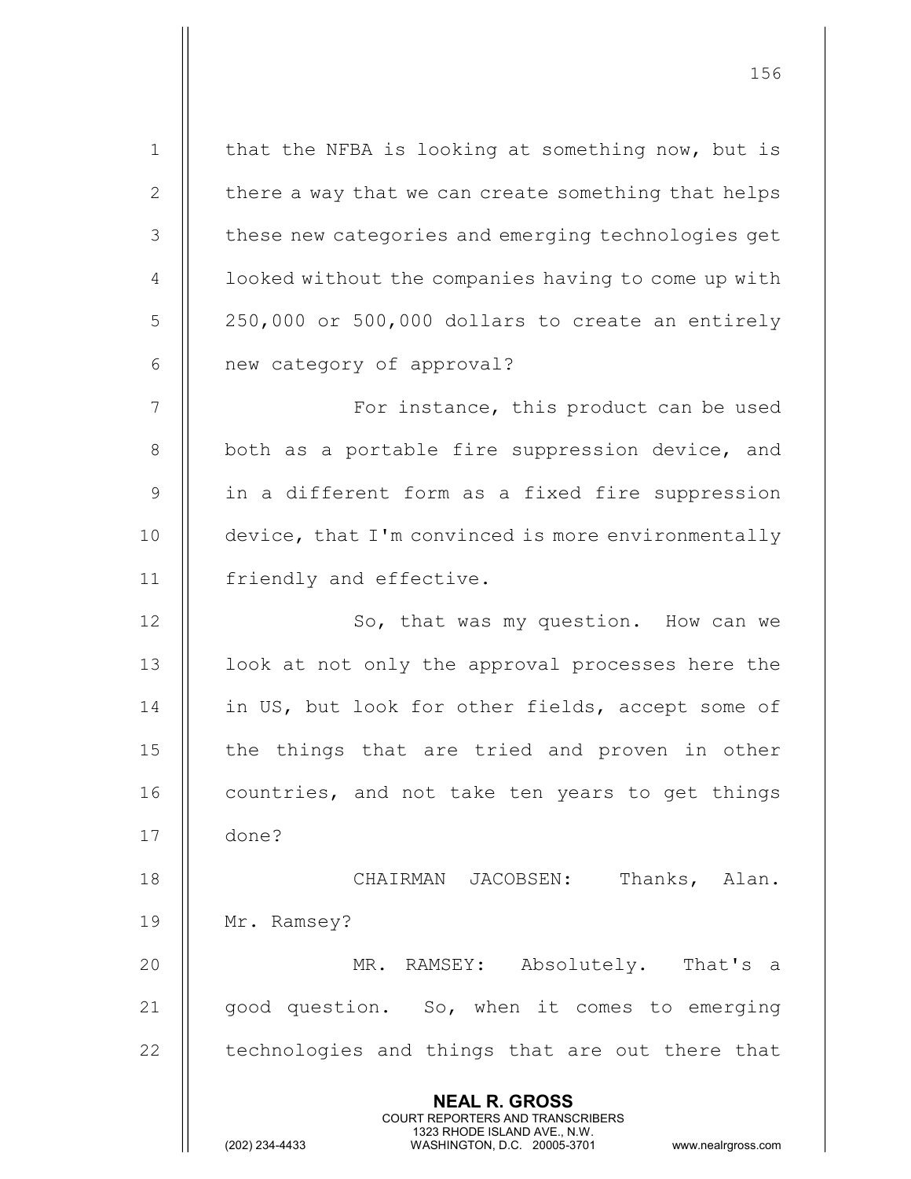that the NFBA is looking at something now, but is there a way that we can create something that helps these new categories and emerging technologies get looked without the companies having to come up with 250,000 or 500,000 dollars to create an entirely new category of approval?

For instance, this product can be used both as a portable fire suppression device, and in a different form as a fixed fire suppression device, that I'm convinced is more environmentally friendly and effective.

So, that was my question. How can we look at not only the approval processes here the in US, but look for other fields, accept some of the things that are tried and proven in other countries, and not take ten years to get things done?

CHAIRMAN JACOBSEN: Thanks, Alan. Mr. Ramsey?

MR. RAMSEY: Absolutely. That's a good question. So, when it comes to emerging technologies and things that are out there that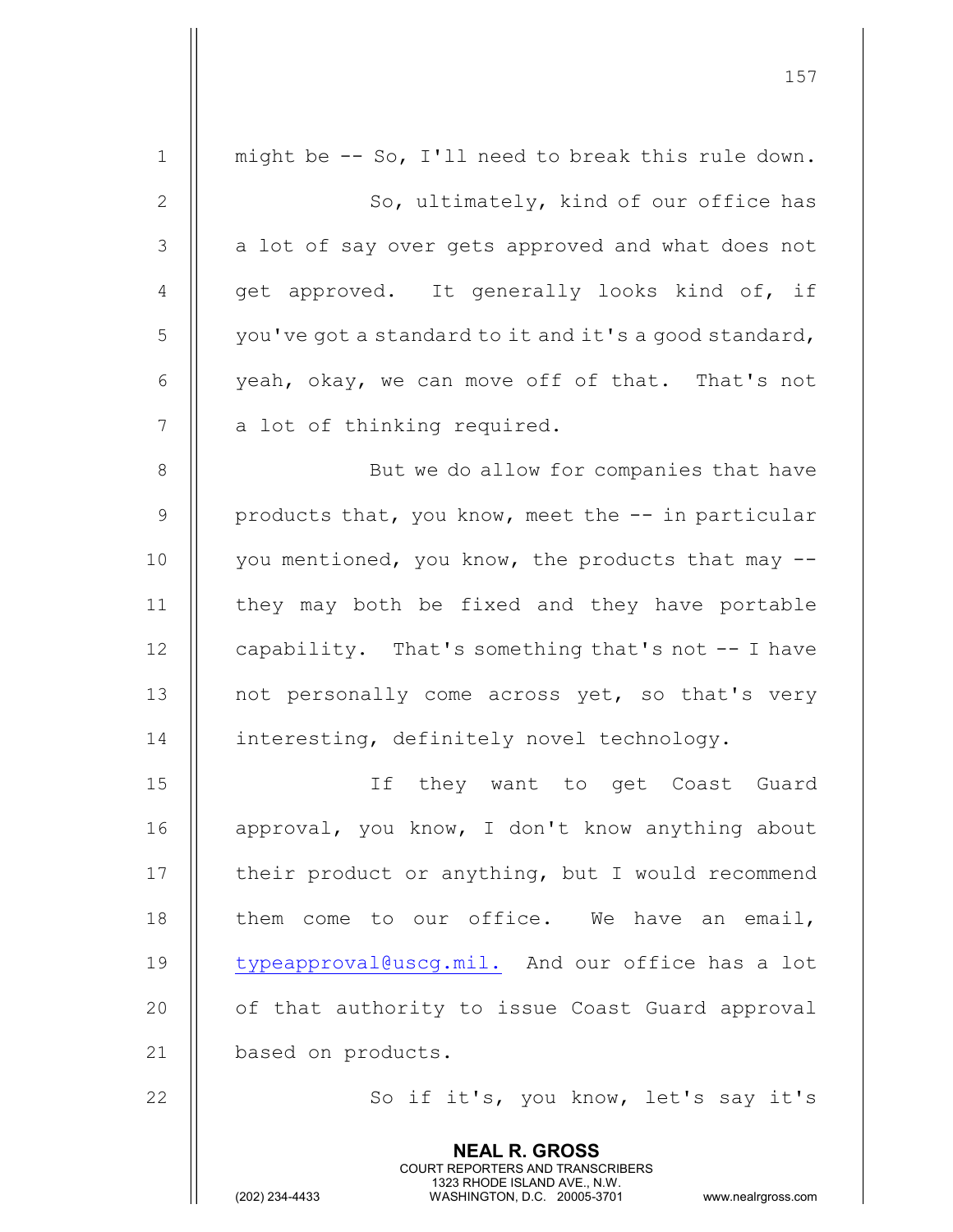might be -- So, I'll need to break this rule down.

So, ultimately, kind of our office has a lot of say over gets approved and what does not get approved. It generally looks kind of, if you've got a standard to it and it's a good standard, yeah, okay, we can move off of that. That's not a lot of thinking required.

But we do allow for companies that have products that, you know, meet the -- in particular you mentioned, you know, the products that may -- they may both be fixed and they have portable capability. That's something that's not -- I have not personally come across yet, so that's very interesting, definitely novel technology.

If they want to get Coast Guard approval, you know, I don't know anything about their product or anything, but I would recommend them come to our office. We have an email, typeapproval@uscg.mil. And our office has a lot of that authority to issue Coast Guard approval based on products.

So if it's, you know, let's say it's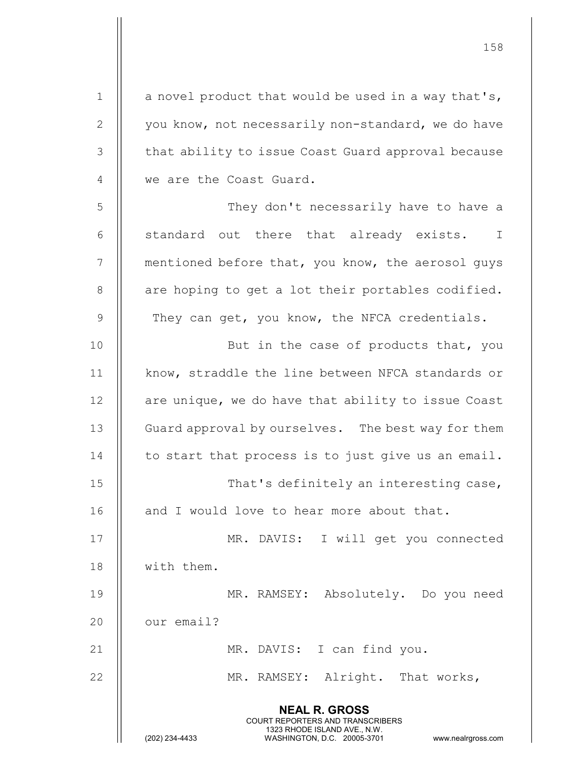a novel product that would be used in a way that's, you know, not necessarily non-standard, we do have that ability to issue Coast Guard approval because we are the Coast Guard.

They don't necessarily have to have a standard out there that already exists. I mentioned before that, you know, the aerosol guys are hoping to get a lot their portables codified. They can get, you know, the NFCA credentials.

But in the case of products that, you know, straddle the line between NFCA standards or are unique, we do have that ability to issue Coast Guard approval by ourselves. The best way for them to start that process is to just give us an email.

That's definitely an interesting case, and I would love to hear more about that.

MR. DAVIS: I will get you connected with them.

MR. RAMSEY: Absolutely. Do you need our email?

MR. DAVIS: I can find you.

MR. RAMSEY: Alright. That works,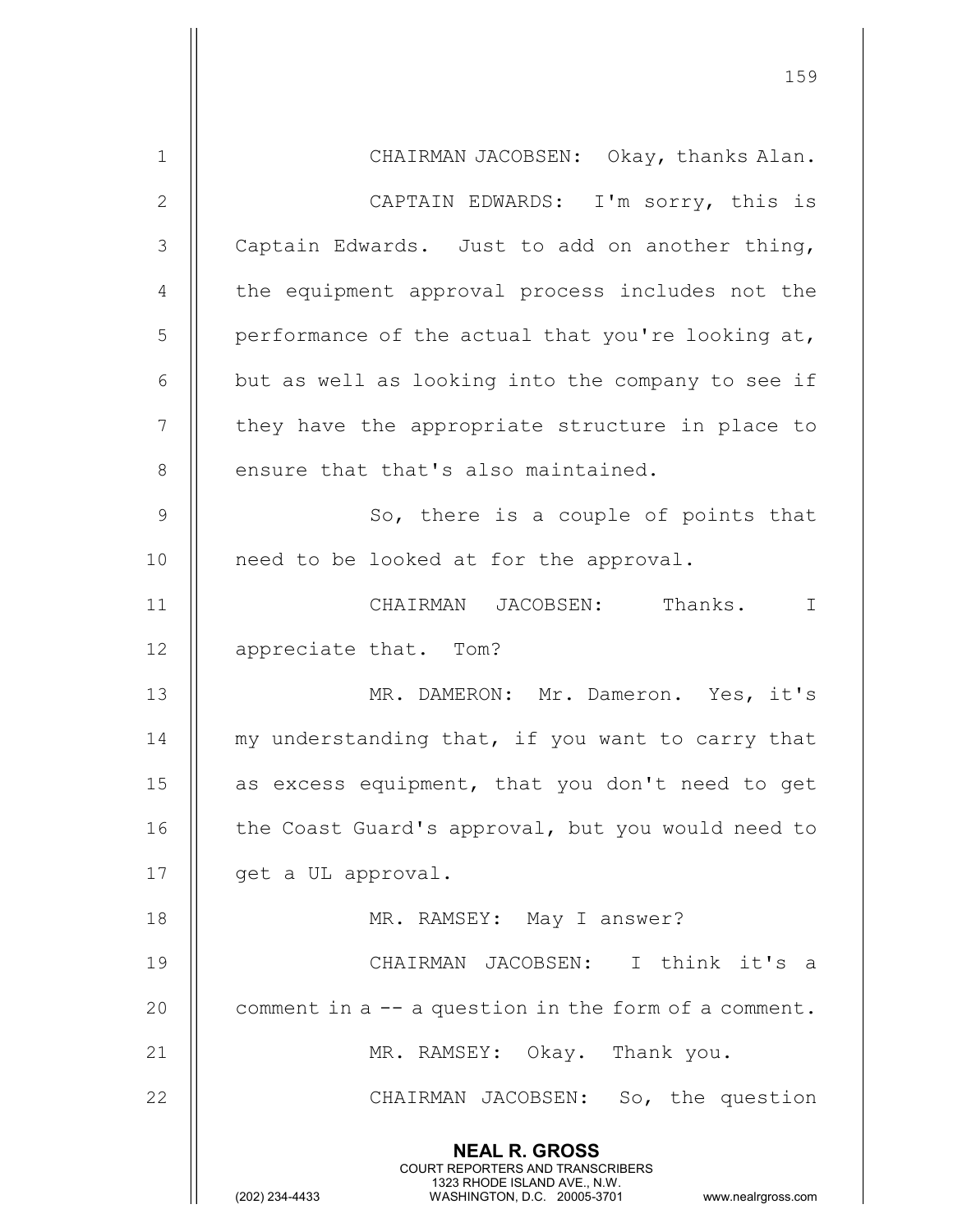CHAIRMAN JACOBSEN: Okay, thanks Alan.

CAPTAIN EDWARDS: I'm sorry, this is Captain Edwards. Just to add on another thing, the equipment approval process includes not the performance of the actual that you're looking at, but as well as looking into the company to see if they have the appropriate structure in place to ensure that that's also maintained.

So, there is a couple of points that need to be looked at for the approval.

CHAIRMAN JACOBSEN: Thanks. I appreciate that. Tom?

MR. DAMERON: Mr. Dameron. Yes, it's my understanding that, if you want to carry that as excess equipment, that you don't need to get the Coast Guard's approval, but you would need to get a UL approval.

MR. RAMSEY: May I answer?

CHAIRMAN JACOBSEN: I think it's a comment in a -- a question in the form of a comment.

MR. RAMSEY: Okay. Thank you.

CHAIRMAN JACOBSEN: So, the question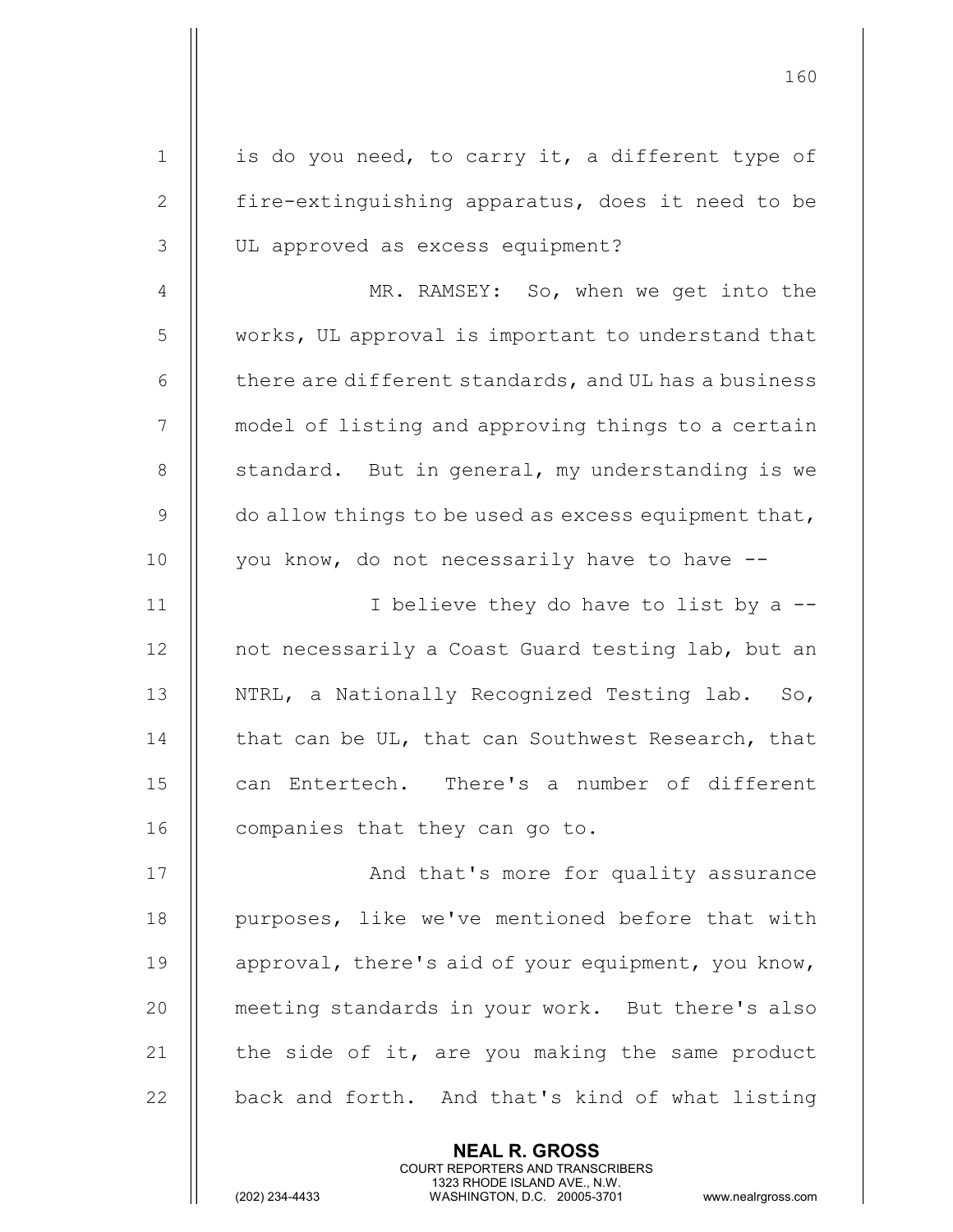is do you need, to carry it, a different type of fire-extinguishing apparatus, does it need to be UL approved as excess equipment?

MR. RAMSEY: So, when we get into the works, UL approval is important to understand that there are different standards, and UL has a business model of listing and approving things to a certain standard. But in general, my understanding is we do allow things to be used as excess equipment that, you know, do not necessarily have to have --

I believe they do have to list by a -- not necessarily a Coast Guard testing lab, but an NTRL, a Nationally Recognized Testing lab. So, that can be UL, that can Southwest Research, that can Entertech. There's a number of different companies that they can go to.

And that's more for quality assurance purposes, like we've mentioned before that with approval, there's aid of your equipment, you know, meeting standards in your work. But there's also the side of it, are you making the same product back and forth. And that's kind of what listing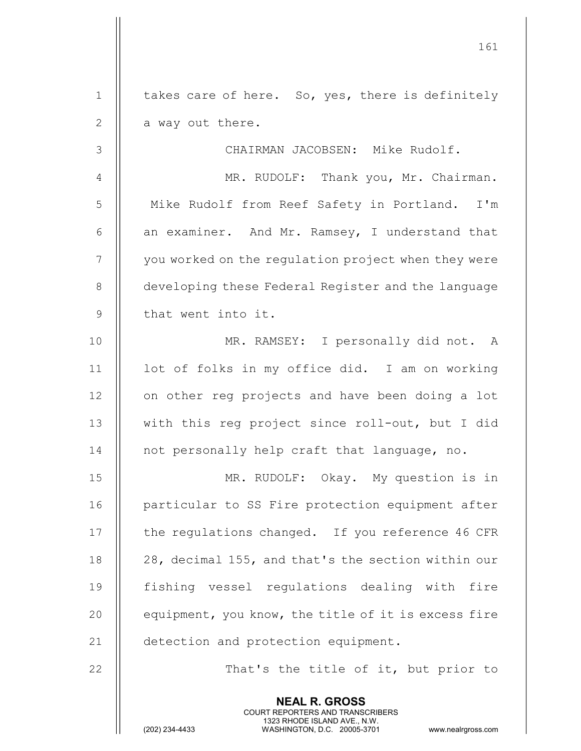takes care of here. So, yes, there is definitely a way out there.

CHAIRMAN JACOBSEN: Mike Rudolf.

MR. RUDOLF: Thank you, Mr. Chairman. Mike Rudolf from Reef Safety in Portland. I'm an examiner. And Mr. Ramsey, I understand that you worked on the regulation project when they were developing these Federal Register and the language that went into it.

MR. RAMSEY: I personally did not. A lot of folks in my office did. I am on working on other reg projects and have been doing a lot with this reg project since roll-out, but I did not personally help craft that language, no.

MR. RUDOLF: Okay. My question is in particular to SS Fire protection equipment after the regulations changed. If you reference 46 CFR 28, decimal 155, and that's the section within our fishing vessel regulations dealing with fire equipment, you know, the title of it is excess fire detection and protection equipment.

That's the title of it, but prior to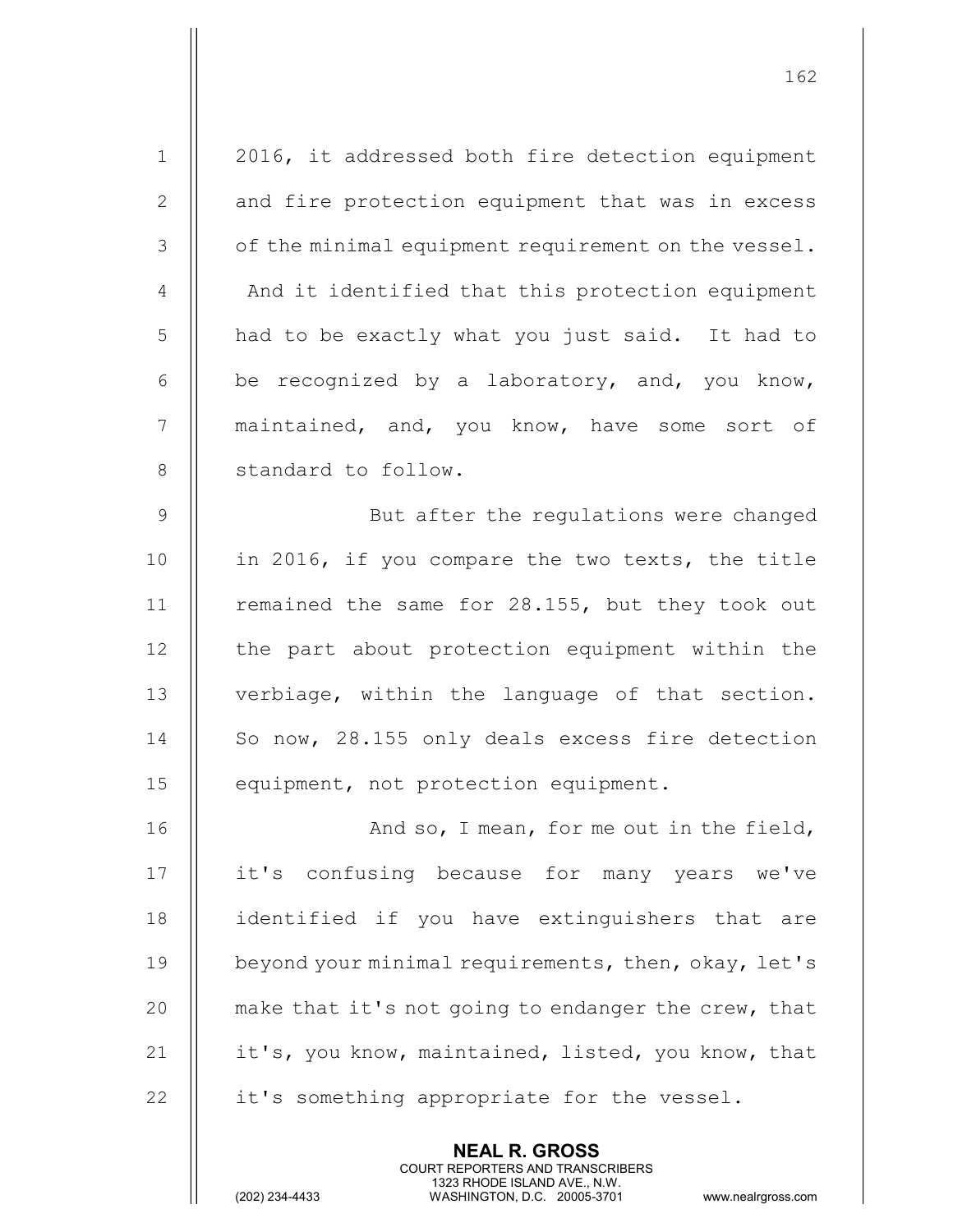2016, it addressed both fire detection equipment and fire protection equipment that was in excess of the minimal equipment requirement on the vessel. And it identified that this protection equipment had to be exactly what you just said. It had to be recognized by a laboratory, and, you know, maintained, and, you know, have some sort of standard to follow.

But after the regulations were changed in 2016, if you compare the two texts, the title remained the same for 28.155, but they took out the part about protection equipment within the verbiage, within the language of that section. So now, 28.155 only deals excess fire detection equipment, not protection equipment.

And so, I mean, for me out in the field, it's confusing because for many years we've identified if you have extinguishers that are beyond your minimal requirements, then, okay, let's make that it's not going to endanger the crew, that it's, you know, maintained, listed, you know, that it's something appropriate for the vessel.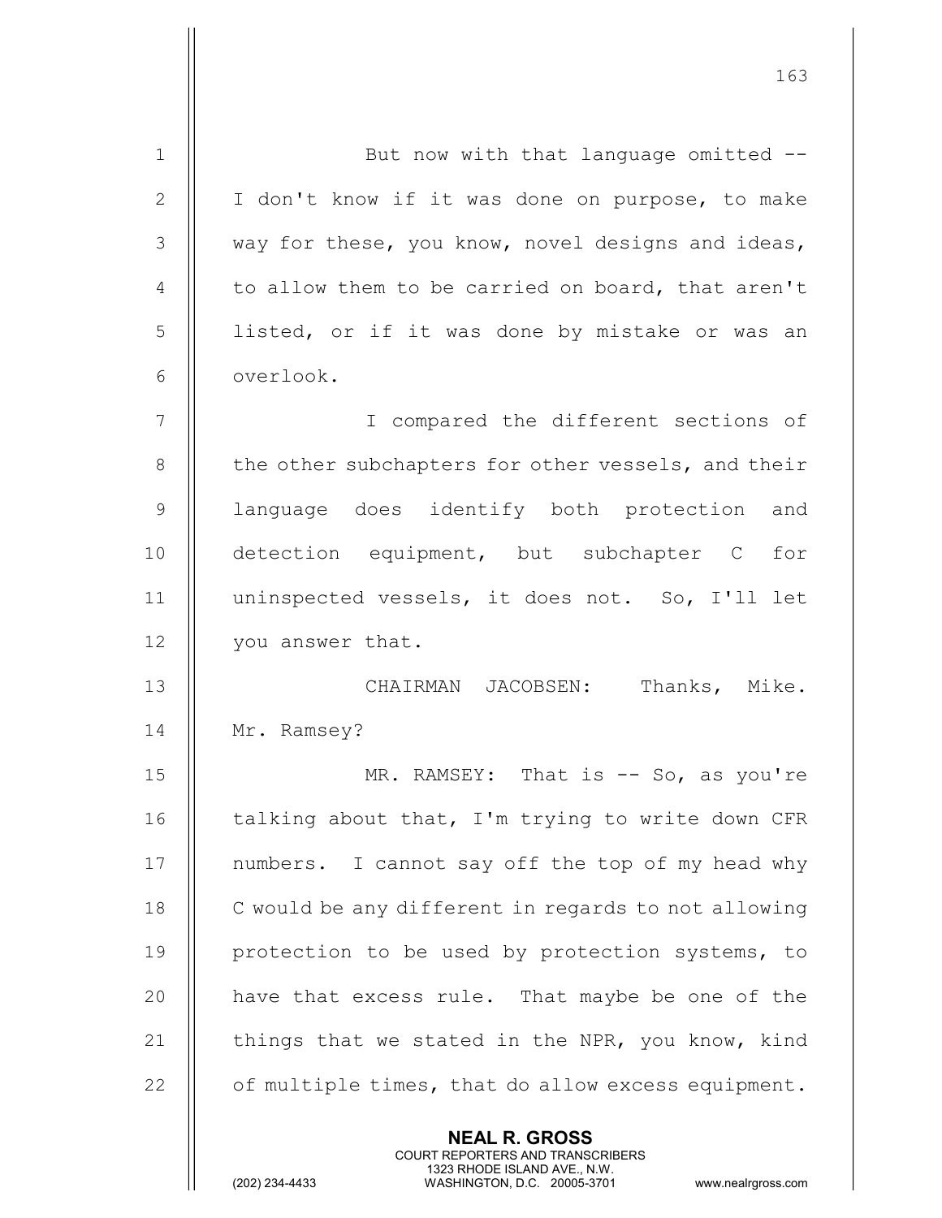But now with that language omitted -- I don't know if it was done on purpose, to make way for these, you know, novel designs and ideas, to allow them to be carried on board, that aren't listed, or if it was done by mistake or was an overlook.

I compared the different sections of the other subchapters for other vessels, and their language does identify both protection and detection equipment, but subchapter C for uninspected vessels, it does not. So, I'll let you answer that.

CHAIRMAN JACOBSEN: Thanks, Mike. Mr. Ramsey?

MR. RAMSEY: That is -- So, as you're talking about that, I'm trying to write down CFR numbers. I cannot say off the top of my head why C would be any different in regards to not allowing protection to be used by protection systems, to have that excess rule. That maybe be one of the things that we stated in the NPR, you know, kind of multiple times, that do allow excess equipment.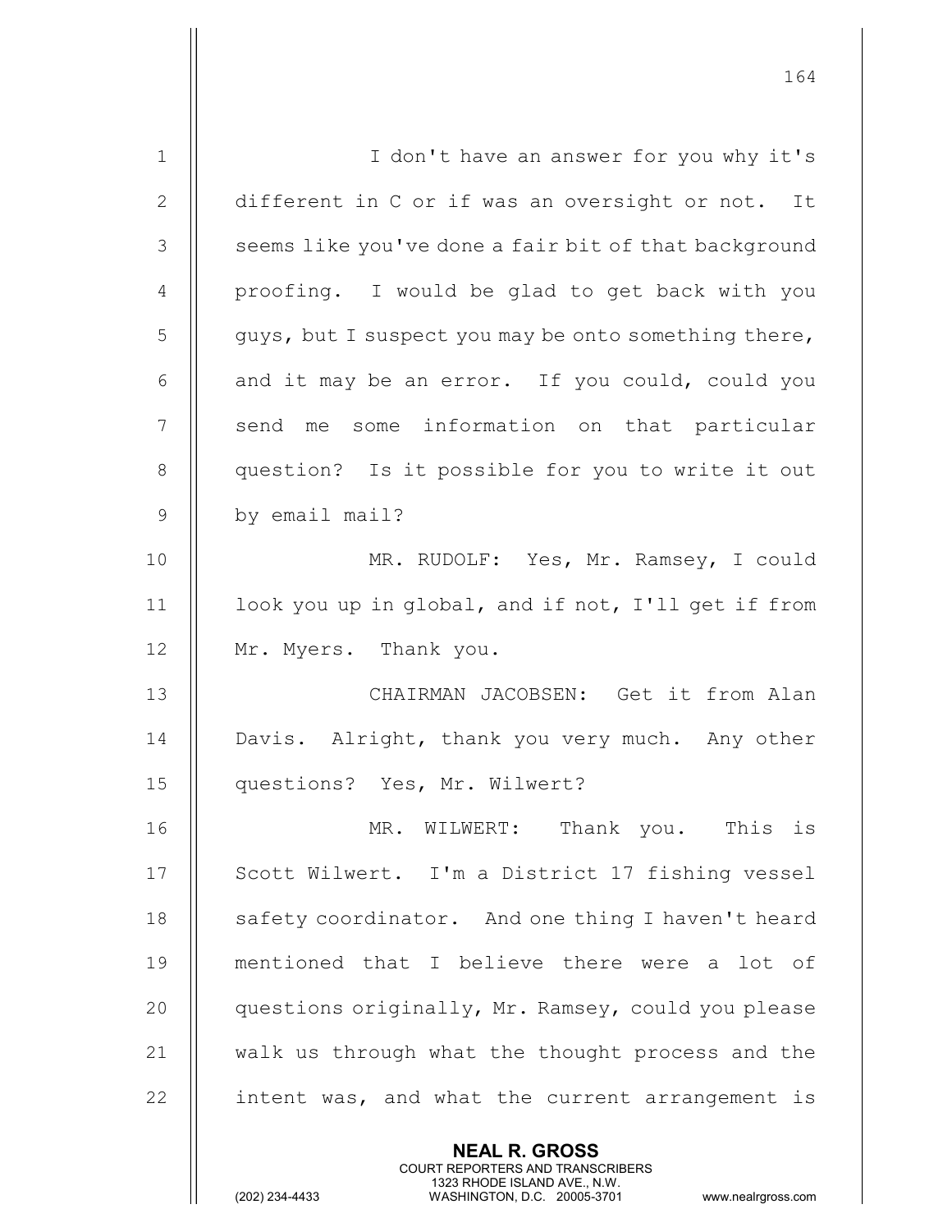I don't have an answer for you why it's different in C or if was an oversight or not. It seems like you've done a fair bit of that background proofing. I would be glad to get back with you guys, but I suspect you may be onto something there, and it may be an error. If you could, could you send me some information on that particular question? Is it possible for you to write it out by email mail?

MR. RUDOLF: Yes, Mr. Ramsey, I could look you up in global, and if not, I'll get if from Mr. Myers. Thank you.

CHAIRMAN JACOBSEN: Get it from Alan Davis. Alright, thank you very much. Any other questions? Yes, Mr. Wilwert?

MR. WILWERT: Thank you. This is Scott Wilwert. I'm a District 17 fishing vessel safety coordinator. And one thing I haven't heard mentioned that I believe there were a lot of questions originally, Mr. Ramsey, could you please walk us through what the thought process and the intent was, and what the current arrangement is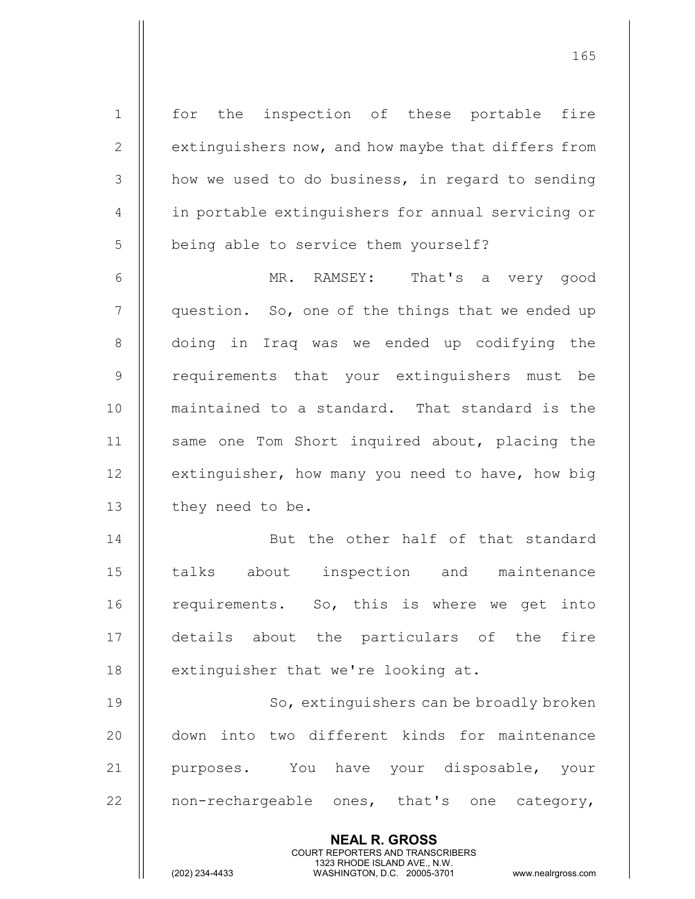for the inspection of these portable fire extinguishers now, and how maybe that differs from how we used to do business, in regard to sending in portable extinguishers for annual servicing or being able to service them yourself?

MR. RAMSEY: That's a very good question. So, one of the things that we ended up doing in Iraq was we ended up codifying the requirements that your extinguishers must be maintained to a standard. That standard is the same one Tom Short inquired about, placing the extinguisher, how many you need to have, how big they need to be.

But the other half of that standard talks about inspection and maintenance requirements. So, this is where we get into details about the particulars of the fire extinguisher that we're looking at.

So, extinguishers can be broadly broken down into two different kinds for maintenance purposes. You have your disposable, your non-rechargeable ones, that's one category,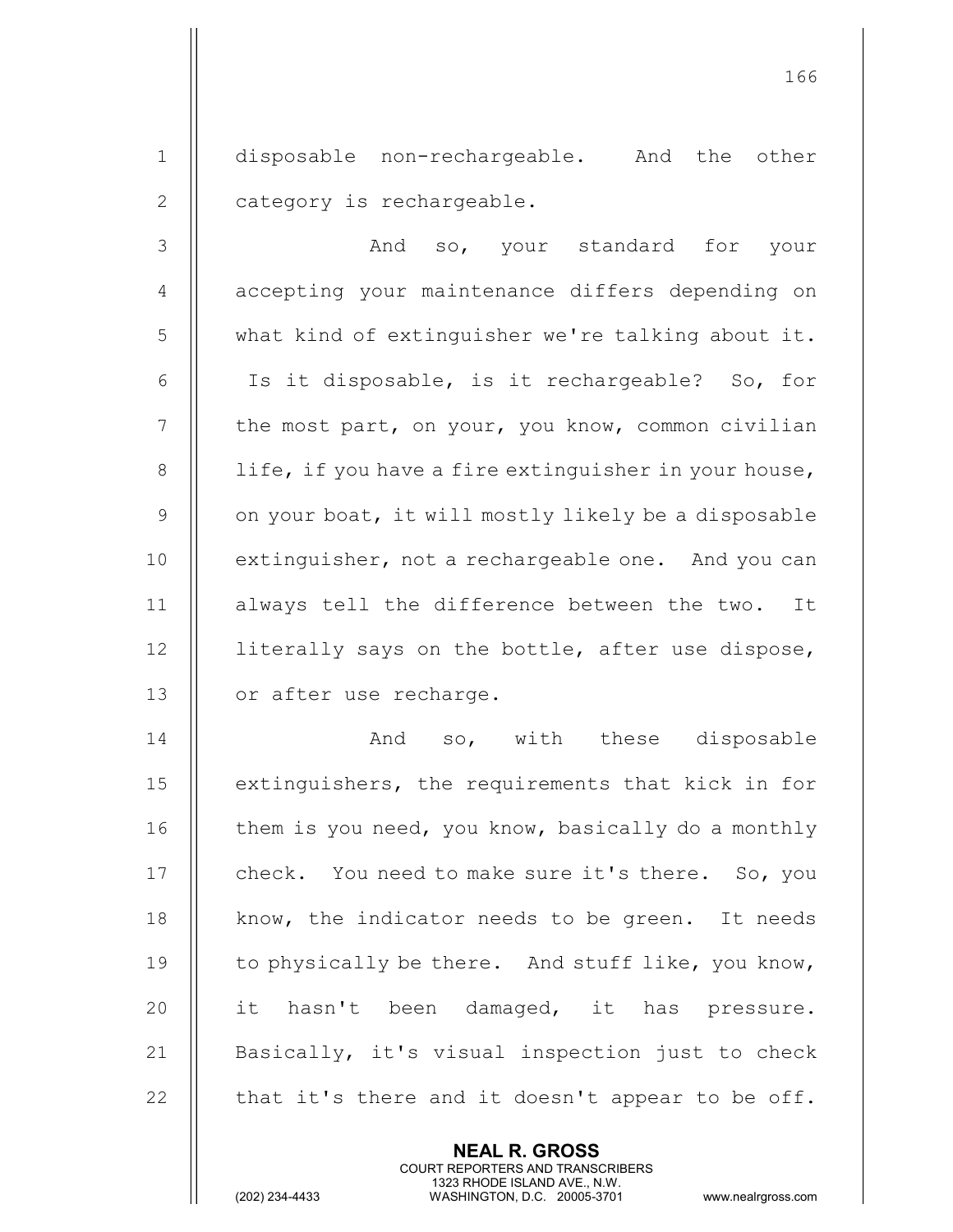disposable non-rechargeable. And the other category is rechargeable.

And so, your standard for your accepting your maintenance differs depending on what kind of extinguisher we're talking about it. Is it disposable, is it rechargeable? So, for the most part, on your, you know, common civilian life, if you have a fire extinguisher in your house, on your boat, it will mostly likely be a disposable extinguisher, not a rechargeable one. And you can always tell the difference between the two. It literally says on the bottle, after use dispose, or after use recharge.

And so, with these disposable extinguishers, the requirements that kick in for them is you need, you know, basically do a monthly check. You need to make sure it's there. So, you know, the indicator needs to be green. It needs to physically be there. And stuff like, you know, it hasn't been damaged, it has pressure. Basically, it's visual inspection just to check that it's there and it doesn't appear to be off.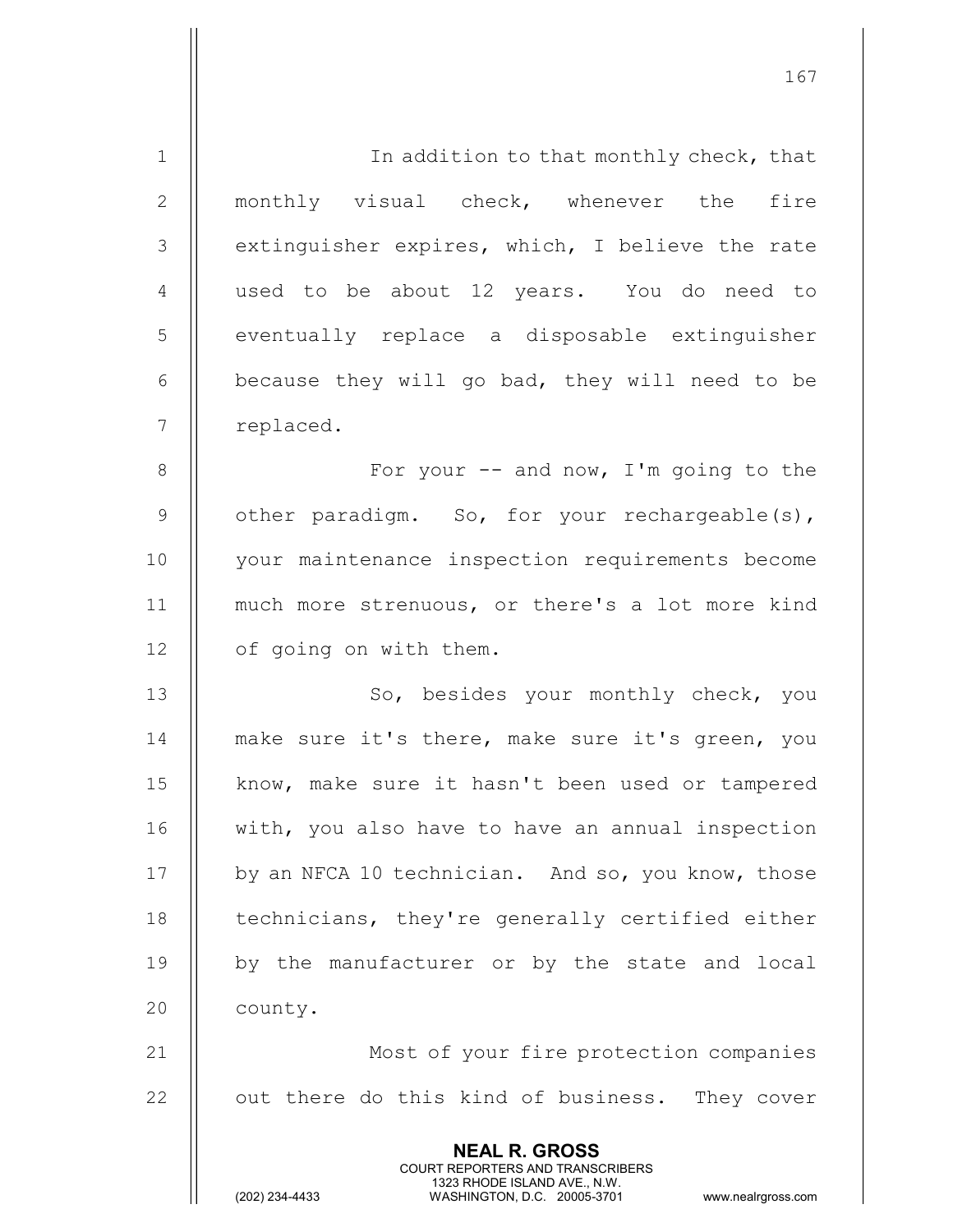In addition to that monthly check, that monthly visual check, whenever the fire extinguisher expires, which, I believe the rate used to be about 12 years. You do need to eventually replace a disposable extinguisher because they will go bad, they will need to be replaced.

For your -- and now, I'm going to the other paradigm. So, for your rechargeable(s), your maintenance inspection requirements become much more strenuous, or there's a lot more kind of going on with them.

So, besides your monthly check, you make sure it's there, make sure it's green, you know, make sure it hasn't been used or tampered with, you also have to have an annual inspection by an NFCA 10 technician. And so, you know, those technicians, they're generally certified either by the manufacturer or by the state and local county.

Most of your fire protection companies out there do this kind of business. They cover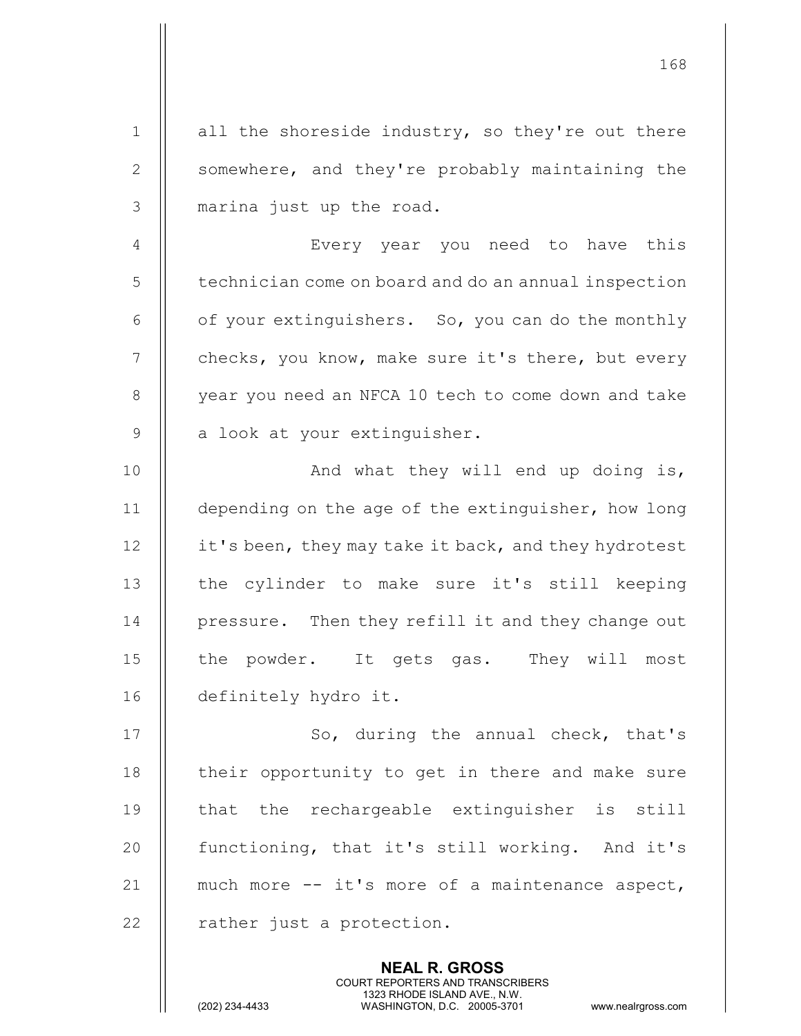all the shoreside industry, so they're out there somewhere, and they're probably maintaining the marina just up the road.

Every year you need to have this technician come on board and do an annual inspection of your extinguishers. So, you can do the monthly checks, you know, make sure it's there, but every year you need an NFCA 10 tech to come down and take a look at your extinguisher.

And what they will end up doing is, depending on the age of the extinguisher, how long it's been, they may take it back, and they hydrotest the cylinder to make sure it's still keeping pressure. Then they refill it and they change out the powder. It gets gas. They will most definitely hydro it.

So, during the annual check, that's their opportunity to get in there and make sure that the rechargeable extinguisher is still functioning, that it's still working. And it's much more -- it's more of a maintenance aspect, rather just a protection.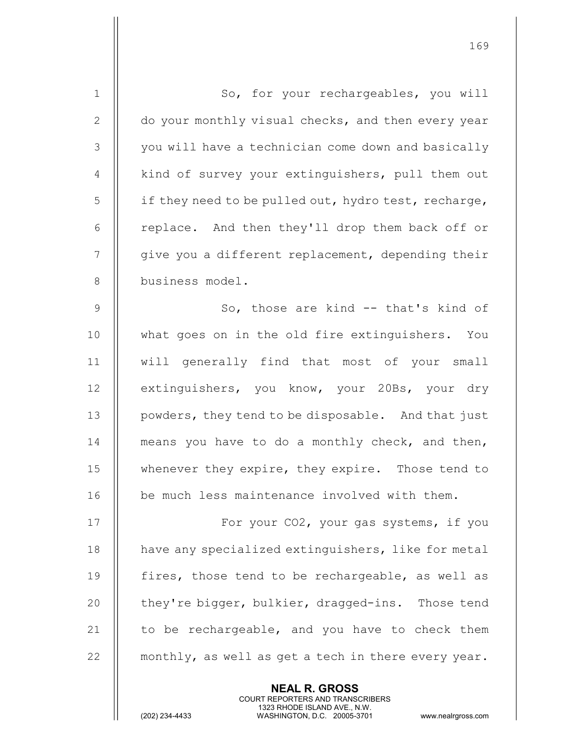So, for your rechargeables, you will do your monthly visual checks, and then every year you will have a technician come down and basically kind of survey your extinguishers, pull them out if they need to be pulled out, hydro test, recharge, replace. And then they'll drop them back off or give you a different replacement, depending their business model.

So, those are kind -- that's kind of what goes on in the old fire extinguishers. You will generally find that most of your small extinguishers, you know, your 20Bs, your dry powders, they tend to be disposable. And that just means you have to do a monthly check, and then, whenever they expire, they expire. Those tend to be much less maintenance involved with them.

For your $CO_2$, your gas systems, if you have any specialized extinguishers, like for metal fires, those tend to be rechargeable, as well as they're bigger, bulkier, dragged-ins. Those tend to be rechargeable, and you have to check them monthly, as well as get a tech in there every year.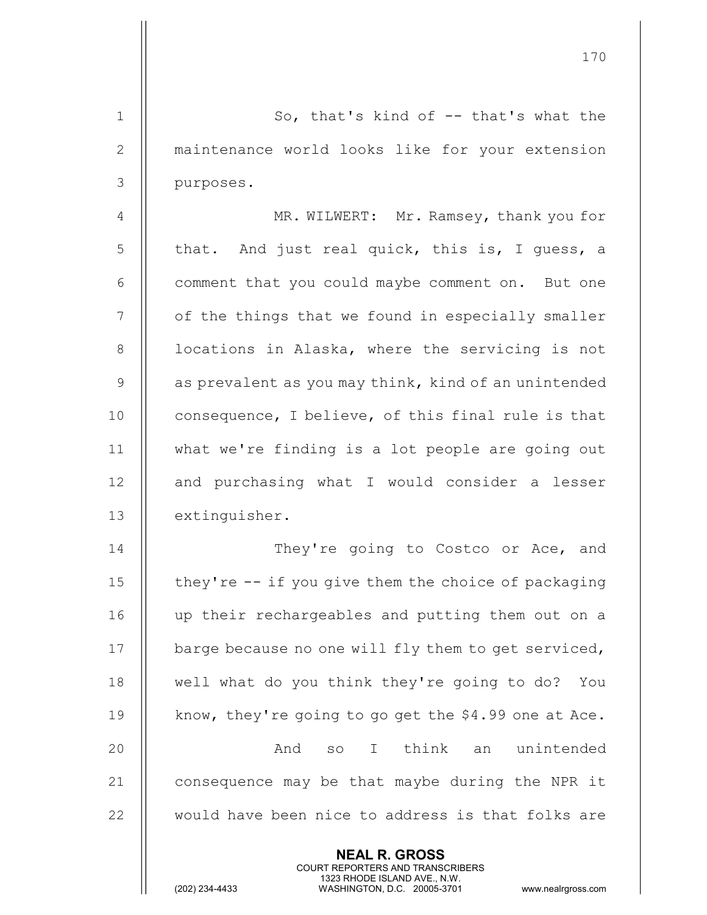So, that's kind of -- that's what the maintenance world looks like for your extension purposes.

MR. WILWERT: Mr. Ramsey, thank you for that. And just real quick, this is, I guess, a comment that you could maybe comment on. But one of the things that we found in especially smaller locations in Alaska, where the servicing is not as prevalent as you may think, kind of an unintended consequence, I believe, of this final rule is that what we're finding is a lot people are going out and purchasing what I would consider a lesser extinguisher.

They're going to Costco or Ace, and they're -- if you give them the choice of packaging up their rechargeables and putting them out on a barge because no one will fly them to get serviced, well what do you think they're going to do? You know, they're going to go get the $4.99 one at Ace.

And so I think an unintended consequence may be that maybe during the NPR it would have been nice to address is that folks are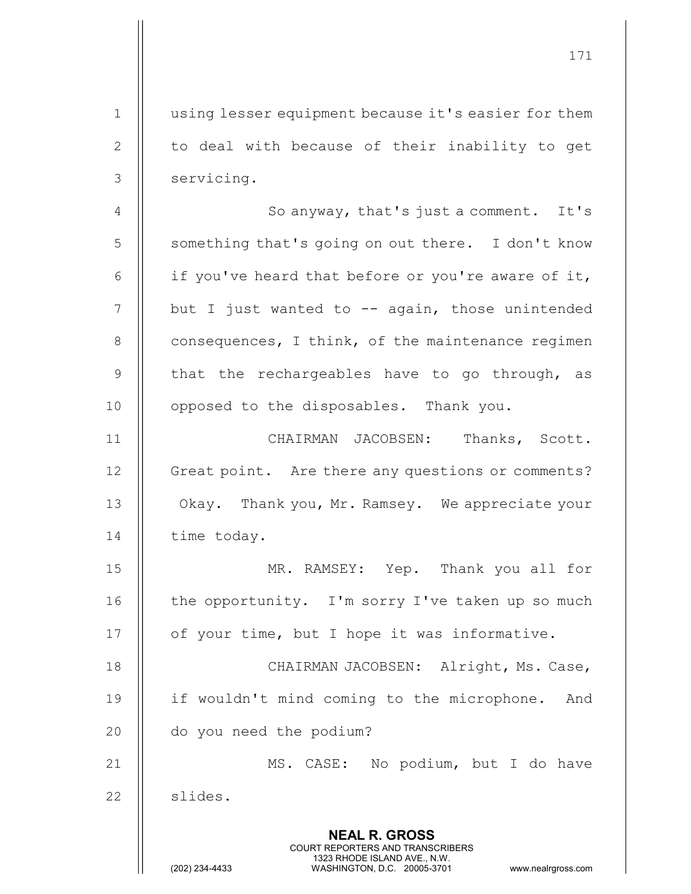using lesser equipment because it's easier for them to deal with because of their inability to get servicing.

So anyway, that's just a comment. It's something that's going on out there. I don't know if you've heard that before or you're aware of it, but I just wanted to -- again, those unintended consequences, I think, of the maintenance regimen that the rechargeables have to go through, as opposed to the disposables. Thank you.

CHAIRMAN JACOBSEN: Thanks, Scott. Great point. Are there any questions or comments? Okay. Thank you, Mr. Ramsey. We appreciate your time today.

MR. RAMSEY: Yep. Thank you all for the opportunity. I'm sorry I've taken up so much of your time, but I hope it was informative.

CHAIRMAN JACOBSEN: Alright, Ms. Case, if wouldn't mind coming to the microphone. And do you need the podium?

MS. CASE: No podium, but I do have slides.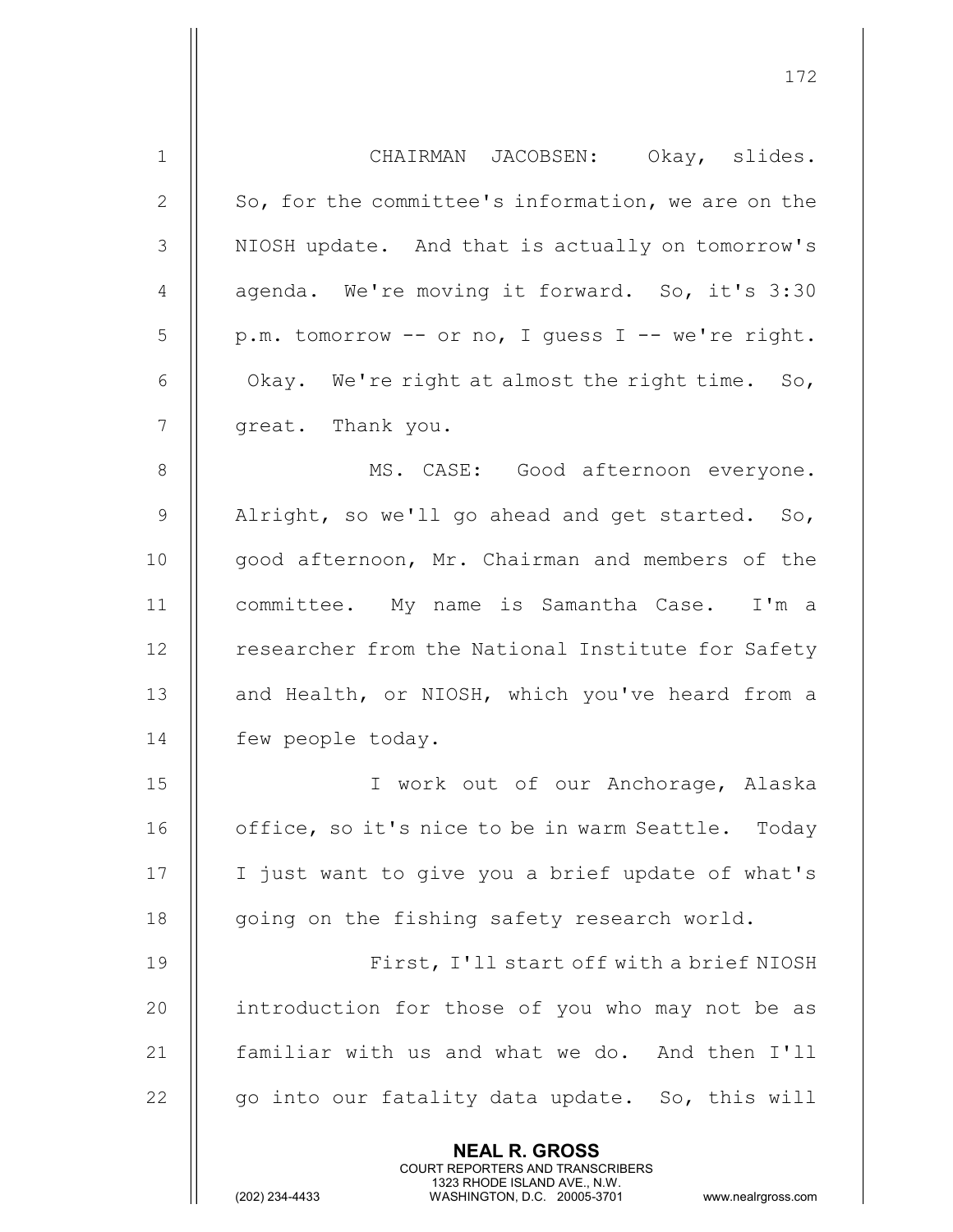CHAIRMAN JACOBSEN: Okay, slides. So, for the committee's information, we are on the NIOSH update. And that is actually on tomorrow's agenda. We're moving it forward. So, it's 3:30 p.m. tomorrow -- or no, I guess I -- we're right. Okay. We're right at almost the right time. So, great. Thank you.

MS. CASE: Good afternoon everyone. Alright, so we'll go ahead and get started. So, good afternoon, Mr. Chairman and members of the committee. My name is Samantha Case. I'm a researcher from the National Institute for Safety and Health, or NIOSH, which you've heard from a few people today.

I work out of our Anchorage, Alaska office, so it's nice to be in warm Seattle. Today I just want to give you a brief update of what's going on the fishing safety research world.

First, I'll start off with a brief NIOSH introduction for those of you who may not be as familiar with us and what we do. And then I'll go into our fatality data update. So, this will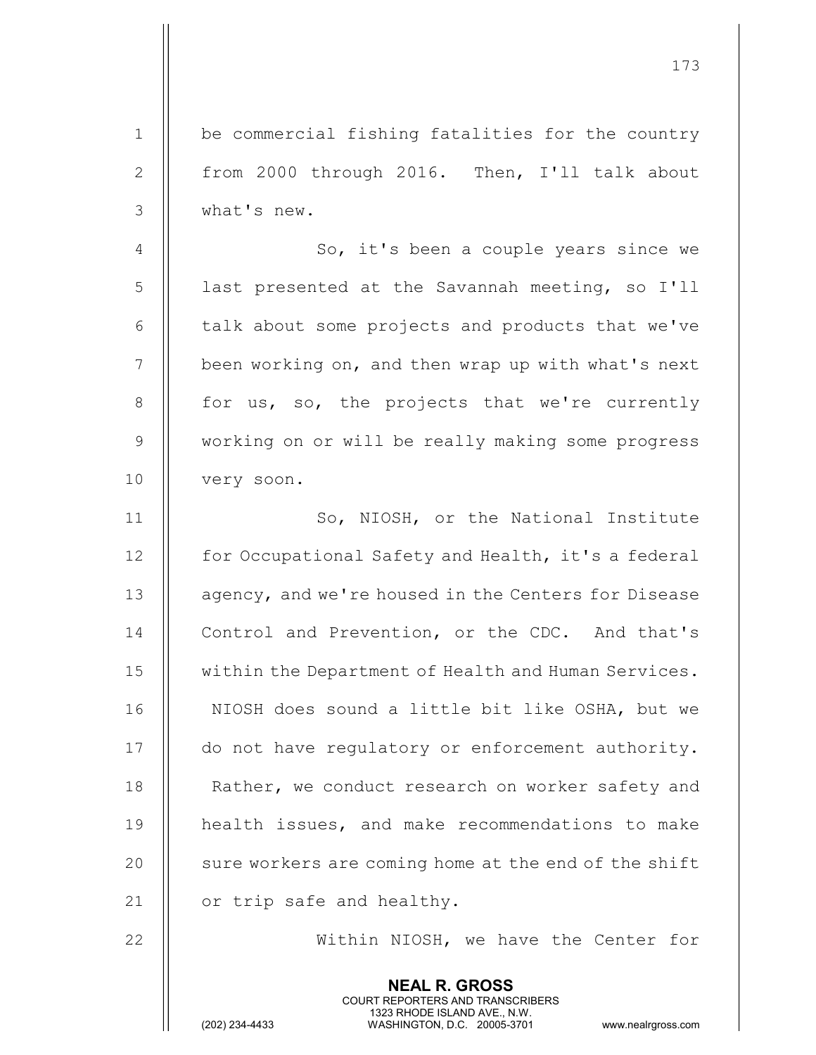be commercial fishing fatalities for the country from 2000 through 2016. Then, I'll talk about what's new.

So, it's been a couple years since we last presented at the Savannah meeting, so I'll talk about some projects and products that we've been working on, and then wrap up with what's next for us, so, the projects that we're currently working on or will be really making some progress very soon.

So, NIOSH, or the National Institute for Occupational Safety and Health, it's a federal agency, and we're housed in the Centers for Disease Control and Prevention, or the CDC. And that's within the Department of Health and Human Services. NIOSH does sound a little bit like OSHA, but we do not have regulatory or enforcement authority. Rather, we conduct research on worker safety and health issues, and make recommendations to make sure workers are coming home at the end of the shift or trip safe and healthy.

Within NIOSH, we have the Center for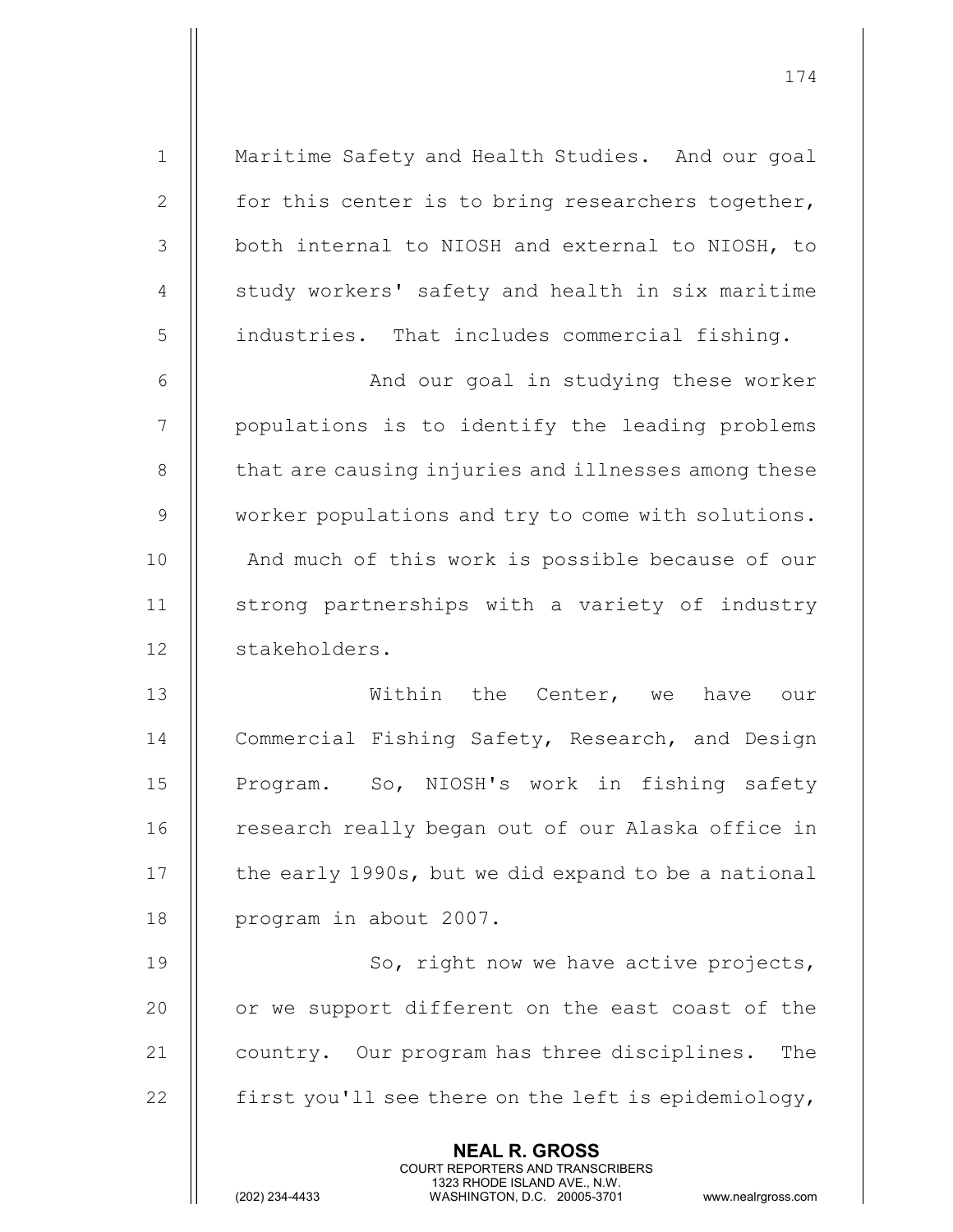Maritime Safety and Health Studies. And our goal for this center is to bring researchers together, both internal to NIOSH and external to NIOSH, to study workers' safety and health in six maritime industries. That includes commercial fishing.

And our goal in studying these worker populations is to identify the leading problems that are causing injuries and illnesses among these worker populations and try to come with solutions. And much of this work is possible because of our strong partnerships with a variety of industry stakeholders.

Within the Center, we have our Commercial Fishing Safety, Research, and Design Program. So, NIOSH's work in fishing safety research really began out of our Alaska office in the early 1990s, but we did expand to be a national program in about 2007.

So, right now we have active projects, or we support different on the east coast of the country. Our program has three disciplines. The first you'll see there on the left is epidemiology,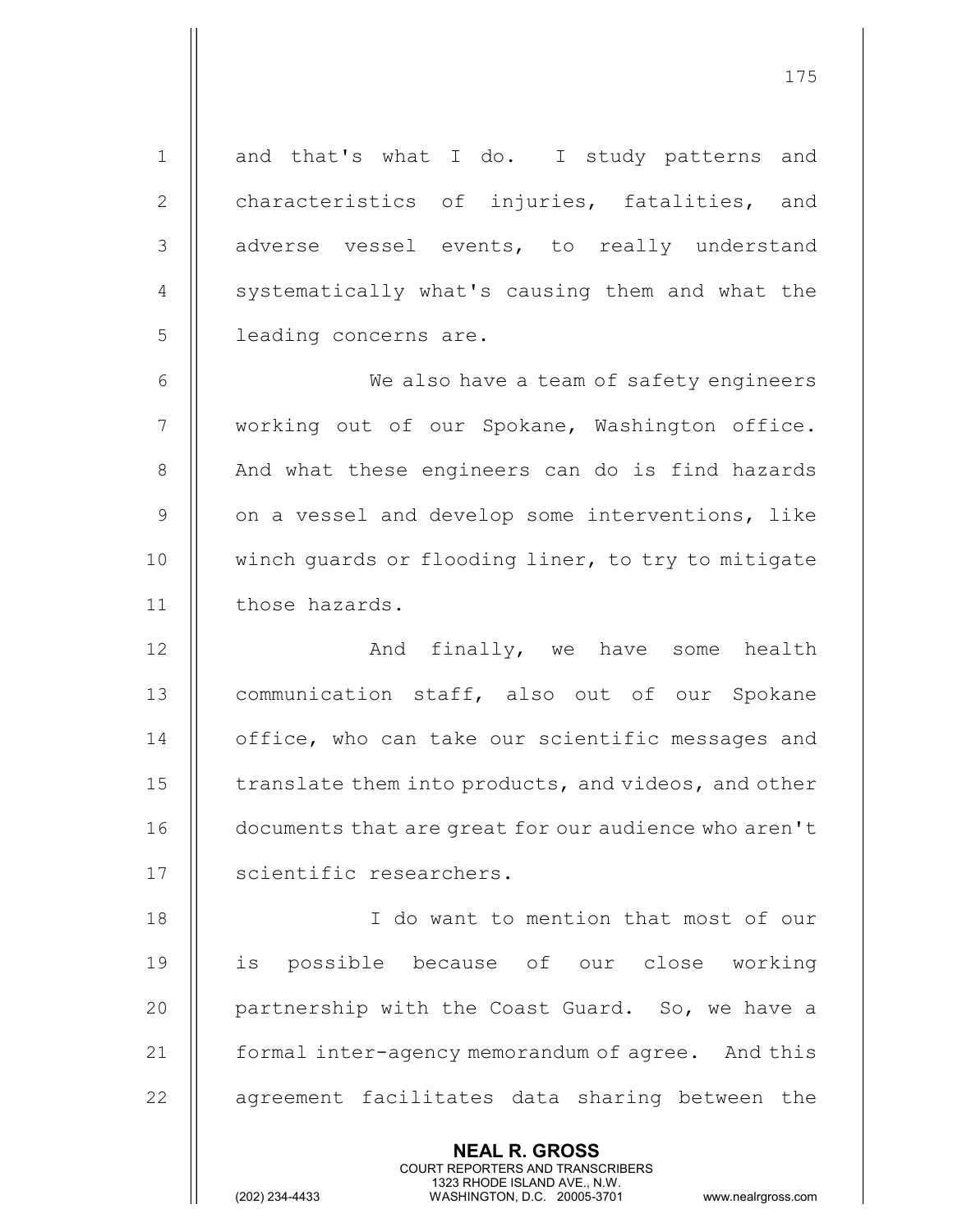and that's what I do. I study patterns and characteristics of injuries, fatalities, and adverse vessel events, to really understand systematically what's causing them and what the leading concerns are.

We also have a team of safety engineers working out of our Spokane, Washington office. And what these engineers can do is find hazards on a vessel and develop some interventions, like winch guards or flooding liner, to try to mitigate those hazards.

And finally, we have some health communication staff, also out of our Spokane office, who can take our scientific messages and translate them into products, and videos, and other documents that are great for our audience who aren't scientific researchers.

I do want to mention that most of our is possible because of our close working partnership with the Coast Guard. So, we have a formal inter-agency memorandum of agree. And this agreement facilitates data sharing between the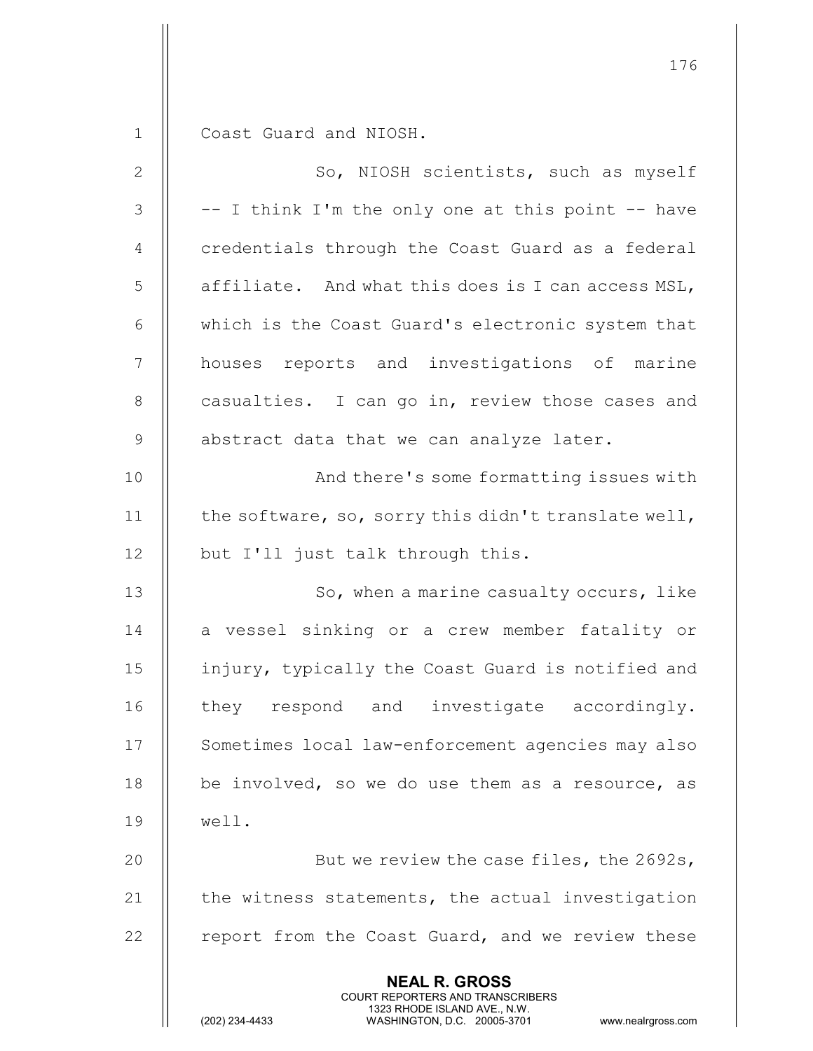Coast Guard and NIOSH.

So, NIOSH scientists, such as myself -- I think I'm the only one at this point -- have credentials through the Coast Guard as a federal affiliate. And what this does is I can access MSL, which is the Coast Guard's electronic system that houses reports and investigations of marine casualties. I can go in, review those cases and abstract data that we can analyze later.

And there's some formatting issues with the software, so, sorry this didn't translate well, but I'll just talk through this.

So, when a marine casualty occurs, like a vessel sinking or a crew member fatality or injury, typically the Coast Guard is notified and they respond and investigate accordingly. Sometimes local law-enforcement agencies may also be involved, so we do use them as a resource, as well.

But we review the case files, the 2692s, the witness statements, the actual investigation report from the Coast Guard, and we review these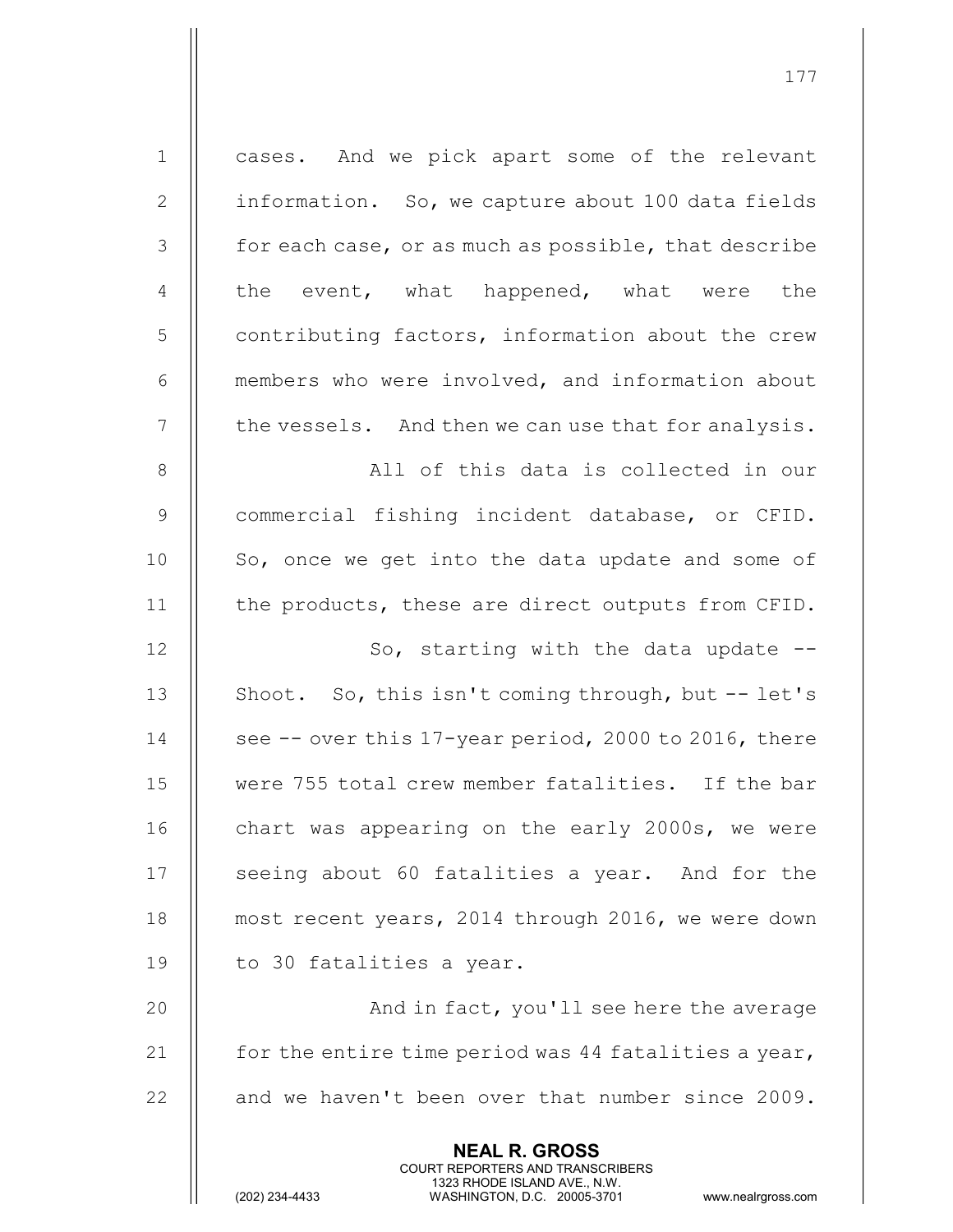cases. And we pick apart some of the relevant information. So, we capture about 100 data fields for each case, or as much as possible, that describe the event, what happened, what were the contributing factors, information about the crew members who were involved, and information about the vessels. And then we can use that for analysis.

All of this data is collected in our commercial fishing incident database, or CFID. So, once we get into the data update and some of the products, these are direct outputs from CFID.

So, starting with the data update -- Shoot. So, this isn't coming through, but -- let's see -- over this 17-year period, 2000 to 2016, there were 755 total crew member fatalities. If the bar chart was appearing on the early 2000s, we were seeing about 60 fatalities a year. And for the most recent years, 2014 through 2016, we were down to 30 fatalities a year.

And in fact, you'll see here the average for the entire time period was 44 fatalities a year, and we haven't been over that number since 2009.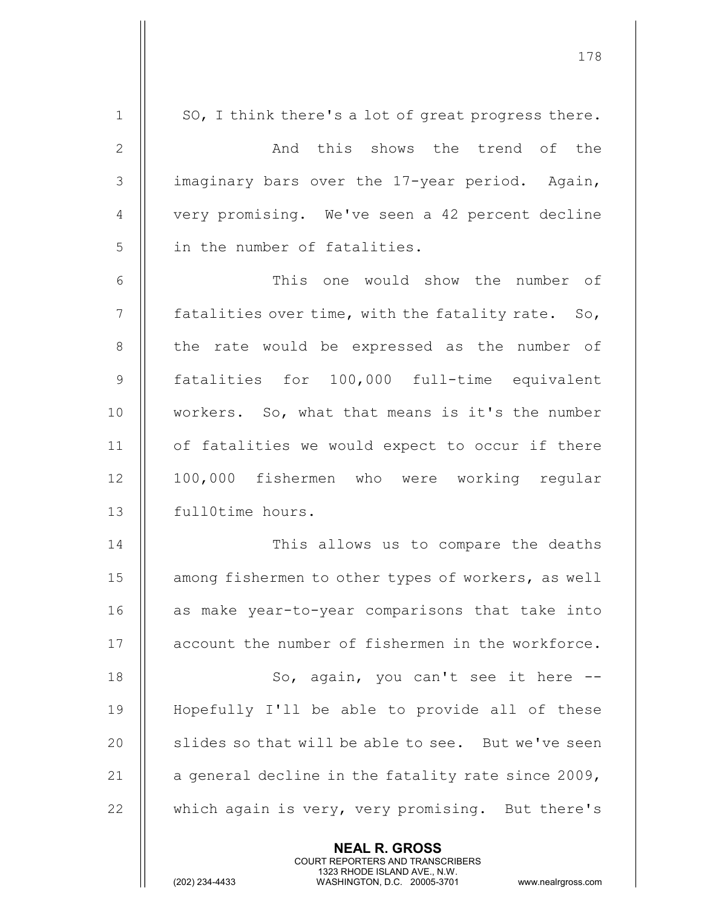SO, I think there's a lot of great progress there.

And this shows the trend of the imaginary bars over the 17-year period. Again, very promising. We've seen a 42 percent decline in the number of fatalities.

This one would show the number of fatalities over time, with the fatality rate. So, the rate would be expressed as the number of fatalities for 100,000 full-time equivalent workers. So, what that means is it's the number of fatalities we would expect to occur if there 100,000 fishermen who were working regular full0time hours.

This allows us to compare the deaths among fishermen to other types of workers, as well as make year-to-year comparisons that take into account the number of fishermen in the workforce.

So, again, you can't see it here -- Hopefully I'll be able to provide all of these slides so that will be able to see. But we've seen a general decline in the fatality rate since 2009, which again is very, very promising. But there's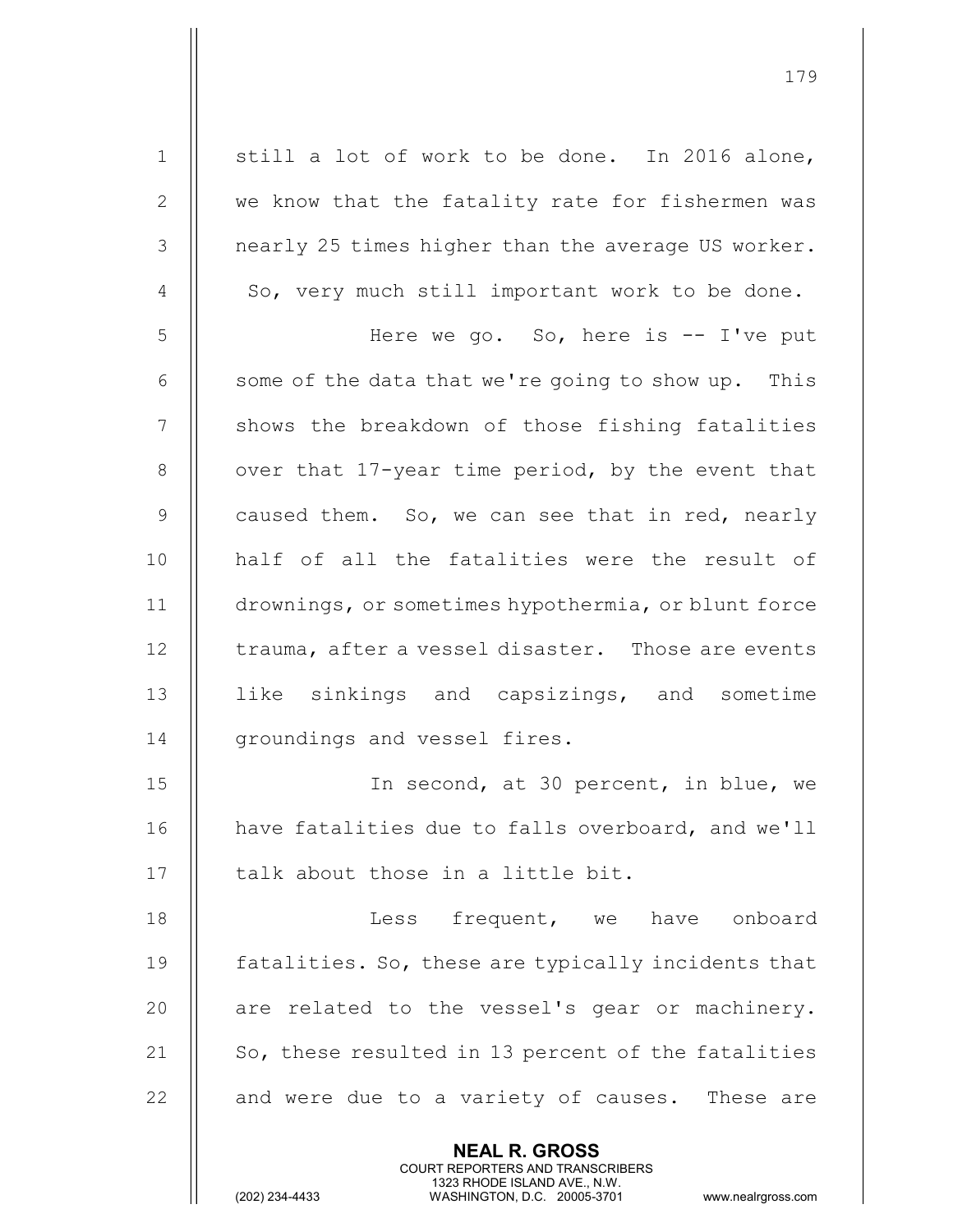still a lot of work to be done. In 2016 alone, we know that the fatality rate for fishermen was nearly 25 times higher than the average US worker. So, very much still important work to be done.

Here we go. So, here is -- I've put some of the data that we're going to show up. This shows the breakdown of those fishing fatalities over that 17-year time period, by the event that caused them. So, we can see that in red, nearly half of all the fatalities were the result of drownings, or sometimes hypothermia, or blunt force trauma, after a vessel disaster. Those are events like sinkings and capsizings, and sometime groundings and vessel fires.

In second, at 30 percent, in blue, we have fatalities due to falls overboard, and we'll talk about those in a little bit.

Less frequent, we have onboard fatalities. So, these are typically incidents that are related to the vessel's gear or machinery. So, these resulted in 13 percent of the fatalities and were due to a variety of causes. These are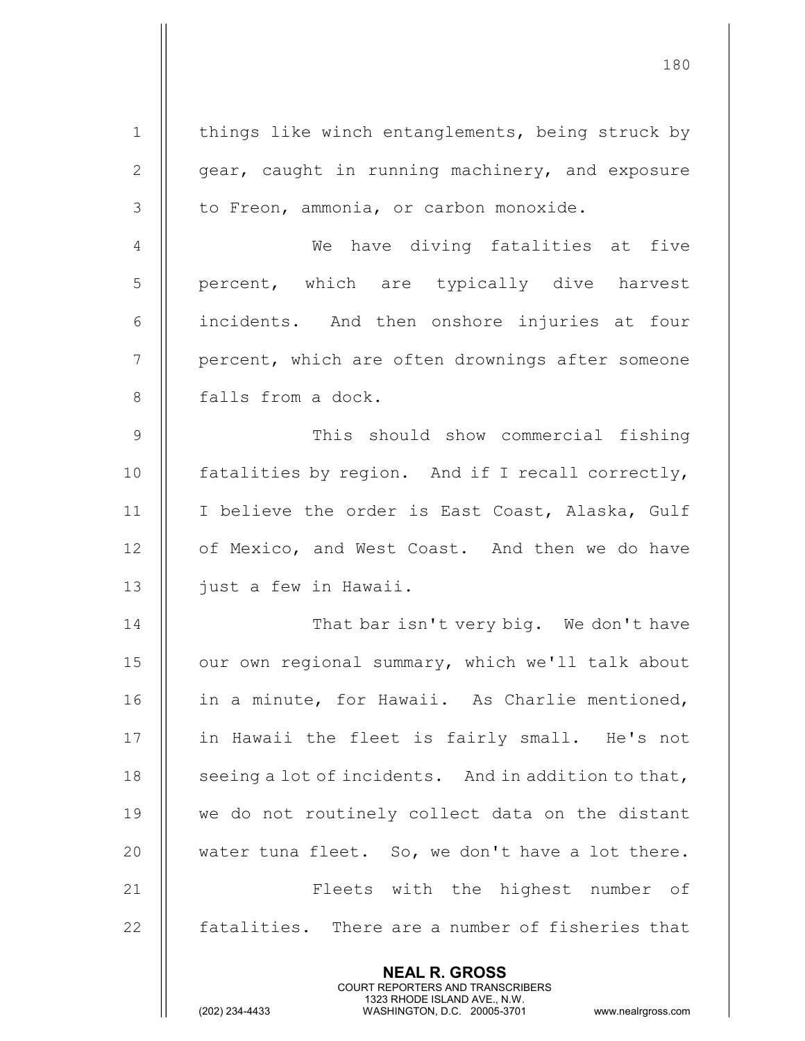things like winch entanglements, being struck by gear, caught in running machinery, and exposure to Freon, ammonia, or carbon monoxide.

We have diving fatalities at five percent, which are typically dive harvest incidents. And then onshore injuries at four percent, which are often drownings after someone falls from a dock.

This should show commercial fishing fatalities by region. And if I recall correctly, I believe the order is East Coast, Alaska, Gulf of Mexico, and West Coast. And then we do have just a few in Hawaii.

That bar isn't very big. We don't have our own regional summary, which we'll talk about in a minute, for Hawaii. As Charlie mentioned, in Hawaii the fleet is fairly small. He's not seeing a lot of incidents. And in addition to that, we do not routinely collect data on the distant water tuna fleet. So, we don't have a lot there.

Fleets with the highest number of fatalities. There are a number of fisheries that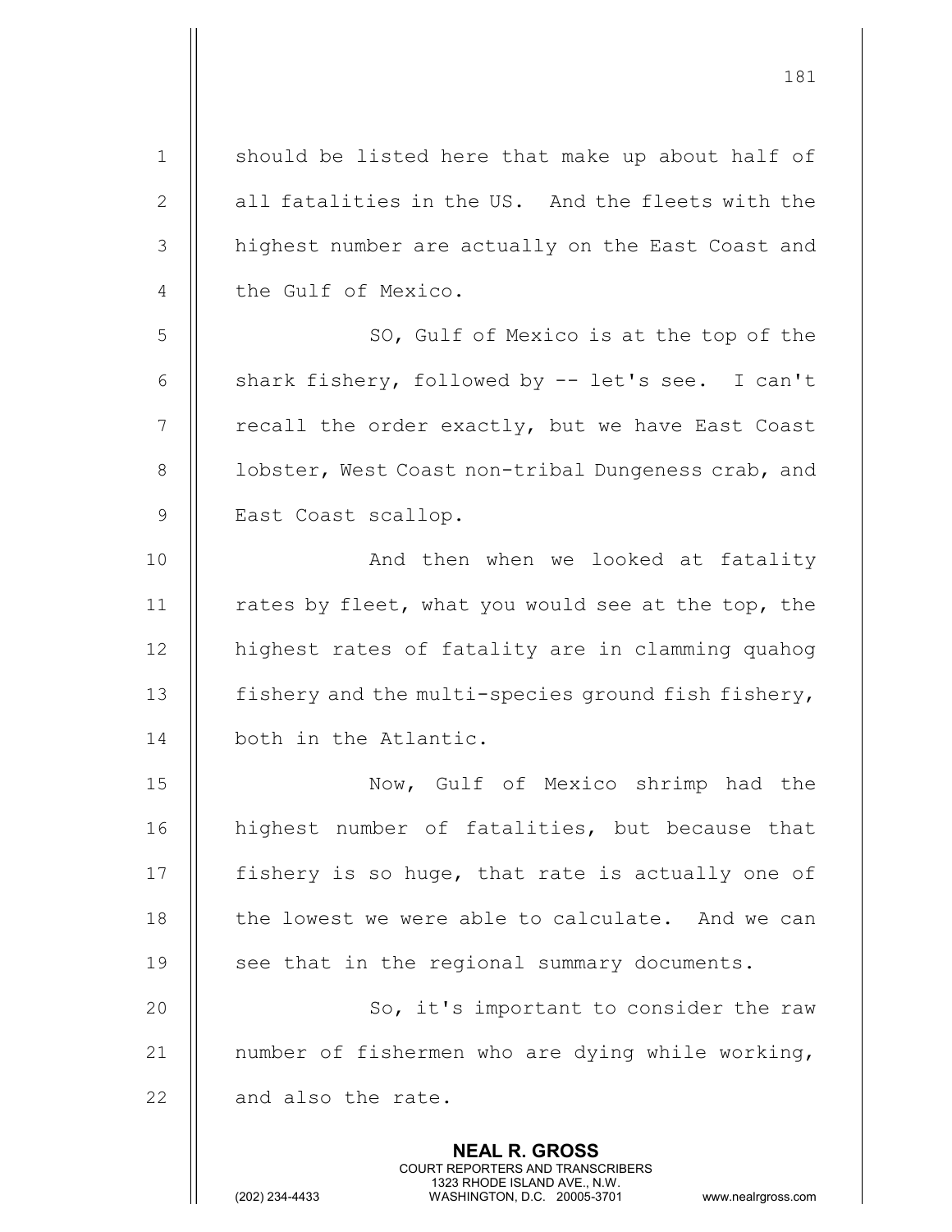should be listed here that make up about half of all fatalities in the US. And the fleets with the highest number are actually on the East Coast and the Gulf of Mexico.

SO, Gulf of Mexico is at the top of the shark fishery, followed by -- let's see. I can't recall the order exactly, but we have East Coast lobster, West Coast non-tribal Dungeness crab, and East Coast scallop.

And then when we looked at fatality rates by fleet, what you would see at the top, the highest rates of fatality are in clamming quahog fishery and the multi-species ground fish fishery, both in the Atlantic.

Now, Gulf of Mexico shrimp had the highest number of fatalities, but because that fishery is so huge, that rate is actually one of the lowest we were able to calculate. And we can see that in the regional summary documents.

So, it's important to consider the raw number of fishermen who are dying while working, and also the rate.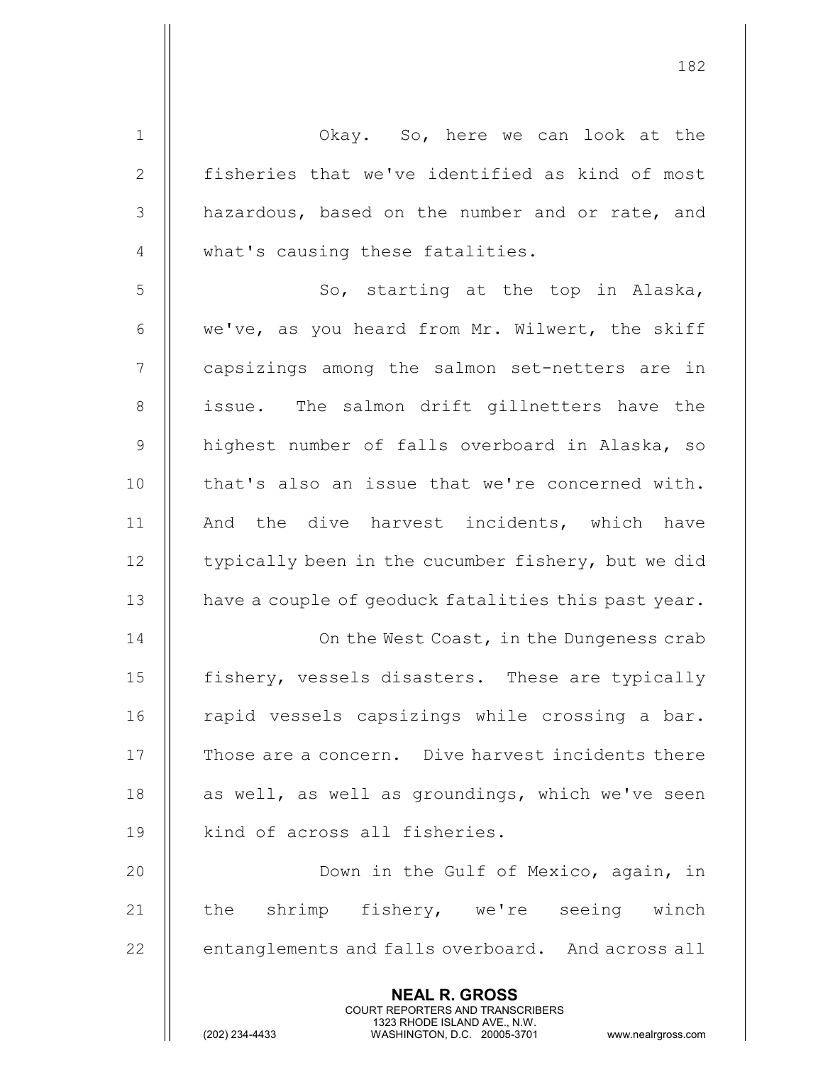Okay. So, here we can look at the fisheries that we've identified as kind of most hazardous, based on the number and or rate, and what's causing these fatalities.

So, starting at the top in Alaska, we've, as you heard from Mr. Wilwert, the skiff capsizings among the salmon set-netters are in issue. The salmon drift gillnetters have the highest number of falls overboard in Alaska, so that's also an issue that we're concerned with. And the dive harvest incidents, which have typically been in the cucumber fishery, but we did have a couple of geoduck fatalities this past year.

On the West Coast, in the Dungeness crab fishery, vessels disasters. These are typically rapid vessels capsizings while crossing a bar. Those are a concern. Dive harvest incidents there as well, as well as groundings, which we've seen kind of across all fisheries.

Down in the Gulf of Mexico, again, in the shrimp fishery, we're seeing winch entanglements and falls overboard. And across all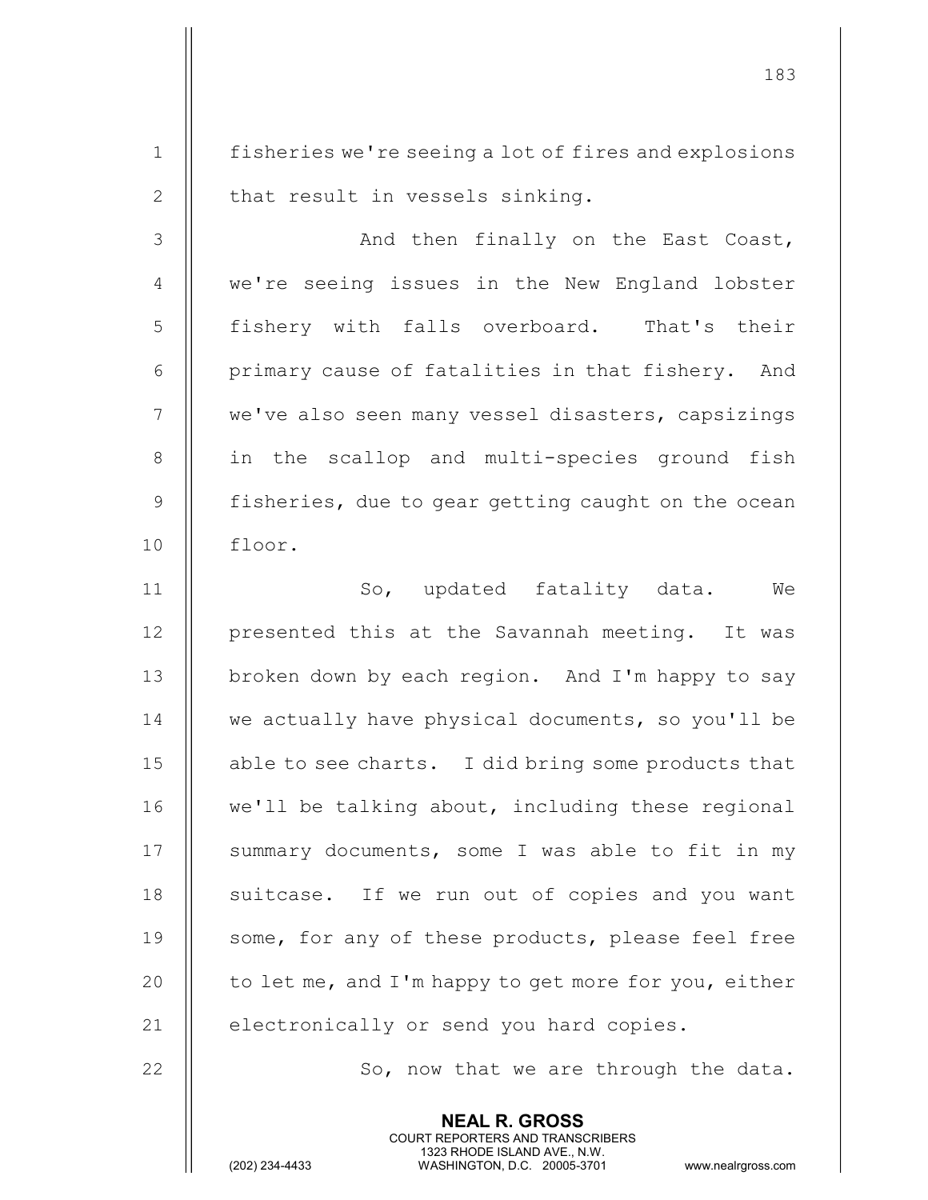fisheries we're seeing a lot of fires and explosions that result in vessels sinking.

And then finally on the East Coast, we're seeing issues in the New England lobster fishery with falls overboard. That's their primary cause of fatalities in that fishery. And we've also seen many vessel disasters, capsizings in the scallop and multi-species ground fish fisheries, due to gear getting caught on the ocean floor.

So, updated fatality data. We presented this at the Savannah meeting. It was broken down by each region. And I'm happy to say we actually have physical documents, so you'll be able to see charts. I did bring some products that we'll be talking about, including these regional summary documents, some I was able to fit in my suitcase. If we run out of copies and you want some, for any of these products, please feel free to let me, and I'm happy to get more for you, either electronically or send you hard copies.

So, now that we are through the data.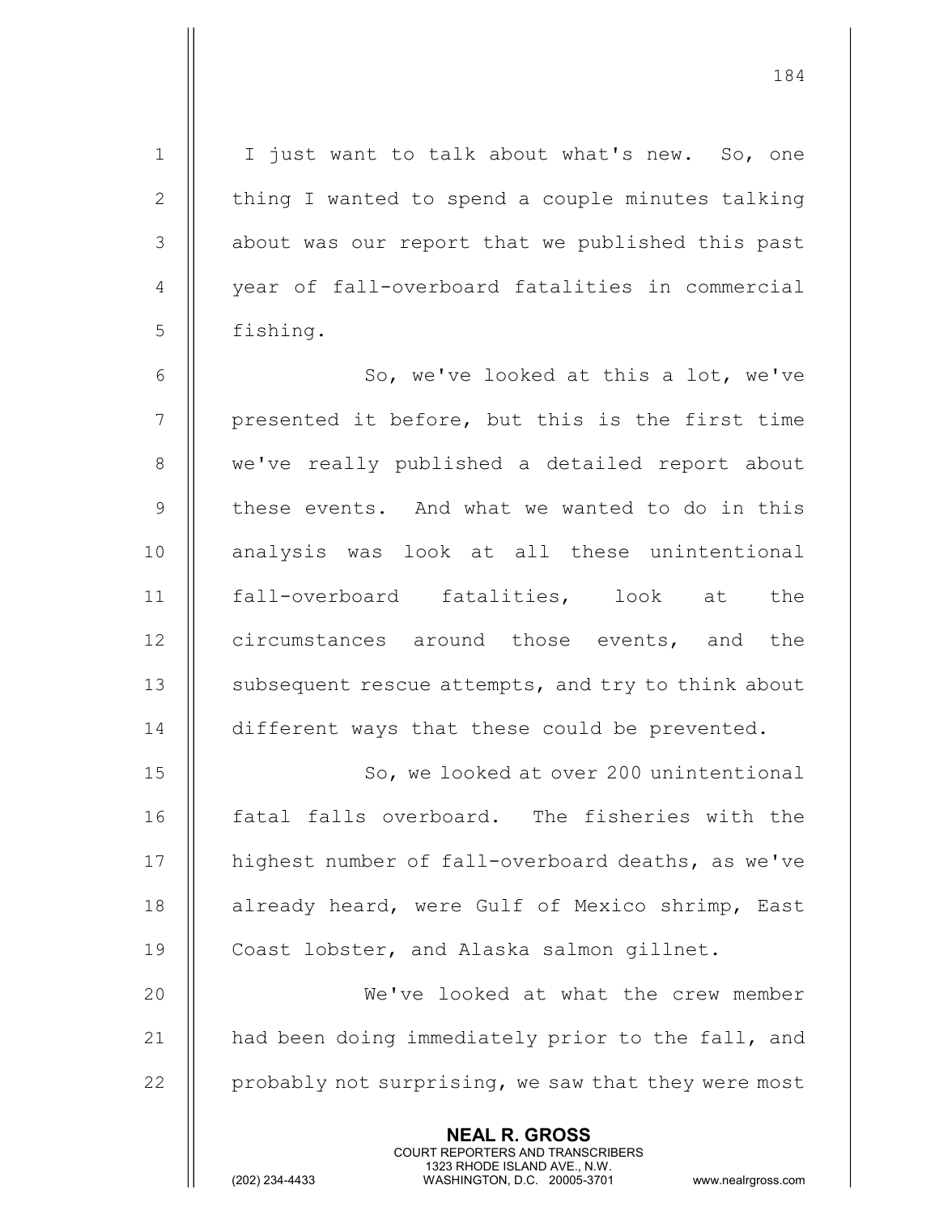I just want to talk about what's new. So, one thing I wanted to spend a couple minutes talking about was our report that we published this past year of fall-overboard fatalities in commercial fishing.

So, we've looked at this a lot, we've presented it before, but this is the first time we've really published a detailed report about these events. And what we wanted to do in this analysis was look at all these unintentional fall-overboard fatalities, look at the circumstances around those events, and the subsequent rescue attempts, and try to think about different ways that these could be prevented.

So, we looked at over 200 unintentional fatal falls overboard. The fisheries with the highest number of fall-overboard deaths, as we've already heard, were Gulf of Mexico shrimp, East Coast lobster, and Alaska salmon gillnet.

We've looked at what the crew member had been doing immediately prior to the fall, and probably not surprising, we saw that they were most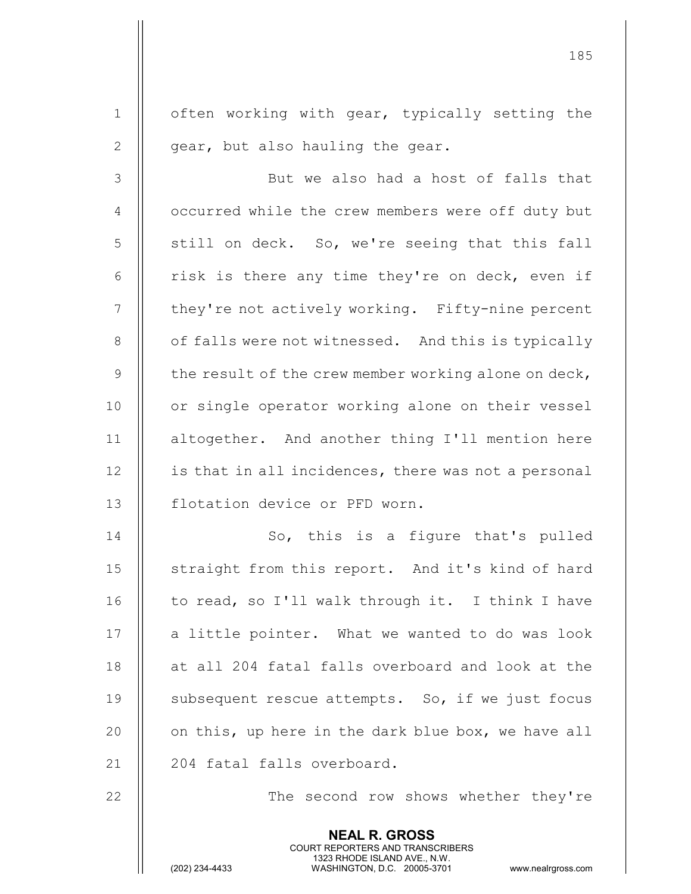often working with gear, typically setting the gear, but also hauling the gear.

But we also had a host of falls that occurred while the crew members were off duty but still on deck. So, we're seeing that this fall risk is there any time they're on deck, even if they're not actively working. Fifty-nine percent of falls were not witnessed. And this is typically the result of the crew member working alone on deck, or single operator working alone on their vessel altogether. And another thing I'll mention here is that in all incidences, there was not a personal flotation device or PFD worn.

So, this is a figure that's pulled straight from this report. And it's kind of hard to read, so I'll walk through it. I think I have a little pointer. What we wanted to do was look at all 204 fatal falls overboard and look at the subsequent rescue attempts. So, if we just focus on this, up here in the dark blue box, we have all 204 fatal falls overboard.

The second row shows whether they're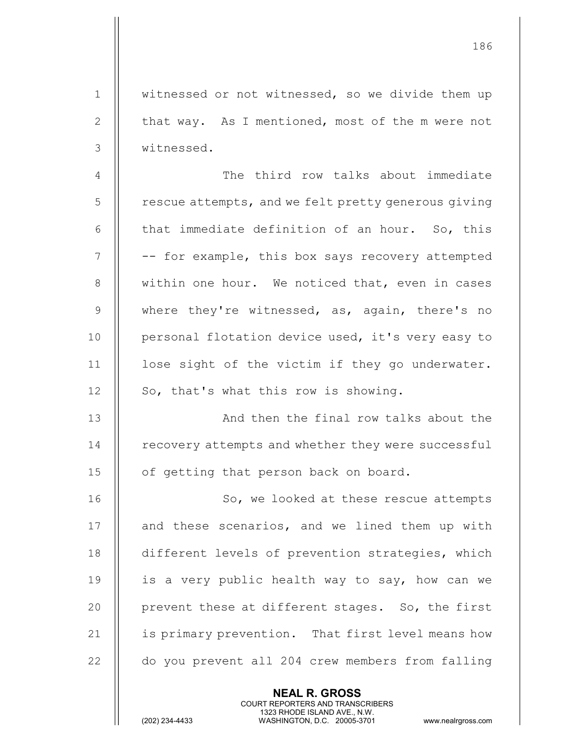witnessed or not witnessed, so we divide them up that way. As I mentioned, most of the m were not witnessed.

The third row talks about immediate rescue attempts, and we felt pretty generous giving that immediate definition of an hour. So, this -- for example, this box says recovery attempted within one hour. We noticed that, even in cases where they're witnessed, as, again, there's no personal flotation device used, it's very easy to lose sight of the victim if they go underwater. So, that's what this row is showing.

And then the final row talks about the recovery attempts and whether they were successful of getting that person back on board.

So, we looked at these rescue attempts and these scenarios, and we lined them up with different levels of prevention strategies, which is a very public health way to say, how can we prevent these at different stages. So, the first is primary prevention. That first level means how do you prevent all 204 crew members from falling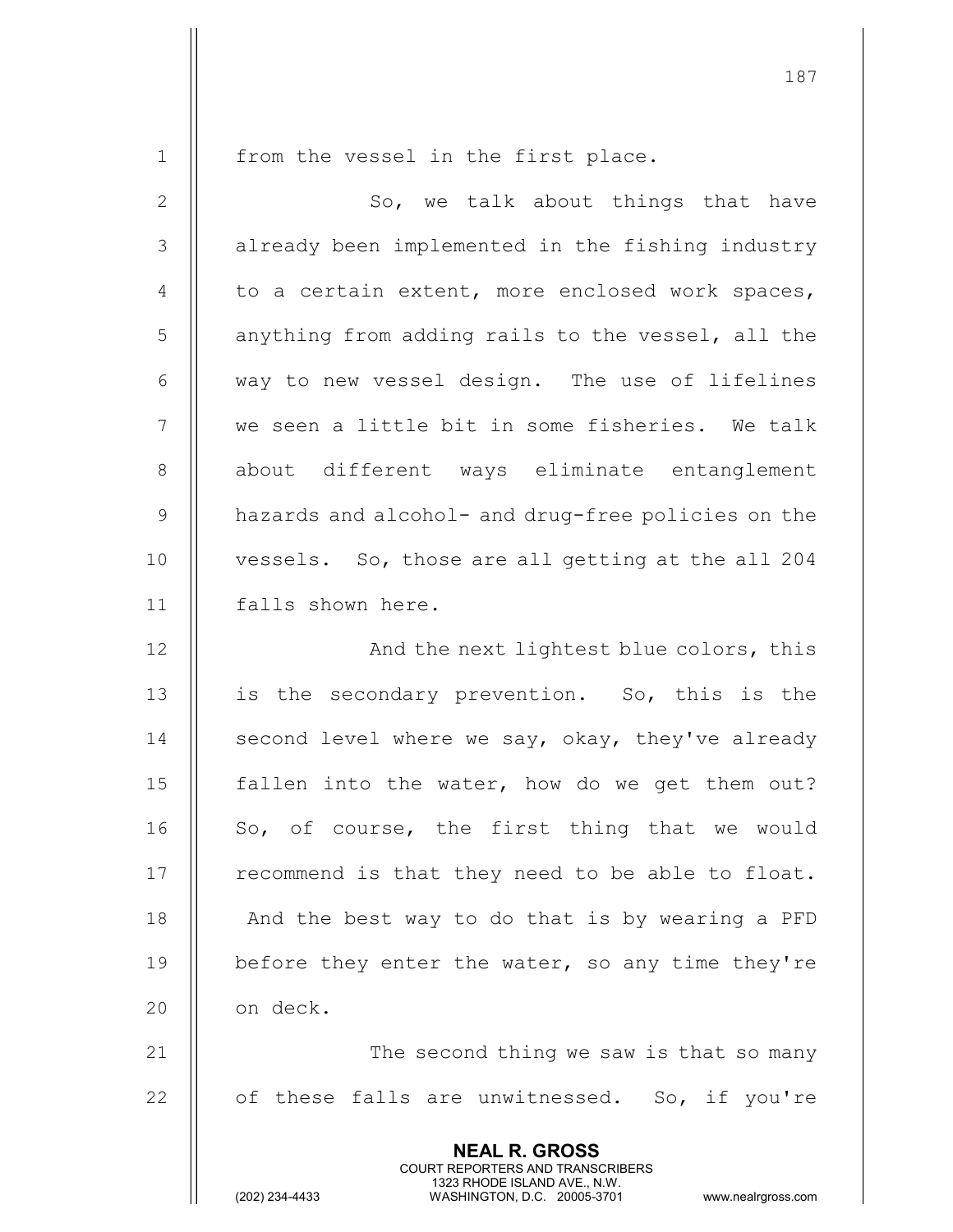from the vessel in the first place.

So, we talk about things that have already been implemented in the fishing industry to a certain extent, more enclosed work spaces, anything from adding rails to the vessel, all the way to new vessel design. The use of lifelines we seen a little bit in some fisheries. We talk about different ways eliminate entanglement hazards and alcohol- and drug-free policies on the vessels. So, those are all getting at the all 204 falls shown here.

And the next lightest blue colors, this is the secondary prevention. So, this is the second level where we say, okay, they've already fallen into the water, how do we get them out? So, of course, the first thing that we would recommend is that they need to be able to float. And the best way to do that is by wearing a PFD before they enter the water, so any time they're on deck.

The second thing we saw is that so many of these falls are unwitnessed. So, if you're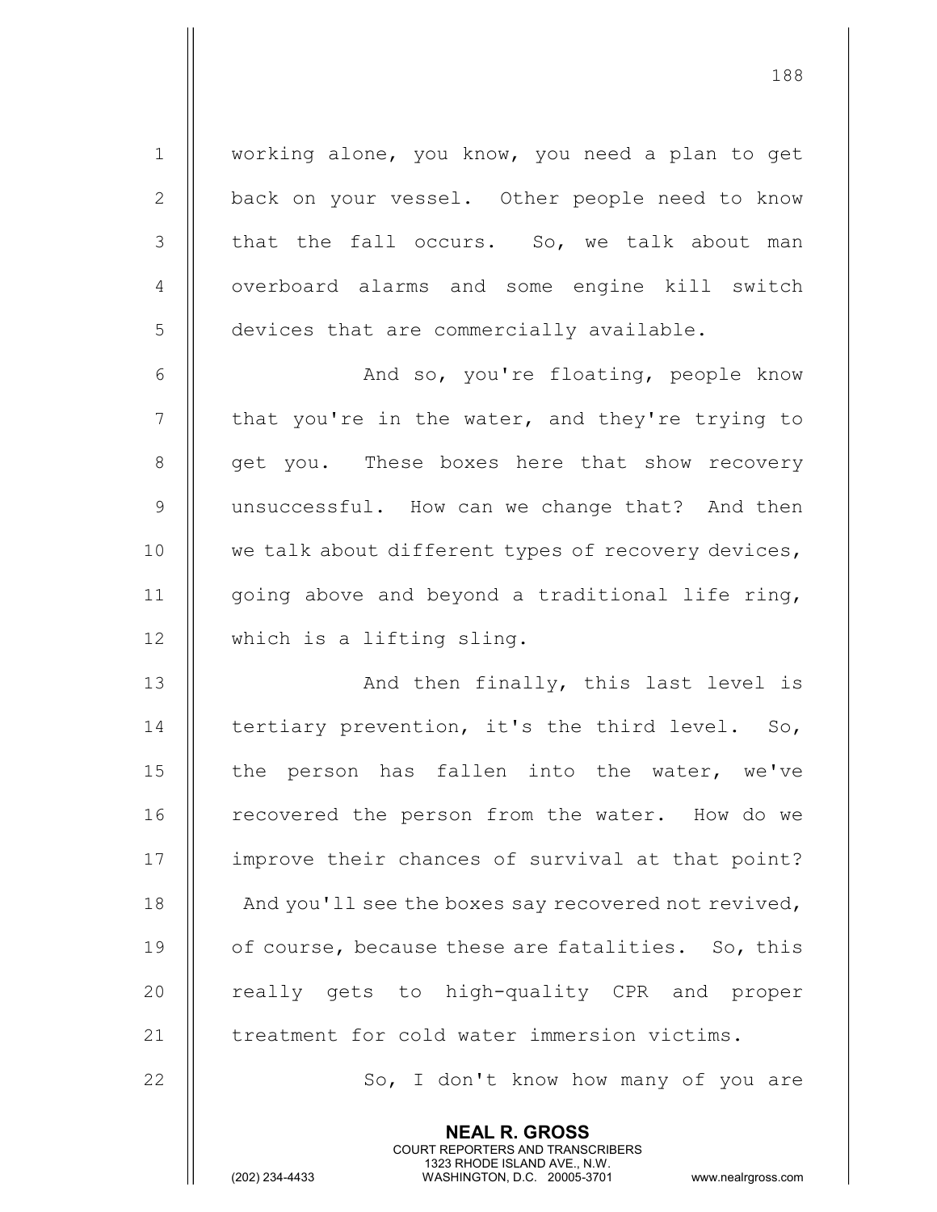working alone, you know, you need a plan to get back on your vessel. Other people need to know that the fall occurs. So, we talk about man overboard alarms and some engine kill switch devices that are commercially available.

And so, you're floating, people know that you're in the water, and they're trying to get you. These boxes here that show recovery unsuccessful. How can we change that? And then we talk about different types of recovery devices, going above and beyond a traditional life ring, which is a lifting sling.

And then finally, this last level is tertiary prevention, it's the third level. So, the person has fallen into the water, we've recovered the person from the water. How do we improve their chances of survival at that point? And you'll see the boxes say recovered not revived, of course, because these are fatalities. So, this really gets to high-quality CPR and proper treatment for cold water immersion victims.

So, I don't know how many of you are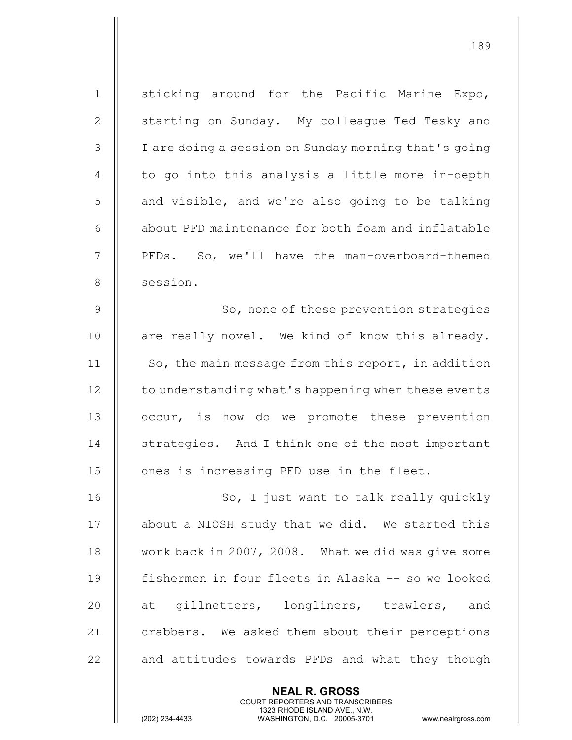sticking around for the Pacific Marine Expo, starting on Sunday. My colleague Ted Tesky and I are doing a session on Sunday morning that's going to go into this analysis a little more in-depth and visible, and we're also going to be talking about PFD maintenance for both foam and inflatable PFDs. So, we'll have the man-overboard-themed session.

So, none of these prevention strategies are really novel. We kind of know this already. So, the main message from this report, in addition to understanding what's happening when these events occur, is how do we promote these prevention strategies. And I think one of the most important ones is increasing PFD use in the fleet.

So, I just want to talk really quickly about a NIOSH study that we did. We started this work back in 2007, 2008. What we did was give some fishermen in four fleets in Alaska -- so we looked at gillnetters, longliners, trawlers, and crabbers. We asked them about their perceptions and attitudes towards PFDs and what they though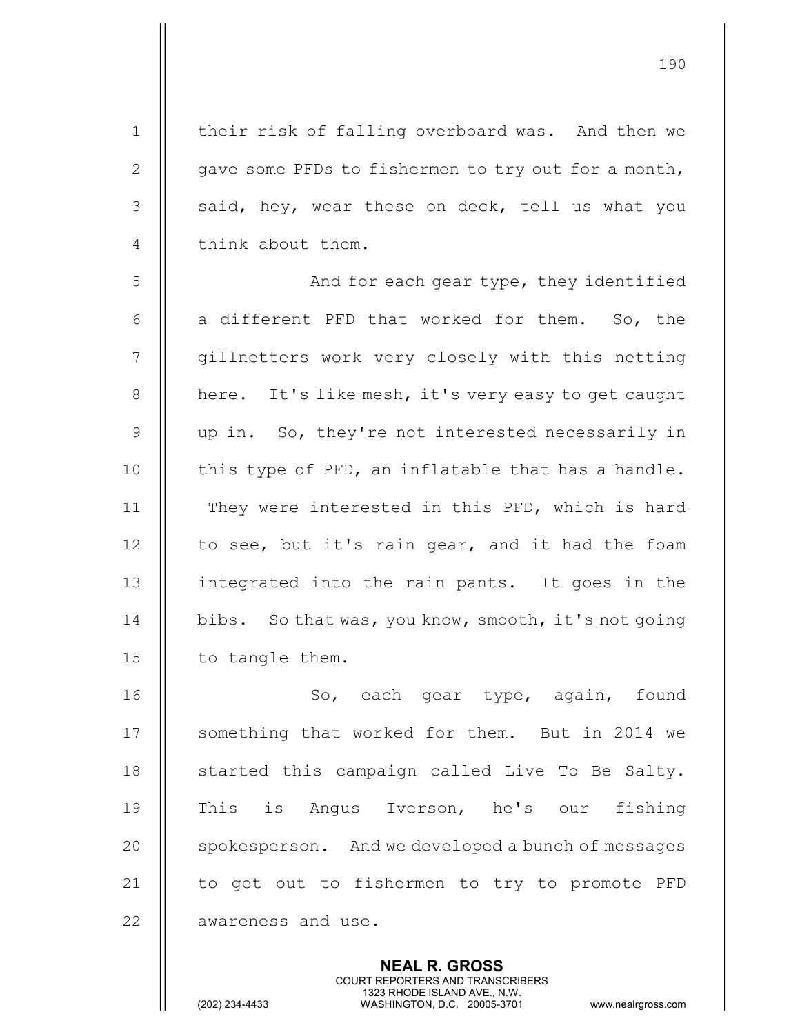their risk of falling overboard was. And then we gave some PFDs to fishermen to try out for a month, said, hey, wear these on deck, tell us what you think about them.

And for each gear type, they identified a different PFD that worked for them. So, the gillnetters work very closely with this netting here. It's like mesh, it's very easy to get caught up in. So, they're not interested necessarily in this type of PFD, an inflatable that has a handle. They were interested in this PFD, which is hard to see, but it's rain gear, and it had the foam integrated into the rain pants. It goes in the bibs. So that was, you know, smooth, it's not going to tangle them.

So, each gear type, again, found something that worked for them. But in 2014 we started this campaign called Live To Be Salty. This is Angus Iverson, he's our fishing spokesperson. And we developed a bunch of messages to get out to fishermen to try to promote PFD awareness and use.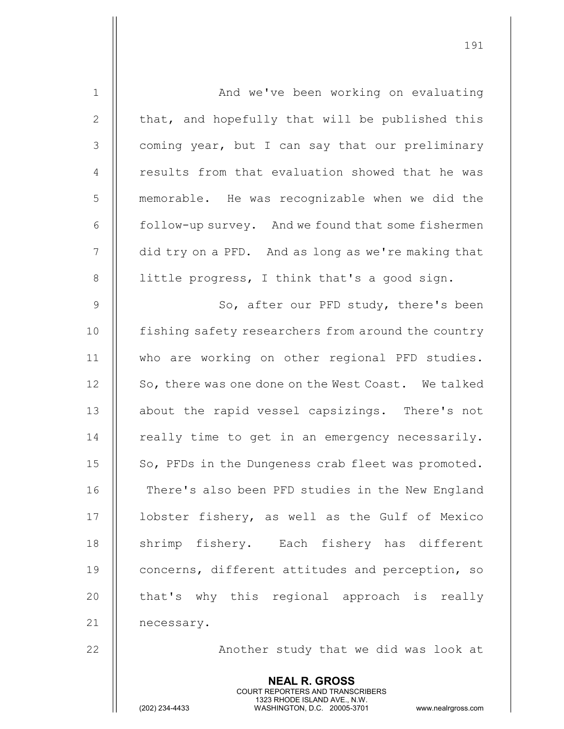And we've been working on evaluating that, and hopefully that will be published this coming year, but I can say that our preliminary results from that evaluation showed that he was memorable. He was recognizable when we did the follow-up survey. And we found that some fishermen did try on a PFD. And as long as we're making that little progress, I think that's a good sign.

So, after our PFD study, there's been fishing safety researchers from around the country who are working on other regional PFD studies. So, there was one done on the West Coast. We talked about the rapid vessel capsizings. There's not really time to get in an emergency necessarily. So, PFDs in the Dungeness crab fleet was promoted. There's also been PFD studies in the New England lobster fishery, as well as the Gulf of Mexico shrimp fishery. Each fishery has different concerns, different attitudes and perception, so that's why this regional approach is really necessary.

Another study that we did was look at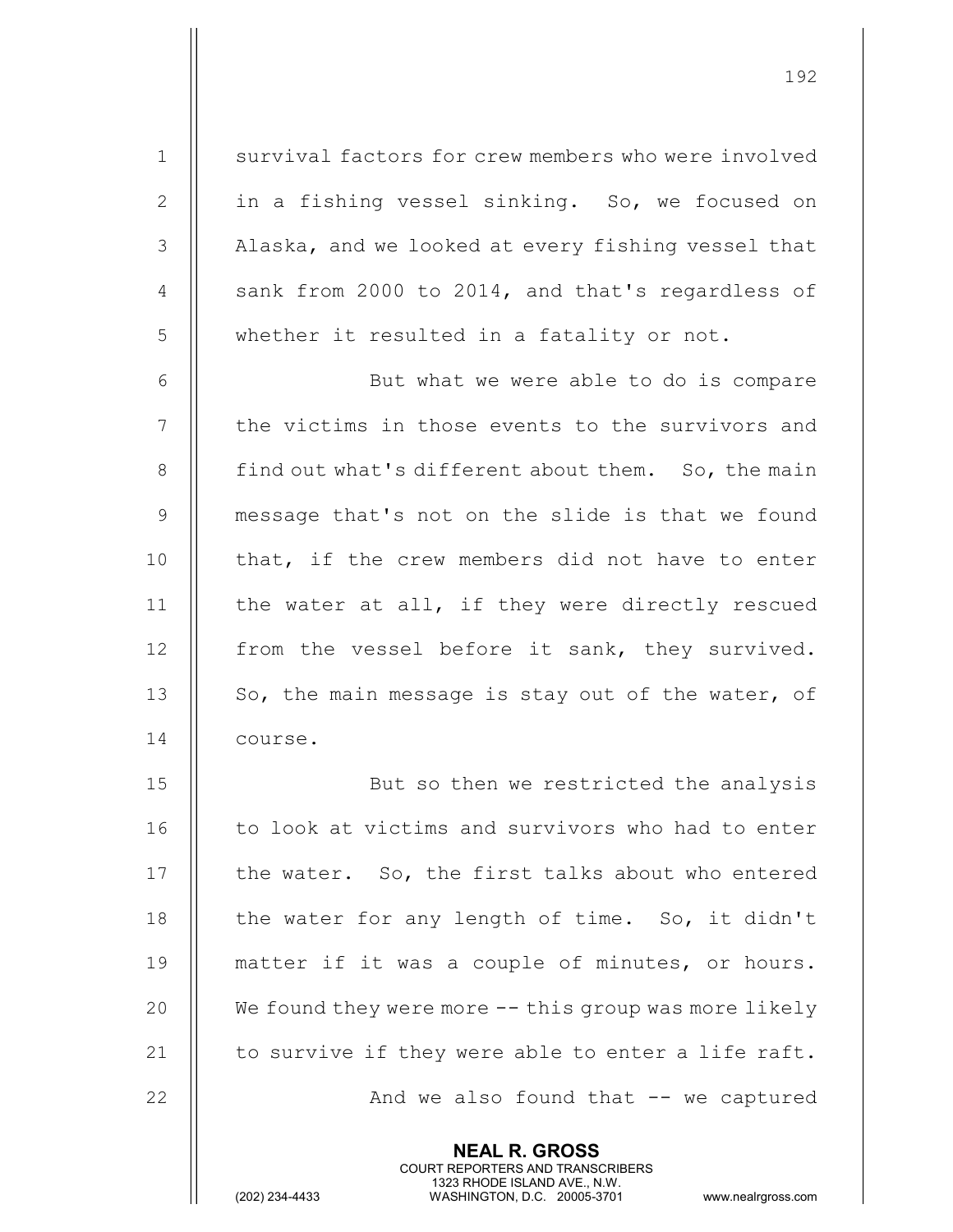survival factors for crew members who were involved in a fishing vessel sinking. So, we focused on Alaska, and we looked at every fishing vessel that sank from 2000 to 2014, and that's regardless of whether it resulted in a fatality or not.

But what we were able to do is compare the victims in those events to the survivors and find out what's different about them. So, the main message that's not on the slide is that we found that, if the crew members did not have to enter the water at all, if they were directly rescued from the vessel before it sank, they survived. So, the main message is stay out of the water, of course.

But so then we restricted the analysis to look at victims and survivors who had to enter the water. So, the first talks about who entered the water for any length of time. So, it didn't matter if it was a couple of minutes, or hours. We found they were more -- this group was more likely to survive if they were able to enter a life raft.

And we also found that -- we captured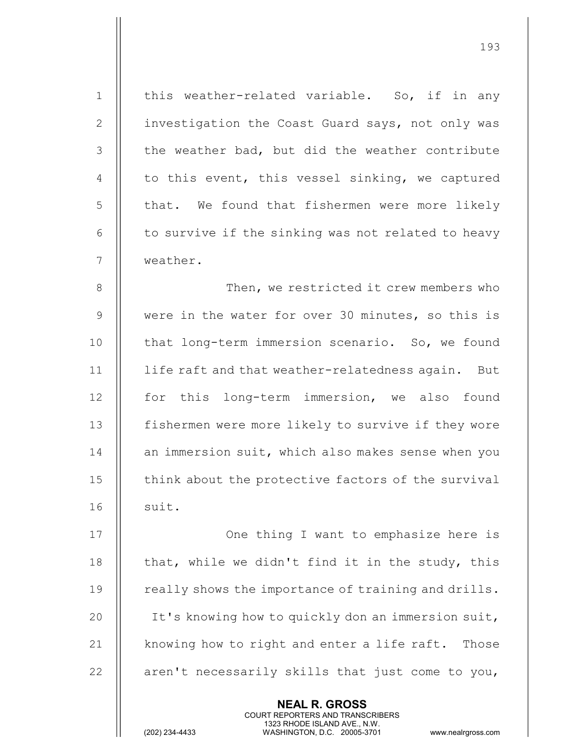this weather-related variable. So, if in any investigation the Coast Guard says, not only was the weather bad, but did the weather contribute to this event, this vessel sinking, we captured that. We found that fishermen were more likely to survive if the sinking was not related to heavy weather.

Then, we restricted it crew members who were in the water for over 30 minutes, so this is that long-term immersion scenario. So, we found life raft and that weather-relatedness again. But for this long-term immersion, we also found fishermen were more likely to survive if they wore an immersion suit, which also makes sense when you think about the protective factors of the survival suit.

One thing I want to emphasize here is that, while we didn't find it in the study, this really shows the importance of training and drills. It's knowing how to quickly don an immersion suit, knowing how to right and enter a life raft. Those aren't necessarily skills that just come to you,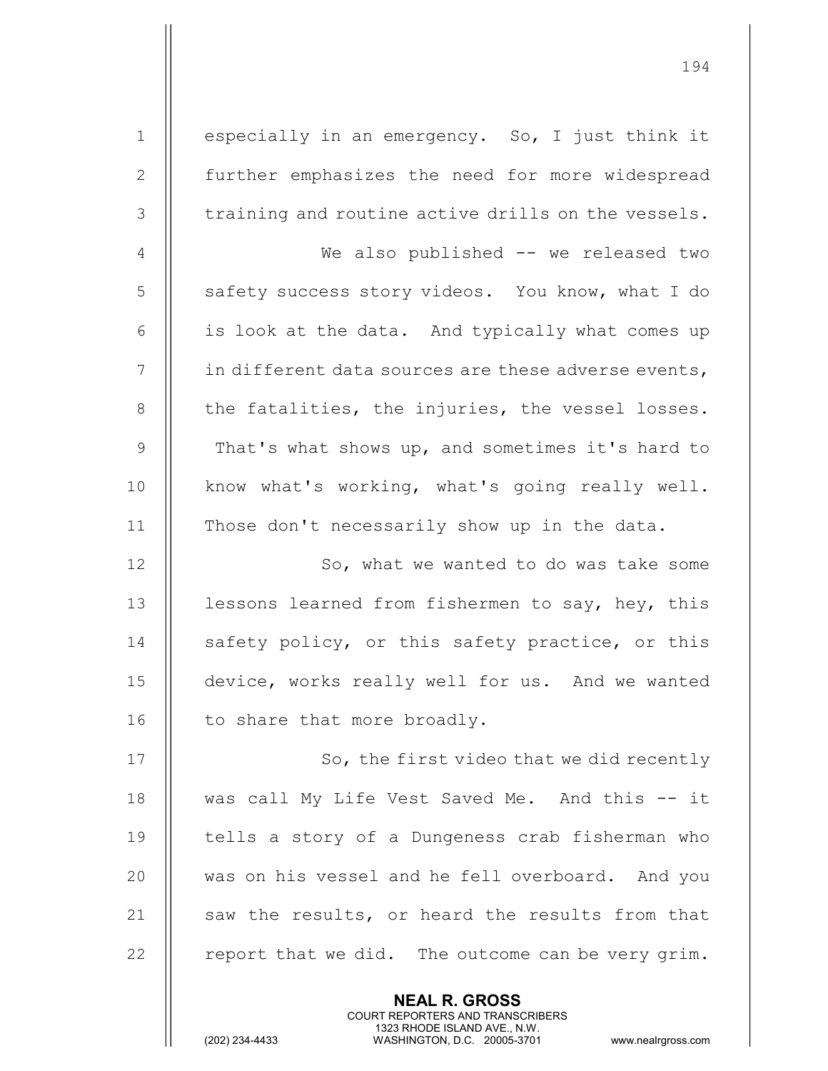especially in an emergency. So, I just think it further emphasizes the need for more widespread training and routine active drills on the vessels.

We also published -- we released two safety success story videos. You know, what I do is look at the data. And typically what comes up in different data sources are these adverse events, the fatalities, the injuries, the vessel losses. That's what shows up, and sometimes it's hard to know what's working, what's going really well. Those don't necessarily show up in the data.

So, what we wanted to do was take some lessons learned from fishermen to say, hey, this safety policy, or this safety practice, or this device, works really well for us. And we wanted to share that more broadly.

So, the first video that we did recently was call My Life Vest Saved Me. And this -- it tells a story of a Dungeness crab fisherman who was on his vessel and he fell overboard. And you saw the results, or heard the results from that report that we did. The outcome can be very grim.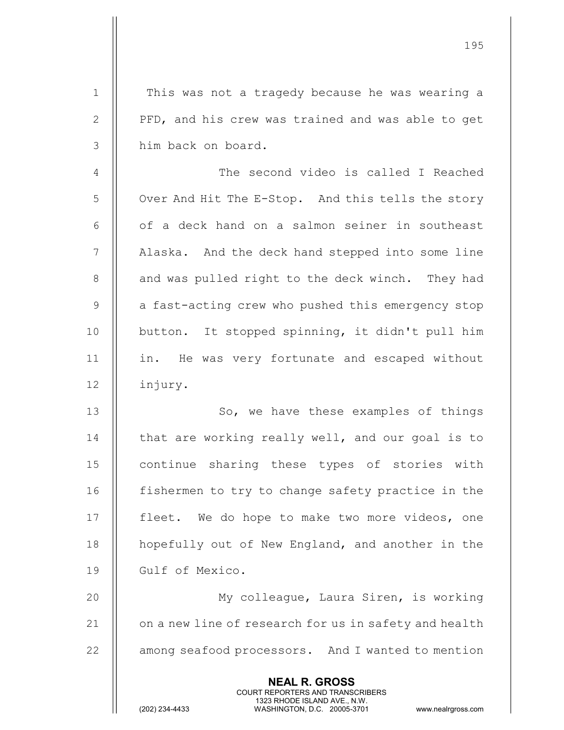This was not a tragedy because he was wearing a PFD, and his crew was trained and was able to get him back on board.

The second video is called I Reached Over And Hit The E-Stop. And this tells the story of a deck hand on a salmon seiner in southeast Alaska. And the deck hand stepped into some line and was pulled right to the deck winch. They had a fast-acting crew who pushed this emergency stop button. It stopped spinning, it didn't pull him in. He was very fortunate and escaped without injury.

So, we have these examples of things that are working really well, and our goal is to continue sharing these types of stories with fishermen to try to change safety practice in the fleet. We do hope to make two more videos, one hopefully out of New England, and another in the Gulf of Mexico.

My colleague, Laura Siren, is working on a new line of research for us in safety and health among seafood processors. And I wanted to mention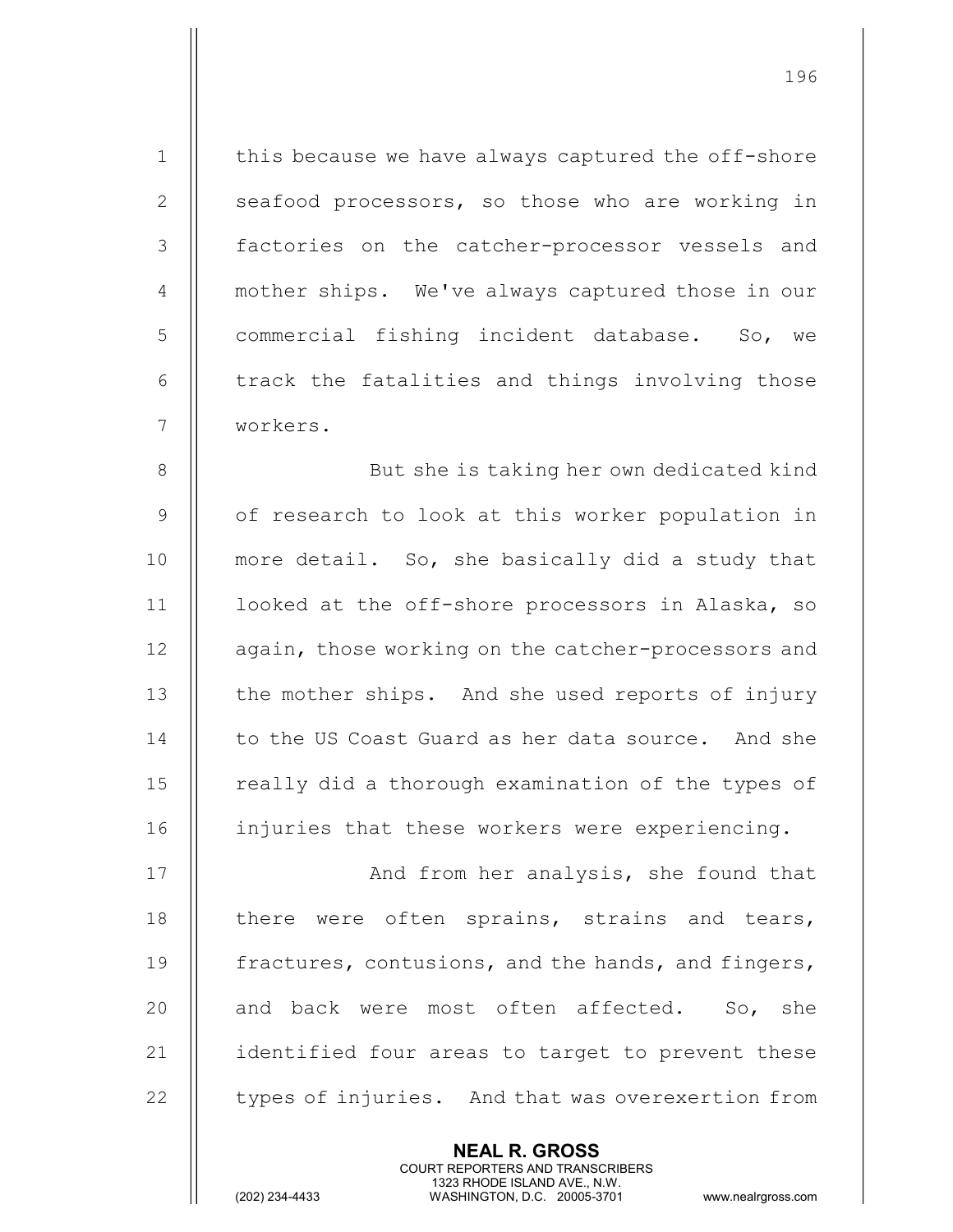this because we have always captured the off-shore seafood processors, so those who are working in factories on the catcher-processor vessels and mother ships. We've always captured those in our commercial fishing incident database. So, we track the fatalities and things involving those workers.

But she is taking her own dedicated kind of research to look at this worker population in more detail. So, she basically did a study that looked at the off-shore processors in Alaska, so again, those working on the catcher-processors and the mother ships. And she used reports of injury to the US Coast Guard as her data source. And she really did a thorough examination of the types of injuries that these workers were experiencing.

And from her analysis, she found that there were often sprains, strains and tears, fractures, contusions, and the hands, and fingers, and back were most often affected. So, she identified four areas to target to prevent these types of injuries. And that was overexertion from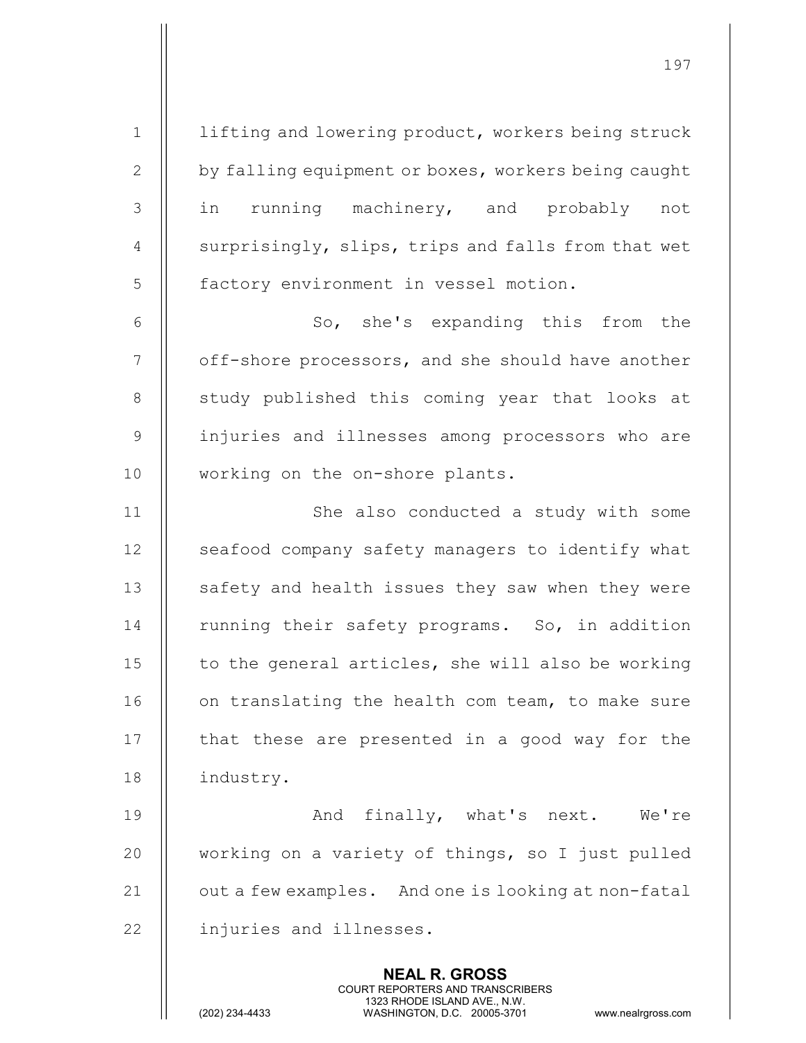lifting and lowering product, workers being struck by falling equipment or boxes, workers being caught in running machinery, and probably not surprisingly, slips, trips and falls from that wet factory environment in vessel motion.

So, she's expanding this from the off-shore processors, and she should have another study published this coming year that looks at injuries and illnesses among processors who are working on the on-shore plants.

She also conducted a study with some seafood company safety managers to identify what safety and health issues they saw when they were running their safety programs. So, in addition to the general articles, she will also be working on translating the health com team, to make sure that these are presented in a good way for the industry.

And finally, what's next. We're working on a variety of things, so I just pulled out a few examples. And one is looking at non-fatal injuries and illnesses.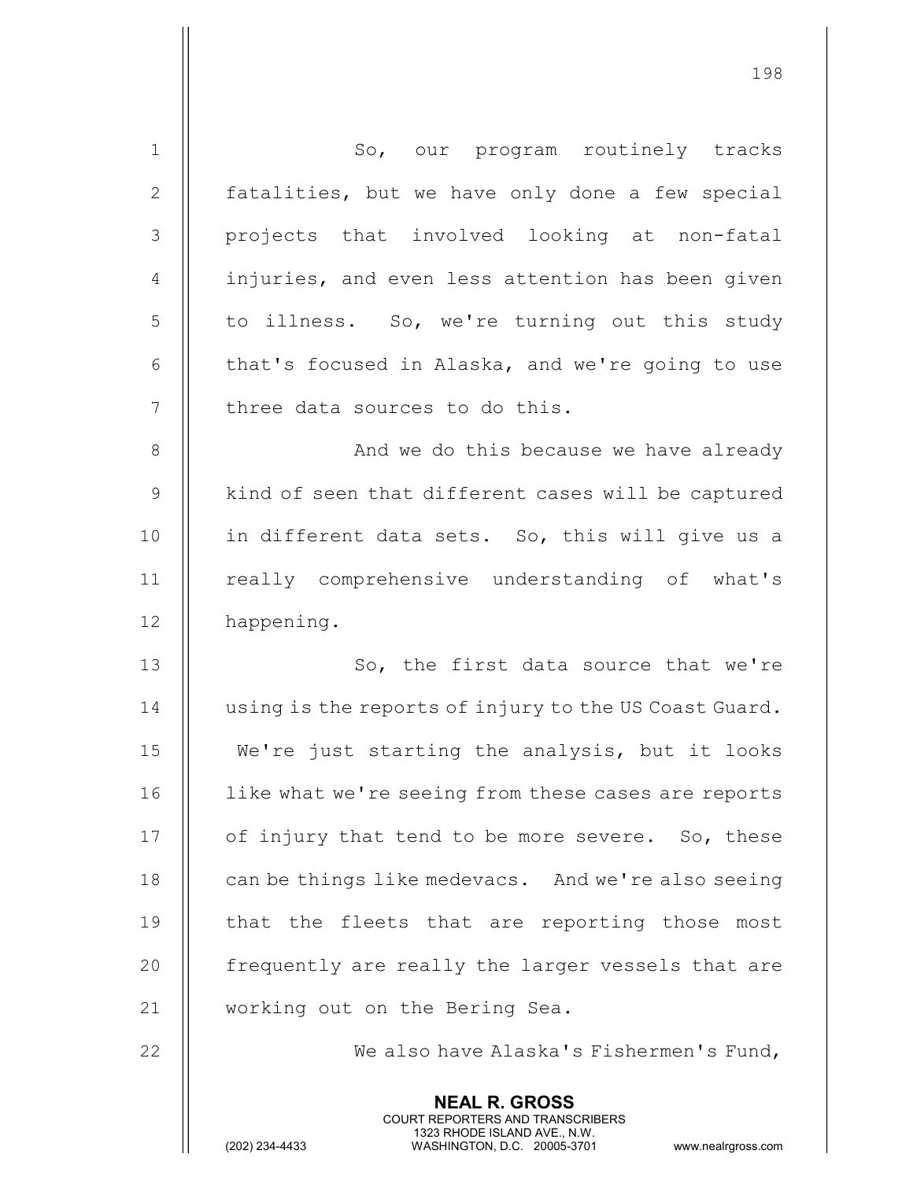So, our program routinely tracks fatalities, but we have only done a few special projects that involved looking at non-fatal injuries, and even less attention has been given to illness. So, we're turning out this study that's focused in Alaska, and we're going to use three data sources to do this.

And we do this because we have already kind of seen that different cases will be captured in different data sets. So, this will give us a really comprehensive understanding of what's happening.

So, the first data source that we're using is the reports of injury to the US Coast Guard. We're just starting the analysis, but it looks like what we're seeing from these cases are reports of injury that tend to be more severe. So, these can be things like medevacs. And we're also seeing that the fleets that are reporting those most frequently are really the larger vessels that are working out on the Bering Sea.

We also have Alaska's Fishermen's Fund,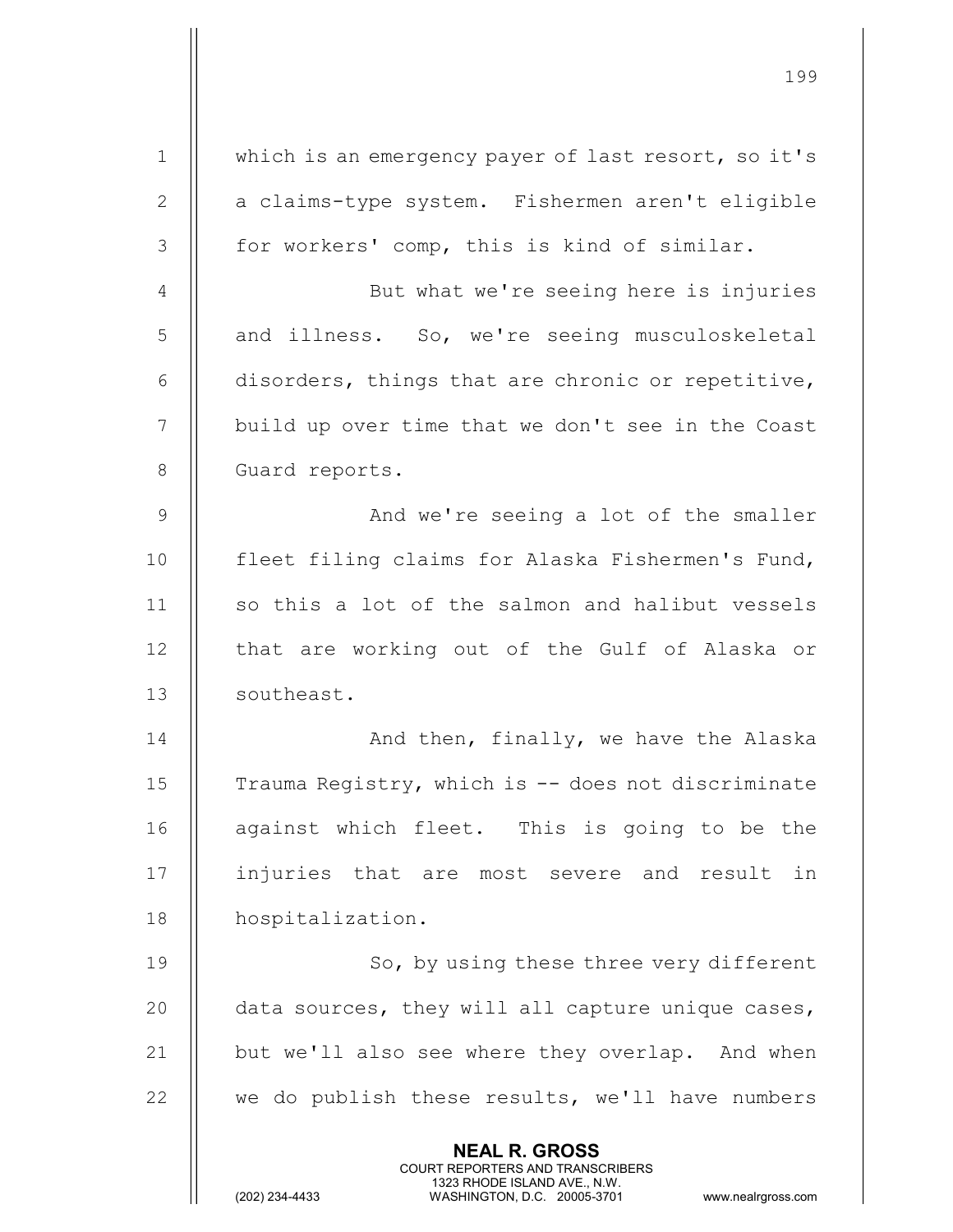which is an emergency payer of last resort, so it's a claims-type system. Fishermen aren't eligible for workers' comp, this is kind of similar.

But what we're seeing here is injuries and illness. So, we're seeing musculoskeletal disorders, things that are chronic or repetitive, build up over time that we don't see in the Coast Guard reports.

And we're seeing a lot of the smaller fleet filing claims for Alaska Fishermen's Fund, so this a lot of the salmon and halibut vessels that are working out of the Gulf of Alaska or southeast.

And then, finally, we have the Alaska Trauma Registry, which is -- does not discriminate against which fleet. This is going to be the injuries that are most severe and result in hospitalization.

So, by using these three very different data sources, they will all capture unique cases, but we'll also see where they overlap. And when we do publish these results, we'll have numbers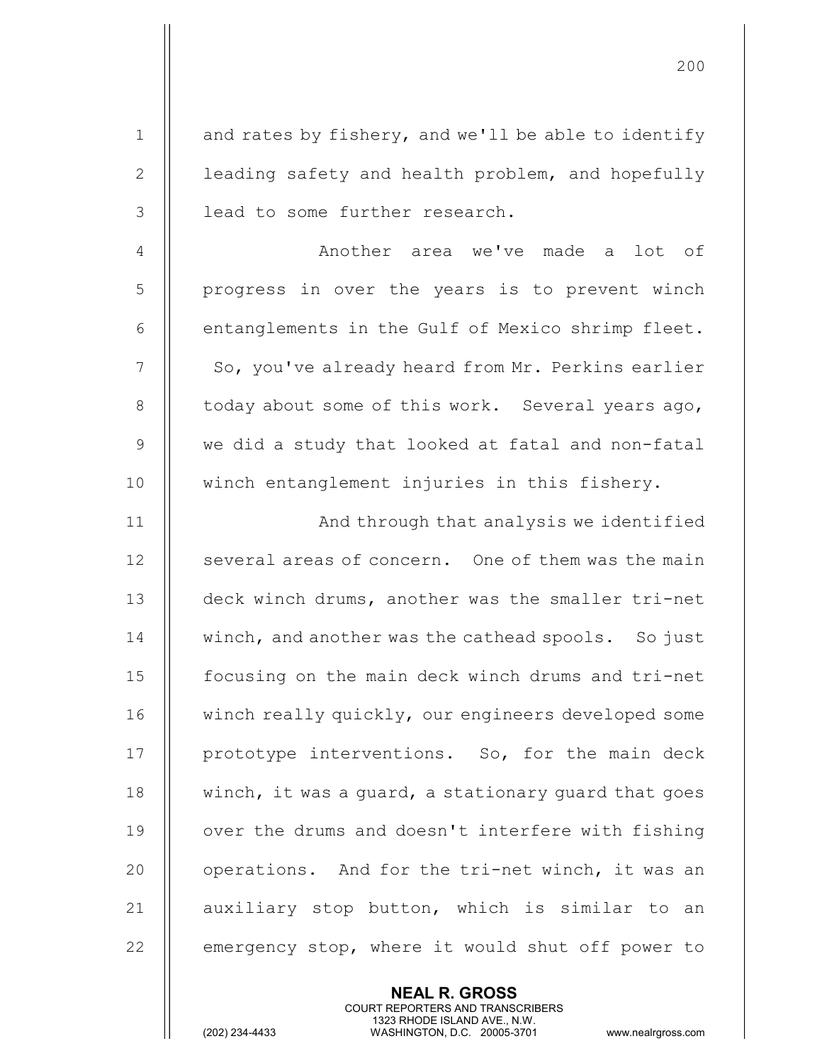and rates by fishery, and we'll be able to identify leading safety and health problem, and hopefully lead to some further research.

Another area we've made a lot of progress in over the years is to prevent winch entanglements in the Gulf of Mexico shrimp fleet. So, you've already heard from Mr. Perkins earlier today about some of this work. Several years ago, we did a study that looked at fatal and non-fatal winch entanglement injuries in this fishery.

And through that analysis we identified several areas of concern. One of them was the main deck winch drums, another was the smaller tri-net winch, and another was the cathead spools. So just focusing on the main deck winch drums and tri-net winch really quickly, our engineers developed some prototype interventions. So, for the main deck winch, it was a guard, a stationary guard that goes over the drums and doesn't interfere with fishing operations. And for the tri-net winch, it was an auxiliary stop button, which is similar to an emergency stop, where it would shut off power to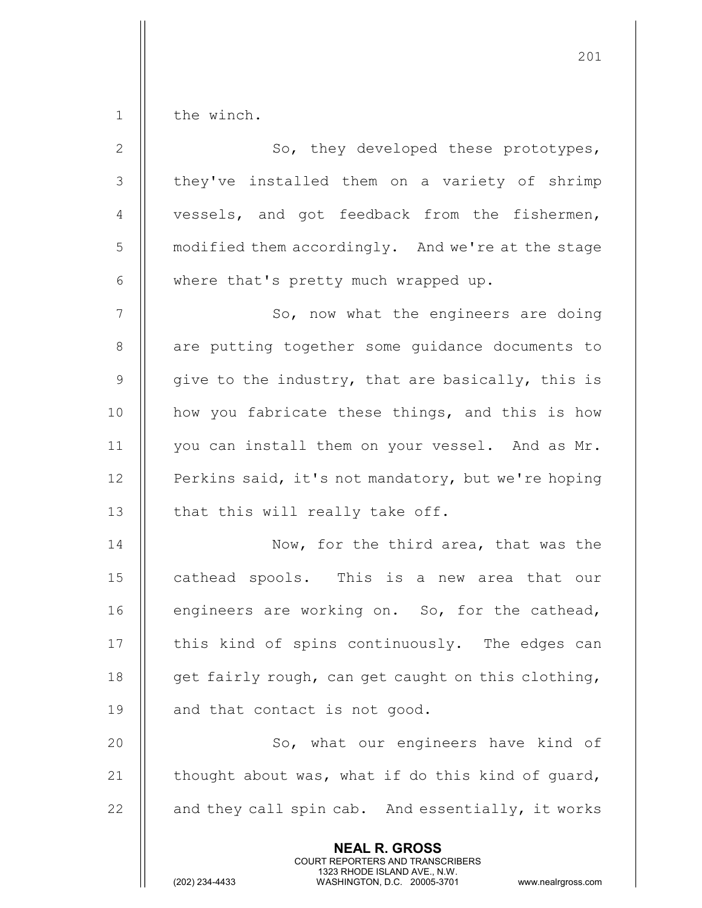the winch.

So, they developed these prototypes, they've installed them on a variety of shrimp vessels, and got feedback from the fishermen, modified them accordingly. And we're at the stage where that's pretty much wrapped up.

So, now what the engineers are doing are putting together some guidance documents to give to the industry, that are basically, this is how you fabricate these things, and this is how you can install them on your vessel. And as Mr. Perkins said, it's not mandatory, but we're hoping that this will really take off.

Now, for the third area, that was the cathead spools. This is a new area that our engineers are working on. So, for the cathead, this kind of spins continuously. The edges can get fairly rough, can get caught on this clothing, and that contact is not good.

So, what our engineers have kind of thought about was, what if do this kind of guard, and they call spin cab. And essentially, it works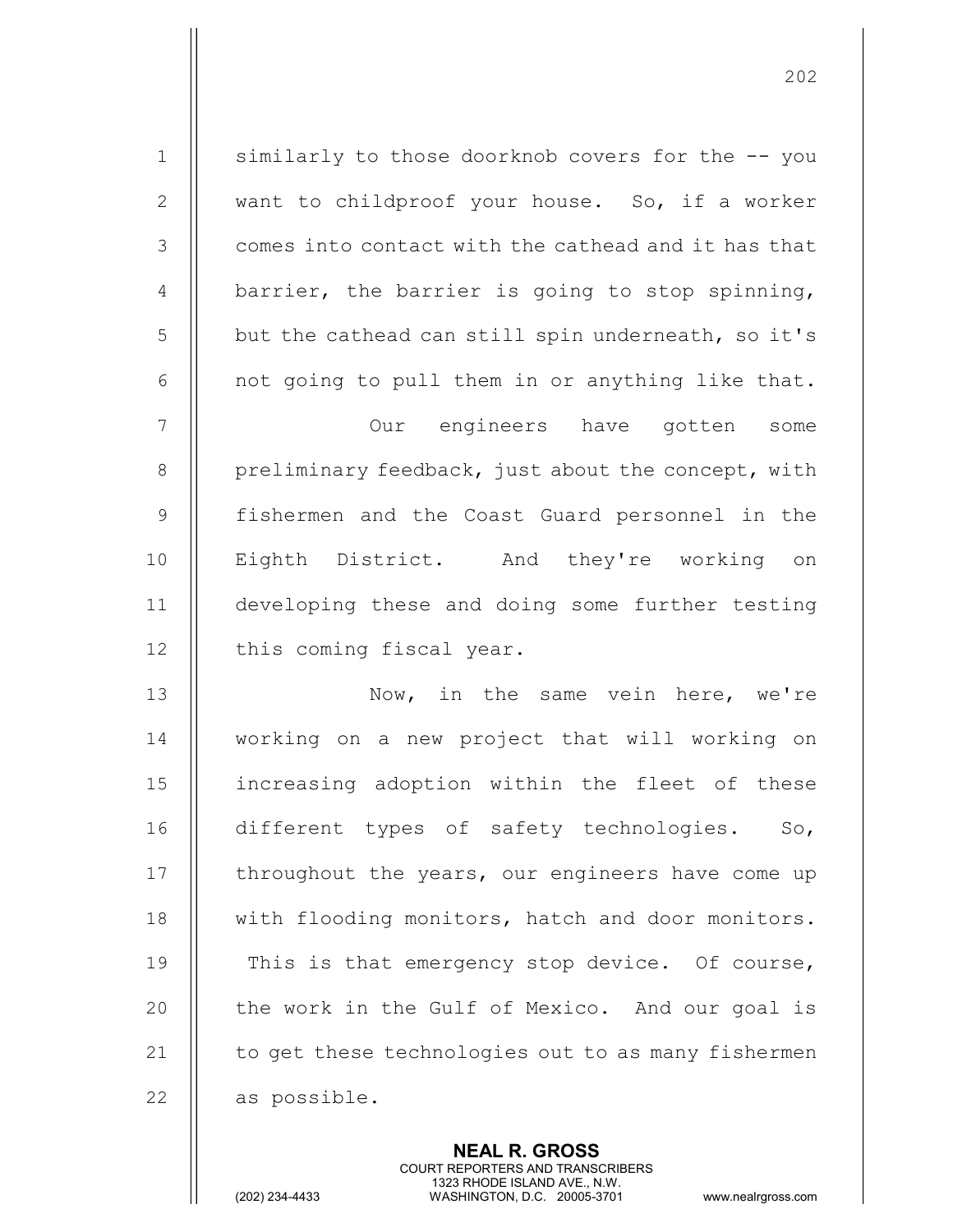similarly to those doorknob covers for the -- you want to childproof your house. So, if a worker comes into contact with the cathead and it has that barrier, the barrier is going to stop spinning, but the cathead can still spin underneath, so it's not going to pull them in or anything like that.

Our engineers have gotten some preliminary feedback, just about the concept, with fishermen and the Coast Guard personnel in the Eighth District. And they're working on developing these and doing some further testing this coming fiscal year.

Now, in the same vein here, we're working on a new project that will working on increasing adoption within the fleet of these different types of safety technologies. So, throughout the years, our engineers have come up with flooding monitors, hatch and door monitors. This is that emergency stop device. Of course, the work in the Gulf of Mexico. And our goal is to get these technologies out to as many fishermen as possible.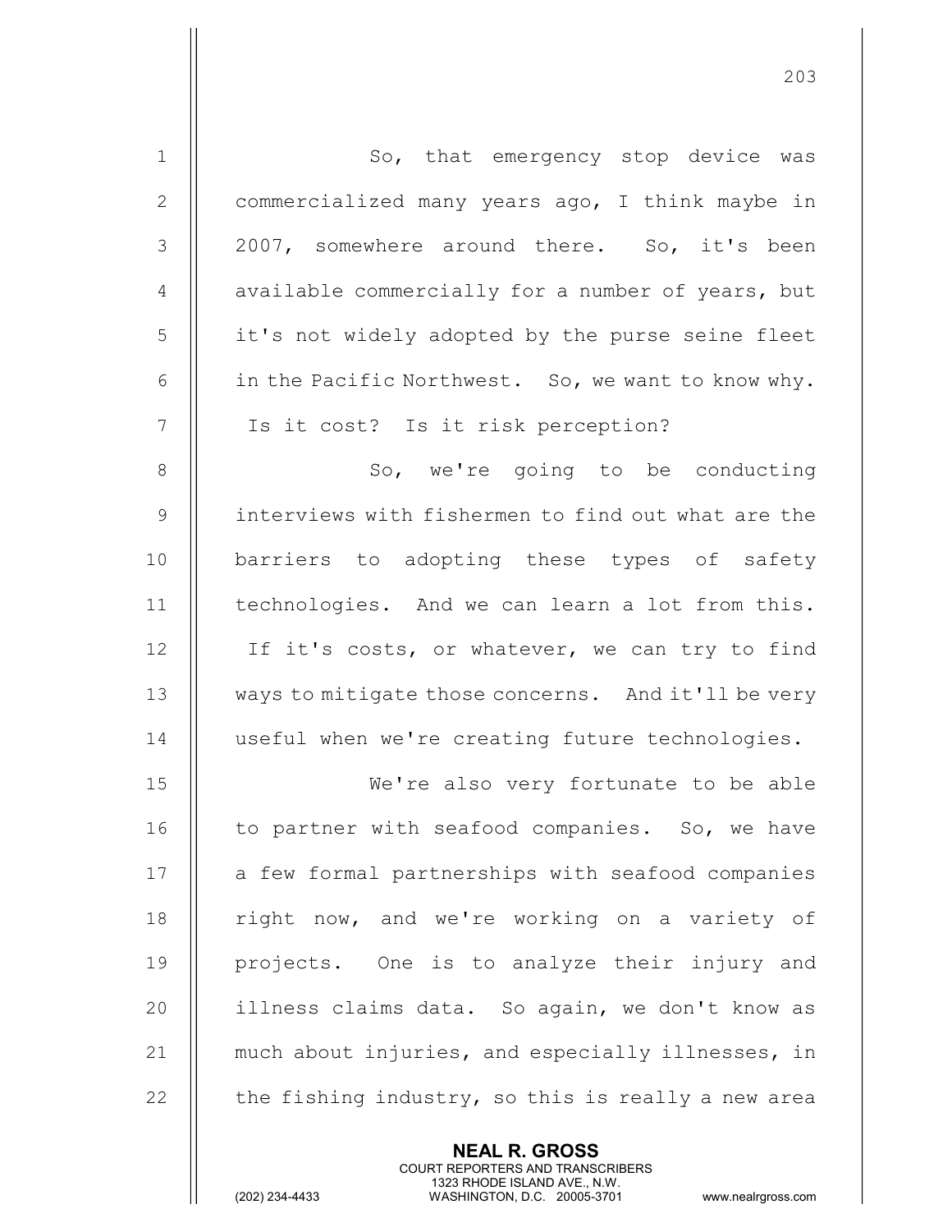So, that emergency stop device was commercialized many years ago, I think maybe in 2007, somewhere around there. So, it's been available commercially for a number of years, but it's not widely adopted by the purse seine fleet in the Pacific Northwest. So, we want to know why. Is it cost? Is it risk perception?

So, we're going to be conducting interviews with fishermen to find out what are the barriers to adopting these types of safety technologies. And we can learn a lot from this. If it's costs, or whatever, we can try to find ways to mitigate those concerns. And it'll be very useful when we're creating future technologies.

We're also very fortunate to be able to partner with seafood companies. So, we have a few formal partnerships with seafood companies right now, and we're working on a variety of projects. One is to analyze their injury and illness claims data. So again, we don't know as much about injuries, and especially illnesses, in the fishing industry, so this is really a new area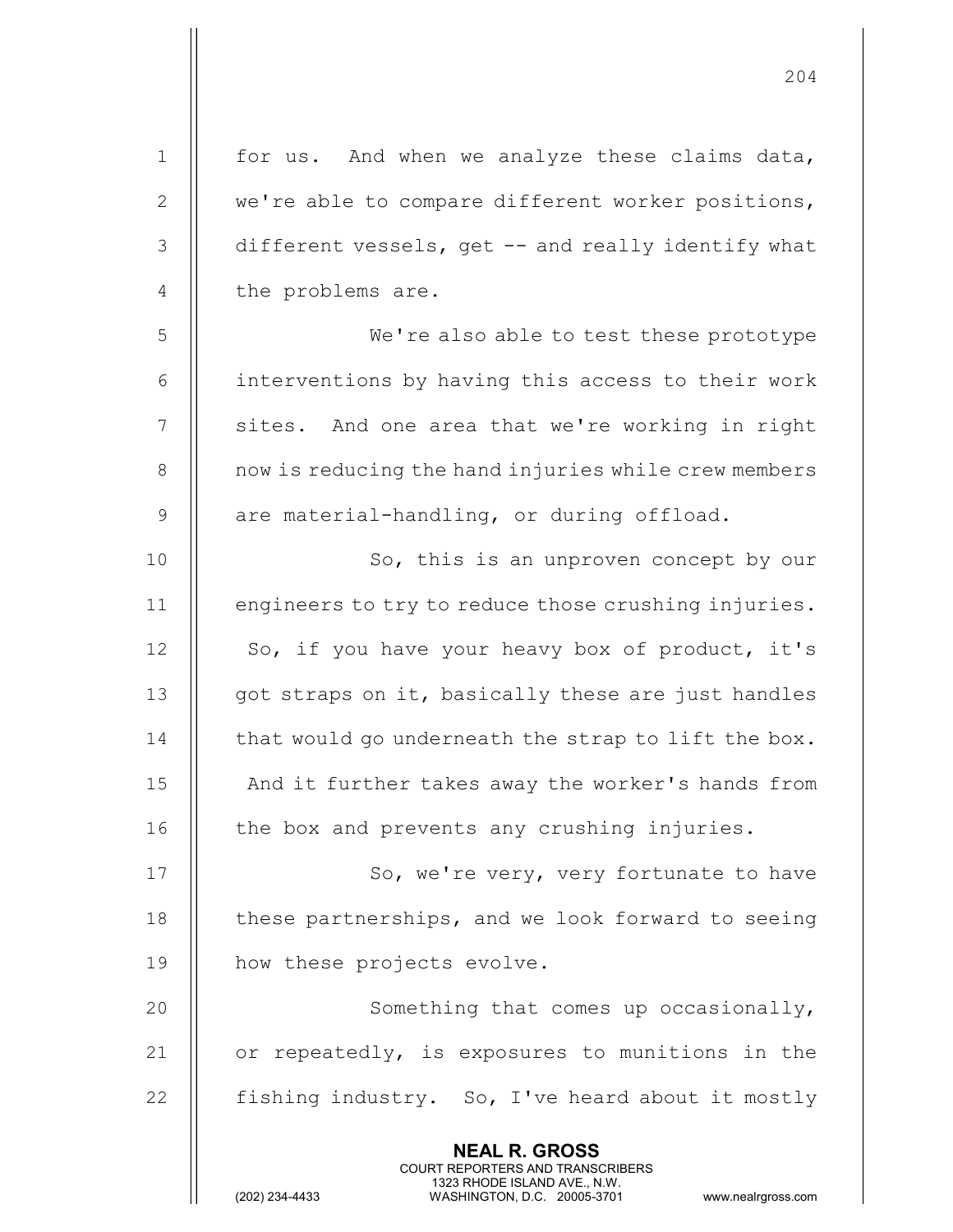for us. And when we analyze these claims data, we're able to compare different worker positions, different vessels, get -- and really identify what the problems are.

We're also able to test these prototype interventions by having this access to their work sites. And one area that we're working in right now is reducing the hand injuries while crew members are material-handling, or during offload.

So, this is an unproven concept by our engineers to try to reduce those crushing injuries. So, if you have your heavy box of product, it's got straps on it, basically these are just handles that would go underneath the strap to lift the box. And it further takes away the worker's hands from the box and prevents any crushing injuries.

So, we're very, very fortunate to have these partnerships, and we look forward to seeing how these projects evolve.

Something that comes up occasionally, or repeatedly, is exposures to munitions in the fishing industry. So, I've heard about it mostly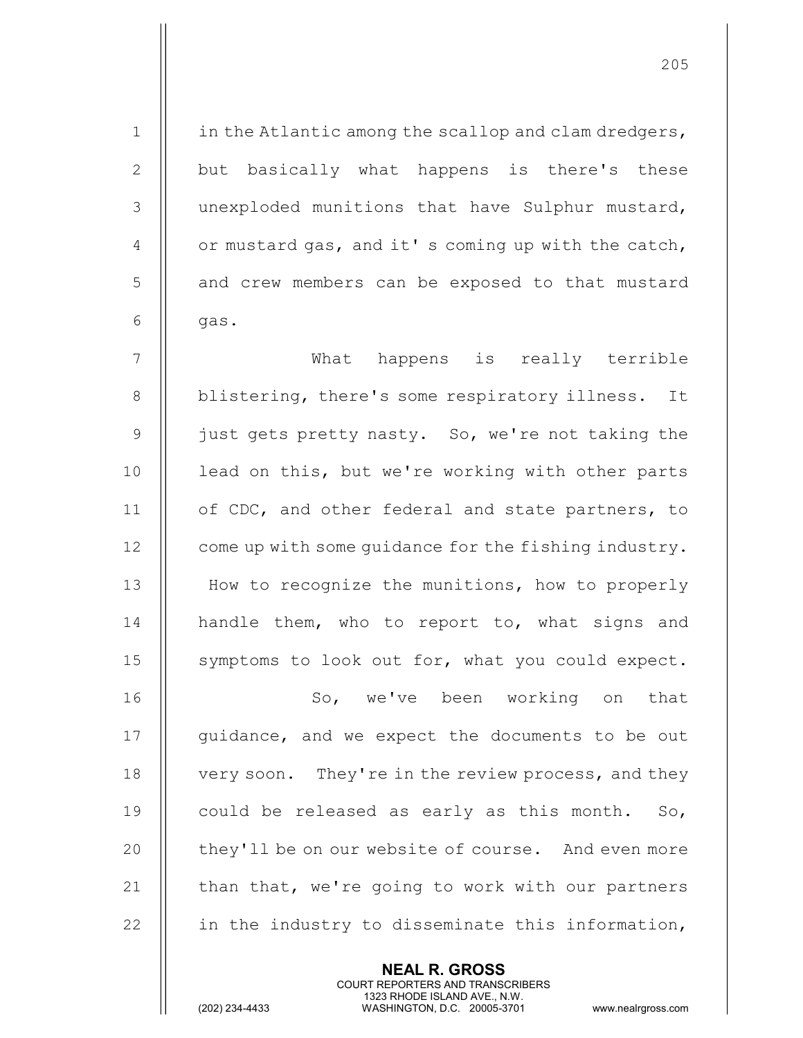in the Atlantic among the scallop and clam dredgers, but basically what happens is there's these unexploded munitions that have Sulphur mustard, or mustard gas, and it' s coming up with the catch, and crew members can be exposed to that mustard gas.

What happens is really terrible blistering, there's some respiratory illness. It just gets pretty nasty. So, we're not taking the lead on this, but we're working with other parts of CDC, and other federal and state partners, to come up with some guidance for the fishing industry. How to recognize the munitions, how to properly handle them, who to report to, what signs and symptoms to look out for, what you could expect.

So, we've been working on that guidance, and we expect the documents to be out very soon. They're in the review process, and they could be released as early as this month. So, they'll be on our website of course. And even more than that, we're going to work with our partners in the industry to disseminate this information,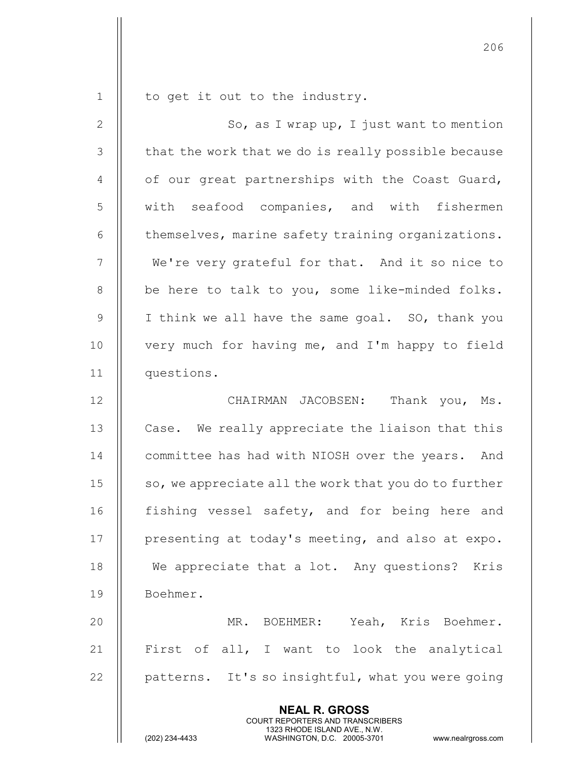to get it out to the industry.

So, as I wrap up, I just want to mention that the work that we do is really possible because of our great partnerships with the Coast Guard, with seafood companies, and with fishermen themselves, marine safety training organizations. We're very grateful for that. And it so nice to be here to talk to you, some like-minded folks. I think we all have the same goal. SO, thank you very much for having me, and I'm happy to field questions.

CHAIRMAN JACOBSEN: Thank you, Ms. Case. We really appreciate the liaison that this committee has had with NIOSH over the years. And so, we appreciate all the work that you do to further fishing vessel safety, and for being here and presenting at today's meeting, and also at expo. We appreciate that a lot. Any questions? Kris Boehmer.

MR. BOEHMER: Yeah, Kris Boehmer. First of all, I want to look the analytical patterns. It's so insightful, what you were going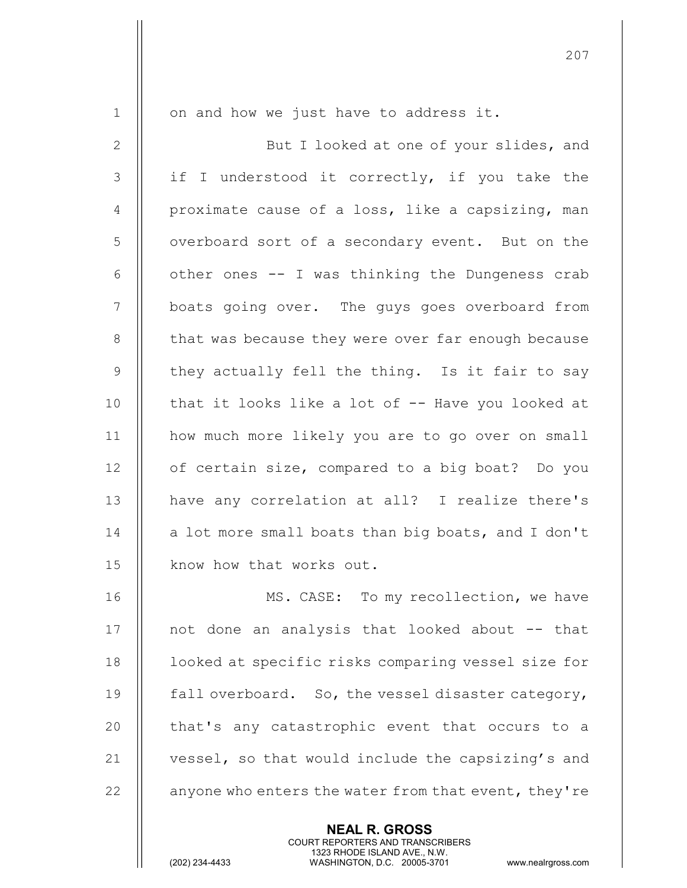on and how we just have to address it.

But I looked at one of your slides, and if I understood it correctly, if you take the proximate cause of a loss, like a capsizing, man overboard sort of a secondary event. But on the other ones -- I was thinking the Dungeness crab boats going over. The guys goes overboard from that was because they were over far enough because they actually fell the thing. Is it fair to say that it looks like a lot of -- Have you looked at how much more likely you are to go over on small of certain size, compared to a big boat? Do you have any correlation at all? I realize there's a lot more small boats than big boats, and I don't know how that works out.

MS. CASE: To my recollection, we have not done an analysis that looked about -- that looked at specific risks comparing vessel size for fall overboard. So, the vessel disaster category, that's any catastrophic event that occurs to a vessel, so that would include the capsizing's and anyone who enters the water from that event, they're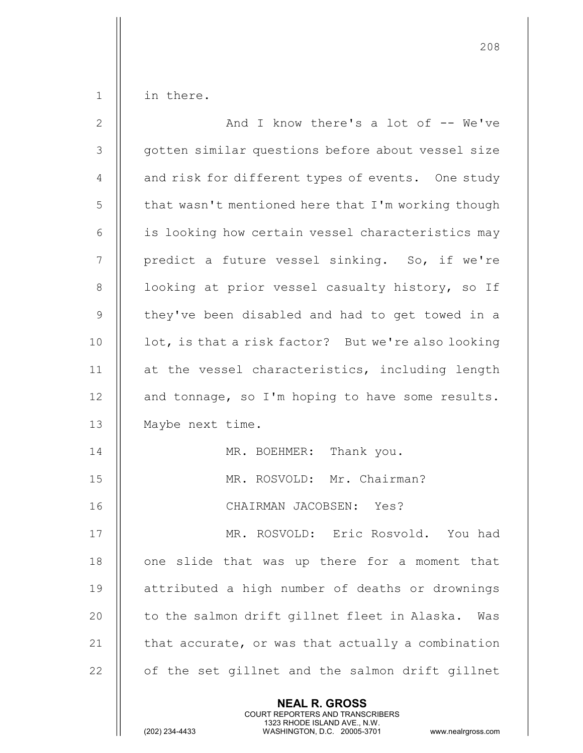in there.

And I know there's a lot of -- We've gotten similar questions before about vessel size and risk for different types of events. One study that wasn't mentioned here that I'm working though is looking how certain vessel characteristics may predict a future vessel sinking. So, if we're looking at prior vessel casualty history, so If they've been disabled and had to get towed in a lot, is that a risk factor? But we're also looking at the vessel characteristics, including length and tonnage, so I'm hoping to have some results. Maybe next time.

MR. BOEHMER: Thank you.

MR. ROSVOLD: Mr. Chairman?

CHAIRMAN JACOBSEN: Yes?

MR. ROSVOLD: Eric Rosvold. You had one slide that was up there for a moment that attributed a high number of deaths or drownings to the salmon drift gillnet fleet in Alaska. Was that accurate, or was that actually a combination of the set gillnet and the salmon drift gillnet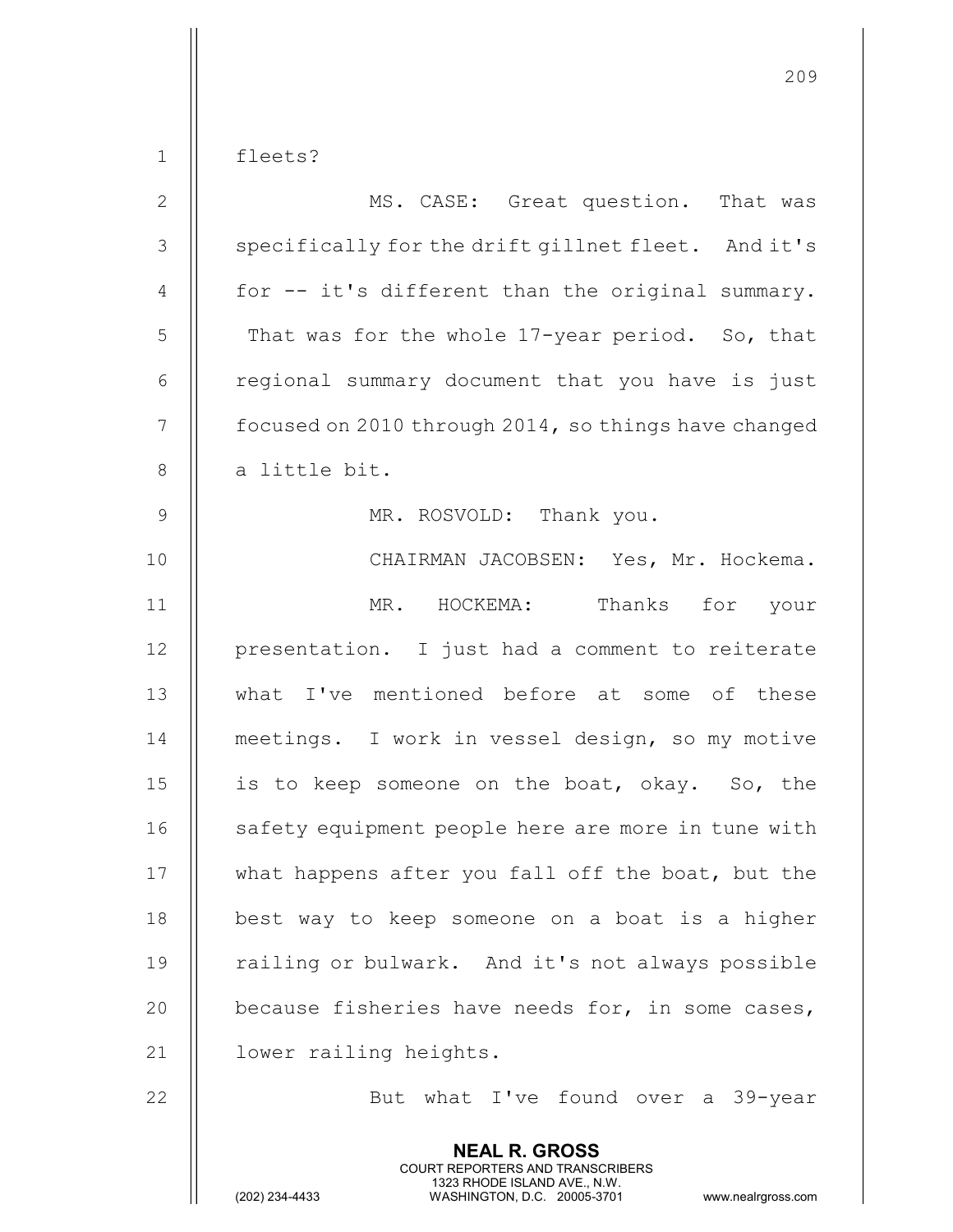fleets?

MS. CASE: Great question. That was specifically for the drift gillnet fleet. And it's for -- it's different than the original summary. That was for the whole 17-year period. So, that regional summary document that you have is just focused on 2010 through 2014, so things have changed a little bit.

MR. ROSVOLD: Thank you.

CHAIRMAN JACOBSEN: Yes, Mr. Hockema.

MR. HOCKEMA: Thanks for your presentation. I just had a comment to reiterate what I've mentioned before at some of these meetings. I work in vessel design, so my motive is to keep someone on the boat, okay. So, the safety equipment people here are more in tune with what happens after you fall off the boat, but the best way to keep someone on a boat is a higher railing or bulwark. And it's not always possible because fisheries have needs for, in some cases, lower railing heights.

But what I've found over a 39-year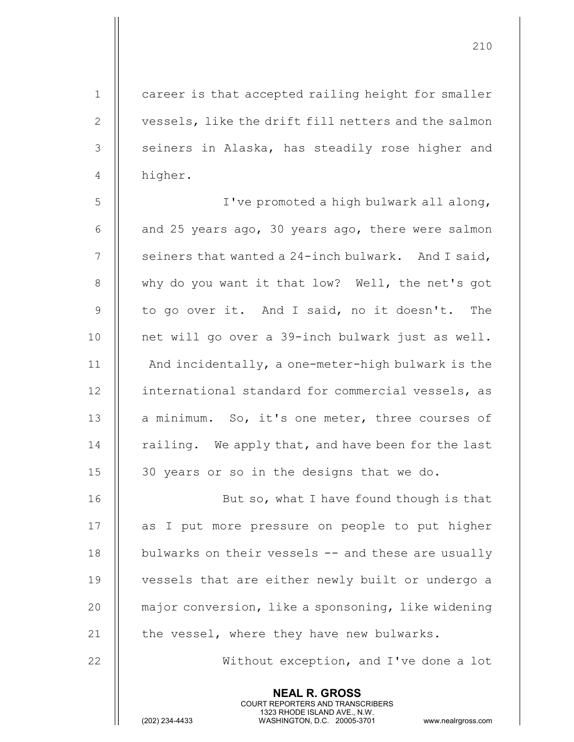career is that accepted railing height for smaller vessels, like the drift fill netters and the salmon seiners in Alaska, has steadily rose higher and higher.

I've promoted a high bulwark all along, and 25 years ago, 30 years ago, there were salmon seiners that wanted a 24-inch bulwark. And I said, why do you want it that low? Well, the net's got to go over it. And I said, no it doesn't. The net will go over a 39-inch bulwark just as well. And incidentally, a one-meter-high bulwark is the international standard for commercial vessels, as a minimum. So, it's one meter, three courses of railing. We apply that, and have been for the last 30 years or so in the designs that we do.

But so, what I have found though is that as I put more pressure on people to put higher bulwarks on their vessels -- and these are usually vessels that are either newly built or undergo a major conversion, like a sponsoning, like widening the vessel, where they have new bulwarks.

Without exception, and I've done a lot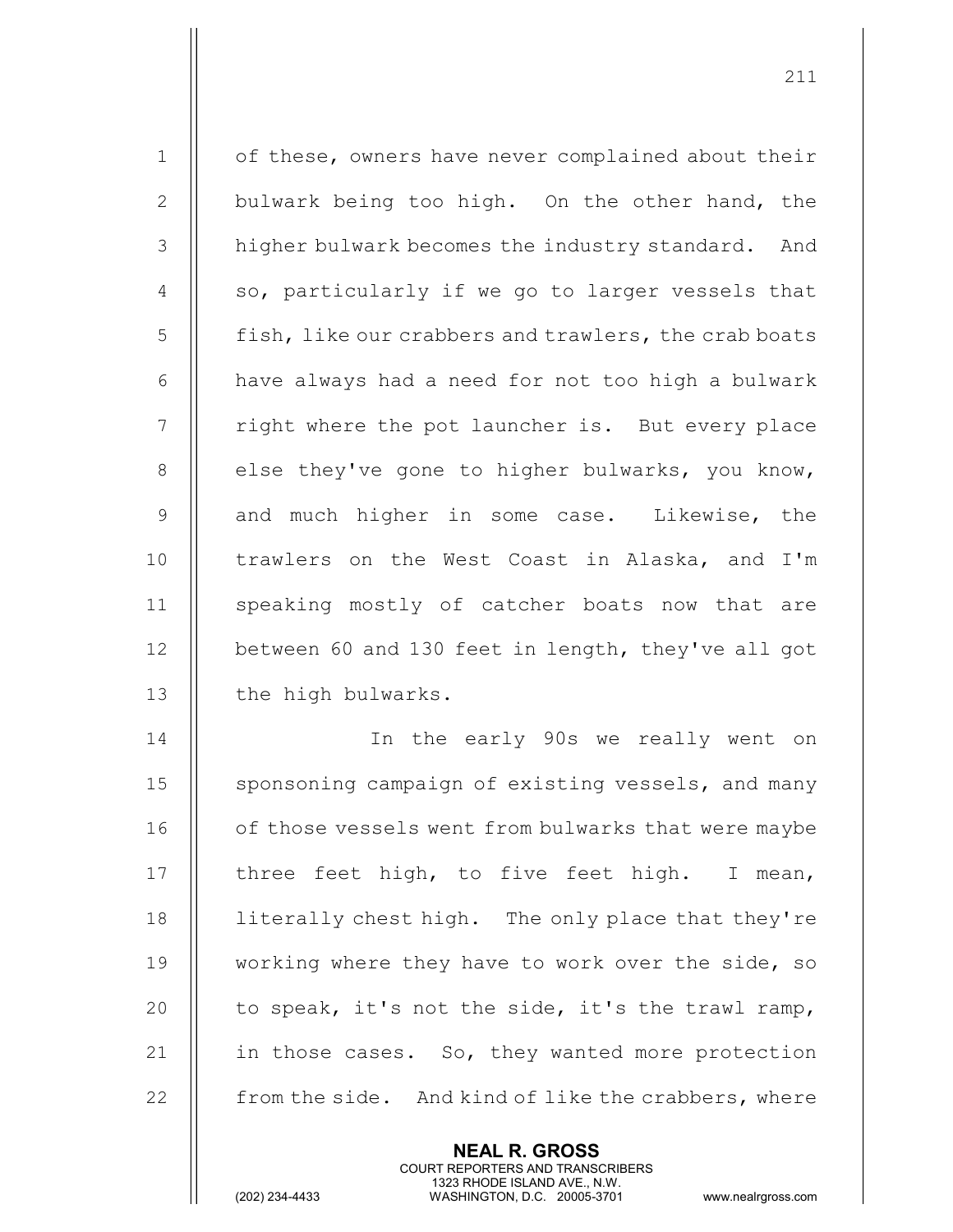of these, owners have never complained about their bulwark being too high. On the other hand, the higher bulwark becomes the industry standard. And so, particularly if we go to larger vessels that fish, like our crabbers and trawlers, the crab boats have always had a need for not too high a bulwark right where the pot launcher is. But every place else they've gone to higher bulwarks, you know, and much higher in some case. Likewise, the trawlers on the West Coast in Alaska, and I'm speaking mostly of catcher boats now that are between 60 and 130 feet in length, they've all got the high bulwarks.

In the early 90s we really went on sponsoning campaign of existing vessels, and many of those vessels went from bulwarks that were maybe three feet high, to five feet high. I mean, literally chest high. The only place that they're working where they have to work over the side, so to speak, it's not the side, it's the trawl ramp, in those cases. So, they wanted more protection from the side. And kind of like the crabbers, where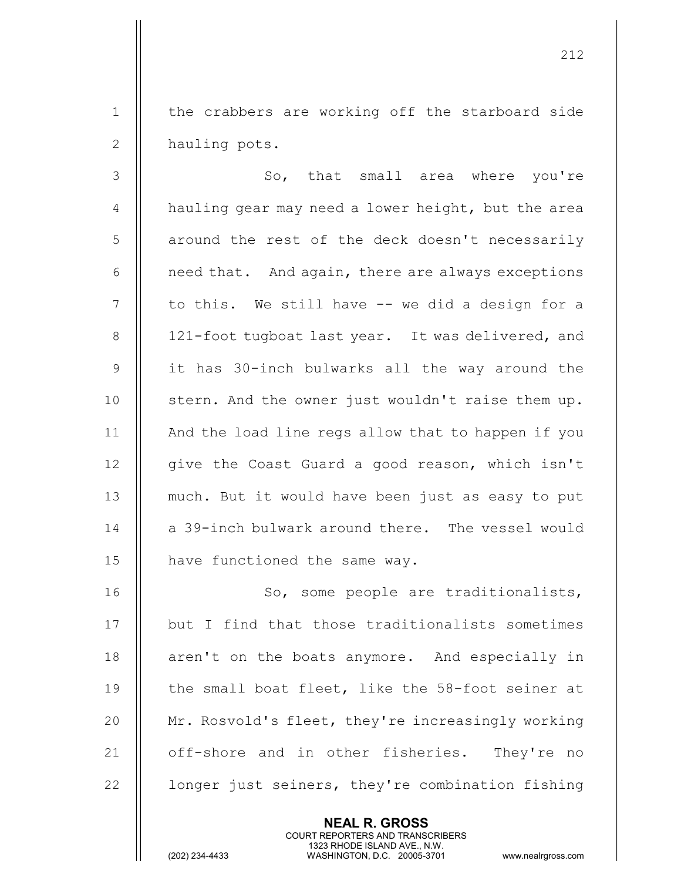the crabbers are working off the starboard side hauling pots.

So, that small area where you're hauling gear may need a lower height, but the area around the rest of the deck doesn't necessarily need that. And again, there are always exceptions to this. We still have -- we did a design for a 121-foot tugboat last year. It was delivered, and it has 30-inch bulwarks all the way around the stern. And the owner just wouldn't raise them up. And the load line regs allow that to happen if you give the Coast Guard a good reason, which isn't much. But it would have been just as easy to put a 39-inch bulwark around there. The vessel would have functioned the same way.

So, some people are traditionalists, but I find that those traditionalists sometimes aren't on the boats anymore. And especially in the small boat fleet, like the 58-foot seiner at Mr. Rosvold's fleet, they're increasingly working off-shore and in other fisheries. They're no longer just seiners, they're combination fishing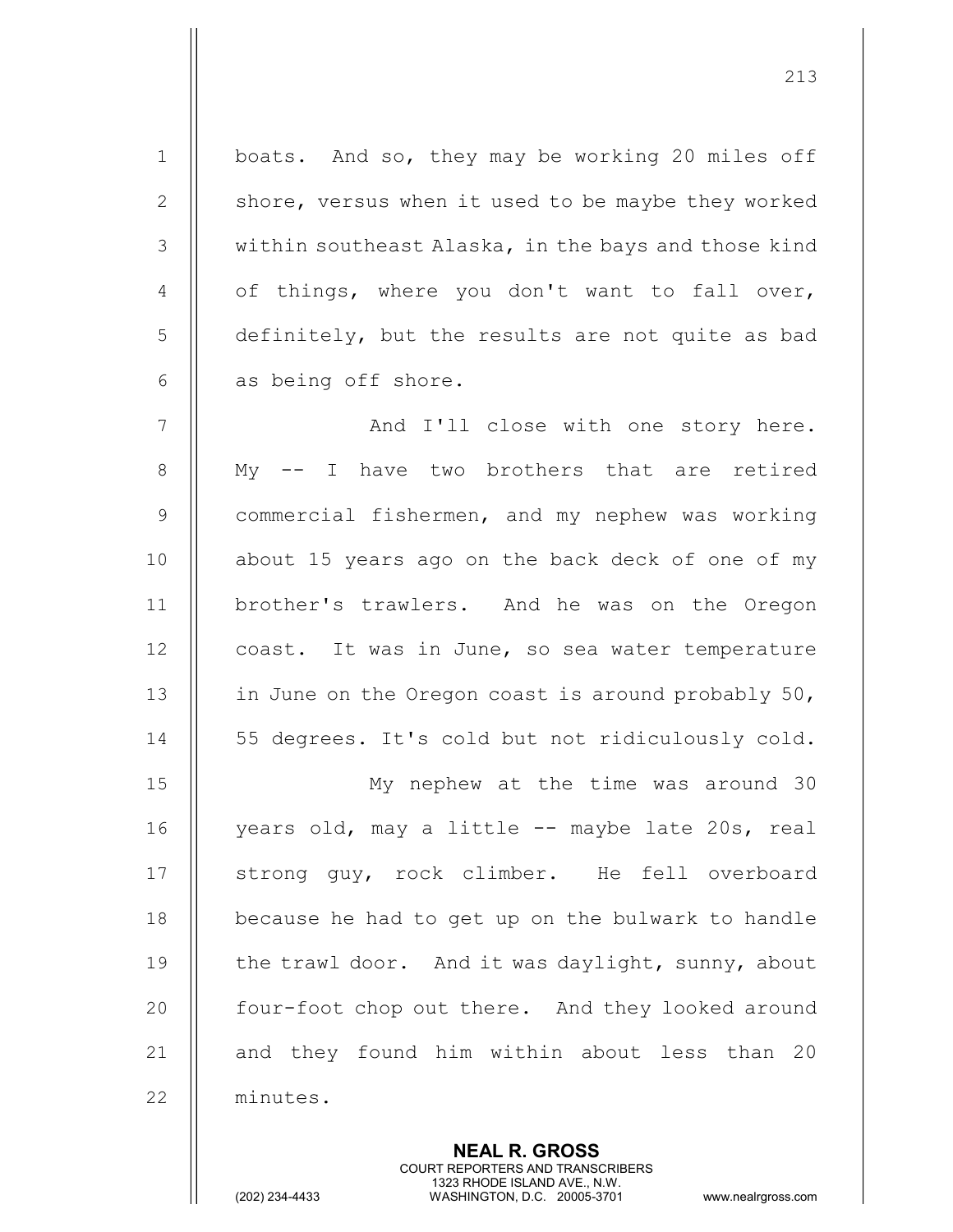boats. And so, they may be working 20 miles off shore, versus when it used to be maybe they worked within southeast Alaska, in the bays and those kind of things, where you don't want to fall over, definitely, but the results are not quite as bad as being off shore.

And I'll close with one story here. My -- I have two brothers that are retired commercial fishermen, and my nephew was working about 15 years ago on the back deck of one of my brother's trawlers. And he was on the Oregon coast. It was in June, so sea water temperature in June on the Oregon coast is around probably 50, 55 degrees. It's cold but not ridiculously cold.

My nephew at the time was around 30 years old, may a little -- maybe late 20s, real strong guy, rock climber. He fell overboard because he had to get up on the bulwark to handle the trawl door. And it was daylight, sunny, about four-foot chop out there. And they looked around and they found him within about less than 20 minutes.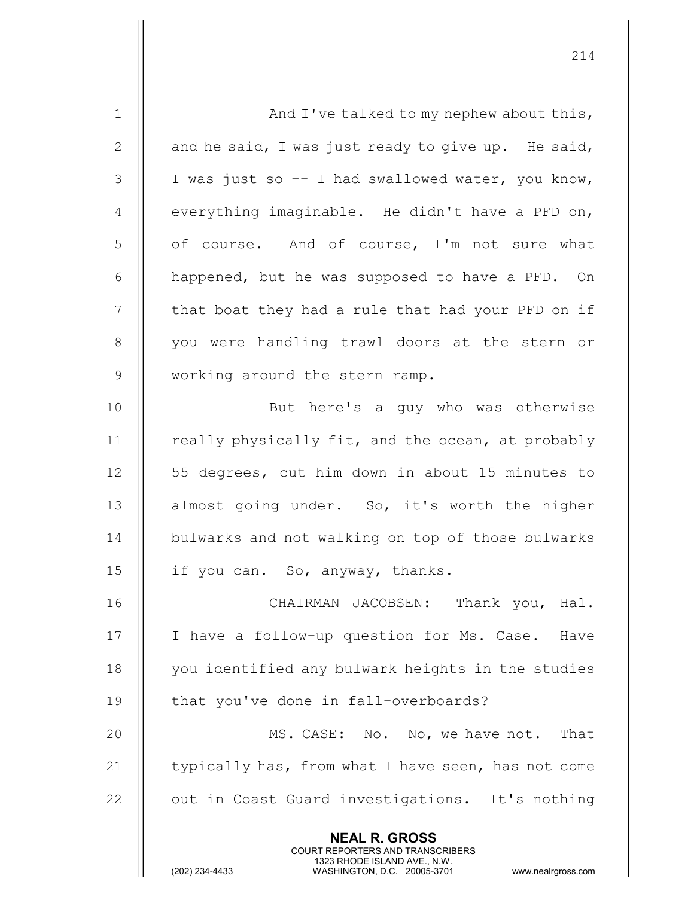And I've talked to my nephew about this, and he said, I was just ready to give up. He said, I was just so -- I had swallowed water, you know, everything imaginable. He didn't have a PFD on, of course. And of course, I'm not sure what happened, but he was supposed to have a PFD. On that boat they had a rule that had your PFD on if you were handling trawl doors at the stern or working around the stern ramp.

But here's a guy who was otherwise really physically fit, and the ocean, at probably 55 degrees, cut him down in about 15 minutes to almost going under. So, it's worth the higher bulwarks and not walking on top of those bulwarks if you can. So, anyway, thanks.

CHAIRMAN JACOBSEN: Thank you, Hal. I have a follow-up question for Ms. Case. Have you identified any bulwark heights in the studies that you've done in fall-overboards?

MS. CASE: No. No, we have not. That typically has, from what I have seen, has not come out in Coast Guard investigations. It's nothing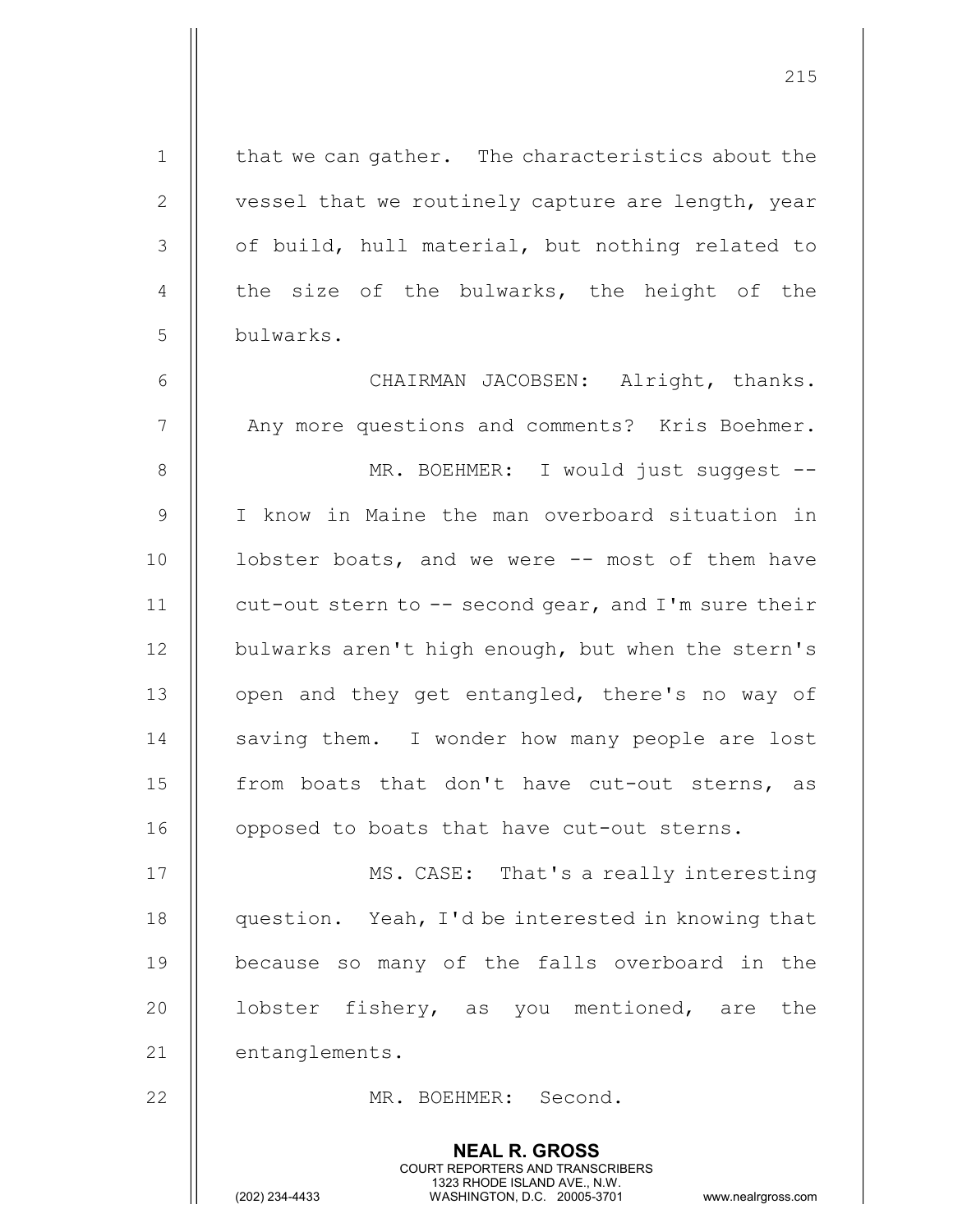that we can gather. The characteristics about the vessel that we routinely capture are length, year of build, hull material, but nothing related to the size of the bulwarks, the height of the bulwarks.

CHAIRMAN JACOBSEN: Alright, thanks. Any more questions and comments? Kris Boehmer.

MR. BOEHMER: I would just suggest -- I know in Maine the man overboard situation in lobster boats, and we were -- most of them have cut-out stern to -- second gear, and I'm sure their bulwarks aren't high enough, but when the stern's open and they get entangled, there's no way of saving them. I wonder how many people are lost from boats that don't have cut-out sterns, as opposed to boats that have cut-out sterns.

MS. CASE: That's a really interesting question. Yeah, I'd be interested in knowing that because so many of the falls overboard in the lobster fishery, as you mentioned, are the entanglements.

MR. BOEHMER: Second.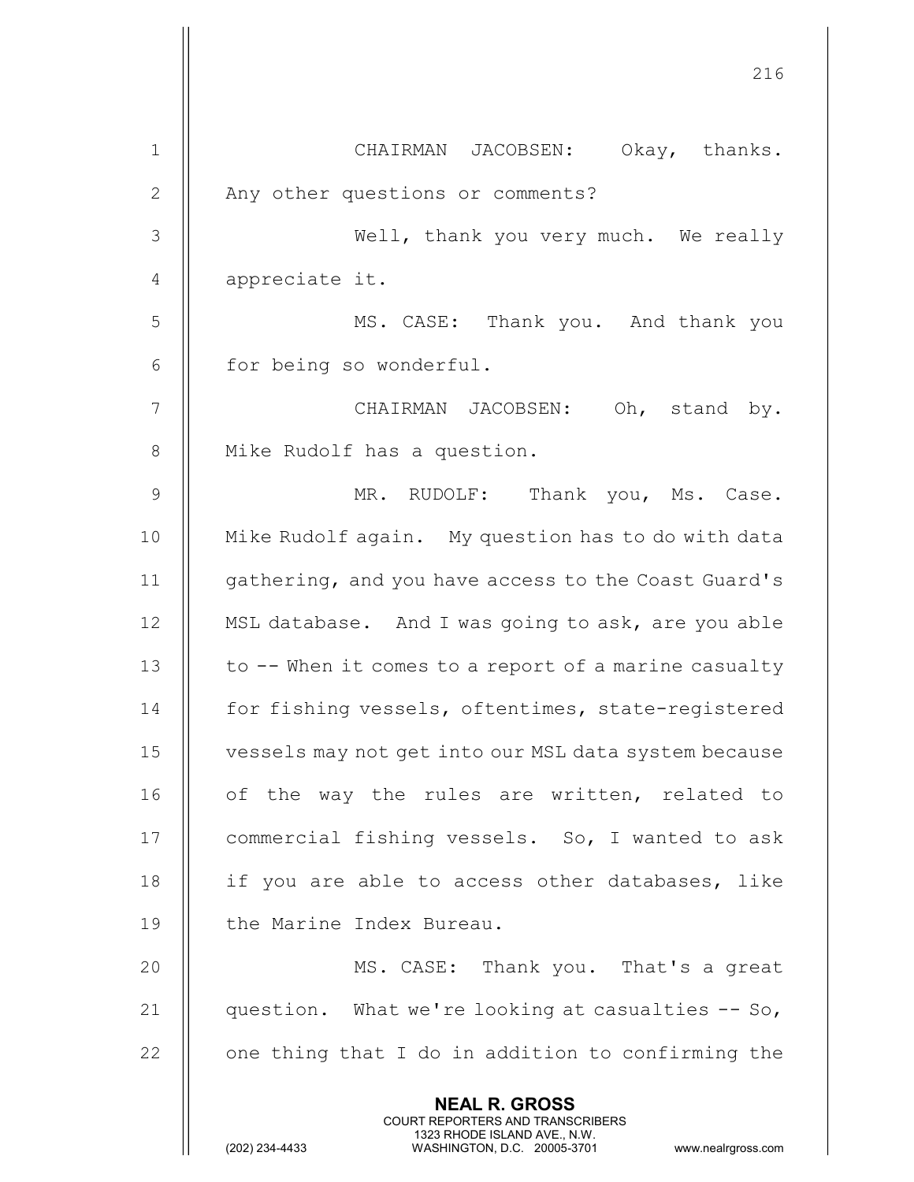CHAIRMAN JACOBSEN: Okay, thanks. Any other questions or comments?

Well, thank you very much. We really appreciate it.

MS. CASE: Thank you. And thank you for being so wonderful.

CHAIRMAN JACOBSEN: Oh, stand by. Mike Rudolf has a question.

MR. RUDOLF: Thank you, Ms. Case. Mike Rudolf again. My question has to do with data gathering, and you have access to the Coast Guard's MSL database. And I was going to ask, are you able to -- When it comes to a report of a marine casualty for fishing vessels, oftentimes, state-registered vessels may not get into our MSL data system because of the way the rules are written, related to commercial fishing vessels. So, I wanted to ask if you are able to access other databases, like the Marine Index Bureau.

MS. CASE: Thank you. That's a great question. What we're looking at casualties -- So, one thing that I do in addition to confirming the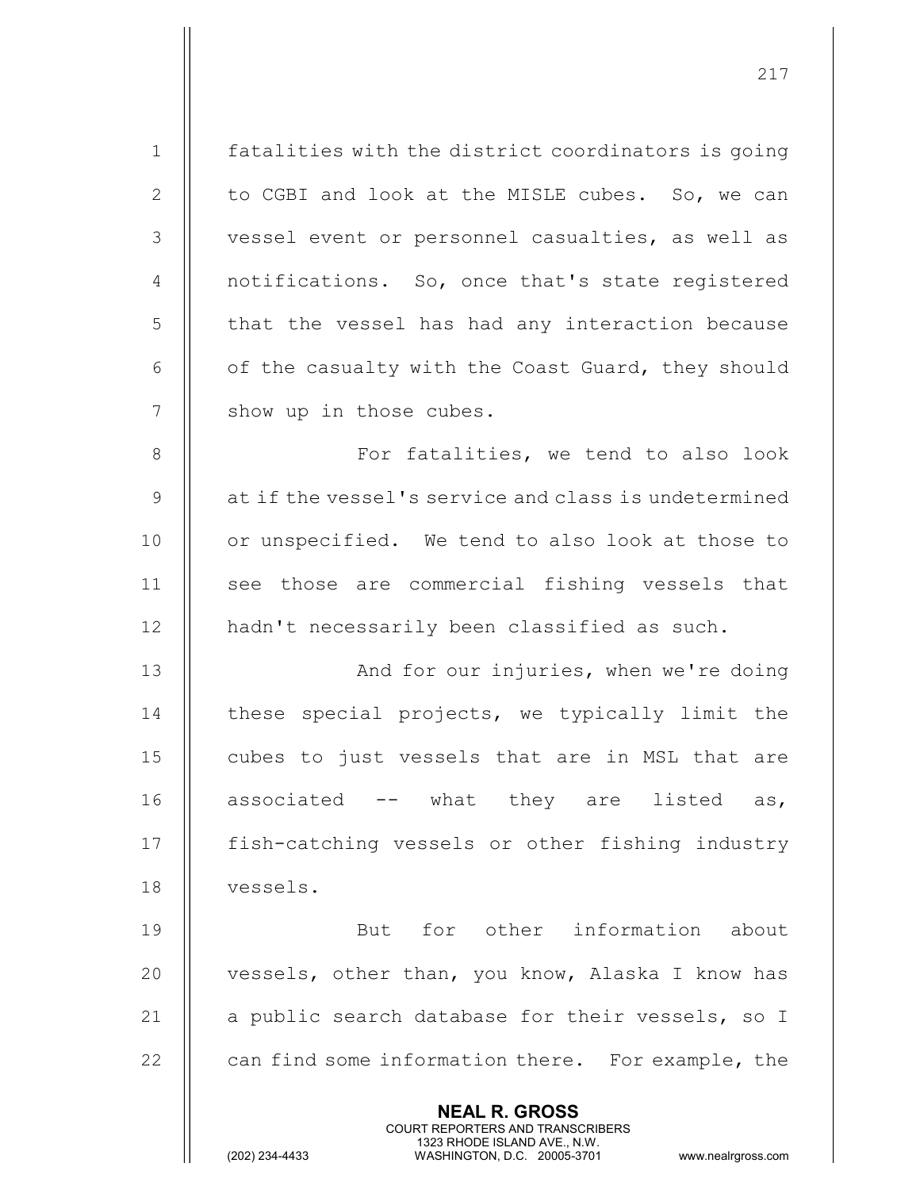fatalities with the district coordinators is going to CGBI and look at the MISLE cubes. So, we can vessel event or personnel casualties, as well as notifications. So, once that's state registered that the vessel has had any interaction because of the casualty with the Coast Guard, they should show up in those cubes.

For fatalities, we tend to also look at if the vessel's service and class is undetermined or unspecified. We tend to also look at those to see those are commercial fishing vessels that hadn't necessarily been classified as such.

And for our injuries, when we're doing these special projects, we typically limit the cubes to just vessels that are in MSL that are associated -- what they are listed as, fish-catching vessels or other fishing industry vessels.

But for other information about vessels, other than, you know, Alaska I know has a public search database for their vessels, so I can find some information there. For example, the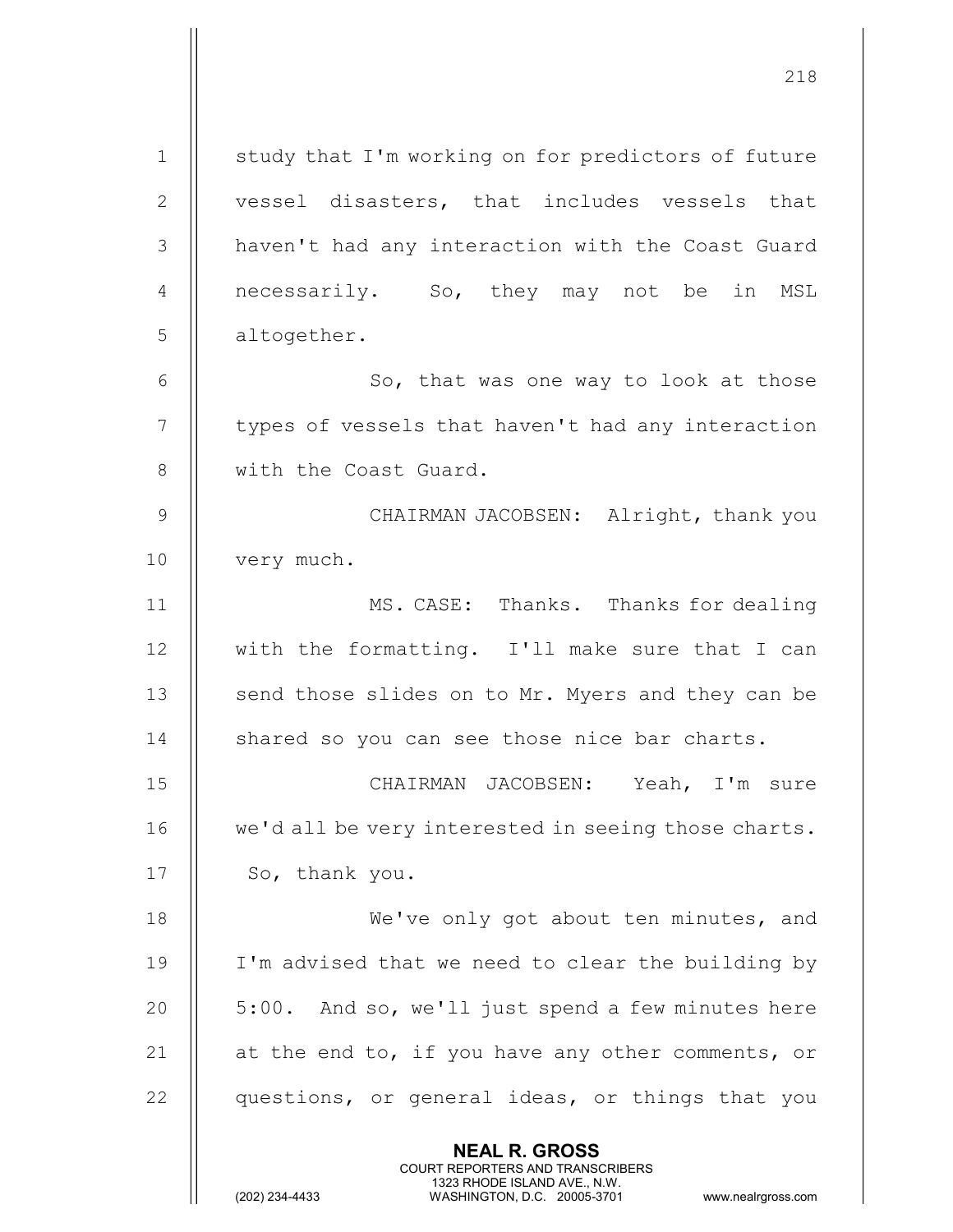study that I'm working on for predictors of future vessel disasters, that includes vessels that haven't had any interaction with the Coast Guard necessarily. So, they may not be in MSL altogether.

So, that was one way to look at those types of vessels that haven't had any interaction with the Coast Guard.

CHAIRMAN JACOBSEN: Alright, thank you very much.

MS. CASE: Thanks. Thanks for dealing with the formatting. I'll make sure that I can send those slides on to Mr. Myers and they can be shared so you can see those nice bar charts.

CHAIRMAN JACOBSEN: Yeah, I'm sure we'd all be very interested in seeing those charts. So, thank you.

We've only got about ten minutes, and I'm advised that we need to clear the building by 5:00. And so, we'll just spend a few minutes here at the end to, if you have any other comments, or questions, or general ideas, or things that you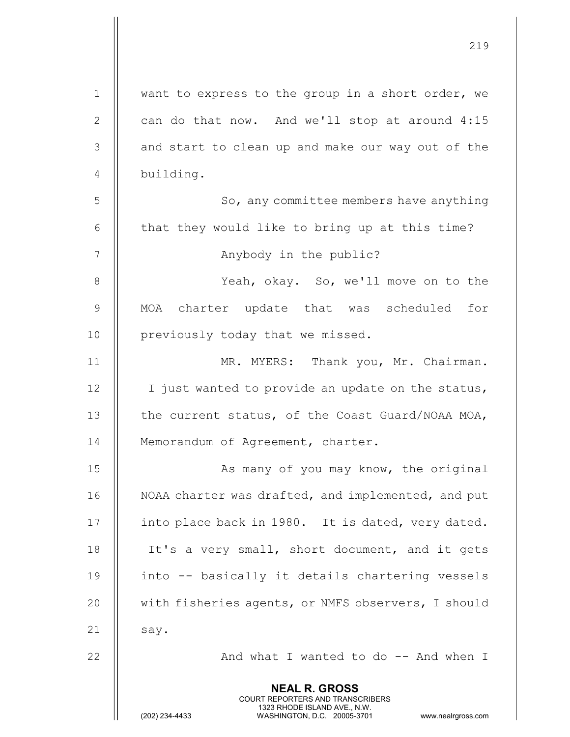want to express to the group in a short order, we can do that now. And we'll stop at around 4:15 and start to clean up and make our way out of the building.

So, any committee members have anything that they would like to bring up at this time?

Anybody in the public?

Yeah, okay. So, we'll move on to the MOA charter update that was scheduled for previously today that we missed.

MR. MYERS: Thank you, Mr. Chairman. I just wanted to provide an update on the status, the current status, of the Coast Guard/NOAA MOA, Memorandum of Agreement, charter.

As many of you may know, the original NOAA charter was drafted, and implemented, and put into place back in 1980. It is dated, very dated. It's a very small, short document, and it gets into -- basically it details chartering vessels with fisheries agents, or NMFS observers, I should say.

And what I wanted to do -- And when I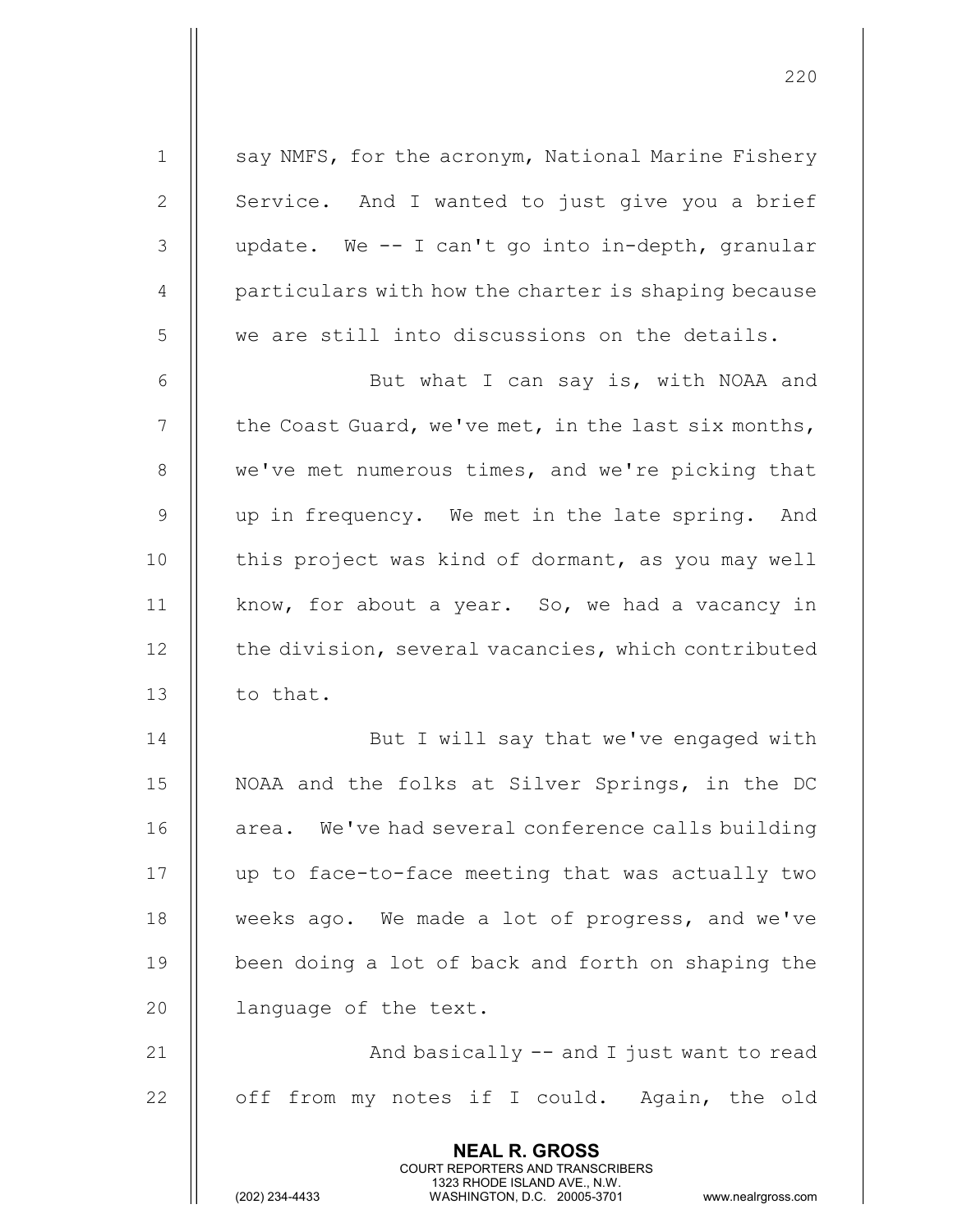say NMFS, for the acronym, National Marine Fishery Service. And I wanted to just give you a brief update. We -- I can't go into in-depth, granular particulars with how the charter is shaping because we are still into discussions on the details.

But what I can say is, with NOAA and the Coast Guard, we've met, in the last six months, we've met numerous times, and we're picking that up in frequency. We met in the late spring. And this project was kind of dormant, as you may well know, for about a year. So, we had a vacancy in the division, several vacancies, which contributed to that.

But I will say that we've engaged with NOAA and the folks at Silver Springs, in the DC area. We've had several conference calls building up to face-to-face meeting that was actually two weeks ago. We made a lot of progress, and we've been doing a lot of back and forth on shaping the language of the text.

And basically -- and I just want to read off from my notes if I could. Again, the old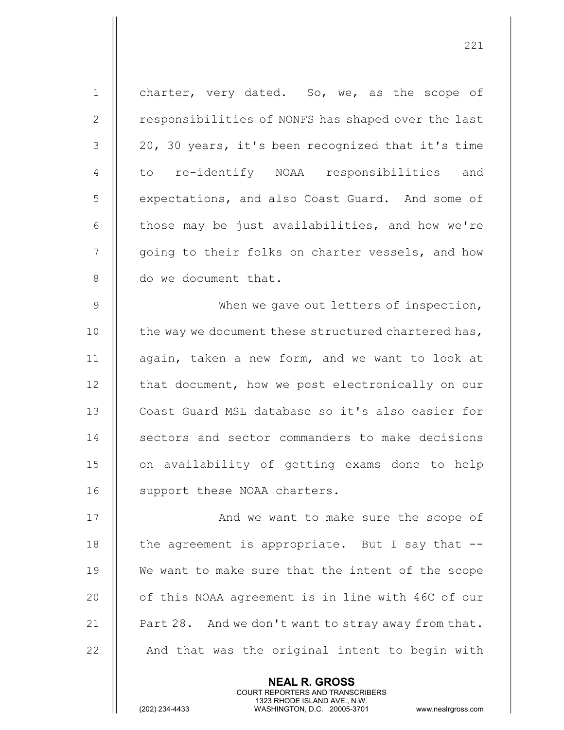charter, very dated. So, we, as the scope of responsibilities of NONFS has shaped over the last 20, 30 years, it's been recognized that it's time to re-identify NOAA responsibilities and expectations, and also Coast Guard. And some of those may be just availabilities, and how we're going to their folks on charter vessels, and how do we document that.

When we gave out letters of inspection, the way we document these structured chartered has, again, taken a new form, and we want to look at that document, how we post electronically on our Coast Guard MSL database so it's also easier for sectors and sector commanders to make decisions on availability of getting exams done to help support these NOAA charters.

And we want to make sure the scope of the agreement is appropriate. But I say that -- We want to make sure that the intent of the scope of this NOAA agreement is in line with 46C of our Part 28. And we don't want to stray away from that. And that was the original intent to begin with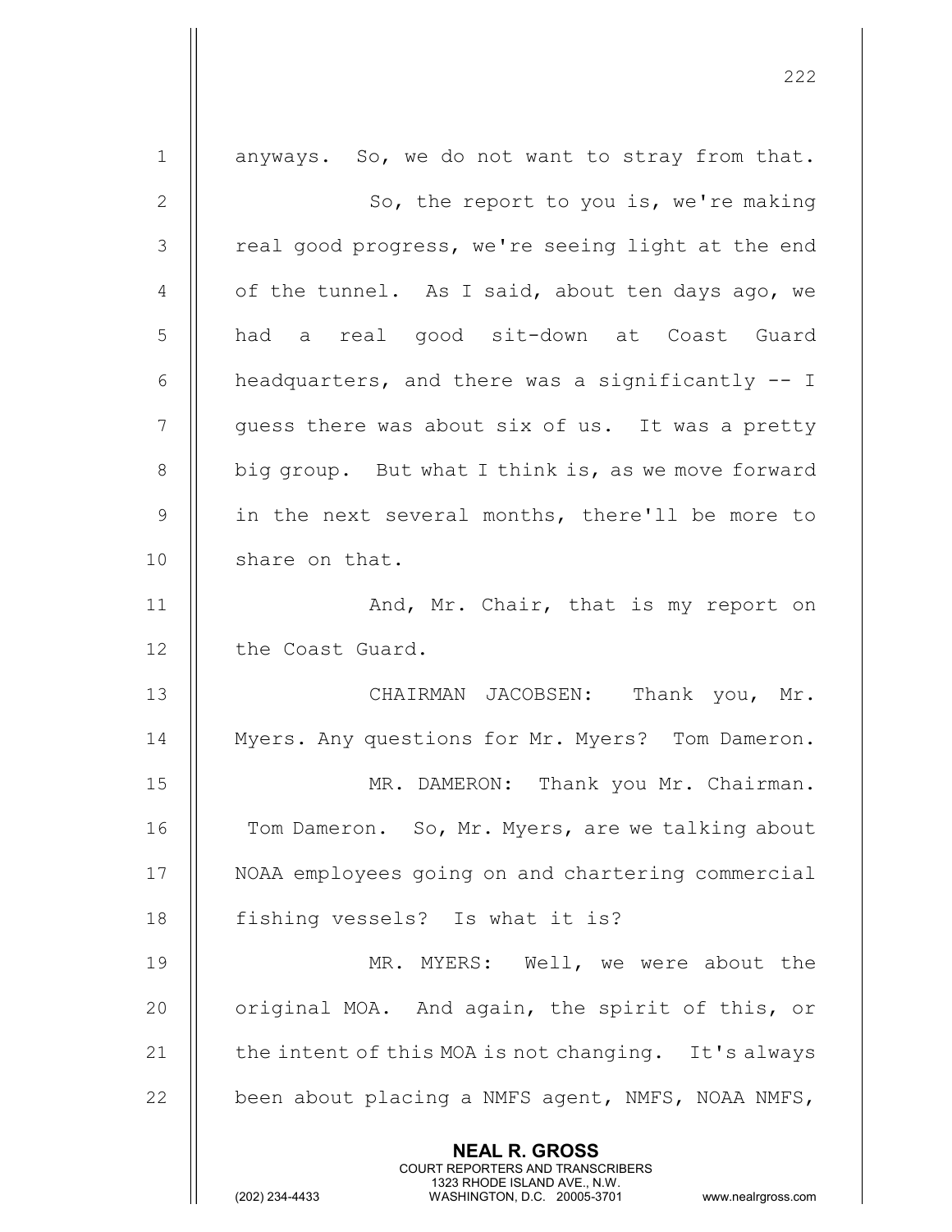anyways. So, we do not want to stray from that.

So, the report to you is, we're making real good progress, we're seeing light at the end of the tunnel. As I said, about ten days ago, we had a real good sit-down at Coast Guard headquarters, and there was a significantly -- I guess there was about six of us. It was a pretty big group. But what I think is, as we move forward in the next several months, there'll be more to share on that.

And, Mr. Chair, that is my report on the Coast Guard.

CHAIRMAN JACOBSEN: Thank you, Mr. Myers. Any questions for Mr. Myers? Tom Dameron.

MR. DAMERON: Thank you Mr. Chairman. Tom Dameron. So, Mr. Myers, are we talking about NOAA employees going on and chartering commercial fishing vessels? Is what it is?

MR. MYERS: Well, we were about the original MOA. And again, the spirit of this, or the intent of this MOA is not changing. It's always been about placing a NMFS agent, NMFS, NOAA NMFS,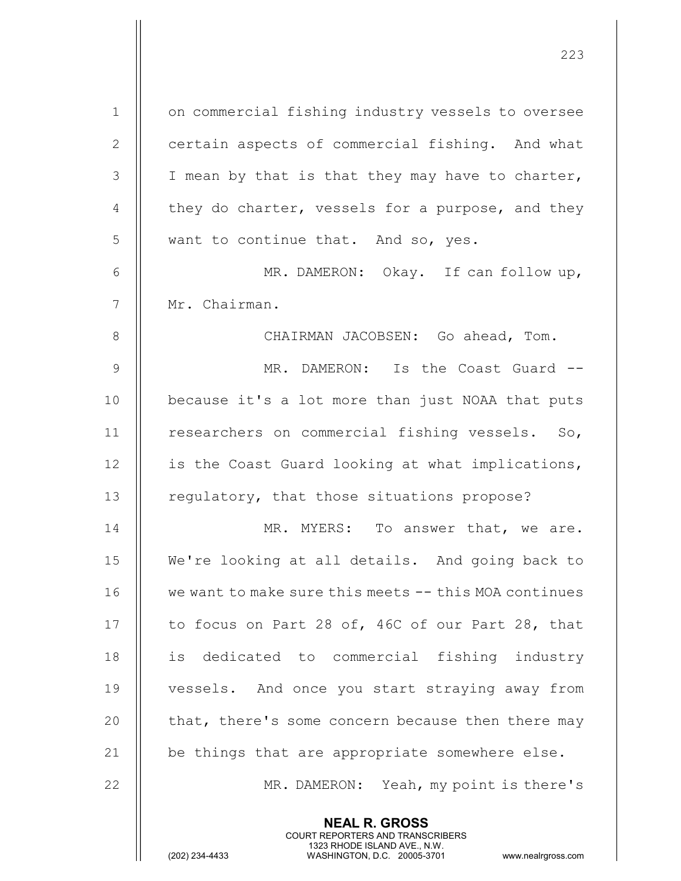on commercial fishing industry vessels to oversee certain aspects of commercial fishing. And what I mean by that is that they may have to charter, they do charter, vessels for a purpose, and they want to continue that. And so, yes.

MR. DAMERON: Okay. If can follow up, Mr. Chairman.

CHAIRMAN JACOBSEN: Go ahead, Tom.

MR. DAMERON: Is the Coast Guard -- because it's a lot more than just NOAA that puts researchers on commercial fishing vessels. So, is the Coast Guard looking at what implications, regulatory, that those situations propose?

MR. MYERS: To answer that, we are. We're looking at all details. And going back to we want to make sure this meets -- this MOA continues to focus on Part 28 of, 46C of our Part 28, that is dedicated to commercial fishing industry vessels. And once you start straying away from that, there's some concern because then there may be things that are appropriate somewhere else.

MR. DAMERON: Yeah, my point is there's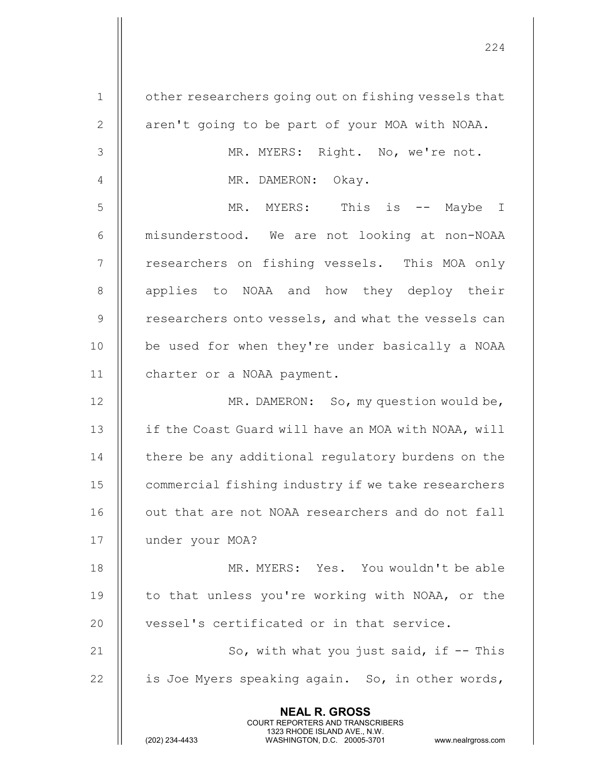other researchers going out on fishing vessels that aren't going to be part of your MOA with NOAA.

MR. MYERS: Right. No, we're not.

MR. DAMERON: Okay.

MR. MYERS: This is -- Maybe I misunderstood. We are not looking at non-NOAA researchers on fishing vessels. This MOA only applies to NOAA and how they deploy their researchers onto vessels, and what the vessels can be used for when they're under basically a NOAA charter or a NOAA payment.

MR. DAMERON: So, my question would be, if the Coast Guard will have an MOA with NOAA, will there be any additional regulatory burdens on the commercial fishing industry if we take researchers out that are not NOAA researchers and do not fall under your MOA?

MR. MYERS: Yes. You wouldn't be able to that unless you're working with NOAA, or the vessel's certificated or in that service.

So, with what you just said, if -- This is Joe Myers speaking again. So, in other words,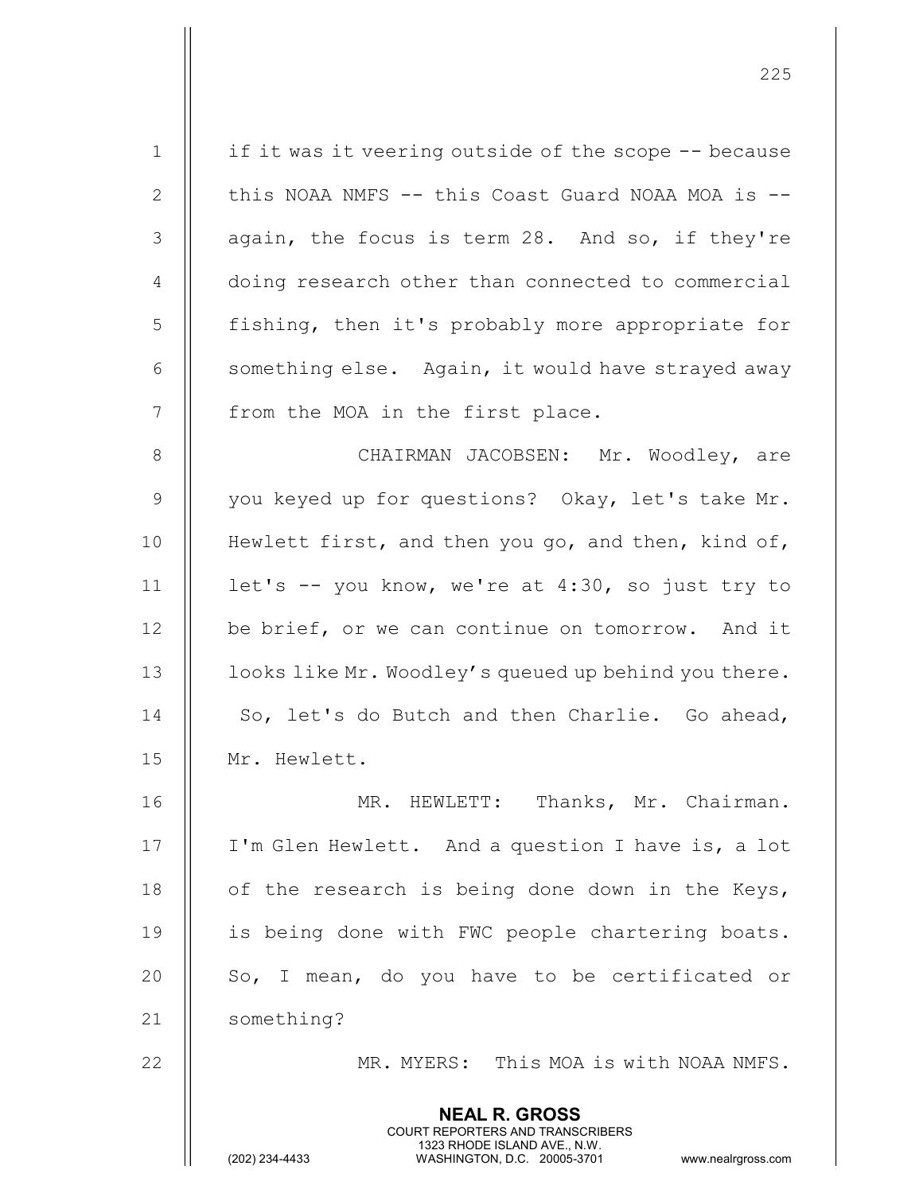if it was it veering outside of the scope -- because this NOAA NMFS -- this Coast Guard NOAA MOA is -- again, the focus is term 28. And so, if they're doing research other than connected to commercial fishing, then it's probably more appropriate for something else. Again, it would have strayed away from the MOA in the first place.

CHAIRMAN JACOBSEN: Mr. Woodley, are you keyed up for questions? Okay, let's take Mr. Hewlett first, and then you go, and then, kind of, let's -- you know, we're at 4:30, so just try to be brief, or we can continue on tomorrow. And it looks like Mr. Woodley's queued up behind you there. So, let's do Butch and then Charlie. Go ahead, Mr. Hewlett.

MR. HEWLETT: Thanks, Mr. Chairman. I'm Glen Hewlett. And a question I have is, a lot of the research is being done down in the Keys, is being done with FWC people chartering boats. So, I mean, do you have to be certificated or something?

MR. MYERS: This MOA is with NOAA NMFS.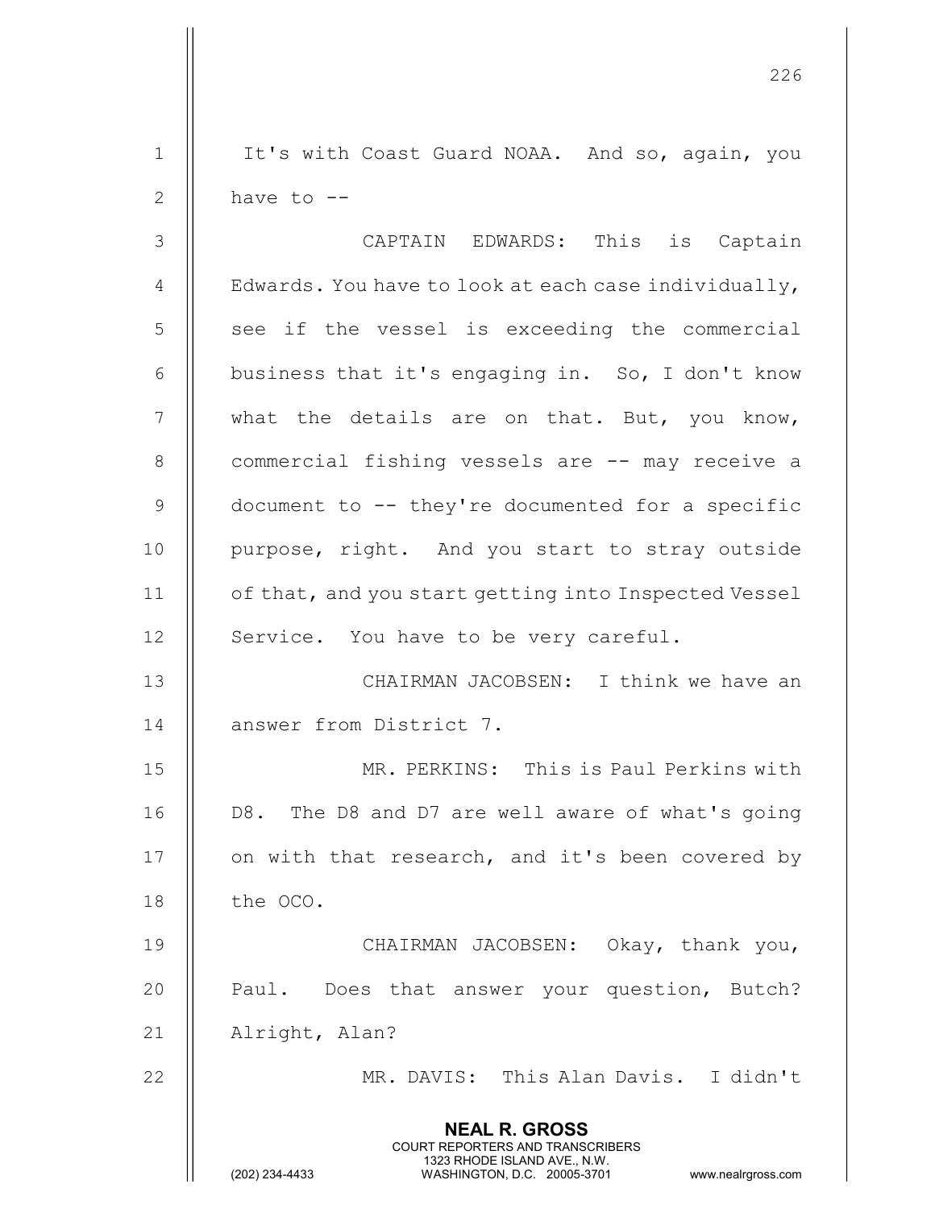It's with Coast Guard NOAA. And so, again, you have to --

CAPTAIN EDWARDS: This is Captain Edwards. You have to look at each case individually, see if the vessel is exceeding the commercial business that it's engaging in. So, I don't know what the details are on that. But, you know, commercial fishing vessels are -- may receive a document to -- they're documented for a specific purpose, right. And you start to stray outside of that, and you start getting into Inspected Vessel Service. You have to be very careful.

CHAIRMAN JACOBSEN: I think we have an answer from District 7.

MR. PERKINS: This is Paul Perkins with D8. The D8 and D7 are well aware of what's going on with that research, and it's been covered by the OCO.

CHAIRMAN JACOBSEN: Okay, thank you, Paul. Does that answer your question, Butch? Alright, Alan?

MR. DAVIS: This Alan Davis. I didn't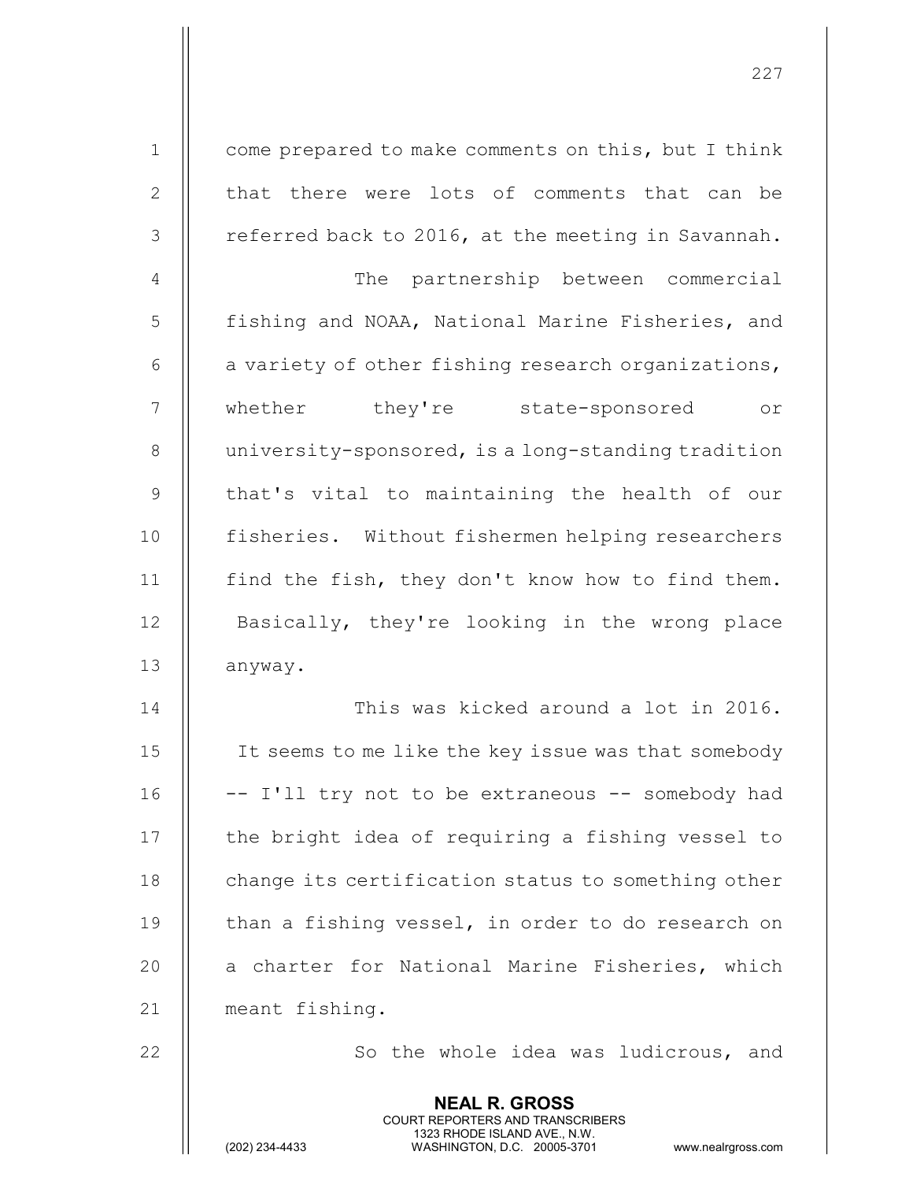come prepared to make comments on this, but I think that there were lots of comments that can be referred back to 2016, at the meeting in Savannah.

The partnership between commercial fishing and NOAA, National Marine Fisheries, and a variety of other fishing research organizations, whether they're state-sponsored or university-sponsored, is a long-standing tradition that's vital to maintaining the health of our fisheries. Without fishermen helping researchers find the fish, they don't know how to find them. Basically, they're looking in the wrong place anyway.

This was kicked around a lot in 2016. It seems to me like the key issue was that somebody -- I'll try not to be extraneous -- somebody had the bright idea of requiring a fishing vessel to change its certification status to something other than a fishing vessel, in order to do research on a charter for National Marine Fisheries, which meant fishing.

So the whole idea was ludicrous, and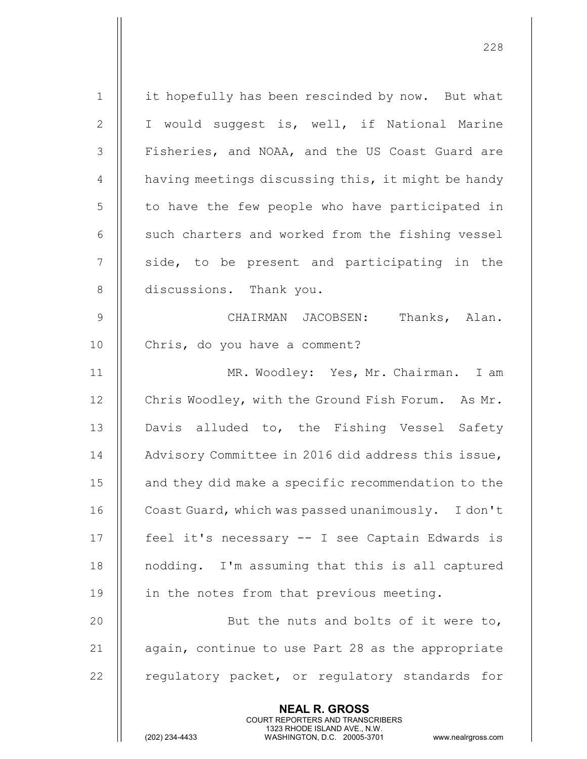it hopefully has been rescinded by now. But what I would suggest is, well, if National Marine Fisheries, and NOAA, and the US Coast Guard are having meetings discussing this, it might be handy to have the few people who have participated in such charters and worked from the fishing vessel side, to be present and participating in the discussions. Thank you.

CHAIRMAN JACOBSEN: Thanks, Alan. Chris, do you have a comment?

MR. Woodley: Yes, Mr. Chairman. I am Chris Woodley, with the Ground Fish Forum. As Mr. Davis alluded to, the Fishing Vessel Safety Advisory Committee in 2016 did address this issue, and they did make a specific recommendation to the Coast Guard, which was passed unanimously. I don't feel it's necessary -- I see Captain Edwards is nodding. I'm assuming that this is all captured in the notes from that previous meeting.

But the nuts and bolts of it were to, again, continue to use Part 28 as the appropriate regulatory packet, or regulatory standards for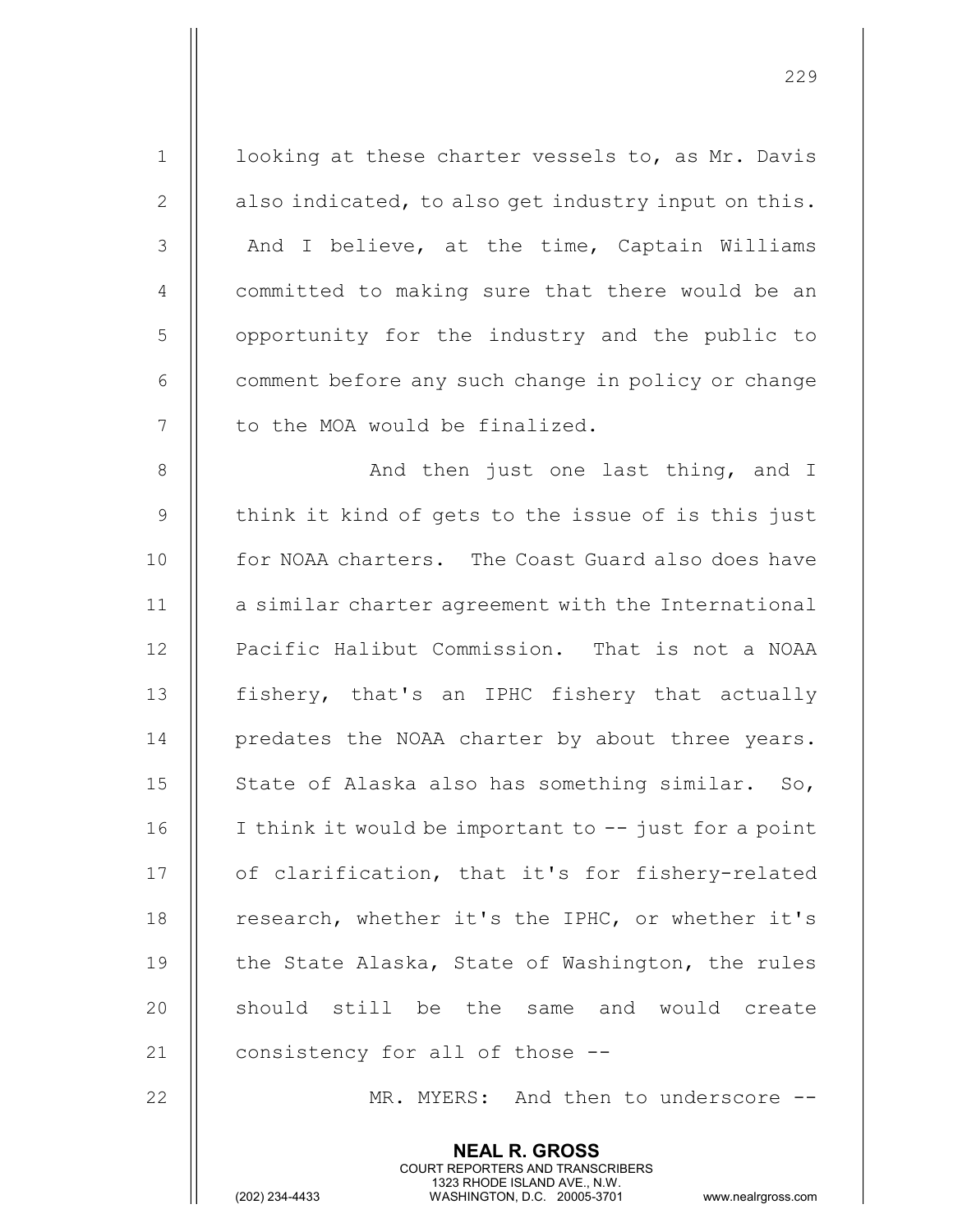looking at these charter vessels to, as Mr. Davis also indicated, to also get industry input on this. And I believe, at the time, Captain Williams committed to making sure that there would be an opportunity for the industry and the public to comment before any such change in policy or change to the MOA would be finalized.

And then just one last thing, and I think it kind of gets to the issue of is this just for NOAA charters. The Coast Guard also does have a similar charter agreement with the International Pacific Halibut Commission. That is not a NOAA fishery, that's an IPHC fishery that actually predates the NOAA charter by about three years. State of Alaska also has something similar. So, I think it would be important to -- just for a point of clarification, that it's for fishery-related research, whether it's the IPHC, or whether it's the State Alaska, State of Washington, the rules should still be the same and would create consistency for all of those --

MR. MYERS: And then to underscore --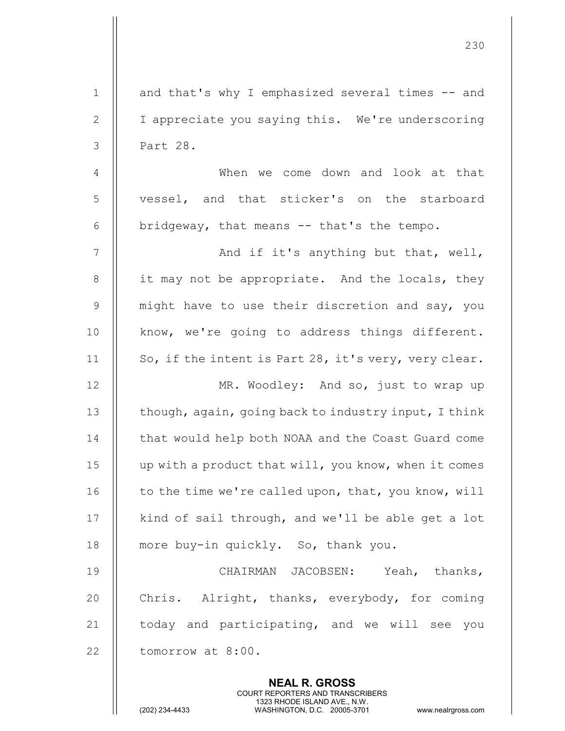and that's why I emphasized several times -- and I appreciate you saying this. We're underscoring Part 28.

When we come down and look at that vessel, and that sticker's on the starboard bridgeway, that means -- that's the tempo.

And if it's anything but that, well, it may not be appropriate. And the locals, they might have to use their discretion and say, you know, we're going to address things different. So, if the intent is Part 28, it's very, very clear.

MR. Woodley: And so, just to wrap up though, again, going back to industry input, I think that would help both NOAA and the Coast Guard come up with a product that will, you know, when it comes to the time we're called upon, that, you know, will kind of sail through, and we'll be able get a lot more buy-in quickly. So, thank you.

CHAIRMAN JACOBSEN: Yeah, thanks, Chris. Alright, thanks, everybody, for coming today and participating, and we will see you tomorrow at 8:00.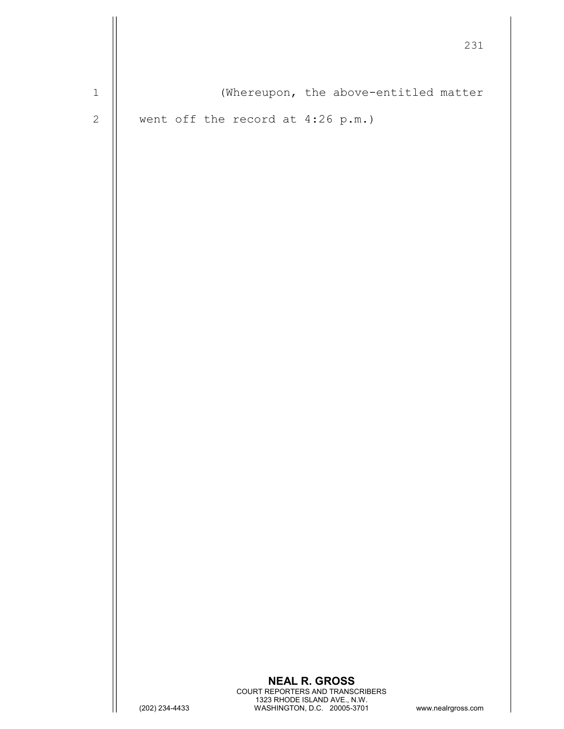(Whereupon, the above-entitled matter went off the record at 4:26 p.m.)